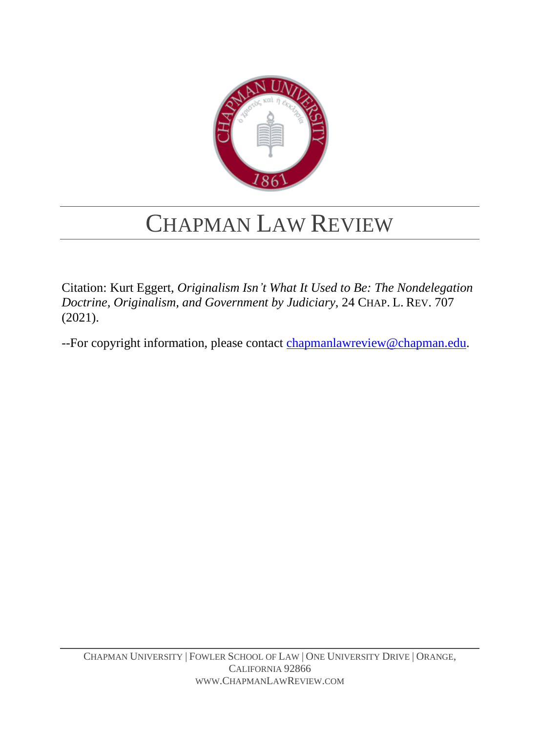# CHAPMAN LAW REVIEW

Citation: Kurt Eggert, *Originalism Isn't What It Used to Be: The Nondelegation Doctrine, Originalism, and Government by Judiciary*, 24 CHAP. L. REV. 707 (2021).

--For copyright information, please contact chapmanlawreview@chapman.edu.

CHAPMAN UNIVERSITY | FOWLER SCHOOL OF LAW | ONE UNIVERSITY DRIVE | ORANGE, CALIFORNIA 92866

WWW.CHAPMANLAWREVIEW.COM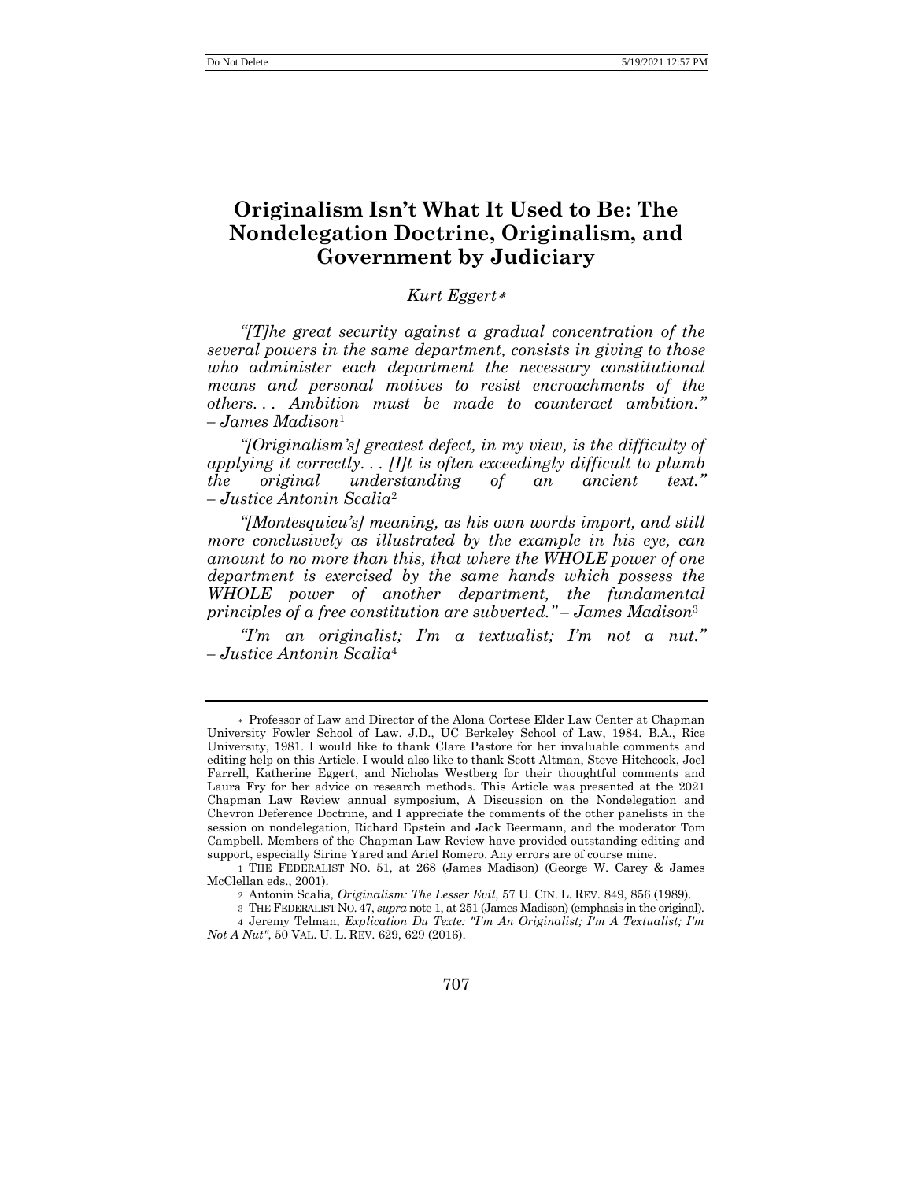# Originalism Isn't What It Used to Be: The Nondelegation Doctrine, Originalism, and Government by Judiciary

*Kurt Eggert*[∗]

*"[T]he great security against a gradual concentration of the several powers in the same department, consists in giving to those who administer each department the necessary constitutional means and personal motives to resist encroachments of the others. . . Ambition must be made to counteract ambition." – James Madison*[1]

*"[Originalism's] greatest defect, in my view, is the difficulty of applying it correctly. . . [I]t is often exceedingly difficult to plumb the original understanding of an ancient text." – Justice Antonin Scalia*[2]

*"[Montesquieu's] meaning, as his own words import, and still more conclusively as illustrated by the example in his eye, can amount to no more than this, that where the WHOLE power of one department is exercised by the same hands which possess the WHOLE power of another department, the fundamental principles of a free constitution are subverted." – James Madison*[3]

*"I'm an originalist; I'm a textualist; I'm not a nut." – Justice Antonin Scalia*[4]

---

∗ Professor of Law and Director of the Alona Cortese Elder Law Center at Chapman University Fowler School of Law. J.D., UC Berkeley School of Law, 1984. B.A., Rice University, 1981. I would like to thank Clare Pastore for her invaluable comments and editing help on this Article. I would also like to thank Scott Altman, Steve Hitchcock, Joel Farrell, Katherine Eggert, and Nicholas Westberg for their thoughtful comments and Laura Fry for her advice on research methods. This Article was presented at the 2021 Chapman Law Review annual symposium, A Discussion on the Nondelegation and Chevron Deference Doctrine, and I appreciate the comments of the other panelists in the session on nondelegation, Richard Epstein and Jack Beermann, and the moderator Tom Campbell. Members of the Chapman Law Review have provided outstanding editing and support, especially Sirine Yared and Ariel Romero. Any errors are of course mine.

1 THE FEDERALIST NO. 51, at 268 (James Madison) (George W. Carey & James McClellan eds., 2001).

2 Antonin Scalia*, Originalism: The Lesser Evil*, 57 U. CIN. L. REV. 849, 856 (1989).

3 THE FEDERALIST NO. 47, *supra* note 1, at 251 (James Madison) (emphasis in the original).

4 Jeremy Telman, *Explication Du Texte: "I'm An Originalist; I'm A Textualist; I'm Not A Nut"*, 50 VAL. U. L. REV. 629, 629 (2016).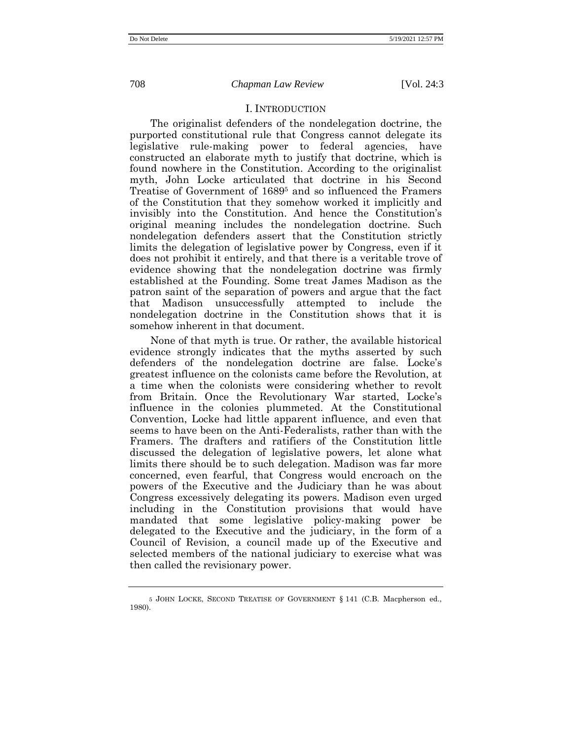## I. INTRODUCTION

The originalist defenders of the nondelegation doctrine, the purported constitutional rule that Congress cannot delegate its legislative rule-making power to federal agencies, have constructed an elaborate myth to justify that doctrine, which is found nowhere in the Constitution. According to the originalist myth, John Locke articulated that doctrine in his Second Treatise of Government of 1689[5] and so influenced the Framers of the Constitution that they somehow worked it implicitly and invisibly into the Constitution. And hence the Constitution's original meaning includes the nondelegation doctrine. Such nondelegation defenders assert that the Constitution strictly limits the delegation of legislative power by Congress, even if it does not prohibit it entirely, and that there is a veritable trove of evidence showing that the nondelegation doctrine was firmly established at the Founding. Some treat James Madison as the patron saint of the separation of powers and argue that the fact that Madison unsuccessfully attempted to include the nondelegation doctrine in the Constitution shows that it is somehow inherent in that document.

None of that myth is true. Or rather, the available historical evidence strongly indicates that the myths asserted by such defenders of the nondelegation doctrine are false. Locke's greatest influence on the colonists came before the Revolution, at a time when the colonists were considering whether to revolt from Britain. Once the Revolutionary War started, Locke's influence in the colonies plummeted. At the Constitutional Convention, Locke had little apparent influence, and even that seems to have been on the Anti-Federalists, rather than with the Framers. The drafters and ratifiers of the Constitution little discussed the delegation of legislative powers, let alone what limits there should be to such delegation. Madison was far more concerned, even fearful, that Congress would encroach on the powers of the Executive and the Judiciary than he was about Congress excessively delegating its powers. Madison even urged including in the Constitution provisions that would have mandated that some legislative policy-making power be delegated to the Executive and the judiciary, in the form of a Council of Revision, a council made up of the Executive and selected members of the national judiciary to exercise what was then called the revisionary power.

---

5 JOHN LOCKE, SECOND TREATISE OF GOVERNMENT § 141 (C.B. Macpherson ed., 1980).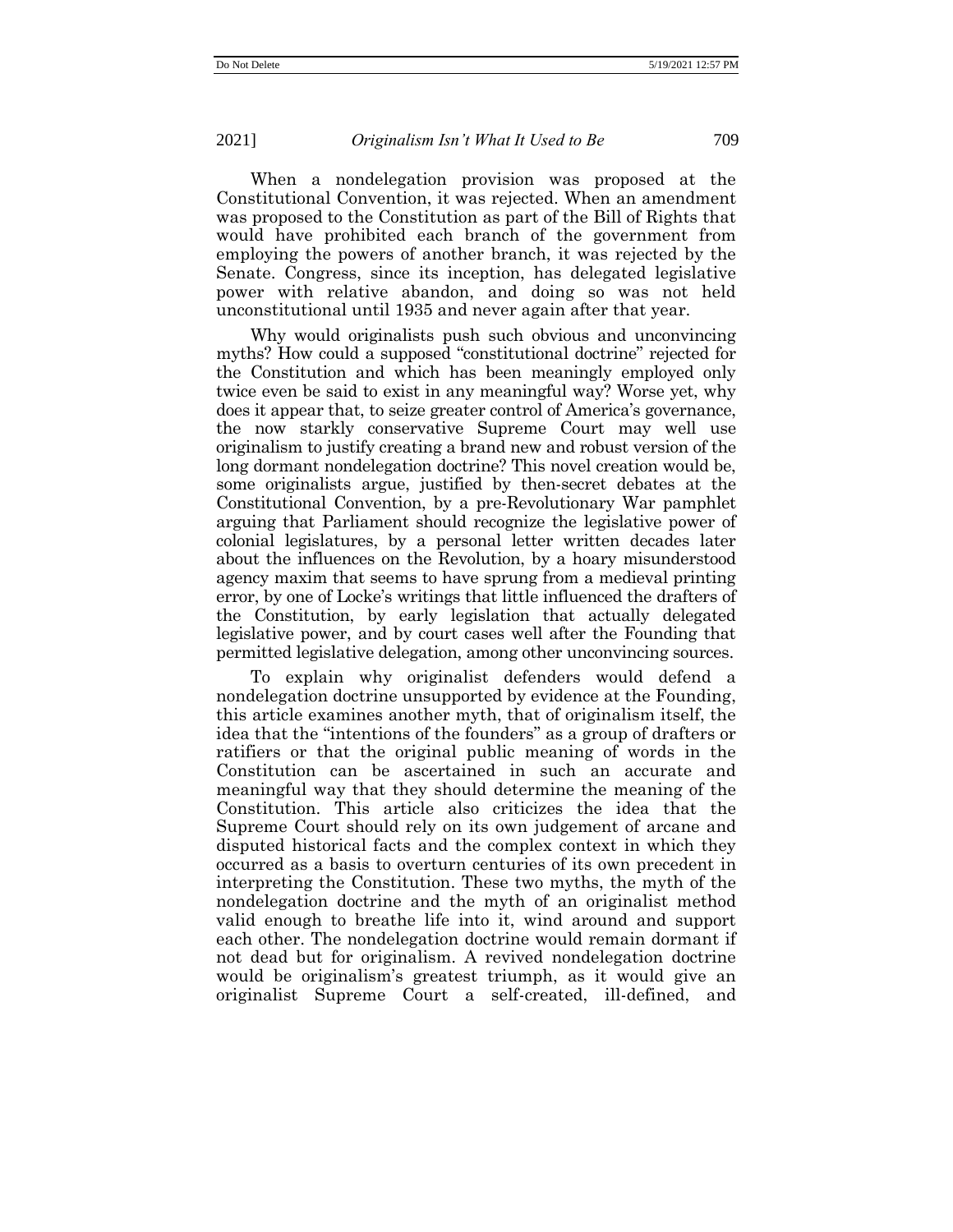When a nondelegation provision was proposed at the Constitutional Convention, it was rejected. When an amendment was proposed to the Constitution as part of the Bill of Rights that would have prohibited each branch of the government from employing the powers of another branch, it was rejected by the Senate. Congress, since its inception, has delegated legislative power with relative abandon, and doing so was not held unconstitutional until 1935 and never again after that year.

Why would originalists push such obvious and unconvincing myths? How could a supposed "constitutional doctrine" rejected for the Constitution and which has been meaningly employed only twice even be said to exist in any meaningful way? Worse yet, why does it appear that, to seize greater control of America's governance, the now starkly conservative Supreme Court may well use originalism to justify creating a brand new and robust version of the long dormant nondelegation doctrine? This novel creation would be, some originalists argue, justified by then-secret debates at the Constitutional Convention, by a pre-Revolutionary War pamphlet arguing that Parliament should recognize the legislative power of colonial legislatures, by a personal letter written decades later about the influences on the Revolution, by a hoary misunderstood agency maxim that seems to have sprung from a medieval printing error, by one of Locke's writings that little influenced the drafters of the Constitution, by early legislation that actually delegated legislative power, and by court cases well after the Founding that permitted legislative delegation, among other unconvincing sources.

To explain why originalist defenders would defend a nondelegation doctrine unsupported by evidence at the Founding, this article examines another myth, that of originalism itself, the idea that the "intentions of the founders" as a group of drafters or ratifiers or that the original public meaning of words in the Constitution can be ascertained in such an accurate and meaningful way that they should determine the meaning of the Constitution. This article also criticizes the idea that the Supreme Court should rely on its own judgement of arcane and disputed historical facts and the complex context in which they occurred as a basis to overturn centuries of its own precedent in interpreting the Constitution. These two myths, the myth of the nondelegation doctrine and the myth of an originalist method valid enough to breathe life into it, wind around and support each other. The nondelegation doctrine would remain dormant if not dead but for originalism. A revived nondelegation doctrine would be originalism's greatest triumph, as it would give an originalist Supreme Court a self-created, ill-defined, and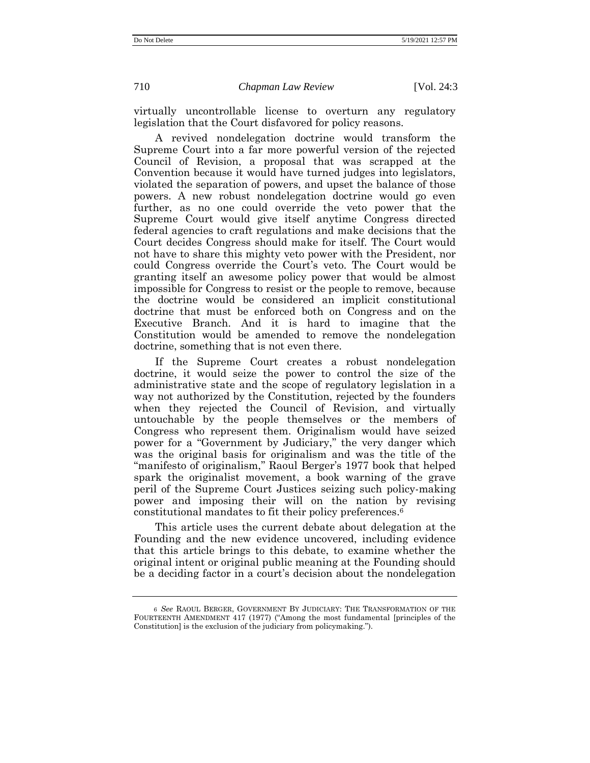virtually uncontrollable license to overturn any regulatory legislation that the Court disfavored for policy reasons.

A revived nondelegation doctrine would transform the Supreme Court into a far more powerful version of the rejected Council of Revision, a proposal that was scrapped at the Convention because it would have turned judges into legislators, violated the separation of powers, and upset the balance of those powers. A new robust nondelegation doctrine would go even further, as no one could override the veto power that the Supreme Court would give itself anytime Congress directed federal agencies to craft regulations and make decisions that the Court decides Congress should make for itself. The Court would not have to share this mighty veto power with the President, nor could Congress override the Court's veto. The Court would be granting itself an awesome policy power that would be almost impossible for Congress to resist or the people to remove, because the doctrine would be considered an implicit constitutional doctrine that must be enforced both on Congress and on the Executive Branch. And it is hard to imagine that the Constitution would be amended to remove the nondelegation doctrine, something that is not even there.

If the Supreme Court creates a robust nondelegation doctrine, it would seize the power to control the size of the administrative state and the scope of regulatory legislation in a way not authorized by the Constitution, rejected by the founders when they rejected the Council of Revision, and virtually untouchable by the people themselves or the members of Congress who represent them. Originalism would have seized power for a "Government by Judiciary," the very danger which was the original basis for originalism and was the title of the "manifesto of originalism," Raoul Berger's 1977 book that helped spark the originalist movement, a book warning of the grave peril of the Supreme Court Justices seizing such policy-making power and imposing their will on the nation by revising constitutional mandates to fit their policy preferences.[6]

This article uses the current debate about delegation at the Founding and the new evidence uncovered, including evidence that this article brings to this debate, to examine whether the original intent or original public meaning at the Founding should be a deciding factor in a court's decision about the nondelegation

---

[6] *See* RAOUL BERGER, GOVERNMENT BY JUDICIARY: THE TRANSFORMATION OF THE FOURTEENTH AMENDMENT 417 (1977) ("Among the most fundamental [principles of the Constitution] is the exclusion of the judiciary from policymaking.").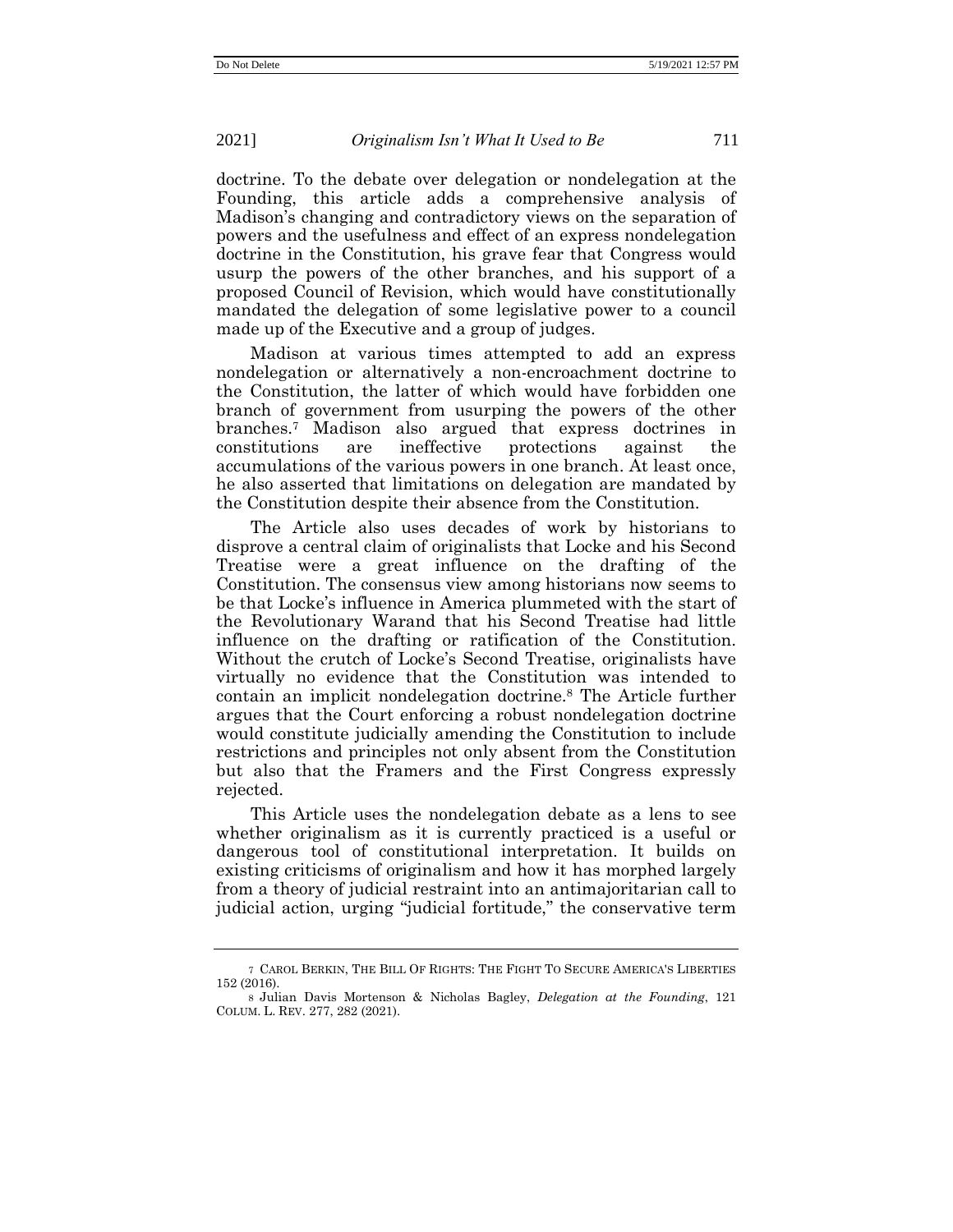doctrine. To the debate over delegation or nondelegation at the Founding, this article adds a comprehensive analysis of Madison's changing and contradictory views on the separation of powers and the usefulness and effect of an express nondelegation doctrine in the Constitution, his grave fear that Congress would usurp the powers of the other branches, and his support of a proposed Council of Revision, which would have constitutionally mandated the delegation of some legislative power to a council made up of the Executive and a group of judges.

Madison at various times attempted to add an express nondelegation or alternatively a non-encroachment doctrine to the Constitution, the latter of which would have forbidden one branch of government from usurping the powers of the other branches.[7] Madison also argued that express doctrines in constitutions are ineffective protections against the accumulations of the various powers in one branch. At least once, he also asserted that limitations on delegation are mandated by the Constitution despite their absence from the Constitution.

The Article also uses decades of work by historians to disprove a central claim of originalists that Locke and his Second Treatise were a great influence on the drafting of the Constitution. The consensus view among historians now seems to be that Locke's influence in America plummeted with the start of the Revolutionary Warand that his Second Treatise had little influence on the drafting or ratification of the Constitution. Without the crutch of Locke's Second Treatise, originalists have virtually no evidence that the Constitution was intended to contain an implicit nondelegation doctrine.[8] The Article further argues that the Court enforcing a robust nondelegation doctrine would constitute judicially amending the Constitution to include restrictions and principles not only absent from the Constitution but also that the Framers and the First Congress expressly rejected.

This Article uses the nondelegation debate as a lens to see whether originalism as it is currently practiced is a useful or dangerous tool of constitutional interpretation. It builds on existing criticisms of originalism and how it has morphed largely from a theory of judicial restraint into an antimajoritarian call to judicial action, urging "judicial fortitude," the conservative term

---

[7] CAROL BERKIN, THE BILL OF RIGHTS: THE FIGHT TO SECURE AMERICA'S LIBERTIES 152 (2016).

[8] Julian Davis Mortenson & Nicholas Bagley, *Delegation at the Founding*, 121 COLUM. L. REV. 277, 282 (2021).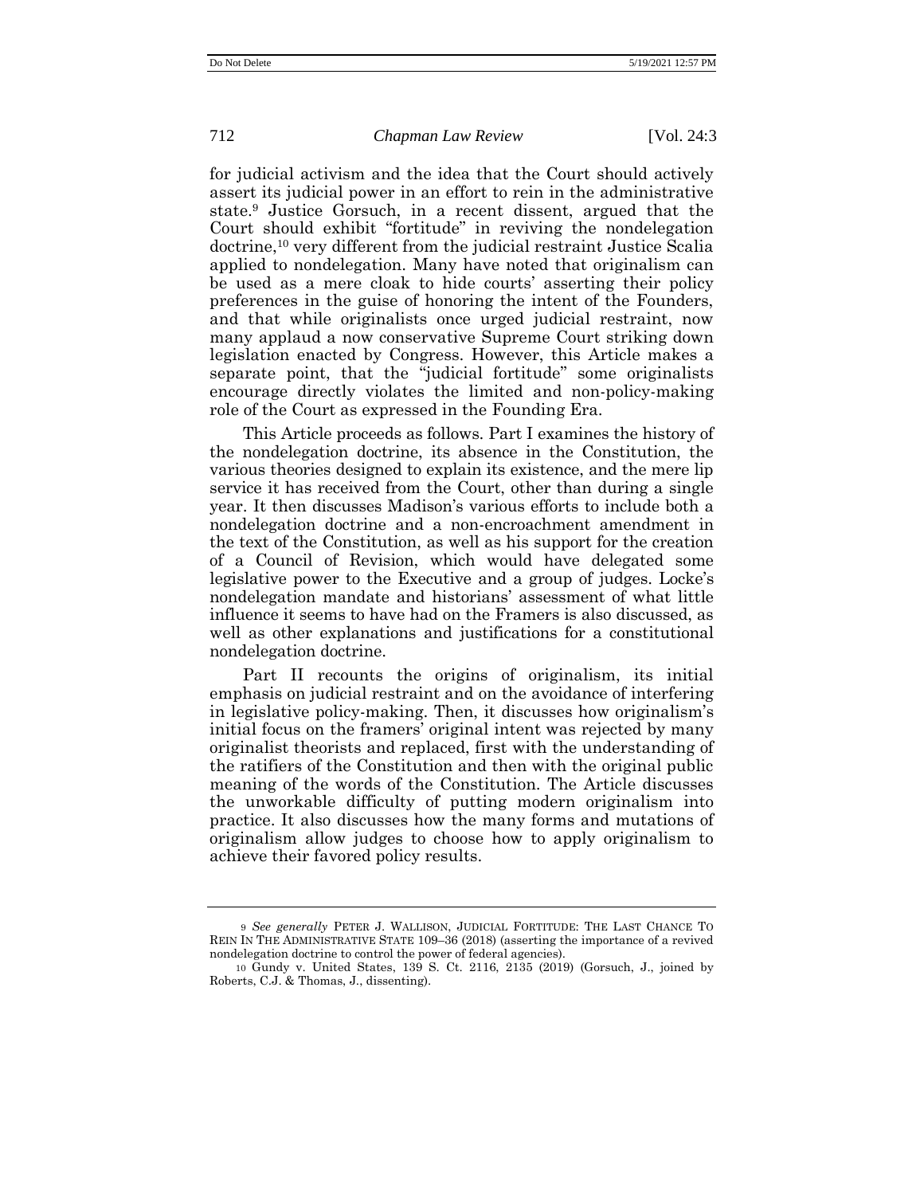for judicial activism and the idea that the Court should actively assert its judicial power in an effort to rein in the administrative state.[9] Justice Gorsuch, in a recent dissent, argued that the Court should exhibit "fortitude" in reviving the nondelegation doctrine,[10] very different from the judicial restraint Justice Scalia applied to nondelegation. Many have noted that originalism can be used as a mere cloak to hide courts' asserting their policy preferences in the guise of honoring the intent of the Founders, and that while originalists once urged judicial restraint, now many applaud a now conservative Supreme Court striking down legislation enacted by Congress. However, this Article makes a separate point, that the "judicial fortitude" some originalists encourage directly violates the limited and non-policy-making role of the Court as expressed in the Founding Era.

This Article proceeds as follows. Part I examines the history of the nondelegation doctrine, its absence in the Constitution, the various theories designed to explain its existence, and the mere lip service it has received from the Court, other than during a single year. It then discusses Madison's various efforts to include both a nondelegation doctrine and a non-encroachment amendment in the text of the Constitution, as well as his support for the creation of a Council of Revision, which would have delegated some legislative power to the Executive and a group of judges. Locke's nondelegation mandate and historians' assessment of what little influence it seems to have had on the Framers is also discussed, as well as other explanations and justifications for a constitutional nondelegation doctrine.

Part II recounts the origins of originalism, its initial emphasis on judicial restraint and on the avoidance of interfering in legislative policy-making. Then, it discusses how originalism's initial focus on the framers' original intent was rejected by many originalist theorists and replaced, first with the understanding of the ratifiers of the Constitution and then with the original public meaning of the words of the Constitution. The Article discusses the unworkable difficulty of putting modern originalism into practice. It also discusses how the many forms and mutations of originalism allow judges to choose how to apply originalism to achieve their favored policy results.

---

[9] *See generally* PETER J. WALLISON, JUDICIAL FORTITUDE: THE LAST CHANCE TO REIN IN THE ADMINISTRATIVE STATE 109–36 (2018) (asserting the importance of a revived nondelegation doctrine to control the power of federal agencies).

[10] Gundy v. United States, 139 S. Ct. 2116, 2135 (2019) (Gorsuch, J., joined by Roberts, C.J. & Thomas, J., dissenting).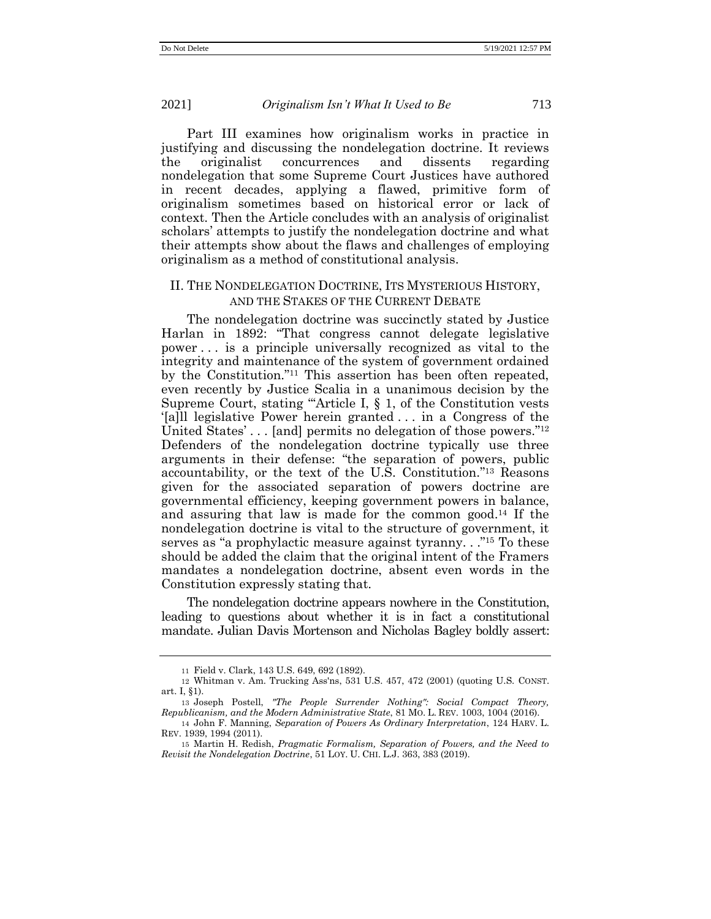Part III examines how originalism works in practice in justifying and discussing the nondelegation doctrine. It reviews the originalist concurrences and dissents regarding nondelegation that some Supreme Court Justices have authored in recent decades, applying a flawed, primitive form of originalism sometimes based on historical error or lack of context. Then the Article concludes with an analysis of originalist scholars' attempts to justify the nondelegation doctrine and what their attempts show about the flaws and challenges of employing originalism as a method of constitutional analysis.

## II. THE NONDELEGATION DOCTRINE, ITS MYSTERIOUS HISTORY, AND THE STAKES OF THE CURRENT DEBATE

The nondelegation doctrine was succinctly stated by Justice Harlan in 1892: "That congress cannot delegate legislative power . . . is a principle universally recognized as vital to the integrity and maintenance of the system of government ordained by the Constitution."[11] This assertion has been often repeated, even recently by Justice Scalia in a unanimous decision by the Supreme Court, stating "'Article I, § 1, of the Constitution vests '[a]ll legislative Power herein granted . . . in a Congress of the United States' . . . [and] permits no delegation of those powers."[12] Defenders of the nondelegation doctrine typically use three arguments in their defense: "the separation of powers, public accountability, or the text of the U.S. Constitution."[13] Reasons given for the associated separation of powers doctrine are governmental efficiency, keeping government powers in balance, and assuring that law is made for the common good.[14] If the nondelegation doctrine is vital to the structure of government, it serves as "a prophylactic measure against tyranny. . ."[15] To these should be added the claim that the original intent of the Framers mandates a nondelegation doctrine, absent even words in the Constitution expressly stating that.

The nondelegation doctrine appears nowhere in the Constitution, leading to questions about whether it is in fact a constitutional mandate. Julian Davis Mortenson and Nicholas Bagley boldly assert:

---

11 Field v. Clark, 143 U.S. 649, 692 (1892).

12 Whitman v. Am. Trucking Ass'ns, 531 U.S. 457, 472 (2001) (quoting U.S. CONST. art. I, §1).

13 Joseph Postell, *"The People Surrender Nothing": Social Compact Theory, Republicanism, and the Modern Administrative State*, 81 MO. L. REV. 1003, 1004 (2016).

14 John F. Manning, *Separation of Powers As Ordinary Interpretation*, 124 HARV. L. REV. 1939, 1994 (2011).

15 Martin H. Redish, *Pragmatic Formalism, Separation of Powers, and the Need to Revisit the Nondelegation Doctrine*, 51 LOY. U. CHI. L.J. 363, 383 (2019).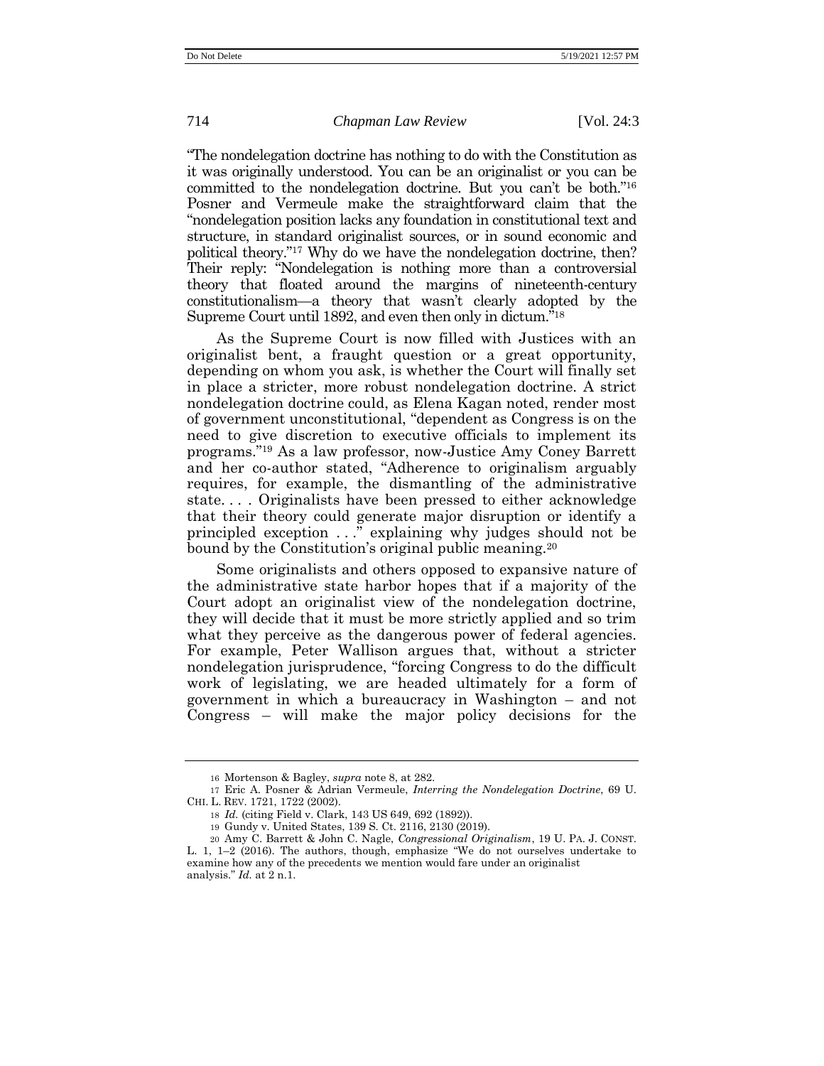"The nondelegation doctrine has nothing to do with the Constitution as it was originally understood. You can be an originalist or you can be committed to the nondelegation doctrine. But you can't be both."[16] Posner and Vermeule make the straightforward claim that the "nondelegation position lacks any foundation in constitutional text and structure, in standard originalist sources, or in sound economic and political theory."[17] Why do we have the nondelegation doctrine, then? Their reply: "Nondelegation is nothing more than a controversial theory that floated around the margins of nineteenth-century constitutionalism—a theory that wasn't clearly adopted by the Supreme Court until 1892, and even then only in dictum."[18]

As the Supreme Court is now filled with Justices with an originalist bent, a fraught question or a great opportunity, depending on whom you ask, is whether the Court will finally set in place a stricter, more robust nondelegation doctrine. A strict nondelegation doctrine could, as Elena Kagan noted, render most of government unconstitutional, "dependent as Congress is on the need to give discretion to executive officials to implement its programs."[19] As a law professor, now-Justice Amy Coney Barrett and her co-author stated, "Adherence to originalism arguably requires, for example, the dismantling of the administrative state. . . . Originalists have been pressed to either acknowledge that their theory could generate major disruption or identify a principled exception . . ." explaining why judges should not be bound by the Constitution's original public meaning.[20]

Some originalists and others opposed to expansive nature of the administrative state harbor hopes that if a majority of the Court adopt an originalist view of the nondelegation doctrine, they will decide that it must be more strictly applied and so trim what they perceive as the dangerous power of federal agencies. For example, Peter Wallison argues that, without a stricter nondelegation jurisprudence, "forcing Congress to do the difficult work of legislating, we are headed ultimately for a form of government in which a bureaucracy in Washington – and not Congress – will make the major policy decisions for the

---

16 Mortenson & Bagley, *supra* note 8, at 282.

17 Eric A. Posner & Adrian Vermeule, *Interring the Nondelegation Doctrine*, 69 U. CHI. L. REV. 1721, 1722 (2002).

18 *Id.* (citing Field v. Clark, 143 US 649, 692 (1892)).

19 Gundy v. United States, 139 S. Ct. 2116, 2130 (2019).

20 Amy C. Barrett & John C. Nagle, *Congressional Originalism*, 19 U. PA. J. CONST. L. 1, 1–2 (2016). The authors, though, emphasize "We do not ourselves undertake to examine how any of the precedents we mention would fare under an originalist analysis." *Id.* at 2 n.1.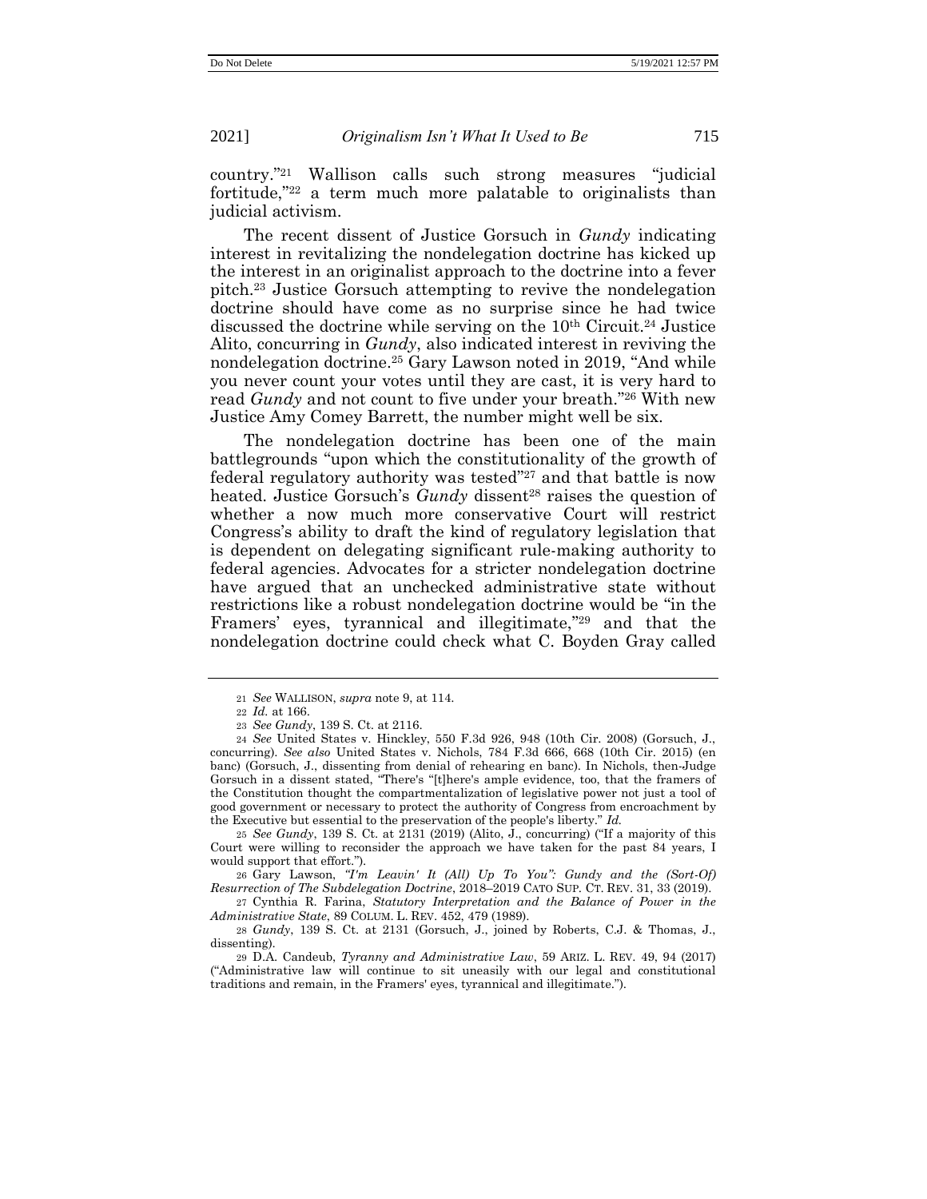country."[21] Wallison calls such strong measures "judicial fortitude,"[22] a term much more palatable to originalists than judicial activism.

The recent dissent of Justice Gorsuch in *Gundy* indicating interest in revitalizing the nondelegation doctrine has kicked up the interest in an originalist approach to the doctrine into a fever pitch.[23] Justice Gorsuch attempting to revive the nondelegation doctrine should have come as no surprise since he had twice discussed the doctrine while serving on the 10th Circuit.[24] Justice Alito, concurring in *Gundy*, also indicated interest in reviving the nondelegation doctrine.[25] Gary Lawson noted in 2019, "And while you never count your votes until they are cast, it is very hard to read *Gundy* and not count to five under your breath."[26] With new Justice Amy Comey Barrett, the number might well be six.

The nondelegation doctrine has been one of the main battlegrounds "upon which the constitutionality of the growth of federal regulatory authority was tested"[27] and that battle is now heated. Justice Gorsuch's *Gundy* dissent[28] raises the question of whether a now much more conservative Court will restrict Congress's ability to draft the kind of regulatory legislation that is dependent on delegating significant rule-making authority to federal agencies. Advocates for a stricter nondelegation doctrine have argued that an unchecked administrative state without restrictions like a robust nondelegation doctrine would be "in the Framers' eyes, tyrannical and illegitimate,"[29] and that the nondelegation doctrine could check what C. Boyden Gray called

---

21 *See* WALLISON, *supra* note 9, at 114.

22 *Id.* at 166.

23 *See Gundy*, 139 S. Ct. at 2116.

24 *See* United States v. Hinckley, 550 F.3d 926, 948 (10th Cir. 2008) (Gorsuch, J., concurring). *See also* United States v. Nichols, 784 F.3d 666, 668 (10th Cir. 2015) (en banc) (Gorsuch, J., dissenting from denial of rehearing en banc). In Nichols, then-Judge Gorsuch in a dissent stated, "There's "[t]here's ample evidence, too, that the framers of the Constitution thought the compartmentalization of legislative power not just a tool of good government or necessary to protect the authority of Congress from encroachment by the Executive but essential to the preservation of the people's liberty." *Id.*

25 *See Gundy*, 139 S. Ct. at 2131 (2019) (Alito, J., concurring) ("If a majority of this Court were willing to reconsider the approach we have taken for the past 84 years, I would support that effort.").

26 Gary Lawson, *"I'm Leavin' It (All) Up To You": Gundy and the (Sort-Of) Resurrection of The Subdelegation Doctrine*, 2018–2019 CATO SUP. CT. REV. 31, 33 (2019).

27 Cynthia R. Farina, *Statutory Interpretation and the Balance of Power in the Administrative State*, 89 COLUM. L. REV. 452, 479 (1989).

28 *Gundy*, 139 S. Ct. at 2131 (Gorsuch, J., joined by Roberts, C.J. & Thomas, J., dissenting).

29 D.A. Candeub, *Tyranny and Administrative Law*, 59 ARIZ. L. REV. 49, 94 (2017) ("Administrative law will continue to sit uneasily with our legal and constitutional traditions and remain, in the Framers' eyes, tyrannical and illegitimate.").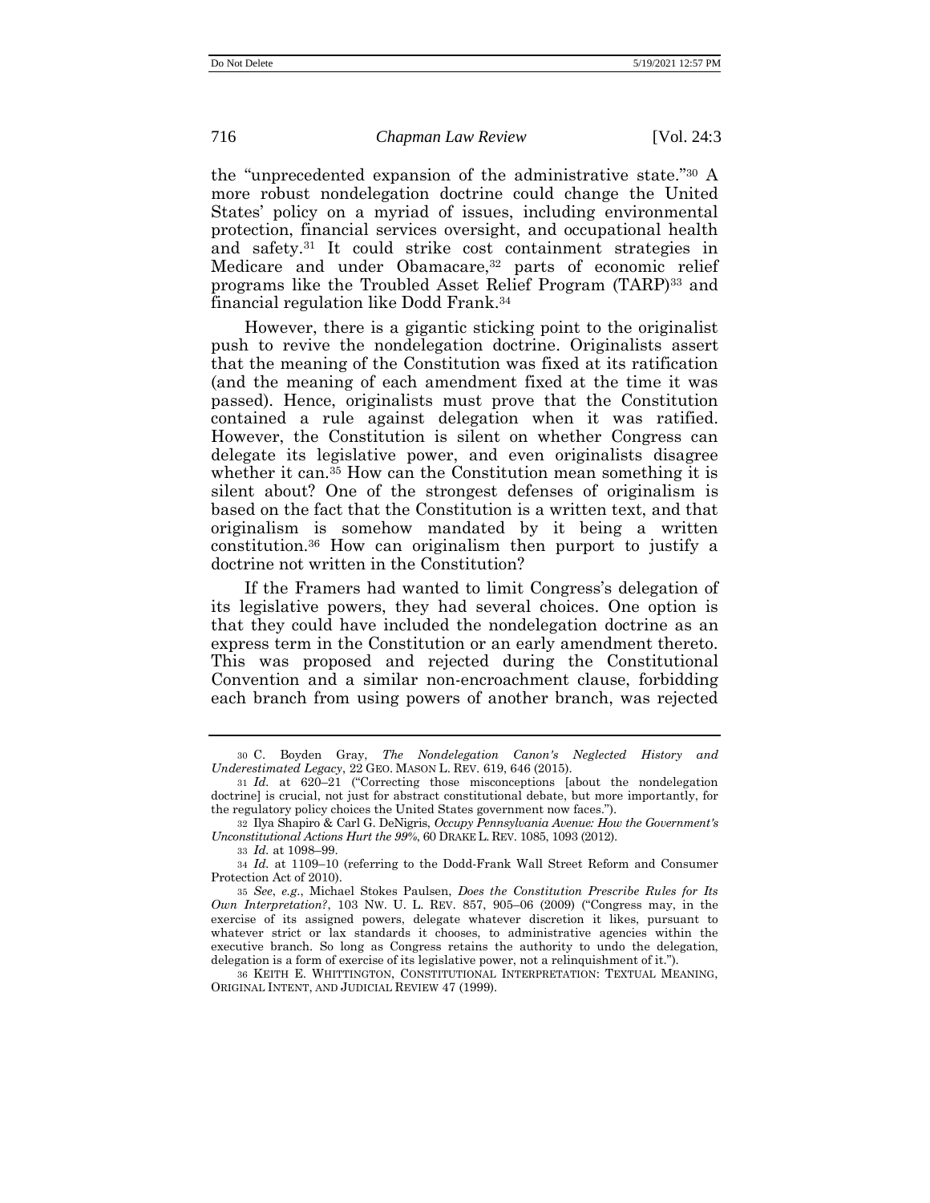the "unprecedented expansion of the administrative state."[30] A more robust nondelegation doctrine could change the United States' policy on a myriad of issues, including environmental protection, financial services oversight, and occupational health and safety.[31] It could strike cost containment strategies in Medicare and under Obamacare,[32] parts of economic relief programs like the Troubled Asset Relief Program (TARP)[33] and financial regulation like Dodd Frank.[34]

However, there is a gigantic sticking point to the originalist push to revive the nondelegation doctrine. Originalists assert that the meaning of the Constitution was fixed at its ratification (and the meaning of each amendment fixed at the time it was passed). Hence, originalists must prove that the Constitution contained a rule against delegation when it was ratified. However, the Constitution is silent on whether Congress can delegate its legislative power, and even originalists disagree whether it can.[35] How can the Constitution mean something it is silent about? One of the strongest defenses of originalism is based on the fact that the Constitution is a written text, and that originalism is somehow mandated by it being a written constitution.[36] How can originalism then purport to justify a doctrine not written in the Constitution?

If the Framers had wanted to limit Congress's delegation of its legislative powers, they had several choices. One option is that they could have included the nondelegation doctrine as an express term in the Constitution or an early amendment thereto. This was proposed and rejected during the Constitutional Convention and a similar non-encroachment clause, forbidding each branch from using powers of another branch, was rejected

---

30 C. Boyden Gray, *The Nondelegation Canon's Neglected History and Underestimated Legacy*, 22 GEO. MASON L. REV. 619, 646 (2015).

31 *Id.* at 620–21 ("Correcting those misconceptions [about the nondelegation doctrine] is crucial, not just for abstract constitutional debate, but more importantly, for the regulatory policy choices the United States government now faces.").

32 Ilya Shapiro & Carl G. DeNigris, *Occupy Pennsylvania Avenue: How the Government's Unconstitutional Actions Hurt the 99%*, 60 DRAKE L. REV. 1085, 1093 (2012).

33 *Id.* at 1098–99.

34 *Id.* at 1109–10 (referring to the Dodd-Frank Wall Street Reform and Consumer Protection Act of 2010).

35 *See, e.g.*, Michael Stokes Paulsen, *Does the Constitution Prescribe Rules for Its Own Interpretation?*, 103 NW. U. L. REV. 857, 905–06 (2009) ("Congress may, in the exercise of its assigned powers, delegate whatever discretion it likes, pursuant to whatever strict or lax standards it chooses, to administrative agencies within the executive branch. So long as Congress retains the authority to undo the delegation, delegation is a form of exercise of its legislative power, not a relinquishment of it.").

36 KEITH E. WHITTINGTON, CONSTITUTIONAL INTERPRETATION: TEXTUAL MEANING, ORIGINAL INTENT, AND JUDICIAL REVIEW 47 (1999).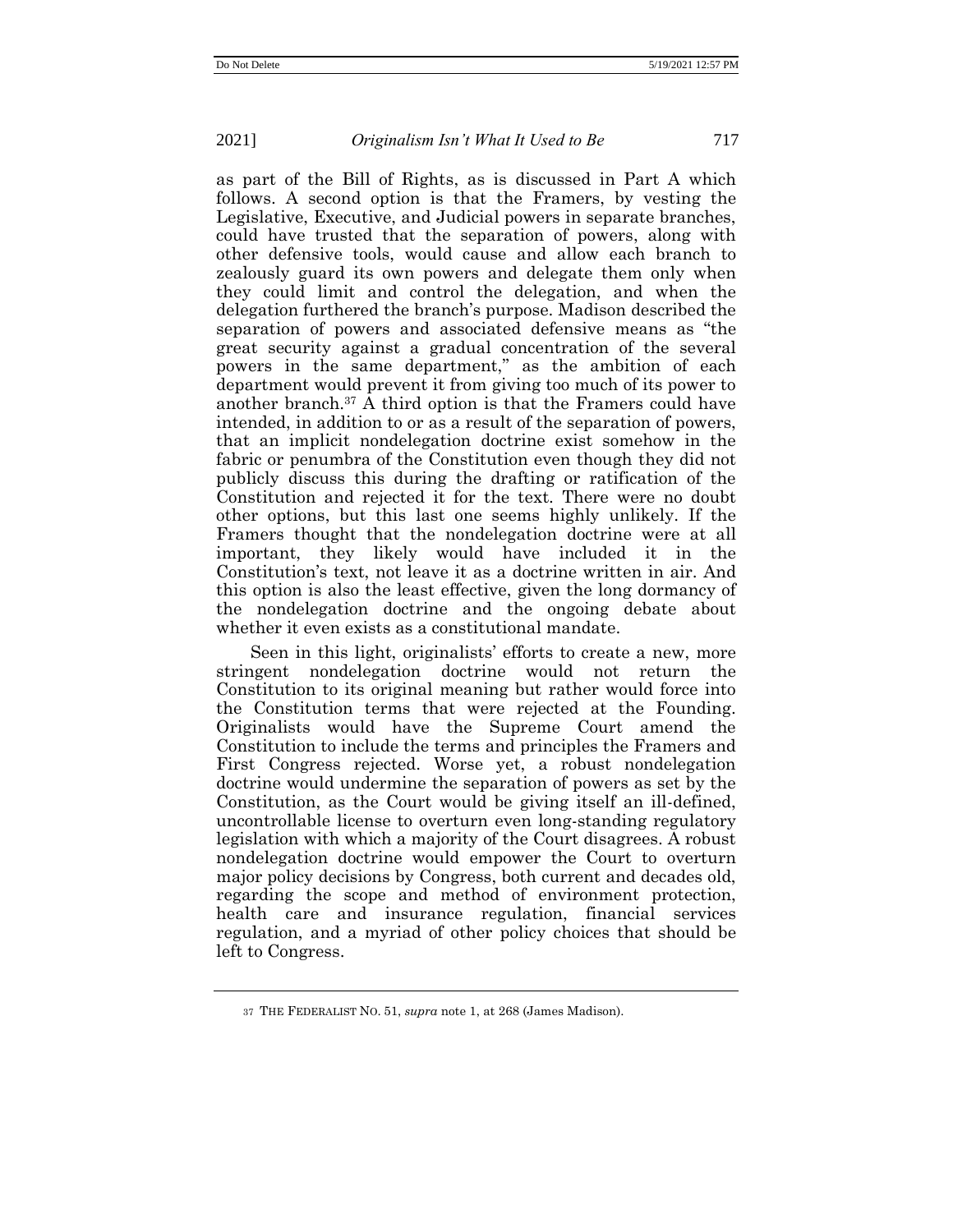as part of the Bill of Rights, as is discussed in Part A which follows. A second option is that the Framers, by vesting the Legislative, Executive, and Judicial powers in separate branches, could have trusted that the separation of powers, along with other defensive tools, would cause and allow each branch to zealously guard its own powers and delegate them only when they could limit and control the delegation, and when the delegation furthered the branch's purpose. Madison described the separation of powers and associated defensive means as "the great security against a gradual concentration of the several powers in the same department," as the ambition of each department would prevent it from giving too much of its power to another branch.[37] A third option is that the Framers could have intended, in addition to or as a result of the separation of powers, that an implicit nondelegation doctrine exist somehow in the fabric or penumbra of the Constitution even though they did not publicly discuss this during the drafting or ratification of the Constitution and rejected it for the text. There were no doubt other options, but this last one seems highly unlikely. If the Framers thought that the nondelegation doctrine were at all important, they likely would have included it in the Constitution's text, not leave it as a doctrine written in air. And this option is also the least effective, given the long dormancy of the nondelegation doctrine and the ongoing debate about whether it even exists as a constitutional mandate.

Seen in this light, originalists' efforts to create a new, more stringent nondelegation doctrine would not return the Constitution to its original meaning but rather would force into the Constitution terms that were rejected at the Founding. Originalists would have the Supreme Court amend the Constitution to include the terms and principles the Framers and First Congress rejected. Worse yet, a robust nondelegation doctrine would undermine the separation of powers as set by the Constitution, as the Court would be giving itself an ill-defined, uncontrollable license to overturn even long-standing regulatory legislation with which a majority of the Court disagrees. A robust nondelegation doctrine would empower the Court to overturn major policy decisions by Congress, both current and decades old, regarding the scope and method of environment protection, health care and insurance regulation, financial services regulation, and a myriad of other policy choices that should be left to Congress.

---

[37] THE FEDERALIST NO. 51, *supra* note 1, at 268 (James Madison).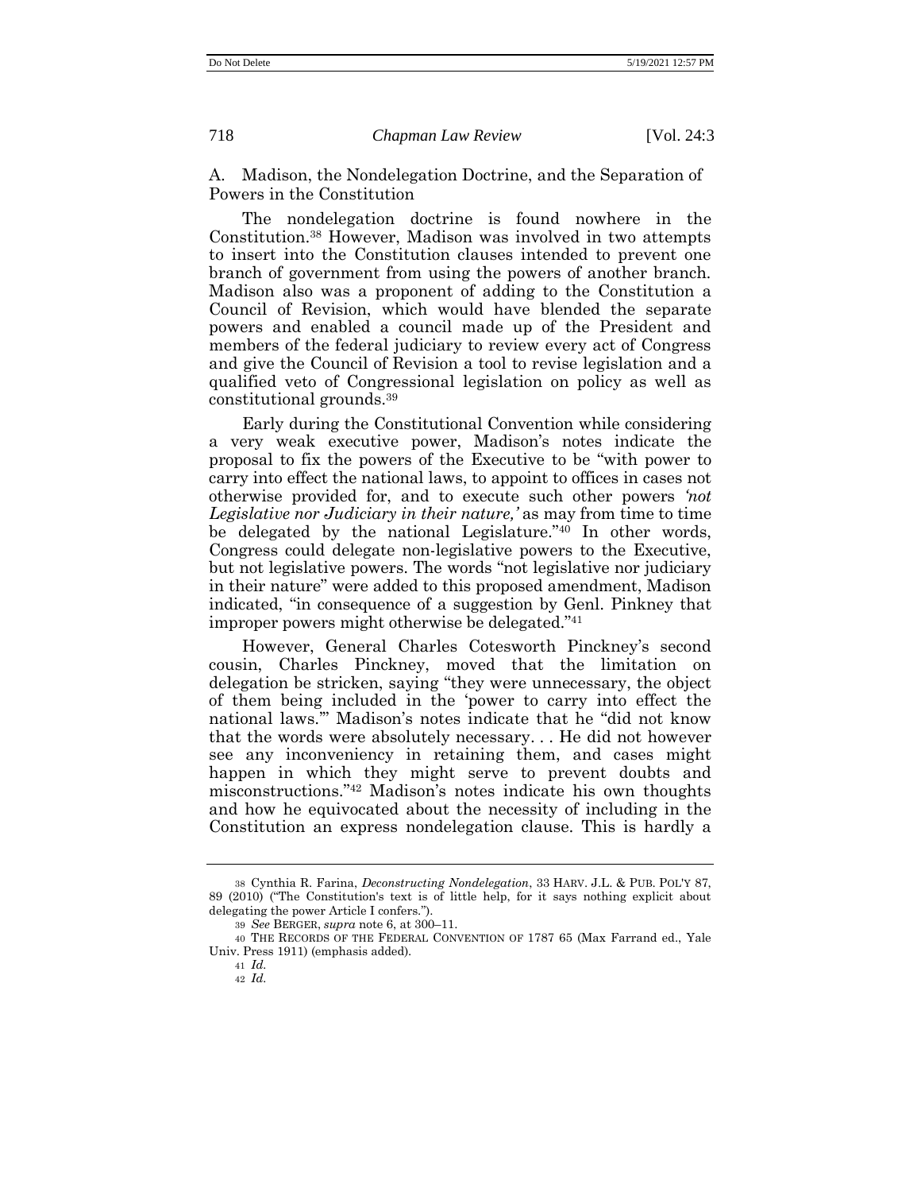### A. Madison, the Nondelegation Doctrine, and the Separation of Powers in the Constitution

The nondelegation doctrine is found nowhere in the Constitution.[38] However, Madison was involved in two attempts to insert into the Constitution clauses intended to prevent one branch of government from using the powers of another branch. Madison also was a proponent of adding to the Constitution a Council of Revision, which would have blended the separate powers and enabled a council made up of the President and members of the federal judiciary to review every act of Congress and give the Council of Revision a tool to revise legislation and a qualified veto of Congressional legislation on policy as well as constitutional grounds.[39]

Early during the Constitutional Convention while considering a very weak executive power, Madison's notes indicate the proposal to fix the powers of the Executive to be "with power to carry into effect the national laws, to appoint to offices in cases not otherwise provided for, and to execute such other powers *'not Legislative nor Judiciary in their nature,'* as may from time to time be delegated by the national Legislature."[40] In other words, Congress could delegate non-legislative powers to the Executive, but not legislative powers. The words "not legislative nor judiciary in their nature" were added to this proposed amendment, Madison indicated, "in consequence of a suggestion by Genl. Pinkney that improper powers might otherwise be delegated."[41]

However, General Charles Cotesworth Pinckney's second cousin, Charles Pinckney, moved that the limitation on delegation be stricken, saying "they were unnecessary, the object of them being included in the 'power to carry into effect the national laws.'" Madison's notes indicate that he "did not know that the words were absolutely necessary. . . He did not however see any inconveniency in retaining them, and cases might happen in which they might serve to prevent doubts and misconstructions."[42] Madison's notes indicate his own thoughts and how he equivocated about the necessity of including in the Constitution an express nondelegation clause. This is hardly a

---

38 Cynthia R. Farina, *Deconstructing Nondelegation*, 33 HARV. J.L. & PUB. POL'Y 87, 89 (2010) ("The Constitution's text is of little help, for it says nothing explicit about delegating the power Article I confers.").

39 *See* BERGER, *supra* note 6, at 300–11.

40 THE RECORDS OF THE FEDERAL CONVENTION OF 1787 65 (Max Farrand ed., Yale Univ. Press 1911) (emphasis added).

41 *Id.*

42 *Id.*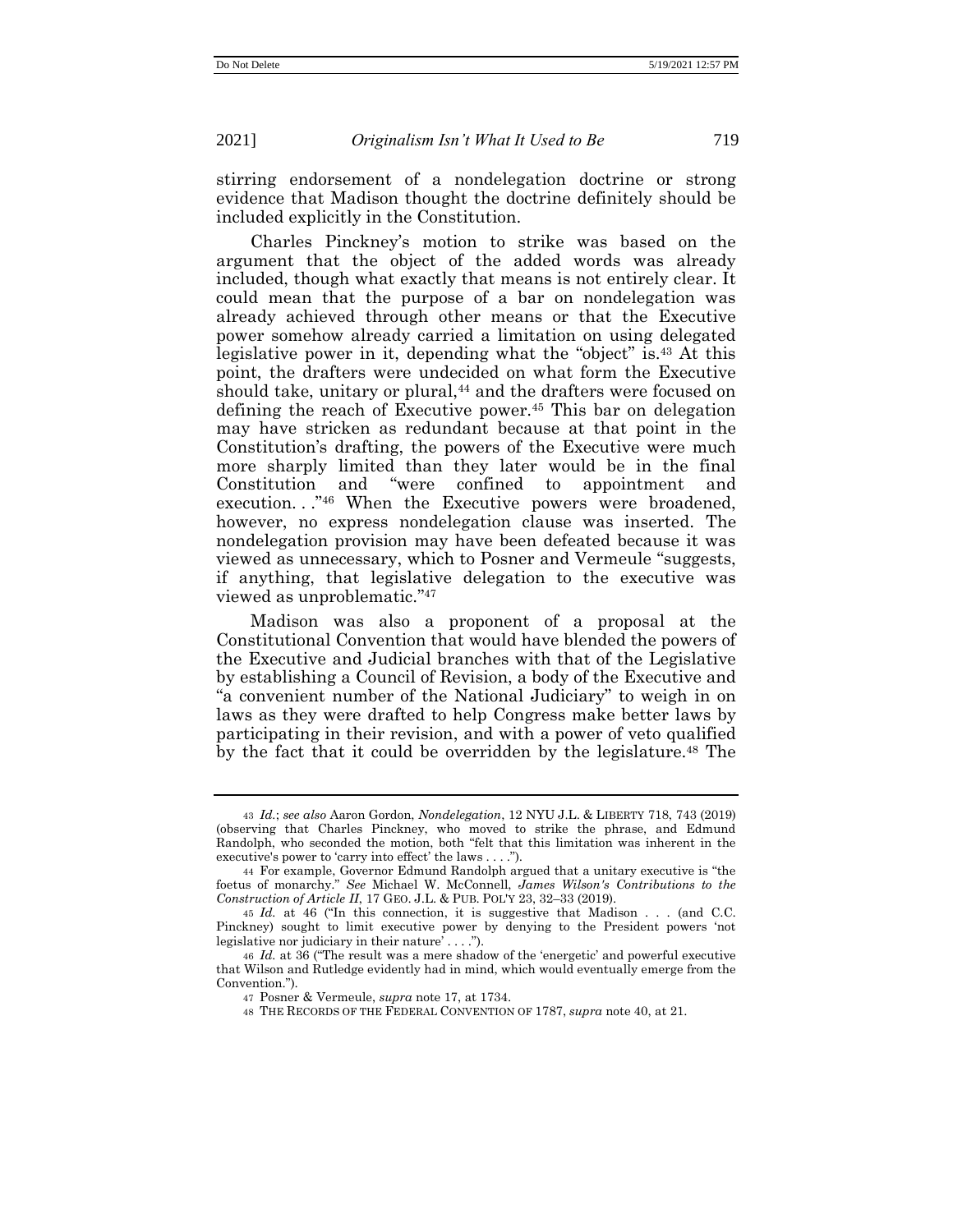stirring endorsement of a nondelegation doctrine or strong evidence that Madison thought the doctrine definitely should be included explicitly in the Constitution.

Charles Pinckney's motion to strike was based on the argument that the object of the added words was already included, though what exactly that means is not entirely clear. It could mean that the purpose of a bar on nondelegation was already achieved through other means or that the Executive power somehow already carried a limitation on using delegated legislative power in it, depending what the "object" is.[43] At this point, the drafters were undecided on what form the Executive should take, unitary or plural,[44] and the drafters were focused on defining the reach of Executive power.[45] This bar on delegation may have stricken as redundant because at that point in the Constitution's drafting, the powers of the Executive were much more sharply limited than they later would be in the final Constitution and "were confined to appointment and execution. . ."[46] When the Executive powers were broadened, however, no express nondelegation clause was inserted. The nondelegation provision may have been defeated because it was viewed as unnecessary, which to Posner and Vermeule "suggests, if anything, that legislative delegation to the executive was viewed as unproblematic."[47]

Madison was also a proponent of a proposal at the Constitutional Convention that would have blended the powers of the Executive and Judicial branches with that of the Legislative by establishing a Council of Revision, a body of the Executive and "a convenient number of the National Judiciary" to weigh in on laws as they were drafted to help Congress make better laws by participating in their revision, and with a power of veto qualified by the fact that it could be overridden by the legislature.[48] The

---

43 *Id.*; *see also* Aaron Gordon, *Nondelegation*, 12 NYU J.L. & LIBERTY 718, 743 (2019) (observing that Charles Pinckney, who moved to strike the phrase, and Edmund Randolph, who seconded the motion, both "felt that this limitation was inherent in the executive's power to 'carry into effect' the laws . . . .").

44 For example, Governor Edmund Randolph argued that a unitary executive is "the foetus of monarchy." *See* Michael W. McConnell, *James Wilson's Contributions to the Construction of Article II*, 17 GEO. J.L. & PUB. POL'Y 23, 32–33 (2019).

45 *Id.* at 46 ("In this connection, it is suggestive that Madison . . . (and C.C. Pinckney) sought to limit executive power by denying to the President powers 'not legislative nor judiciary in their nature' . . . .").

46 *Id.* at 36 ("The result was a mere shadow of the 'energetic' and powerful executive that Wilson and Rutledge evidently had in mind, which would eventually emerge from the Convention.").

47 Posner & Vermeule, *supra* note 17, at 1734.

48 THE RECORDS OF THE FEDERAL CONVENTION OF 1787, *supra* note 40, at 21.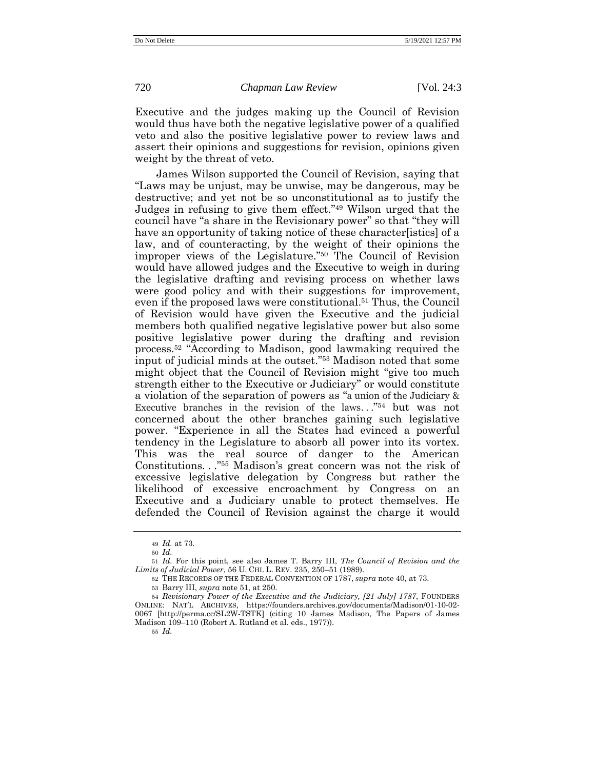Executive and the judges making up the Council of Revision would thus have both the negative legislative power of a qualified veto and also the positive legislative power to review laws and assert their opinions and suggestions for revision, opinions given weight by the threat of veto.

James Wilson supported the Council of Revision, saying that "Laws may be unjust, may be unwise, may be dangerous, may be destructive; and yet not be so unconstitutional as to justify the Judges in refusing to give them effect."[49] Wilson urged that the council have "a share in the Revisionary power" so that "they will have an opportunity of taking notice of these character[istics] of a law, and of counteracting, by the weight of their opinions the improper views of the Legislature."[50] The Council of Revision would have allowed judges and the Executive to weigh in during the legislative drafting and revising process on whether laws were good policy and with their suggestions for improvement, even if the proposed laws were constitutional.[51] Thus, the Council of Revision would have given the Executive and the judicial members both qualified negative legislative power but also some positive legislative power during the drafting and revision process.[52] "According to Madison, good lawmaking required the input of judicial minds at the outset."[53] Madison noted that some might object that the Council of Revision might "give too much strength either to the Executive or Judiciary" or would constitute a violation of the separation of powers as "a union of the Judiciary & Executive branches in the revision of the laws. . ."[54] but was not concerned about the other branches gaining such legislative power. "Experience in all the States had evinced a powerful tendency in the Legislature to absorb all power into its vortex. This was the real source of danger to the American Constitutions. . ."[55] Madison's great concern was not the risk of excessive legislative delegation by Congress but rather the likelihood of excessive encroachment by Congress on an Executive and a Judiciary unable to protect themselves. He defended the Council of Revision against the charge it would

---

49 *Id.* at 73.

50 *Id.*

51 *Id.* For this point, see also James T. Barry III, *The Council of Revision and the Limits of Judicial Power*, 56 U. CHI. L. REV. 235, 250–51 (1989).

52 THE RECORDS OF THE FEDERAL CONVENTION OF 1787, *supra* note 40, at 73.

53 Barry III, *supra* note 51, at 250.

54 *Revisionary Power of the Executive and the Judiciary, [21 July] 1787*, FOUNDERS ONLINE: NAT'L ARCHIVES, https://founders.archives.gov/documents/Madison/01-10-02-0067 [http://perma.cc/SL2W-TSTK] (citing 10 James Madison, The Papers of James Madison 109–110 (Robert A. Rutland et al. eds., 1977)).

55 *Id.*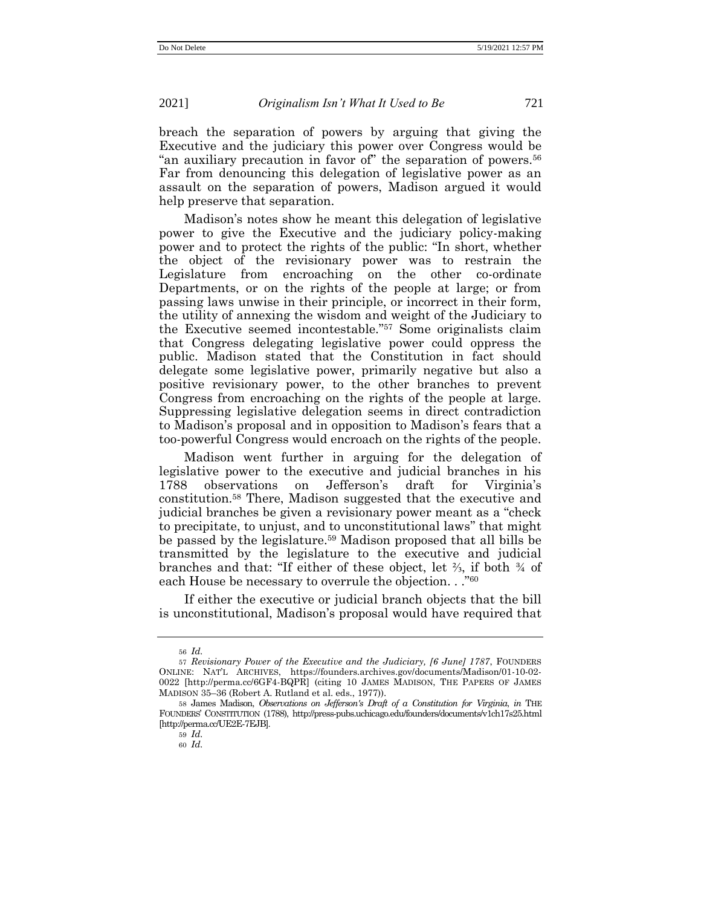breach the separation of powers by arguing that giving the Executive and the judiciary this power over Congress would be "an auxiliary precaution in favor of" the separation of powers.[56] Far from denouncing this delegation of legislative power as an assault on the separation of powers, Madison argued it would help preserve that separation.

Madison's notes show he meant this delegation of legislative power to give the Executive and the judiciary policy-making power and to protect the rights of the public: "In short, whether the object of the revisionary power was to restrain the Legislature from encroaching on the other co-ordinate Departments, or on the rights of the people at large; or from passing laws unwise in their principle, or incorrect in their form, the utility of annexing the wisdom and weight of the Judiciary to the Executive seemed incontestable."[57] Some originalists claim that Congress delegating legislative power could oppress the public. Madison stated that the Constitution in fact should delegate some legislative power, primarily negative but also a positive revisionary power, to the other branches to prevent Congress from encroaching on the rights of the people at large. Suppressing legislative delegation seems in direct contradiction to Madison's proposal and in opposition to Madison's fears that a too-powerful Congress would encroach on the rights of the people.

Madison went further in arguing for the delegation of legislative power to the executive and judicial branches in his 1788 observations on Jefferson's draft for Virginia's constitution.[58] There, Madison suggested that the executive and judicial branches be given a revisionary power meant as a "check to precipitate, to unjust, and to unconstitutional laws" that might be passed by the legislature.[59] Madison proposed that all bills be transmitted by the legislature to the executive and judicial branches and that: "If either of these object, let ⅔, if both ¾ of each House be necessary to overrule the objection. . ."[60]

If either the executive or judicial branch objects that the bill is unconstitutional, Madison's proposal would have required that

---

56 *Id.*

57 *Revisionary Power of the Executive and the Judiciary, [6 June] 1787*, FOUNDERS ONLINE: NAT'L ARCHIVES, https://founders.archives.gov/documents/Madison/01-10-02-0022 [http://perma.cc/6GF4-BQPR] (citing 10 JAMES MADISON, THE PAPERS OF JAMES MADISON 35–36 (Robert A. Rutland et al. eds., 1977)).

58 James Madison, *Observations on Jefferson's Draft of a Constitution for Virginia*, *in* THE FOUNDERS' CONSTITUTION (1788), http://press-pubs.uchicago.edu/founders/documents/v1ch17s25.html [http://perma.cc/UE2E-7EJB].

59 *Id.*

60 *Id.*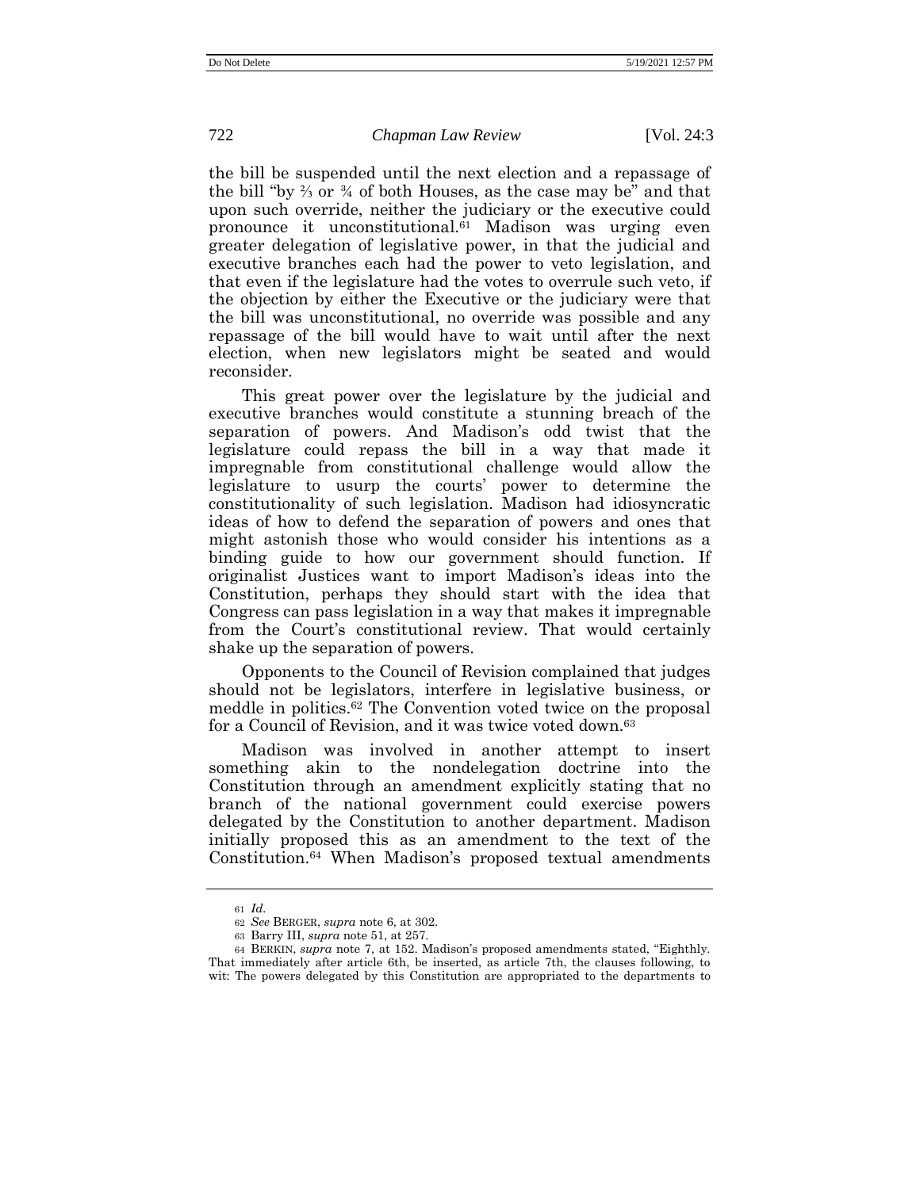the bill be suspended until the next election and a repassage of the bill "by ⅔ or ¾ of both Houses, as the case may be" and that upon such override, neither the judiciary or the executive could pronounce it unconstitutional.[61] Madison was urging even greater delegation of legislative power, in that the judicial and executive branches each had the power to veto legislation, and that even if the legislature had the votes to overrule such veto, if the objection by either the Executive or the judiciary were that the bill was unconstitutional, no override was possible and any repassage of the bill would have to wait until after the next election, when new legislators might be seated and would reconsider.

This great power over the legislature by the judicial and executive branches would constitute a stunning breach of the separation of powers. And Madison's odd twist that the legislature could repass the bill in a way that made it impregnable from constitutional challenge would allow the legislature to usurp the courts' power to determine the constitutionality of such legislation. Madison had idiosyncratic ideas of how to defend the separation of powers and ones that might astonish those who would consider his intentions as a binding guide to how our government should function. If originalist Justices want to import Madison's ideas into the Constitution, perhaps they should start with the idea that Congress can pass legislation in a way that makes it impregnable from the Court's constitutional review. That would certainly shake up the separation of powers.

Opponents to the Council of Revision complained that judges should not be legislators, interfere in legislative business, or meddle in politics.[62] The Convention voted twice on the proposal for a Council of Revision, and it was twice voted down.[63]

Madison was involved in another attempt to insert something akin to the nondelegation doctrine into the Constitution through an amendment explicitly stating that no branch of the national government could exercise powers delegated by the Constitution to another department. Madison initially proposed this as an amendment to the text of the Constitution.[64] When Madison's proposed textual amendments

---

61 *Id.*

62 *See* BERGER, *supra* note 6, at 302.

63 Barry III, *supra* note 51, at 257.

64 BERKIN, *supra* note 7, at 152. Madison's proposed amendments stated, "Eighthly. That immediately after article 6th, be inserted, as article 7th, the clauses following, to wit: The powers delegated by this Constitution are appropriated to the departments to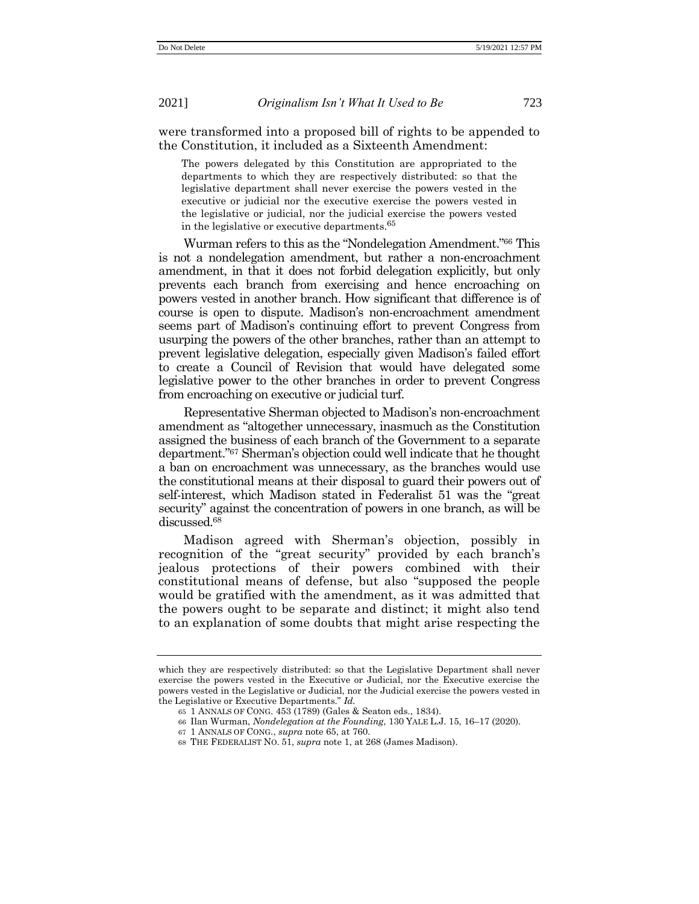were transformed into a proposed bill of rights to be appended to the Constitution, it included as a Sixteenth Amendment:

> The powers delegated by this Constitution are appropriated to the departments to which they are respectively distributed: so that the legislative department shall never exercise the powers vested in the executive or judicial nor the executive exercise the powers vested in the legislative or judicial, nor the judicial exercise the powers vested in the legislative or executive departments.[65]

Wurman refers to this as the "Nondelegation Amendment."[66] This is not a nondelegation amendment, but rather a non-encroachment amendment, in that it does not forbid delegation explicitly, but only prevents each branch from exercising and hence encroaching on powers vested in another branch. How significant that difference is of course is open to dispute. Madison's non-encroachment amendment seems part of Madison's continuing effort to prevent Congress from usurping the powers of the other branches, rather than an attempt to prevent legislative delegation, especially given Madison's failed effort to create a Council of Revision that would have delegated some legislative power to the other branches in order to prevent Congress from encroaching on executive or judicial turf.

Representative Sherman objected to Madison's non-encroachment amendment as "altogether unnecessary, inasmuch as the Constitution assigned the business of each branch of the Government to a separate department."[67] Sherman's objection could well indicate that he thought a ban on encroachment was unnecessary, as the branches would use the constitutional means at their disposal to guard their powers out of self-interest, which Madison stated in Federalist 51 was the "great security" against the concentration of powers in one branch, as will be discussed.[68]

Madison agreed with Sherman's objection, possibly in recognition of the "great security" provided by each branch's jealous protections of their powers combined with their constitutional means of defense, but also "supposed the people would be gratified with the amendment, as it was admitted that the powers ought to be separate and distinct; it might also tend to an explanation of some doubts that might arise respecting the

---

which they are respectively distributed: so that the Legislative Department shall never exercise the powers vested in the Executive or Judicial, nor the Executive exercise the powers vested in the Legislative or Judicial, nor the Judicial exercise the powers vested in the Legislative or Executive Departments." *Id.*

65 1 ANNALS OF CONG. 453 (1789) (Gales & Seaton eds., 1834).

66 Ilan Wurman, *Nondelegation at the Founding*, 130 YALE L.J. 15, 16–17 (2020).

67 1 ANNALS OF CONG., *supra* note 65, at 760.

68 THE FEDERALIST NO. 51, *supra* note 1, at 268 (James Madison).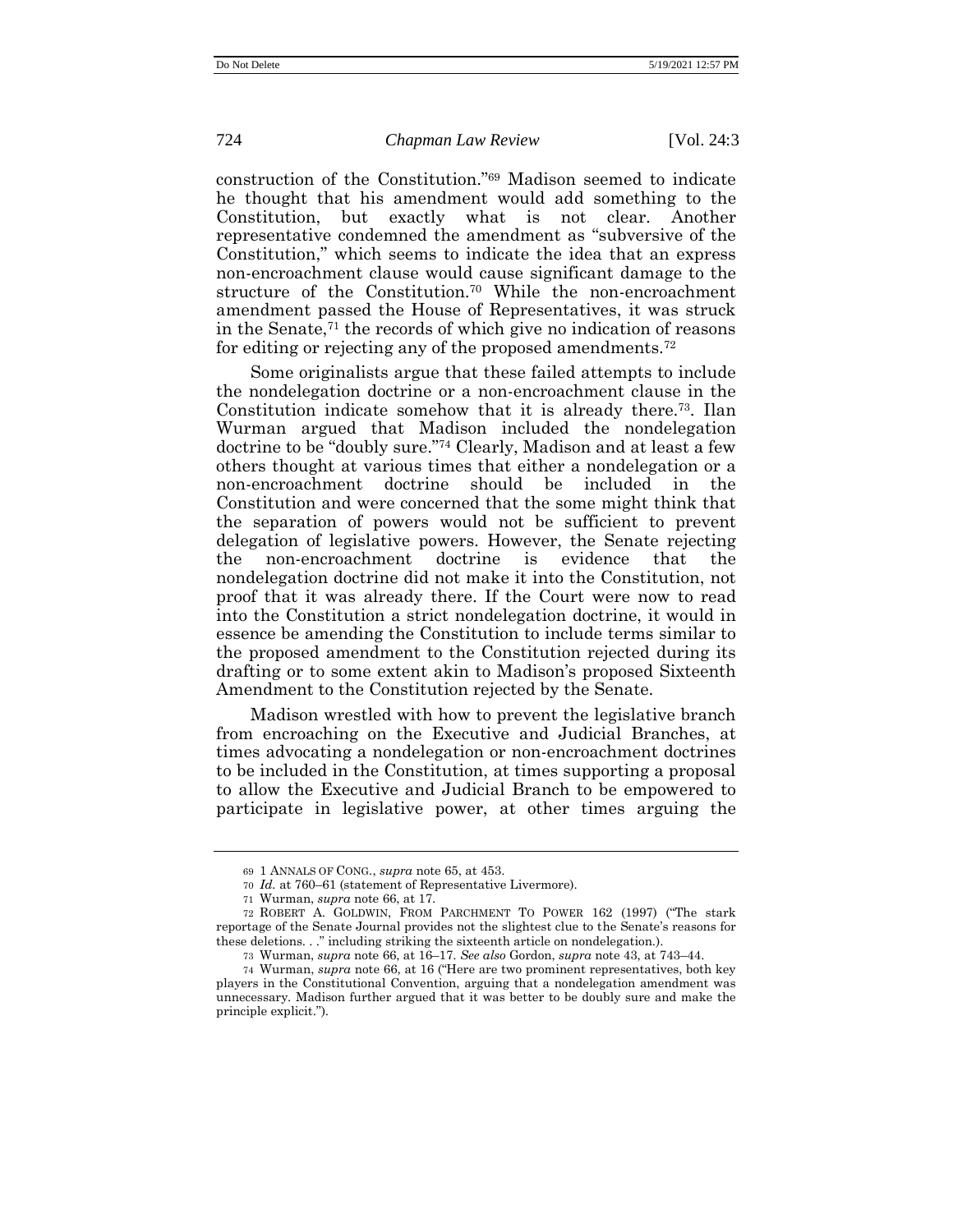construction of the Constitution."[69] Madison seemed to indicate he thought that his amendment would add something to the Constitution, but exactly what is not clear. Another representative condemned the amendment as "subversive of the Constitution," which seems to indicate the idea that an express non-encroachment clause would cause significant damage to the structure of the Constitution.[70] While the non-encroachment amendment passed the House of Representatives, it was struck in the Senate,[71] the records of which give no indication of reasons for editing or rejecting any of the proposed amendments.[72]

Some originalists argue that these failed attempts to include the nondelegation doctrine or a non-encroachment clause in the Constitution indicate somehow that it is already there.[73]. Ilan Wurman argued that Madison included the nondelegation doctrine to be "doubly sure."[74] Clearly, Madison and at least a few others thought at various times that either a nondelegation or a non-encroachment doctrine should be included in the Constitution and were concerned that the some might think that the separation of powers would not be sufficient to prevent delegation of legislative powers. However, the Senate rejecting the non-encroachment doctrine is evidence that the nondelegation doctrine did not make it into the Constitution, not proof that it was already there. If the Court were now to read into the Constitution a strict nondelegation doctrine, it would in essence be amending the Constitution to include terms similar to the proposed amendment to the Constitution rejected during its drafting or to some extent akin to Madison's proposed Sixteenth Amendment to the Constitution rejected by the Senate.

Madison wrestled with how to prevent the legislative branch from encroaching on the Executive and Judicial Branches, at times advocating a nondelegation or non-encroachment doctrines to be included in the Constitution, at times supporting a proposal to allow the Executive and Judicial Branch to be empowered to participate in legislative power, at other times arguing the

---

69 1 ANNALS OF CONG., *supra* note 65, at 453.

70 *Id.* at 760–61 (statement of Representative Livermore).

71 Wurman, *supra* note 66, at 17.

72 ROBERT A. GOLDWIN, FROM PARCHMENT TO POWER 162 (1997) ("The stark reportage of the Senate Journal provides not the slightest clue to the Senate's reasons for these deletions. . ." including striking the sixteenth article on nondelegation.).

73 Wurman, *supra* note 66, at 16–17. *See also* Gordon, *supra* note 43, at 743–44.

74 Wurman, *supra* note 66, at 16 ("Here are two prominent representatives, both key players in the Constitutional Convention, arguing that a nondelegation amendment was unnecessary. Madison further argued that it was better to be doubly sure and make the principle explicit.").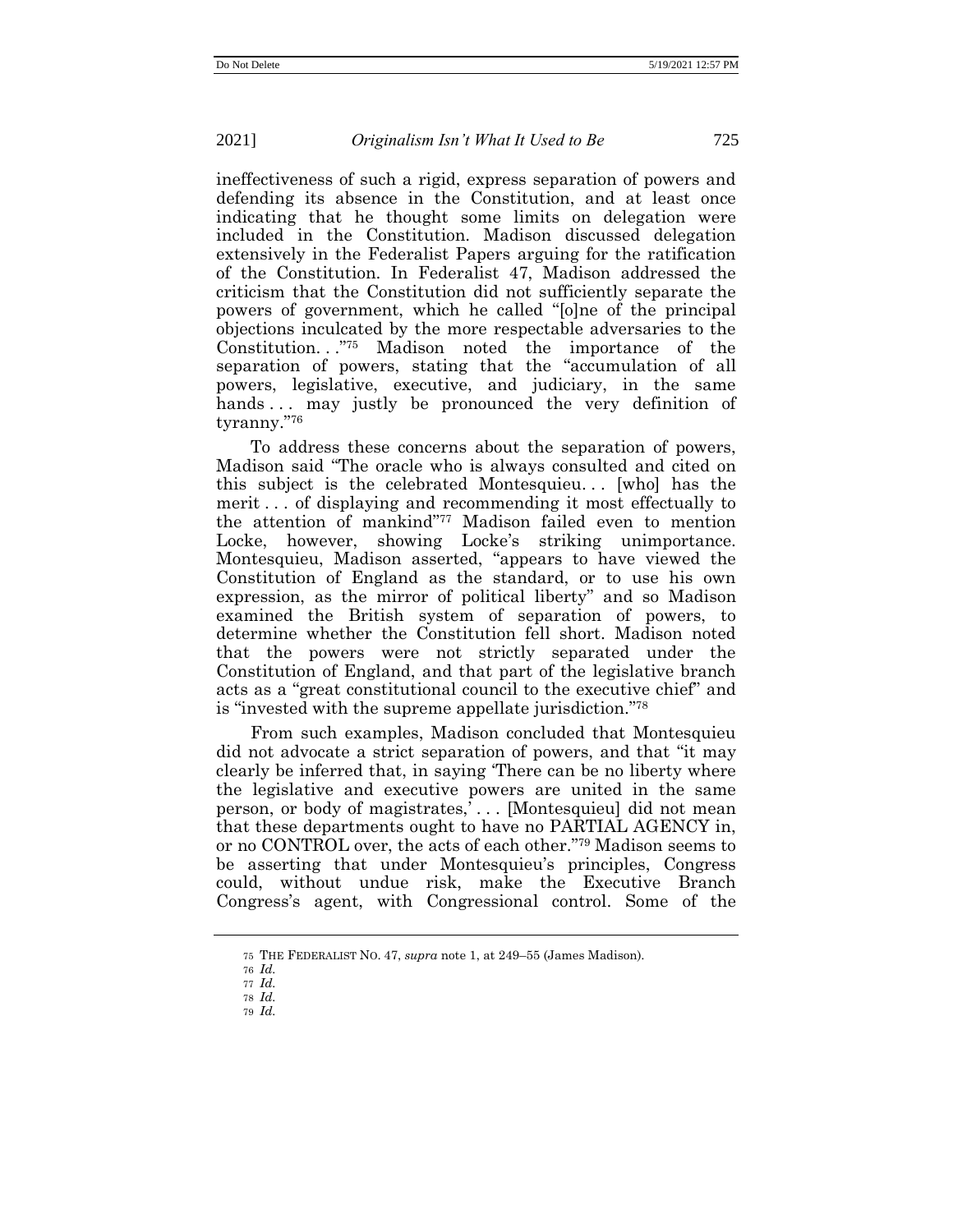ineffectiveness of such a rigid, express separation of powers and defending its absence in the Constitution, and at least once indicating that he thought some limits on delegation were included in the Constitution. Madison discussed delegation extensively in the Federalist Papers arguing for the ratification of the Constitution. In Federalist 47, Madison addressed the criticism that the Constitution did not sufficiently separate the powers of government, which he called "[o]ne of the principal objections inculcated by the more respectable adversaries to the Constitution. . ."[75] Madison noted the importance of the separation of powers, stating that the "accumulation of all powers, legislative, executive, and judiciary, in the same hands . . . may justly be pronounced the very definition of tyranny."[76]

To address these concerns about the separation of powers, Madison said "The oracle who is always consulted and cited on this subject is the celebrated Montesquieu. . . [who] has the merit . . . of displaying and recommending it most effectually to the attention of mankind"[77] Madison failed even to mention Locke, however, showing Locke's striking unimportance. Montesquieu, Madison asserted, "appears to have viewed the Constitution of England as the standard, or to use his own expression, as the mirror of political liberty" and so Madison examined the British system of separation of powers, to determine whether the Constitution fell short. Madison noted that the powers were not strictly separated under the Constitution of England, and that part of the legislative branch acts as a "great constitutional council to the executive chief" and is "invested with the supreme appellate jurisdiction."[78]

From such examples, Madison concluded that Montesquieu did not advocate a strict separation of powers, and that "it may clearly be inferred that, in saying 'There can be no liberty where the legislative and executive powers are united in the same person, or body of magistrates,' . . . [Montesquieu] did not mean that these departments ought to have no PARTIAL AGENCY in, or no CONTROL over, the acts of each other."[79] Madison seems to be asserting that under Montesquieu's principles, Congress could, without undue risk, make the Executive Branch Congress's agent, with Congressional control. Some of the

---

75 THE FEDERALIST NO. 47, *supra* note 1, at 249–55 (James Madison).

76 *Id.*

77 *Id.*

78 *Id.*

79 *Id.*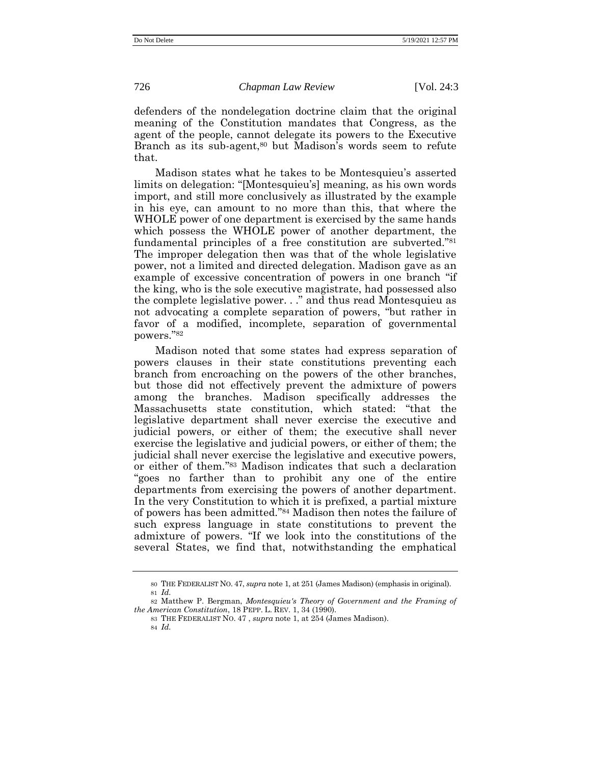defenders of the nondelegation doctrine claim that the original meaning of the Constitution mandates that Congress, as the agent of the people, cannot delegate its powers to the Executive Branch as its sub-agent,[80] but Madison's words seem to refute that.

Madison states what he takes to be Montesquieu's asserted limits on delegation: "[Montesquieu's] meaning, as his own words import, and still more conclusively as illustrated by the example in his eye, can amount to no more than this, that where the WHOLE power of one department is exercised by the same hands which possess the WHOLE power of another department, the fundamental principles of a free constitution are subverted."[81] The improper delegation then was that of the whole legislative power, not a limited and directed delegation. Madison gave as an example of excessive concentration of powers in one branch "if the king, who is the sole executive magistrate, had possessed also the complete legislative power. . ." and thus read Montesquieu as not advocating a complete separation of powers, "but rather in favor of a modified, incomplete, separation of governmental powers."[82]

Madison noted that some states had express separation of powers clauses in their state constitutions preventing each branch from encroaching on the powers of the other branches, but those did not effectively prevent the admixture of powers among the branches. Madison specifically addresses the Massachusetts state constitution, which stated: "that the legislative department shall never exercise the executive and judicial powers, or either of them; the executive shall never exercise the legislative and judicial powers, or either of them; the judicial shall never exercise the legislative and executive powers, or either of them."[83] Madison indicates that such a declaration "goes no farther than to prohibit any one of the entire departments from exercising the powers of another department. In the very Constitution to which it is prefixed, a partial mixture of powers has been admitted."[84] Madison then notes the failure of such express language in state constitutions to prevent the admixture of powers. "If we look into the constitutions of the several States, we find that, notwithstanding the emphatical

---

80 THE FEDERALIST NO. 47, *supra* note 1, at 251 (James Madison) (emphasis in original).

81 *Id.*

82 Matthew P. Bergman, *Montesquieu's Theory of Government and the Framing of the American Constitution*, 18 PEPP. L. REV. 1, 34 (1990).

83 THE FEDERALIST NO. 47 , *supra* note 1, at 254 (James Madison).

84 *Id.*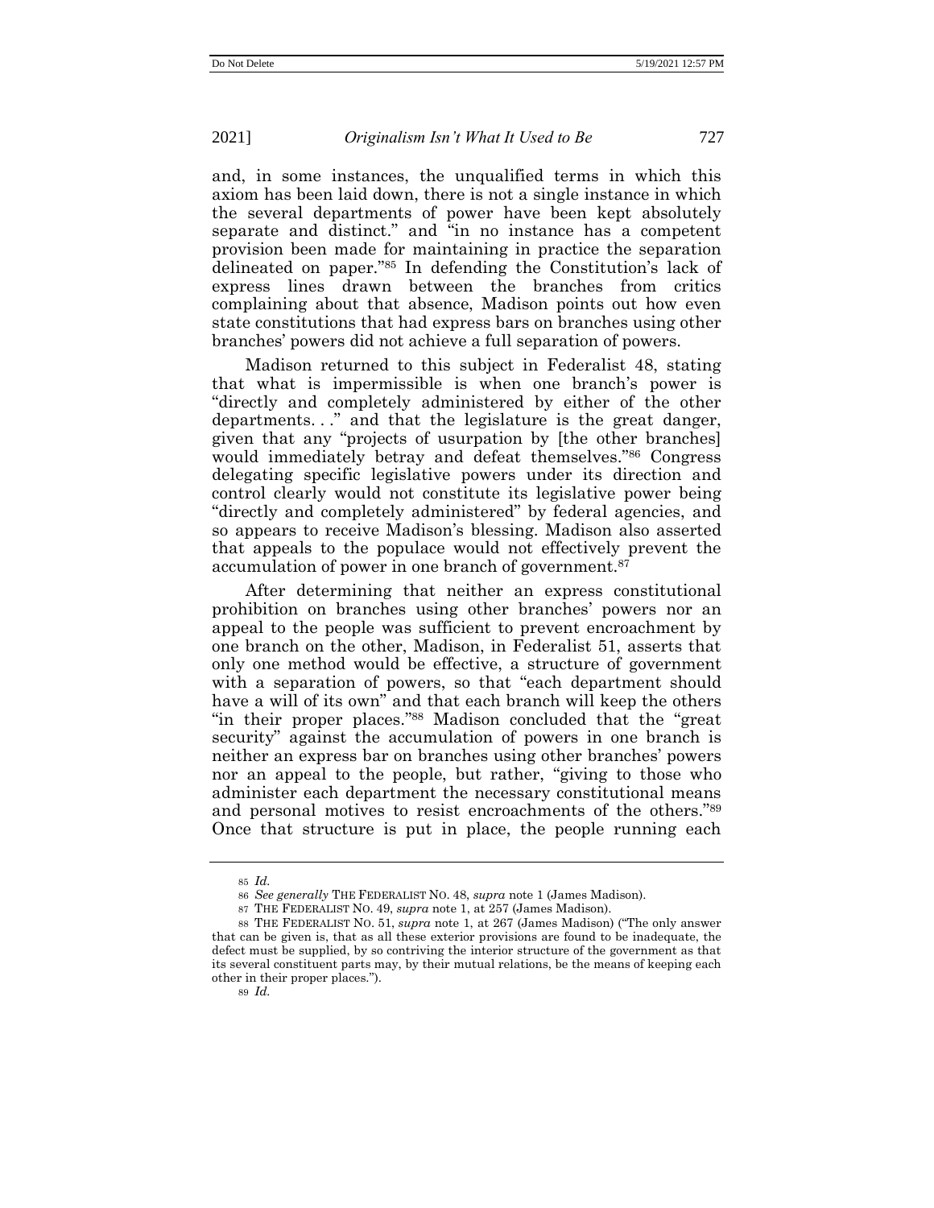and, in some instances, the unqualified terms in which this axiom has been laid down, there is not a single instance in which the several departments of power have been kept absolutely separate and distinct." and "in no instance has a competent provision been made for maintaining in practice the separation delineated on paper."[85] In defending the Constitution's lack of express lines drawn between the branches from critics complaining about that absence, Madison points out how even state constitutions that had express bars on branches using other branches' powers did not achieve a full separation of powers.

Madison returned to this subject in Federalist 48, stating that what is impermissible is when one branch's power is "directly and completely administered by either of the other departments. . ." and that the legislature is the great danger, given that any "projects of usurpation by [the other branches] would immediately betray and defeat themselves."[86] Congress delegating specific legislative powers under its direction and control clearly would not constitute its legislative power being "directly and completely administered" by federal agencies, and so appears to receive Madison's blessing. Madison also asserted that appeals to the populace would not effectively prevent the accumulation of power in one branch of government.[87]

After determining that neither an express constitutional prohibition on branches using other branches' powers nor an appeal to the people was sufficient to prevent encroachment by one branch on the other, Madison, in Federalist 51, asserts that only one method would be effective, a structure of government with a separation of powers, so that "each department should have a will of its own" and that each branch will keep the others "in their proper places."[88] Madison concluded that the "great security" against the accumulation of powers in one branch is neither an express bar on branches using other branches' powers nor an appeal to the people, but rather, "giving to those who administer each department the necessary constitutional means and personal motives to resist encroachments of the others."[89] Once that structure is put in place, the people running each

---

85 *Id.*

86 *See generally* THE FEDERALIST NO. 48, *supra* note 1 (James Madison).

87 THE FEDERALIST NO. 49, *supra* note 1, at 257 (James Madison).

88 THE FEDERALIST NO. 51, *supra* note 1, at 267 (James Madison) ("The only answer that can be given is, that as all these exterior provisions are found to be inadequate, the defect must be supplied, by so contriving the interior structure of the government as that its several constituent parts may, by their mutual relations, be the means of keeping each other in their proper places.").

89 *Id.*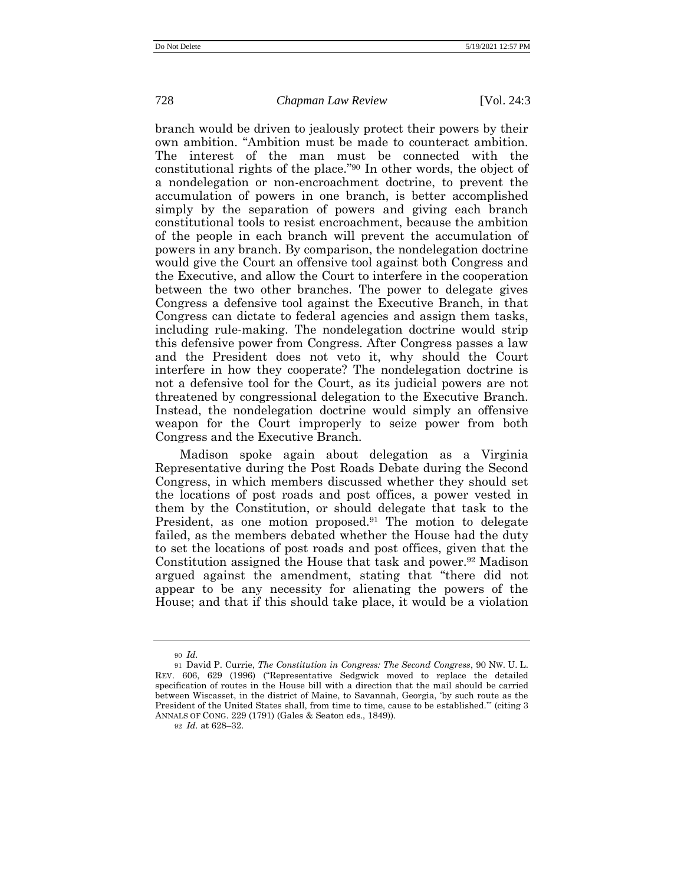branch would be driven to jealously protect their powers by their own ambition. "Ambition must be made to counteract ambition. The interest of the man must be connected with the constitutional rights of the place."[90] In other words, the object of a nondelegation or non-encroachment doctrine, to prevent the accumulation of powers in one branch, is better accomplished simply by the separation of powers and giving each branch constitutional tools to resist encroachment, because the ambition of the people in each branch will prevent the accumulation of powers in any branch. By comparison, the nondelegation doctrine would give the Court an offensive tool against both Congress and the Executive, and allow the Court to interfere in the cooperation between the two other branches. The power to delegate gives Congress a defensive tool against the Executive Branch, in that Congress can dictate to federal agencies and assign them tasks, including rule-making. The nondelegation doctrine would strip this defensive power from Congress. After Congress passes a law and the President does not veto it, why should the Court interfere in how they cooperate? The nondelegation doctrine is not a defensive tool for the Court, as its judicial powers are not threatened by congressional delegation to the Executive Branch. Instead, the nondelegation doctrine would simply an offensive weapon for the Court improperly to seize power from both Congress and the Executive Branch.

Madison spoke again about delegation as a Virginia Representative during the Post Roads Debate during the Second Congress, in which members discussed whether they should set the locations of post roads and post offices, a power vested in them by the Constitution, or should delegate that task to the President, as one motion proposed.[91] The motion to delegate failed, as the members debated whether the House had the duty to set the locations of post roads and post offices, given that the Constitution assigned the House that task and power.[92] Madison argued against the amendment, stating that "there did not appear to be any necessity for alienating the powers of the House; and that if this should take place, it would be a violation

---

[90] *Id.*

[91] David P. Currie, *The Constitution in Congress: The Second Congress*, 90 NW. U. L. REV. 606, 629 (1996) ("Representative Sedgwick moved to replace the detailed specification of routes in the House bill with a direction that the mail should be carried between Wiscasset, in the district of Maine, to Savannah, Georgia, 'by such route as the President of the United States shall, from time to time, cause to be established.'" (citing 3 ANNALS OF CONG. 229 (1791) (Gales & Seaton eds., 1849)).

[92] *Id.* at 628–32.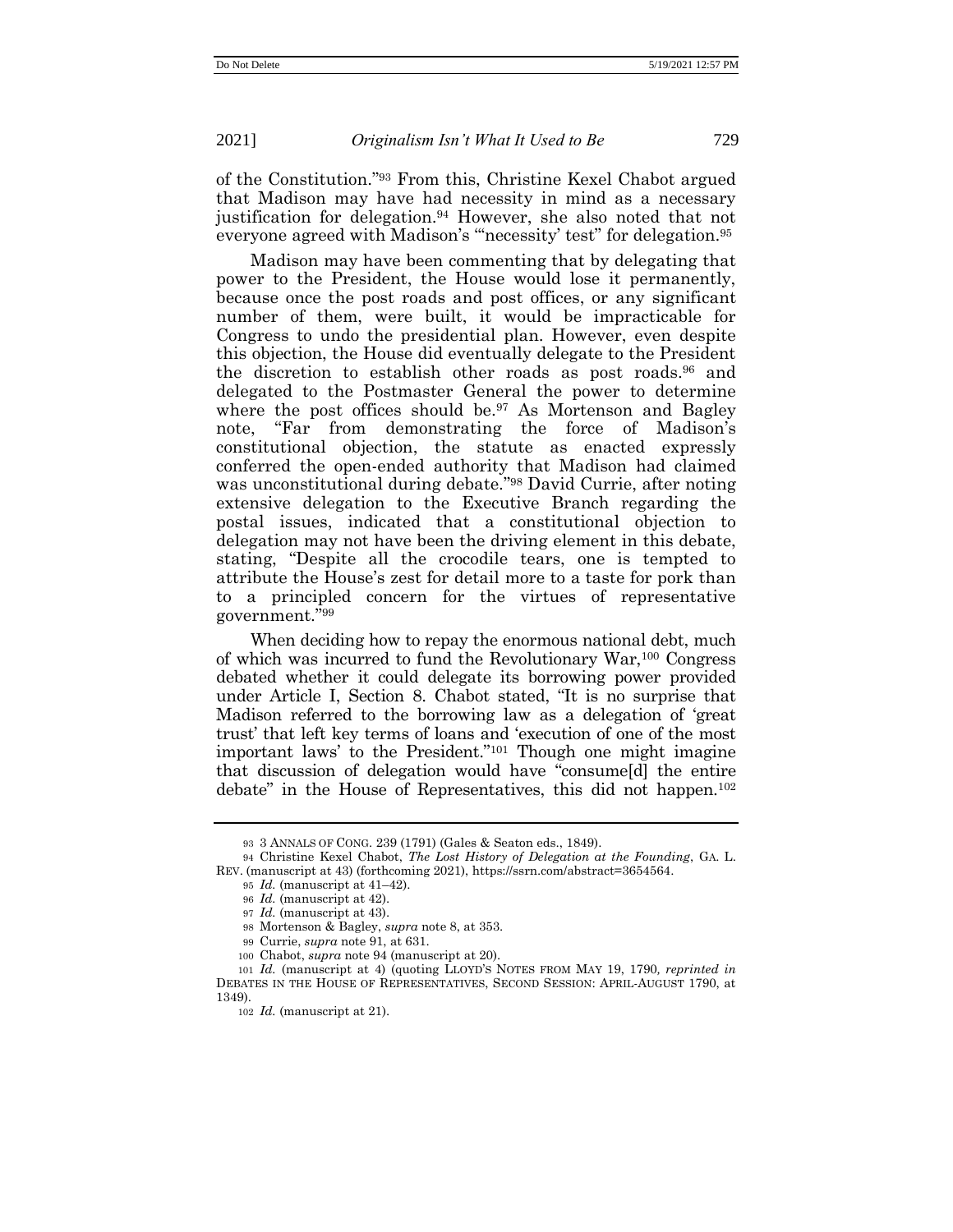of the Constitution."[93] From this, Christine Kexel Chabot argued that Madison may have had necessity in mind as a necessary justification for delegation.[94] However, she also noted that not everyone agreed with Madison's "'necessity' test" for delegation.[95]

Madison may have been commenting that by delegating that power to the President, the House would lose it permanently, because once the post roads and post offices, or any significant number of them, were built, it would be impracticable for Congress to undo the presidential plan. However, even despite this objection, the House did eventually delegate to the President the discretion to establish other roads as post roads.[96] and delegated to the Postmaster General the power to determine where the post offices should be.[97] As Mortenson and Bagley note, "Far from demonstrating the force of Madison's constitutional objection, the statute as enacted expressly conferred the open-ended authority that Madison had claimed was unconstitutional during debate."[98] David Currie, after noting extensive delegation to the Executive Branch regarding the postal issues, indicated that a constitutional objection to delegation may not have been the driving element in this debate, stating, "Despite all the crocodile tears, one is tempted to attribute the House's zest for detail more to a taste for pork than to a principled concern for the virtues of representative government."[99]

When deciding how to repay the enormous national debt, much of which was incurred to fund the Revolutionary War,[100] Congress debated whether it could delegate its borrowing power provided under Article I, Section 8. Chabot stated, "It is no surprise that Madison referred to the borrowing law as a delegation of 'great trust' that left key terms of loans and 'execution of one of the most important laws' to the President."[101] Though one might imagine that discussion of delegation would have "consume[d] the entire debate" in the House of Representatives, this did not happen.[102]

---

93 3 ANNALS OF CONG. 239 (1791) (Gales & Seaton eds., 1849).

94 Christine Kexel Chabot, *The Lost History of Delegation at the Founding*, GA. L. REV. (manuscript at 43) (forthcoming 2021), https://ssrn.com/abstract=3654564.

95 *Id.* (manuscript at 41–42).

96 *Id.* (manuscript at 42).

97 *Id.* (manuscript at 43).

98 Mortenson & Bagley, *supra* note 8, at 353.

99 Currie, *supra* note 91, at 631.

100 Chabot, *supra* note 94 (manuscript at 20).

101 *Id.* (manuscript at 4) (quoting LLOYD'S NOTES FROM MAY 19, 1790, *reprinted in* DEBATES IN THE HOUSE OF REPRESENTATIVES, SECOND SESSION: APRIL-AUGUST 1790, at 1349).

102 *Id.* (manuscript at 21).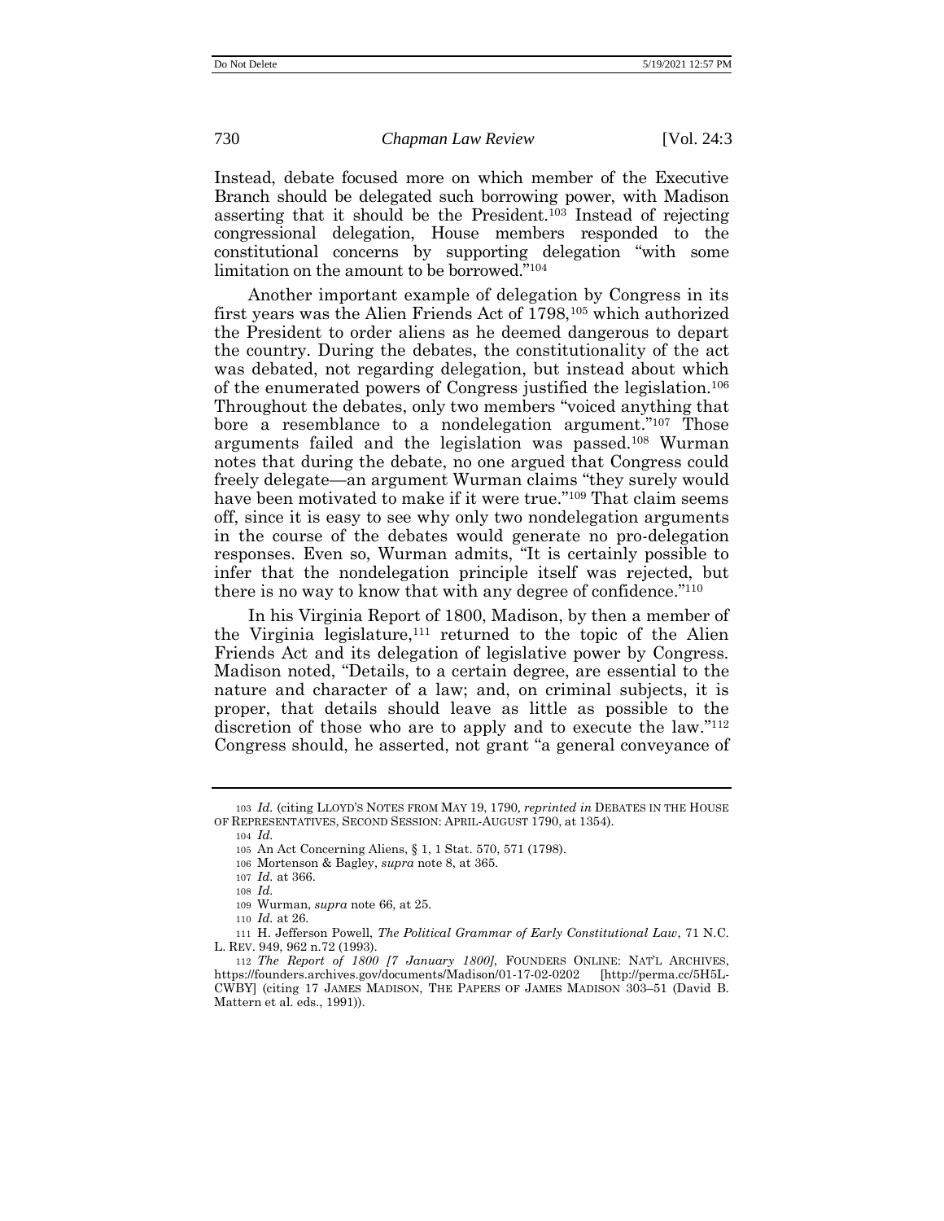Instead, debate focused more on which member of the Executive Branch should be delegated such borrowing power, with Madison asserting that it should be the President.[103] Instead of rejecting congressional delegation, House members responded to the constitutional concerns by supporting delegation "with some limitation on the amount to be borrowed."[104]

Another important example of delegation by Congress in its first years was the Alien Friends Act of 1798,[105] which authorized the President to order aliens as he deemed dangerous to depart the country. During the debates, the constitutionality of the act was debated, not regarding delegation, but instead about which of the enumerated powers of Congress justified the legislation.[106] Throughout the debates, only two members "voiced anything that bore a resemblance to a nondelegation argument."[107] Those arguments failed and the legislation was passed.[108] Wurman notes that during the debate, no one argued that Congress could freely delegate—an argument Wurman claims "they surely would have been motivated to make if it were true."[109] That claim seems off, since it is easy to see why only two nondelegation arguments in the course of the debates would generate no pro-delegation responses. Even so, Wurman admits, "It is certainly possible to infer that the nondelegation principle itself was rejected, but there is no way to know that with any degree of confidence."[110]

In his Virginia Report of 1800, Madison, by then a member of the Virginia legislature,[111] returned to the topic of the Alien Friends Act and its delegation of legislative power by Congress. Madison noted, "Details, to a certain degree, are essential to the nature and character of a law; and, on criminal subjects, it is proper, that details should leave as little as possible to the discretion of those who are to apply and to execute the law."[112] Congress should, he asserted, not grant "a general conveyance of

---

103 *Id.* (citing LLOYD'S NOTES FROM MAY 19, 1790, *reprinted in* DEBATES IN THE HOUSE OF REPRESENTATIVES, SECOND SESSION: APRIL-AUGUST 1790, at 1354).

104 *Id.*

105 An Act Concerning Aliens, § 1, 1 Stat. 570, 571 (1798).

106 Mortenson & Bagley, *supra* note 8, at 365.

107 *Id.* at 366.

108 *Id.*

109 Wurman, *supra* note 66, at 25.

110 *Id.* at 26.

111 H. Jefferson Powell, *The Political Grammar of Early Constitutional Law*, 71 N.C. L. REV. 949, 962 n.72 (1993).

112 *The Report of 1800 [7 January 1800]*, FOUNDERS ONLINE: NAT'L ARCHIVES, https://founders.archives.gov/documents/Madison/01-17-02-0202 [http://perma.cc/5H5L-CWBY] (citing 17 JAMES MADISON, THE PAPERS OF JAMES MADISON 303–51 (David B. Mattern et al. eds., 1991)).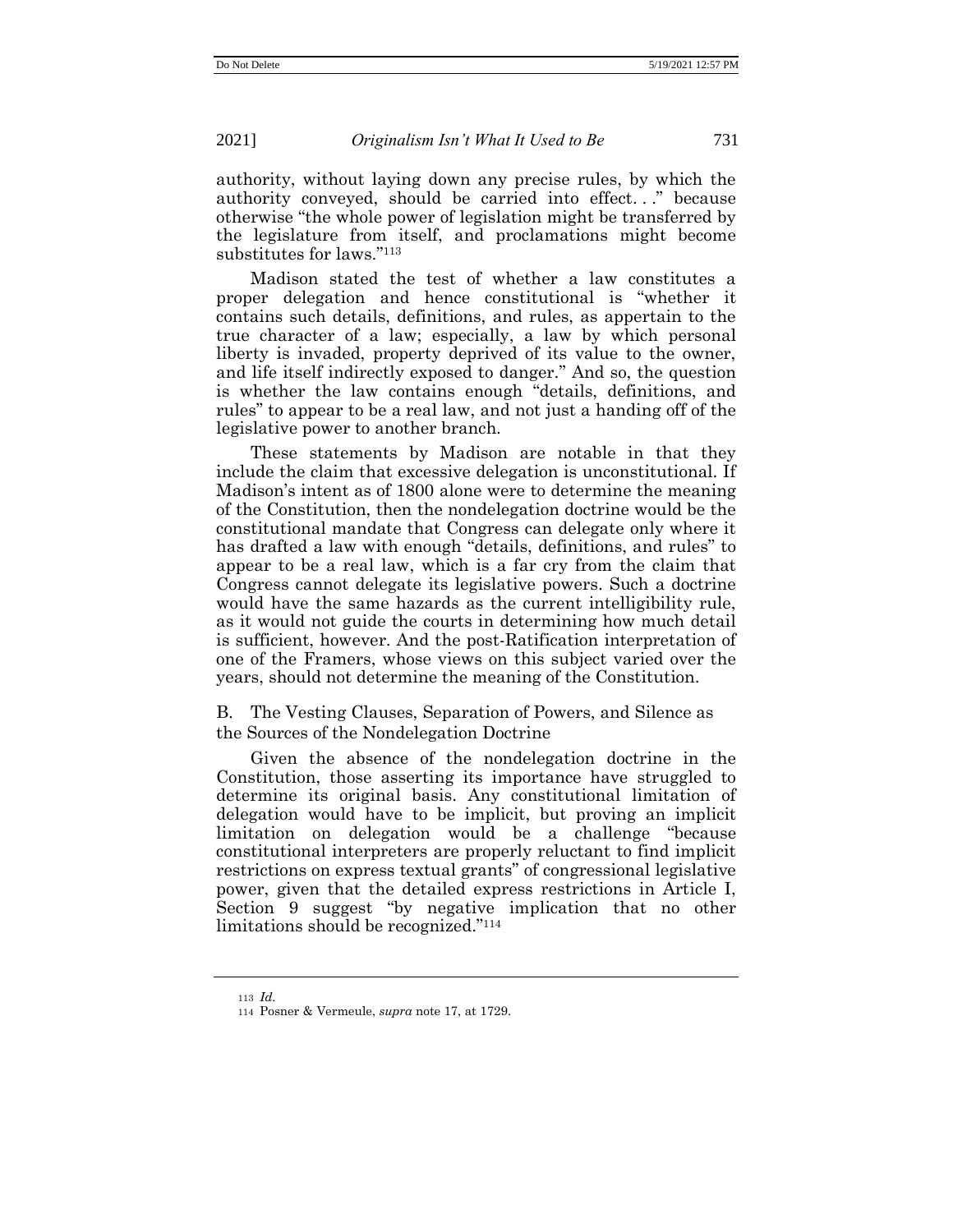authority, without laying down any precise rules, by which the authority conveyed, should be carried into effect. . ." because otherwise "the whole power of legislation might be transferred by the legislature from itself, and proclamations might become substitutes for laws."[113]

Madison stated the test of whether a law constitutes a proper delegation and hence constitutional is "whether it contains such details, definitions, and rules, as appertain to the true character of a law; especially, a law by which personal liberty is invaded, property deprived of its value to the owner, and life itself indirectly exposed to danger." And so, the question is whether the law contains enough "details, definitions, and rules" to appear to be a real law, and not just a handing off of the legislative power to another branch.

These statements by Madison are notable in that they include the claim that excessive delegation is unconstitutional. If Madison's intent as of 1800 alone were to determine the meaning of the Constitution, then the nondelegation doctrine would be the constitutional mandate that Congress can delegate only where it has drafted a law with enough "details, definitions, and rules" to appear to be a real law, which is a far cry from the claim that Congress cannot delegate its legislative powers. Such a doctrine would have the same hazards as the current intelligibility rule, as it would not guide the courts in determining how much detail is sufficient, however. And the post-Ratification interpretation of one of the Framers, whose views on this subject varied over the years, should not determine the meaning of the Constitution.

## B. The Vesting Clauses, Separation of Powers, and Silence as the Sources of the Nondelegation Doctrine

Given the absence of the nondelegation doctrine in the Constitution, those asserting its importance have struggled to determine its original basis. Any constitutional limitation of delegation would have to be implicit, but proving an implicit limitation on delegation would be a challenge "because constitutional interpreters are properly reluctant to find implicit restrictions on express textual grants" of congressional legislative power, given that the detailed express restrictions in Article I, Section 9 suggest "by negative implication that no other limitations should be recognized."[114]

---

[113] *Id.*

[114] Posner & Vermeule, *supra* note 17, at 1729.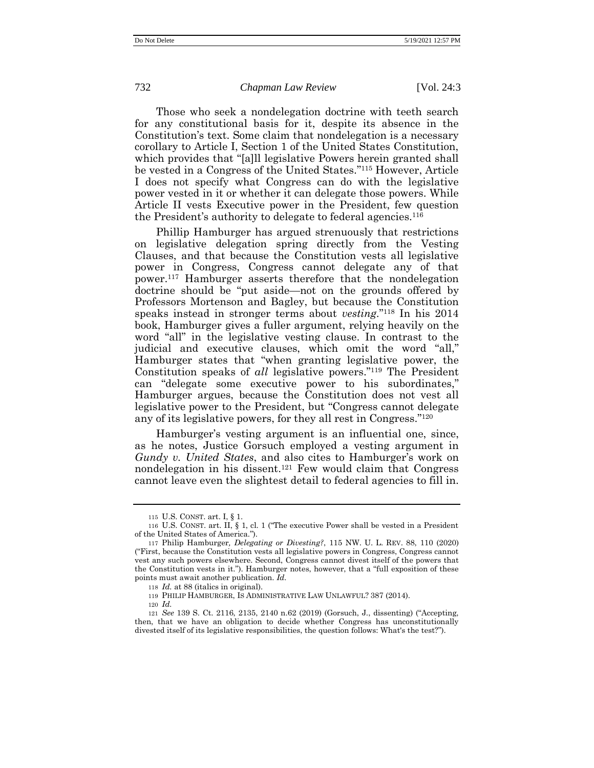Those who seek a nondelegation doctrine with teeth search for any constitutional basis for it, despite its absence in the Constitution's text. Some claim that nondelegation is a necessary corollary to Article I, Section 1 of the United States Constitution, which provides that "[a]ll legislative Powers herein granted shall be vested in a Congress of the United States."[115] However, Article I does not specify what Congress can do with the legislative power vested in it or whether it can delegate those powers. While Article II vests Executive power in the President, few question the President's authority to delegate to federal agencies.[116]

Phillip Hamburger has argued strenuously that restrictions on legislative delegation spring directly from the Vesting Clauses, and that because the Constitution vests all legislative power in Congress, Congress cannot delegate any of that power.[117] Hamburger asserts therefore that the nondelegation doctrine should be "put aside—not on the grounds offered by Professors Mortenson and Bagley, but because the Constitution speaks instead in stronger terms about *vesting*."[118] In his 2014 book, Hamburger gives a fuller argument, relying heavily on the word "all" in the legislative vesting clause. In contrast to the judicial and executive clauses, which omit the word "all," Hamburger states that "when granting legislative power, the Constitution speaks of *all* legislative powers."[119] The President can "delegate some executive power to his subordinates," Hamburger argues, because the Constitution does not vest all legislative power to the President, but "Congress cannot delegate any of its legislative powers, for they all rest in Congress."[120]

Hamburger's vesting argument is an influential one, since, as he notes, Justice Gorsuch employed a vesting argument in *Gundy v. United States*, and also cites to Hamburger's work on nondelegation in his dissent.[121] Few would claim that Congress cannot leave even the slightest detail to federal agencies to fill in.

---

115 U.S. CONST. art. I, § 1.

116 U.S. CONST. art. II, § 1, cl. 1 ("The executive Power shall be vested in a President of the United States of America.").

117 Philip Hamburger, *Delegating or Divesting?*, 115 NW. U. L. REV. 88, 110 (2020) ("First, because the Constitution vests all legislative powers in Congress, Congress cannot vest any such powers elsewhere. Second, Congress cannot divest itself of the powers that the Constitution vests in it."). Hamburger notes, however, that a "full exposition of these points must await another publication. *Id.*

118 *Id.* at 88 (italics in original).

119 PHILIP HAMBURGER, IS ADMINISTRATIVE LAW UNLAWFUL? 387 (2014).

120 *Id.*

121 *See* 139 S. Ct. 2116, 2135, 2140 n.62 (2019) (Gorsuch, J., dissenting) ("Accepting, then, that we have an obligation to decide whether Congress has unconstitutionally divested itself of its legislative responsibilities, the question follows: What's the test?").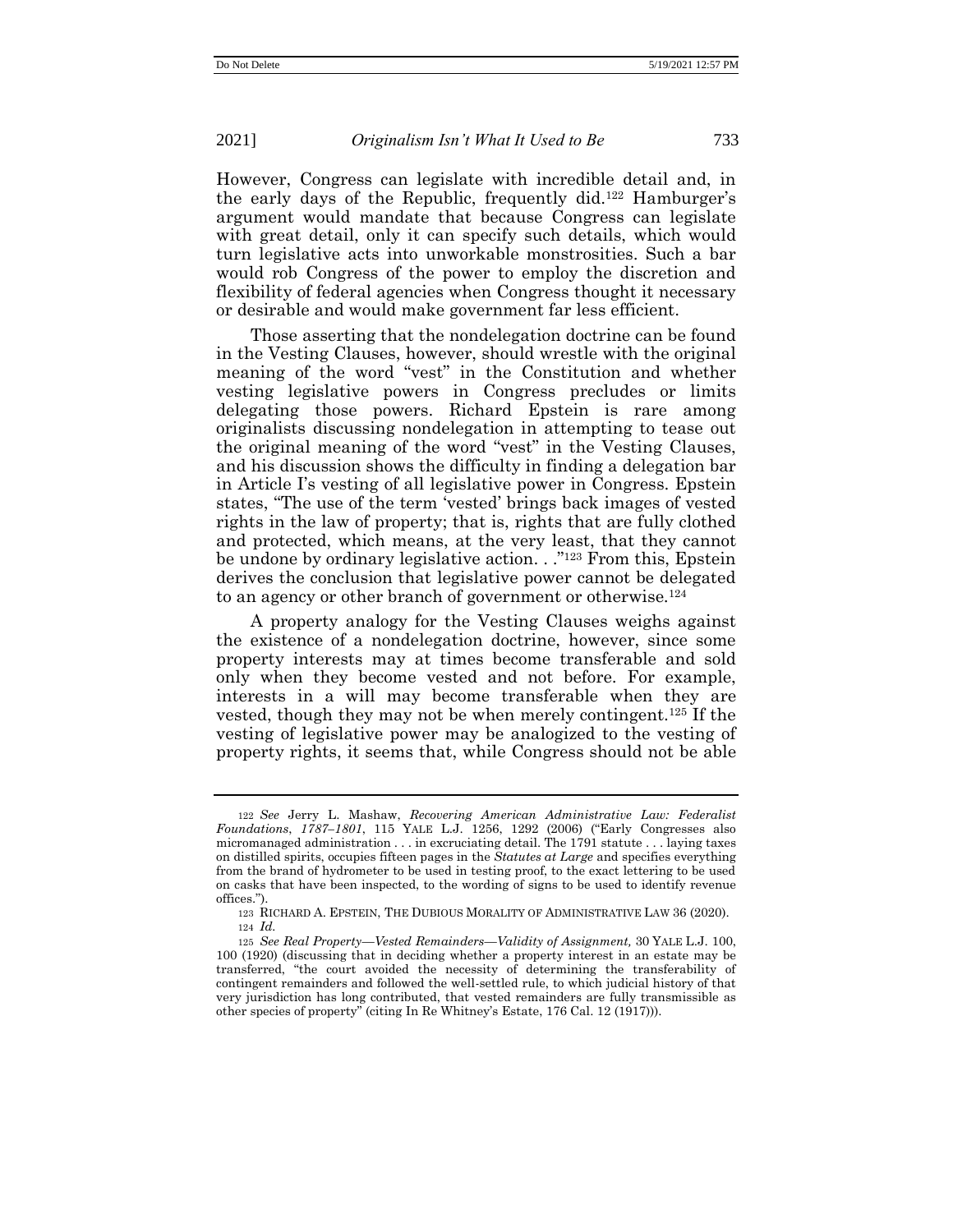However, Congress can legislate with incredible detail and, in the early days of the Republic, frequently did.[122] Hamburger's argument would mandate that because Congress can legislate with great detail, only it can specify such details, which would turn legislative acts into unworkable monstrosities. Such a bar would rob Congress of the power to employ the discretion and flexibility of federal agencies when Congress thought it necessary or desirable and would make government far less efficient.

Those asserting that the nondelegation doctrine can be found in the Vesting Clauses, however, should wrestle with the original meaning of the word "vest" in the Constitution and whether vesting legislative powers in Congress precludes or limits delegating those powers. Richard Epstein is rare among originalists discussing nondelegation in attempting to tease out the original meaning of the word "vest" in the Vesting Clauses, and his discussion shows the difficulty in finding a delegation bar in Article I's vesting of all legislative power in Congress. Epstein states, "The use of the term 'vested' brings back images of vested rights in the law of property; that is, rights that are fully clothed and protected, which means, at the very least, that they cannot be undone by ordinary legislative action. . ."[123] From this, Epstein derives the conclusion that legislative power cannot be delegated to an agency or other branch of government or otherwise.[124]

A property analogy for the Vesting Clauses weighs against the existence of a nondelegation doctrine, however, since some property interests may at times become transferable and sold only when they become vested and not before. For example, interests in a will may become transferable when they are vested, though they may not be when merely contingent.[125] If the vesting of legislative power may be analogized to the vesting of property rights, it seems that, while Congress should not be able

---

122 *See* Jerry L. Mashaw, *Recovering American Administrative Law: Federalist Foundations*, *1787–1801*, 115 YALE L.J. 1256, 1292 (2006) ("Early Congresses also micromanaged administration . . . in excruciating detail. The 1791 statute . . . laying taxes on distilled spirits, occupies fifteen pages in the *Statutes at Large* and specifies everything from the brand of hydrometer to be used in testing proof, to the exact lettering to be used on casks that have been inspected, to the wording of signs to be used to identify revenue offices.").

123 RICHARD A. EPSTEIN, THE DUBIOUS MORALITY OF ADMINISTRATIVE LAW 36 (2020).

124 *Id.*

125 *See Real Property—Vested Remainders—Validity of Assignment,* 30 YALE L.J. 100, 100 (1920) (discussing that in deciding whether a property interest in an estate may be transferred, "the court avoided the necessity of determining the transferability of contingent remainders and followed the well-settled rule, to which judicial history of that very jurisdiction has long contributed, that vested remainders are fully transmissible as other species of property" (citing In Re Whitney's Estate, 176 Cal. 12 (1917))).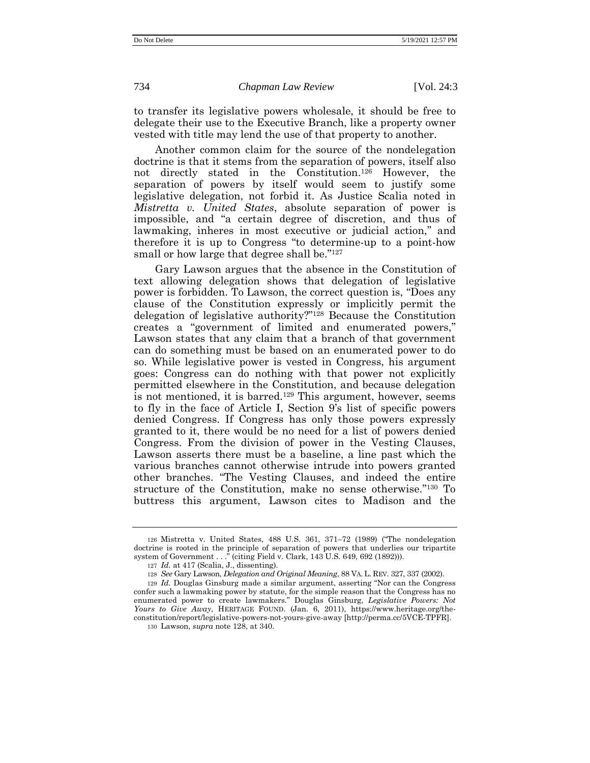to transfer its legislative powers wholesale, it should be free to delegate their use to the Executive Branch, like a property owner vested with title may lend the use of that property to another.

Another common claim for the source of the nondelegation doctrine is that it stems from the separation of powers, itself also not directly stated in the Constitution.[126] However, the separation of powers by itself would seem to justify some legislative delegation, not forbid it. As Justice Scalia noted in *Mistretta v. United States*, absolute separation of power is impossible, and "a certain degree of discretion, and thus of lawmaking, inheres in most executive or judicial action," and therefore it is up to Congress "to determine-up to a point-how small or how large that degree shall be."[127]

Gary Lawson argues that the absence in the Constitution of text allowing delegation shows that delegation of legislative power is forbidden. To Lawson, the correct question is, "Does any clause of the Constitution expressly or implicitly permit the delegation of legislative authority?"[128] Because the Constitution creates a "government of limited and enumerated powers," Lawson states that any claim that a branch of that government can do something must be based on an enumerated power to do so. While legislative power is vested in Congress, his argument goes: Congress can do nothing with that power not explicitly permitted elsewhere in the Constitution, and because delegation is not mentioned, it is barred.[129] This argument, however, seems to fly in the face of Article I, Section 9's list of specific powers denied Congress. If Congress has only those powers expressly granted to it, there would be no need for a list of powers denied Congress. From the division of power in the Vesting Clauses, Lawson asserts there must be a baseline, a line past which the various branches cannot otherwise intrude into powers granted other branches. "The Vesting Clauses, and indeed the entire structure of the Constitution, make no sense otherwise."[130] To buttress this argument, Lawson cites to Madison and the

---

126 Mistretta v. United States, 488 U.S. 361, 371–72 (1989) ("The nondelegation doctrine is rooted in the principle of separation of powers that underlies our tripartite system of Government . . ." (citing Field v. Clark, 143 U.S. 649, 692 (1892))).

127 *Id.* at 417 (Scalia, J., dissenting).

128 *See* Gary Lawson, *Delegation and Original Meaning*, 88 VA. L. REV. 327, 337 (2002).

129 *Id.* Douglas Ginsburg made a similar argument, asserting "Nor can the Congress confer such a lawmaking power by statute, for the simple reason that the Congress has no enumerated power to create lawmakers." Douglas Ginsburg, *Legislative Powers: Not Yours to Give Away*, HERITAGE FOUND. (Jan. 6, 2011), https://www.heritage.org/the-constitution/report/legislative-powers-not-yours-give-away [http://perma.cc/5VCE-TPFR].

130 Lawson, *supra* note 128, at 340.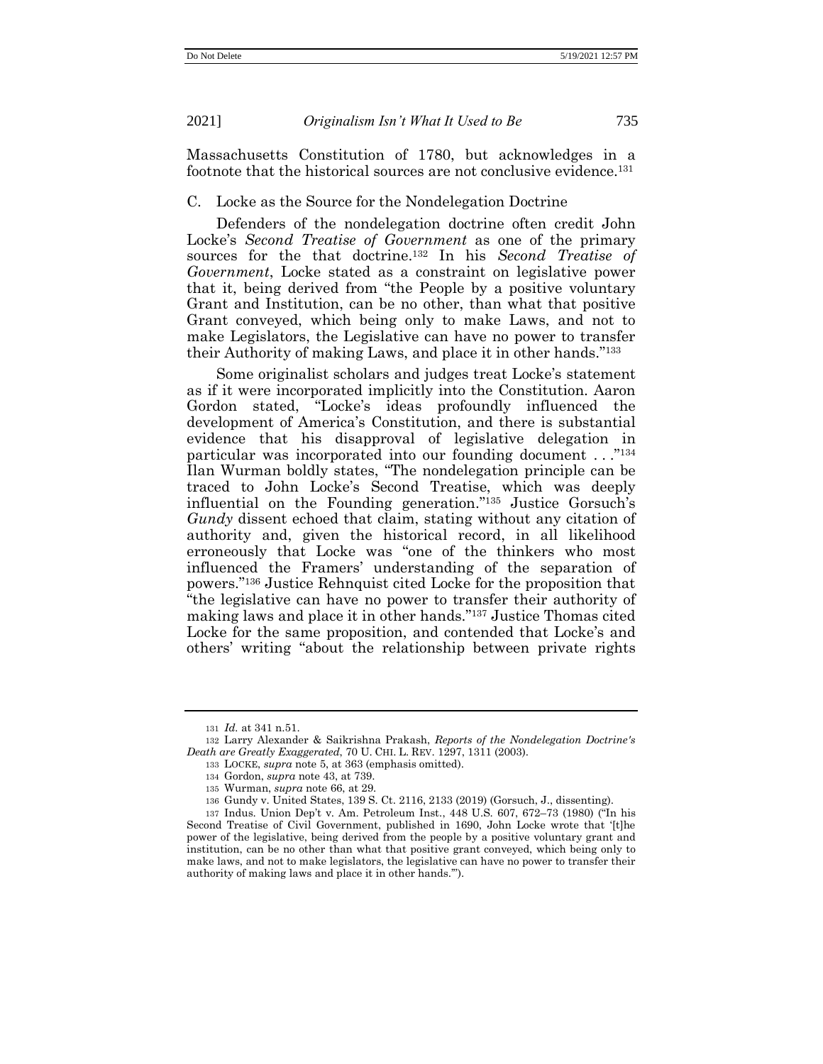Massachusetts Constitution of 1780, but acknowledges in a footnote that the historical sources are not conclusive evidence.[131]

### C. Locke as the Source for the Nondelegation Doctrine

Defenders of the nondelegation doctrine often credit John Locke's *Second Treatise of Government* as one of the primary sources for the that doctrine.[132] In his *Second Treatise of Government*, Locke stated as a constraint on legislative power that it, being derived from "the People by a positive voluntary Grant and Institution, can be no other, than what that positive Grant conveyed, which being only to make Laws, and not to make Legislators, the Legislative can have no power to transfer their Authority of making Laws, and place it in other hands."[133]

Some originalist scholars and judges treat Locke's statement as if it were incorporated implicitly into the Constitution. Aaron Gordon stated, "Locke's ideas profoundly influenced the development of America's Constitution, and there is substantial evidence that his disapproval of legislative delegation in particular was incorporated into our founding document . . ."[134] Ilan Wurman boldly states, "The nondelegation principle can be traced to John Locke's Second Treatise, which was deeply influential on the Founding generation."[135] Justice Gorsuch's *Gundy* dissent echoed that claim, stating without any citation of authority and, given the historical record, in all likelihood erroneously that Locke was "one of the thinkers who most influenced the Framers' understanding of the separation of powers."[136] Justice Rehnquist cited Locke for the proposition that "the legislative can have no power to transfer their authority of making laws and place it in other hands."[137] Justice Thomas cited Locke for the same proposition, and contended that Locke's and others' writing "about the relationship between private rights

---

131 *Id.* at 341 n.51.

132 Larry Alexander & Saikrishna Prakash, *Reports of the Nondelegation Doctrine's Death are Greatly Exaggerated*, 70 U. CHI. L. REV. 1297, 1311 (2003).

133 LOCKE, *supra* note 5, at 363 (emphasis omitted).

134 Gordon, *supra* note 43, at 739.

135 Wurman, *supra* note 66, at 29.

136 Gundy v. United States, 139 S. Ct. 2116, 2133 (2019) (Gorsuch, J., dissenting).

137 Indus. Union Dep't v. Am. Petroleum Inst., 448 U.S. 607, 672–73 (1980) ("In his Second Treatise of Civil Government, published in 1690, John Locke wrote that '[t]he power of the legislative, being derived from the people by a positive voluntary grant and institution, can be no other than what that positive grant conveyed, which being only to make laws, and not to make legislators, the legislative can have no power to transfer their authority of making laws and place it in other hands.'").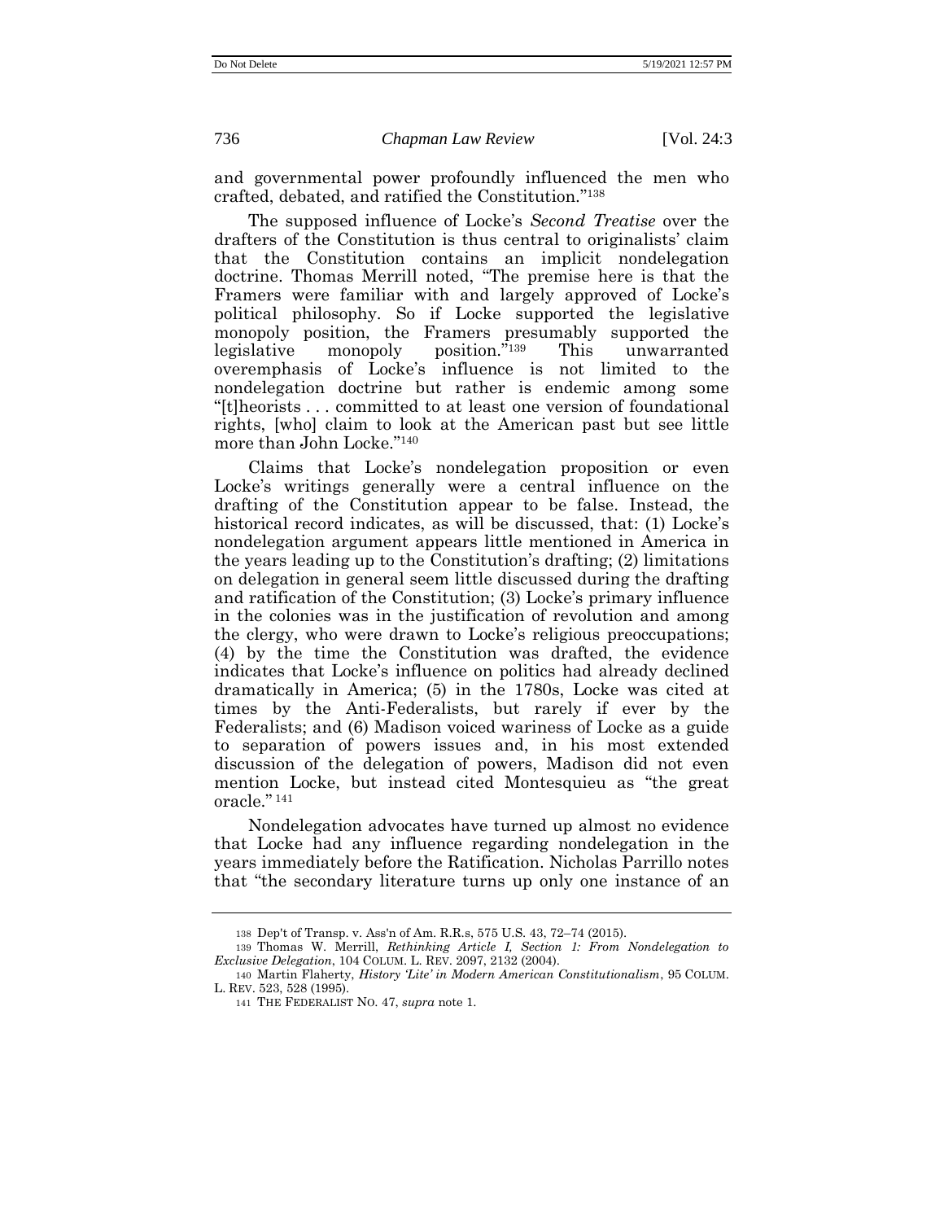and governmental power profoundly influenced the men who crafted, debated, and ratified the Constitution."[138]

The supposed influence of Locke's *Second Treatise* over the drafters of the Constitution is thus central to originalists' claim that the Constitution contains an implicit nondelegation doctrine. Thomas Merrill noted, "The premise here is that the Framers were familiar with and largely approved of Locke's political philosophy. So if Locke supported the legislative monopoly position, the Framers presumably supported the legislative monopoly position."[139] This unwarranted overemphasis of Locke's influence is not limited to the nondelegation doctrine but rather is endemic among some "[t]heorists . . . committed to at least one version of foundational rights, [who] claim to look at the American past but see little more than John Locke."[140]

Claims that Locke's nondelegation proposition or even Locke's writings generally were a central influence on the drafting of the Constitution appear to be false. Instead, the historical record indicates, as will be discussed, that: (1) Locke's nondelegation argument appears little mentioned in America in the years leading up to the Constitution's drafting; (2) limitations on delegation in general seem little discussed during the drafting and ratification of the Constitution; (3) Locke's primary influence in the colonies was in the justification of revolution and among the clergy, who were drawn to Locke's religious preoccupations; (4) by the time the Constitution was drafted, the evidence indicates that Locke's influence on politics had already declined dramatically in America; (5) in the 1780s, Locke was cited at times by the Anti-Federalists, but rarely if ever by the Federalists; and (6) Madison voiced wariness of Locke as a guide to separation of powers issues and, in his most extended discussion of the delegation of powers, Madison did not even mention Locke, but instead cited Montesquieu as "the great oracle." [141]

Nondelegation advocates have turned up almost no evidence that Locke had any influence regarding nondelegation in the years immediately before the Ratification. Nicholas Parrillo notes that "the secondary literature turns up only one instance of an

---

138 Dep't of Transp. v. Ass'n of Am. R.R.s, 575 U.S. 43, 72–74 (2015).

139 Thomas W. Merrill, *Rethinking Article I, Section 1: From Nondelegation to Exclusive Delegation*, 104 COLUM. L. REV. 2097, 2132 (2004).

140 Martin Flaherty, *History 'Lite' in Modern American Constitutionalism*, 95 COLUM. L. REV. 523, 528 (1995).

141 THE FEDERALIST NO. 47, *supra* note 1.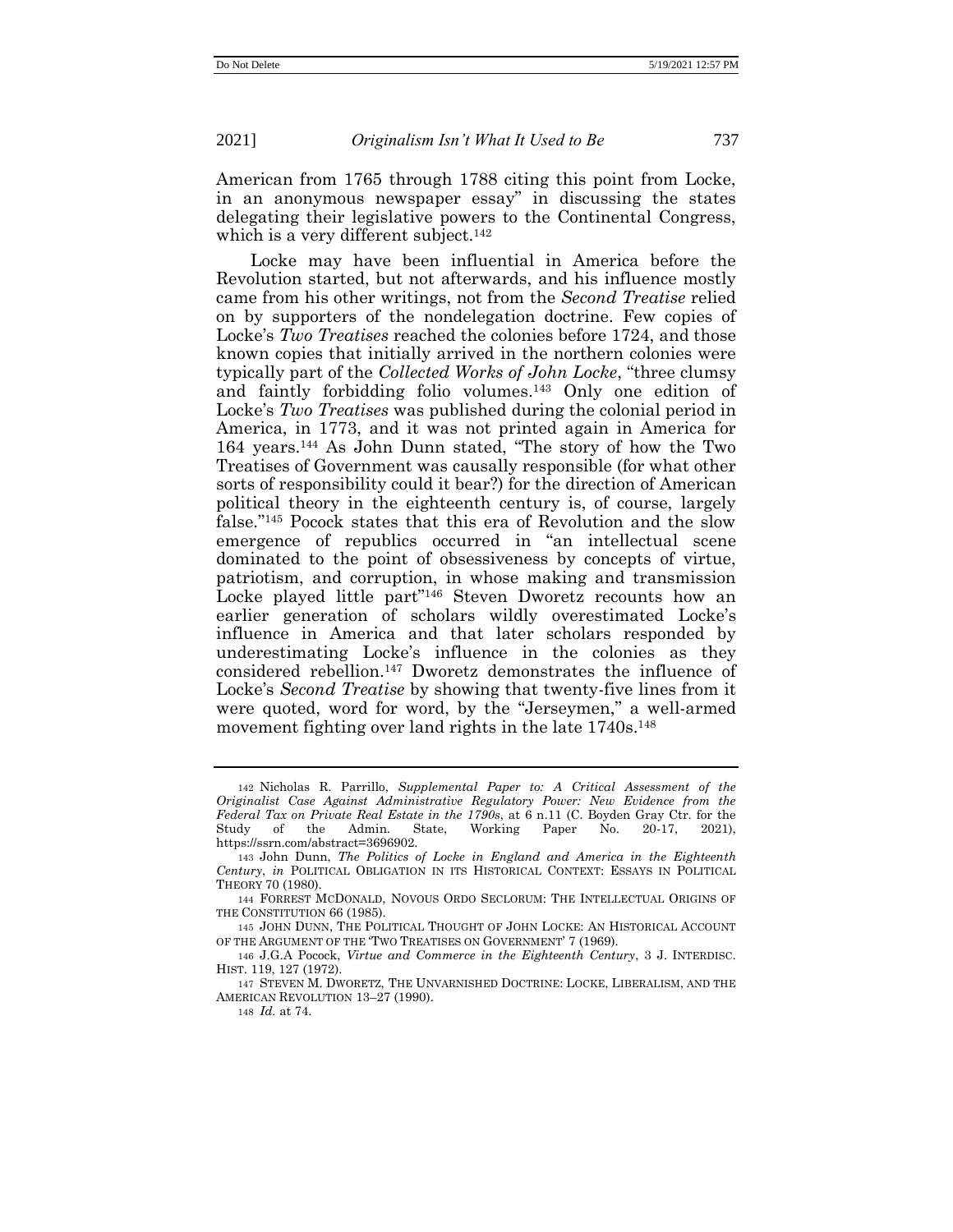American from 1765 through 1788 citing this point from Locke, in an anonymous newspaper essay" in discussing the states delegating their legislative powers to the Continental Congress, which is a very different subject.[142]

Locke may have been influential in America before the Revolution started, but not afterwards, and his influence mostly came from his other writings, not from the *Second Treatise* relied on by supporters of the nondelegation doctrine. Few copies of Locke's *Two Treatises* reached the colonies before 1724, and those known copies that initially arrived in the northern colonies were typically part of the *Collected Works of John Locke*, "three clumsy and faintly forbidding folio volumes.[143] Only one edition of Locke's *Two Treatises* was published during the colonial period in America, in 1773, and it was not printed again in America for 164 years.[144] As John Dunn stated, "The story of how the Two Treatises of Government was causally responsible (for what other sorts of responsibility could it bear?) for the direction of American political theory in the eighteenth century is, of course, largely false."[145] Pocock states that this era of Revolution and the slow emergence of republics occurred in "an intellectual scene dominated to the point of obsessiveness by concepts of virtue, patriotism, and corruption, in whose making and transmission Locke played little part"[146] Steven Dworetz recounts how an earlier generation of scholars wildly overestimated Locke's influence in America and that later scholars responded by underestimating Locke's influence in the colonies as they considered rebellion.[147] Dworetz demonstrates the influence of Locke's *Second Treatise* by showing that twenty-five lines from it were quoted, word for word, by the "Jerseymen," a well-armed movement fighting over land rights in the late 1740s.[148]

---

142 Nicholas R. Parrillo, *Supplemental Paper to: A Critical Assessment of the Originalist Case Against Administrative Regulatory Power: New Evidence from the Federal Tax on Private Real Estate in the 1790s*, at 6 n.11 (C. Boyden Gray Ctr. for the Study of the Admin. State, Working Paper No. 20-17, 2021), https://ssrn.com/abstract=3696902.

143 John Dunn, *The Politics of Locke in England and America in the Eighteenth Century*, *in* POLITICAL OBLIGATION IN ITS HISTORICAL CONTEXT: ESSAYS IN POLITICAL THEORY 70 (1980).

144 FORREST MCDONALD, NOVOUS ORDO SECLORUM: THE INTELLECTUAL ORIGINS OF THE CONSTITUTION 66 (1985).

145 JOHN DUNN, THE POLITICAL THOUGHT OF JOHN LOCKE: AN HISTORICAL ACCOUNT OF THE ARGUMENT OF THE 'TWO TREATISES ON GOVERNMENT' 7 (1969).

146 J.G.A Pocock, *Virtue and Commerce in the Eighteenth Century*, 3 J. INTERDISC. HIST. 119, 127 (1972).

147 STEVEN M. DWORETZ, THE UNVARNISHED DOCTRINE: LOCKE, LIBERALISM, AND THE AMERICAN REVOLUTION 13–27 (1990).

148 *Id.* at 74.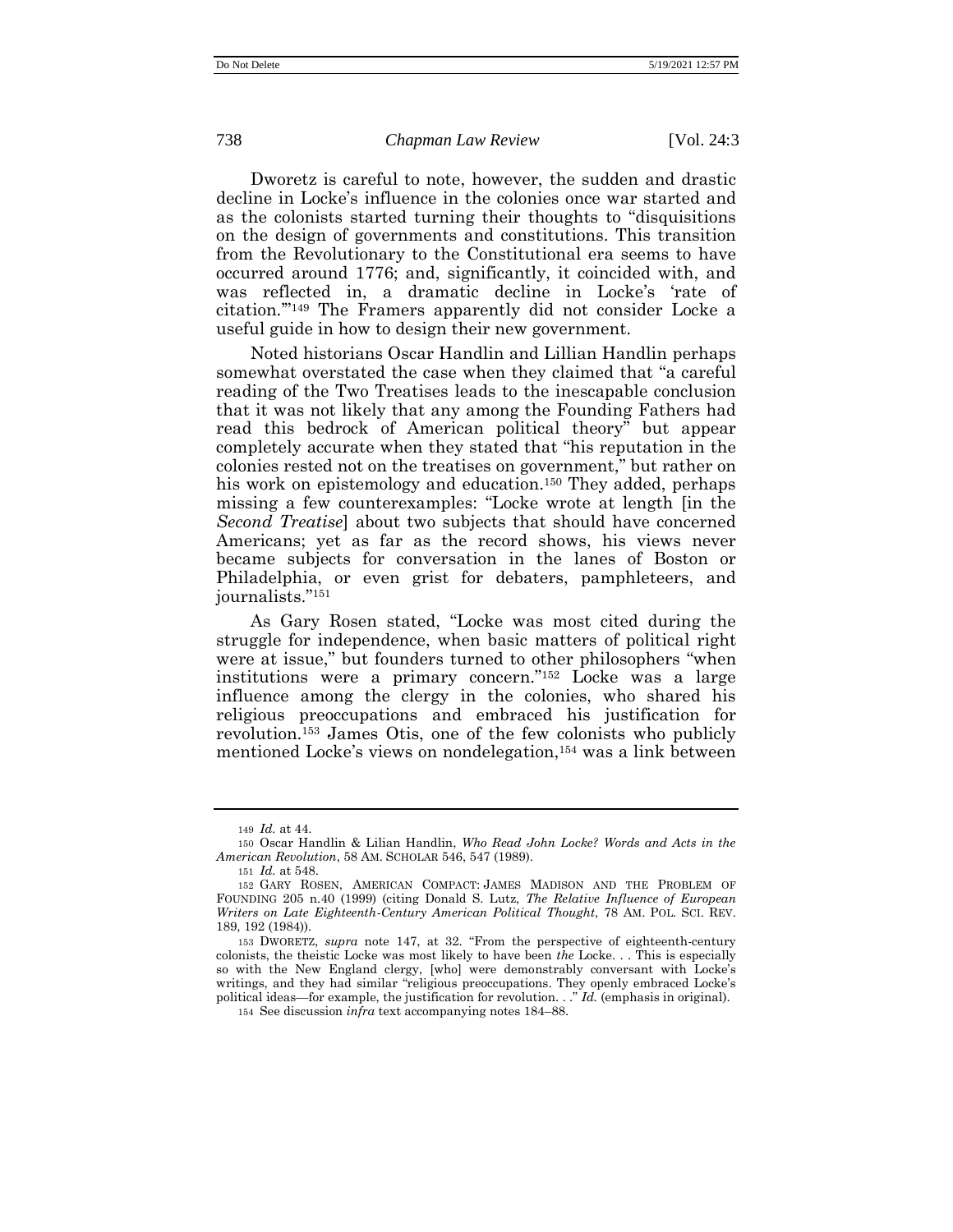Dworetz is careful to note, however, the sudden and drastic decline in Locke's influence in the colonies once war started and as the colonists started turning their thoughts to "disquisitions on the design of governments and constitutions. This transition from the Revolutionary to the Constitutional era seems to have occurred around 1776; and, significantly, it coincided with, and was reflected in, a dramatic decline in Locke's 'rate of citation.'"[149] The Framers apparently did not consider Locke a useful guide in how to design their new government.

Noted historians Oscar Handlin and Lillian Handlin perhaps somewhat overstated the case when they claimed that "a careful reading of the Two Treatises leads to the inescapable conclusion that it was not likely that any among the Founding Fathers had read this bedrock of American political theory" but appear completely accurate when they stated that "his reputation in the colonies rested not on the treatises on government," but rather on his work on epistemology and education.[150] They added, perhaps missing a few counterexamples: "Locke wrote at length [in the *Second Treatise*] about two subjects that should have concerned Americans; yet as far as the record shows, his views never became subjects for conversation in the lanes of Boston or Philadelphia, or even grist for debaters, pamphleteers, and journalists."[151]

As Gary Rosen stated, "Locke was most cited during the struggle for independence, when basic matters of political right were at issue," but founders turned to other philosophers "when institutions were a primary concern."[152] Locke was a large influence among the clergy in the colonies, who shared his religious preoccupations and embraced his justification for revolution.[153] James Otis, one of the few colonists who publicly mentioned Locke's views on nondelegation,[154] was a link between

---

149 *Id.* at 44.

150 Oscar Handlin & Lilian Handlin, *Who Read John Locke? Words and Acts in the American Revolution*, 58 AM. SCHOLAR 546, 547 (1989).

151 *Id.* at 548.

152 GARY ROSEN, AMERICAN COMPACT: JAMES MADISON AND THE PROBLEM OF FOUNDING 205 n.40 (1999) (citing Donald S. Lutz, *The Relative Influence of European Writers on Late Eighteenth-Century American Political Thought*, 78 AM. POL. SCI. REV. 189, 192 (1984)).

153 DWORETZ, *supra* note 147, at 32. "From the perspective of eighteenth-century colonists, the theistic Locke was most likely to have been *the* Locke. . . This is especially so with the New England clergy, [who] were demonstrably conversant with Locke's writings, and they had similar "religious preoccupations. They openly embraced Locke's political ideas—for example, the justification for revolution. . ." *Id.* (emphasis in original).

154 See discussion *infra* text accompanying notes 184–88.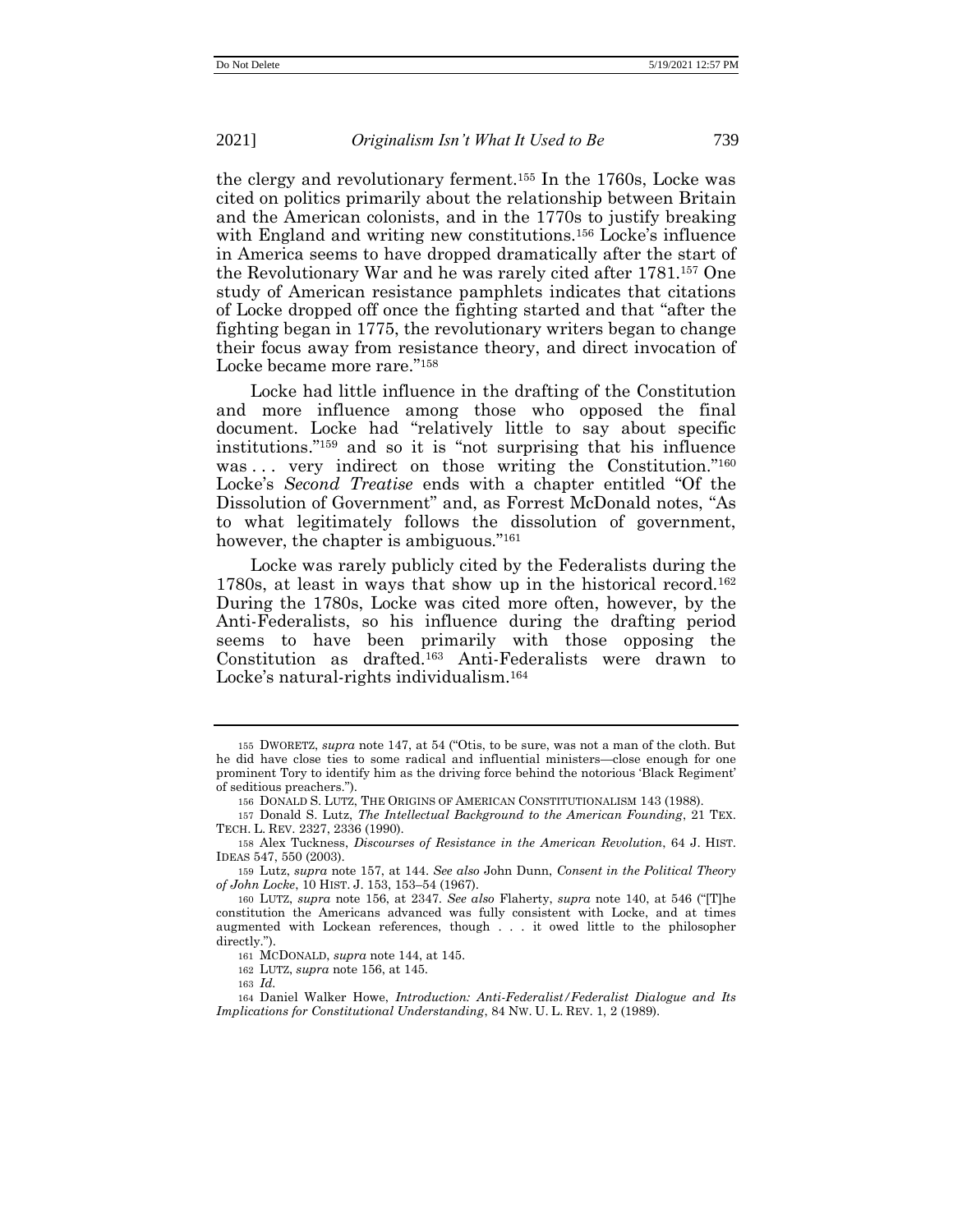the clergy and revolutionary ferment.[155] In the 1760s, Locke was cited on politics primarily about the relationship between Britain and the American colonists, and in the 1770s to justify breaking with England and writing new constitutions.[156] Locke's influence in America seems to have dropped dramatically after the start of the Revolutionary War and he was rarely cited after 1781.[157] One study of American resistance pamphlets indicates that citations of Locke dropped off once the fighting started and that "after the fighting began in 1775, the revolutionary writers began to change their focus away from resistance theory, and direct invocation of Locke became more rare."[158]

Locke had little influence in the drafting of the Constitution and more influence among those who opposed the final document. Locke had "relatively little to say about specific institutions."[159] and so it is "not surprising that his influence was . . . very indirect on those writing the Constitution."[160] Locke's *Second Treatise* ends with a chapter entitled "Of the Dissolution of Government" and, as Forrest McDonald notes, "As to what legitimately follows the dissolution of government, however, the chapter is ambiguous."[161]

Locke was rarely publicly cited by the Federalists during the 1780s, at least in ways that show up in the historical record.[162] During the 1780s, Locke was cited more often, however, by the Anti-Federalists, so his influence during the drafting period seems to have been primarily with those opposing the Constitution as drafted.[163] Anti-Federalists were drawn to Locke's natural-rights individualism.[164]

---

155 DWORETZ, *supra* note 147, at 54 ("Otis, to be sure, was not a man of the cloth. But he did have close ties to some radical and influential ministers—close enough for one prominent Tory to identify him as the driving force behind the notorious 'Black Regiment' of seditious preachers.").

156 DONALD S. LUTZ, THE ORIGINS OF AMERICAN CONSTITUTIONALISM 143 (1988).

157 Donald S. Lutz, *The Intellectual Background to the American Founding*, 21 TEX. TECH. L. REV. 2327, 2336 (1990).

158 Alex Tuckness, *Discourses of Resistance in the American Revolution*, 64 J. HIST. IDEAS 547, 550 (2003).

159 Lutz, *supra* note 157, at 144. *See also* John Dunn, *Consent in the Political Theory of John Locke*, 10 HIST. J. 153, 153–54 (1967).

160 LUTZ, *supra* note 156, at 2347. *See also* Flaherty, *supra* note 140, at 546 ("[T]he constitution the Americans advanced was fully consistent with Locke, and at times augmented with Lockean references, though . . . it owed little to the philosopher directly.").

161 MCDONALD, *supra* note 144, at 145.

162 LUTZ, *supra* note 156, at 145.

163 *Id.*

164 Daniel Walker Howe, *Introduction: Anti-Federalist/Federalist Dialogue and Its Implications for Constitutional Understanding*, 84 NW. U. L. REV. 1, 2 (1989).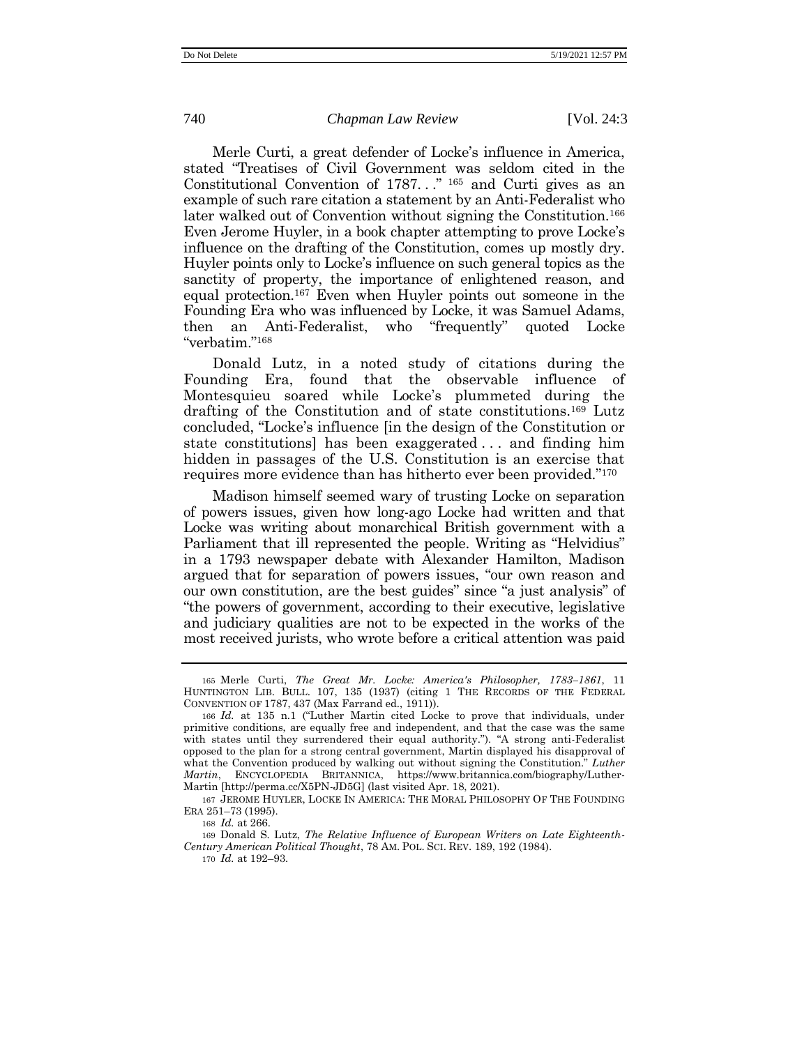Merle Curti, a great defender of Locke's influence in America, stated "Treatises of Civil Government was seldom cited in the Constitutional Convention of 1787. . ." [165] and Curti gives as an example of such rare citation a statement by an Anti-Federalist who later walked out of Convention without signing the Constitution.[166] Even Jerome Huyler, in a book chapter attempting to prove Locke's influence on the drafting of the Constitution, comes up mostly dry. Huyler points only to Locke's influence on such general topics as the sanctity of property, the importance of enlightened reason, and equal protection.[167] Even when Huyler points out someone in the Founding Era who was influenced by Locke, it was Samuel Adams, then an Anti-Federalist, who "frequently" quoted Locke "verbatim."[168]

Donald Lutz, in a noted study of citations during the Founding Era, found that the observable influence of Montesquieu soared while Locke's plummeted during the drafting of the Constitution and of state constitutions.[169] Lutz concluded, "Locke's influence [in the design of the Constitution or state constitutions] has been exaggerated . . . and finding him hidden in passages of the U.S. Constitution is an exercise that requires more evidence than has hitherto ever been provided."[170]

Madison himself seemed wary of trusting Locke on separation of powers issues, given how long-ago Locke had written and that Locke was writing about monarchical British government with a Parliament that ill represented the people. Writing as "Helvidius" in a 1793 newspaper debate with Alexander Hamilton, Madison argued that for separation of powers issues, "our own reason and our own constitution, are the best guides" since "a just analysis" of "the powers of government, according to their executive, legislative and judiciary qualities are not to be expected in the works of the most received jurists, who wrote before a critical attention was paid

---

165 Merle Curti, *The Great Mr. Locke: America's Philosopher, 1783–1861*, 11 HUNTINGTON LIB. BULL. 107, 135 (1937) (citing 1 THE RECORDS OF THE FEDERAL CONVENTION OF 1787, 437 (Max Farrand ed., 1911)).

166 *Id.* at 135 n.1 ("Luther Martin cited Locke to prove that individuals, under primitive conditions, are equally free and independent, and that the case was the same with states until they surrendered their equal authority."). "A strong anti-Federalist opposed to the plan for a strong central government, Martin displayed his disapproval of what the Convention produced by walking out without signing the Constitution." *Luther Martin*, ENCYCLOPEDIA BRITANNICA, https://www.britannica.com/biography/Luther-Martin [http://perma.cc/X5PN-JD5G] (last visited Apr. 18, 2021).

167 JEROME HUYLER, LOCKE IN AMERICA: THE MORAL PHILOSOPHY OF THE FOUNDING ERA 251–73 (1995).

168 *Id.* at 266.

169 Donald S. Lutz, *The Relative Influence of European Writers on Late Eighteenth-Century American Political Thought*, 78 AM. POL. SCI. REV. 189, 192 (1984).

170 *Id.* at 192–93.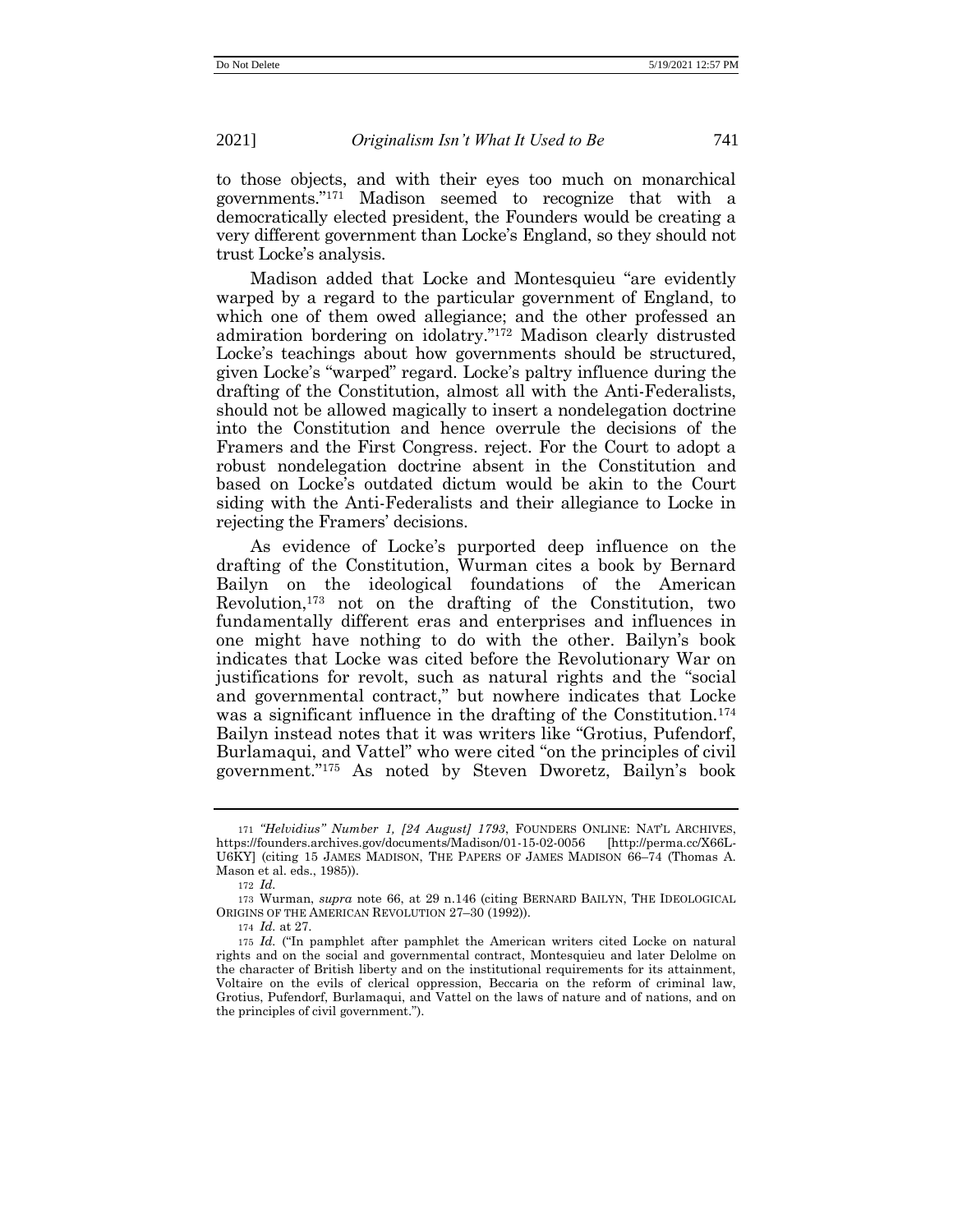to those objects, and with their eyes too much on monarchical governments."[171] Madison seemed to recognize that with a democratically elected president, the Founders would be creating a very different government than Locke's England, so they should not trust Locke's analysis.

Madison added that Locke and Montesquieu "are evidently warped by a regard to the particular government of England, to which one of them owed allegiance; and the other professed an admiration bordering on idolatry."[172] Madison clearly distrusted Locke's teachings about how governments should be structured, given Locke's "warped" regard. Locke's paltry influence during the drafting of the Constitution, almost all with the Anti-Federalists, should not be allowed magically to insert a nondelegation doctrine into the Constitution and hence overrule the decisions of the Framers and the First Congress. reject. For the Court to adopt a robust nondelegation doctrine absent in the Constitution and based on Locke's outdated dictum would be akin to the Court siding with the Anti-Federalists and their allegiance to Locke in rejecting the Framers' decisions.

As evidence of Locke's purported deep influence on the drafting of the Constitution, Wurman cites a book by Bernard Bailyn on the ideological foundations of the American Revolution,[173] not on the drafting of the Constitution, two fundamentally different eras and enterprises and influences in one might have nothing to do with the other. Bailyn's book indicates that Locke was cited before the Revolutionary War on justifications for revolt, such as natural rights and the "social and governmental contract," but nowhere indicates that Locke was a significant influence in the drafting of the Constitution.[174] Bailyn instead notes that it was writers like "Grotius, Pufendorf, Burlamaqui, and Vattel" who were cited "on the principles of civil government."[175] As noted by Steven Dworetz, Bailyn's book

---

171 *"Helvidius" Number 1, [24 August] 1793*, FOUNDERS ONLINE: NAT'L ARCHIVES, https://founders.archives.gov/documents/Madison/01-15-02-0056 [http://perma.cc/X66L-U6KY] (citing 15 JAMES MADISON, THE PAPERS OF JAMES MADISON 66–74 (Thomas A. Mason et al. eds., 1985)).

172 *Id.*

173 Wurman, *supra* note 66, at 29 n.146 (citing BERNARD BAILYN, THE IDEOLOGICAL ORIGINS OF THE AMERICAN REVOLUTION 27–30 (1992)).

174 *Id.* at 27.

175 *Id.* ("In pamphlet after pamphlet the American writers cited Locke on natural rights and on the social and governmental contract, Montesquieu and later Delolme on the character of British liberty and on the institutional requirements for its attainment, Voltaire on the evils of clerical oppression, Beccaria on the reform of criminal law, Grotius, Pufendorf, Burlamaqui, and Vattel on the laws of nature and of nations, and on the principles of civil government.").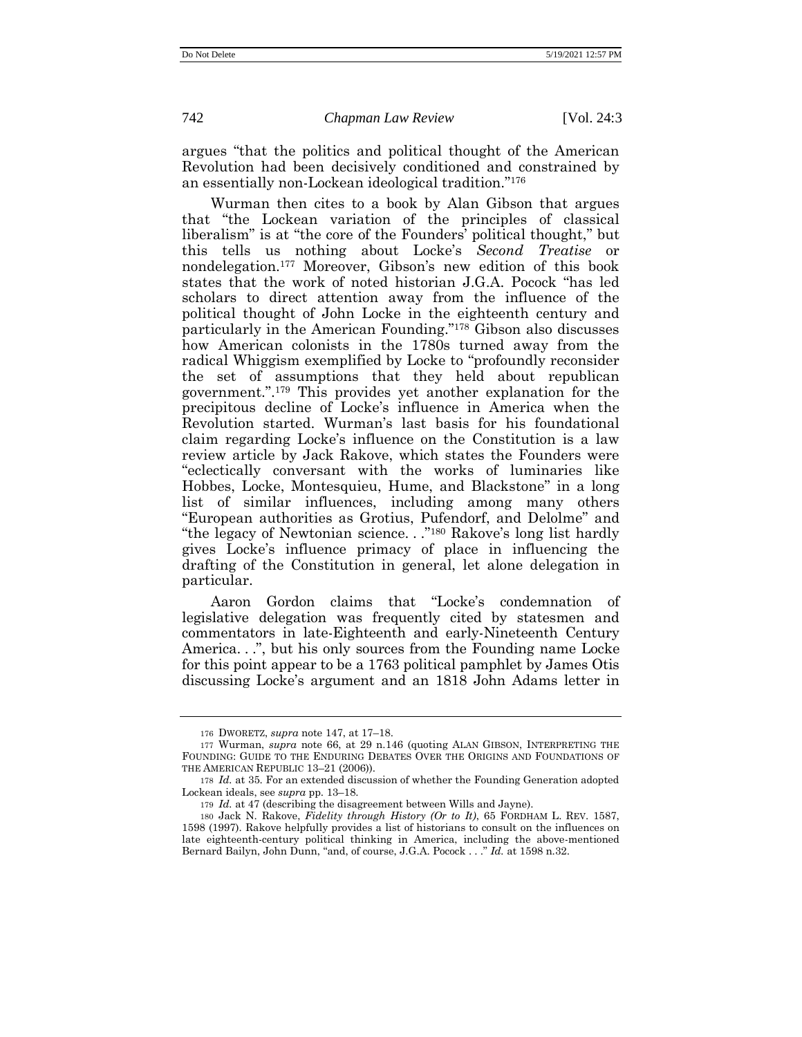argues "that the politics and political thought of the American Revolution had been decisively conditioned and constrained by an essentially non-Lockean ideological tradition."[176]

Wurman then cites to a book by Alan Gibson that argues that "the Lockean variation of the principles of classical liberalism" is at "the core of the Founders' political thought," but this tells us nothing about Locke's *Second Treatise* or nondelegation.[177] Moreover, Gibson's new edition of this book states that the work of noted historian J.G.A. Pocock "has led scholars to direct attention away from the influence of the political thought of John Locke in the eighteenth century and particularly in the American Founding."[178] Gibson also discusses how American colonists in the 1780s turned away from the radical Whiggism exemplified by Locke to "profoundly reconsider the set of assumptions that they held about republican government.".[179] This provides yet another explanation for the precipitous decline of Locke's influence in America when the Revolution started. Wurman's last basis for his foundational claim regarding Locke's influence on the Constitution is a law review article by Jack Rakove, which states the Founders were "eclectically conversant with the works of luminaries like Hobbes, Locke, Montesquieu, Hume, and Blackstone" in a long list of similar influences, including among many others "European authorities as Grotius, Pufendorf, and Delolme" and "the legacy of Newtonian science. . ."[180] Rakove's long list hardly gives Locke's influence primacy of place in influencing the drafting of the Constitution in general, let alone delegation in particular.

Aaron Gordon claims that "Locke's condemnation of legislative delegation was frequently cited by statesmen and commentators in late-Eighteenth and early-Nineteenth Century America. . .", but his only sources from the Founding name Locke for this point appear to be a 1763 political pamphlet by James Otis discussing Locke's argument and an 1818 John Adams letter in

---

176 DWORETZ, *supra* note 147, at 17–18.

177 Wurman, *supra* note 66, at 29 n.146 (quoting ALAN GIBSON, INTERPRETING THE FOUNDING: GUIDE TO THE ENDURING DEBATES OVER THE ORIGINS AND FOUNDATIONS OF THE AMERICAN REPUBLIC 13–21 (2006)).

178 *Id.* at 35. For an extended discussion of whether the Founding Generation adopted Lockean ideals, see *supra* pp. 13–18.

179 *Id.* at 47 (describing the disagreement between Wills and Jayne).

180 Jack N. Rakove, *Fidelity through History (Or to It)*, 65 FORDHAM L. REV. 1587, 1598 (1997). Rakove helpfully provides a list of historians to consult on the influences on late eighteenth-century political thinking in America, including the above-mentioned Bernard Bailyn, John Dunn, "and, of course, J.G.A. Pocock . . ." *Id.* at 1598 n.32.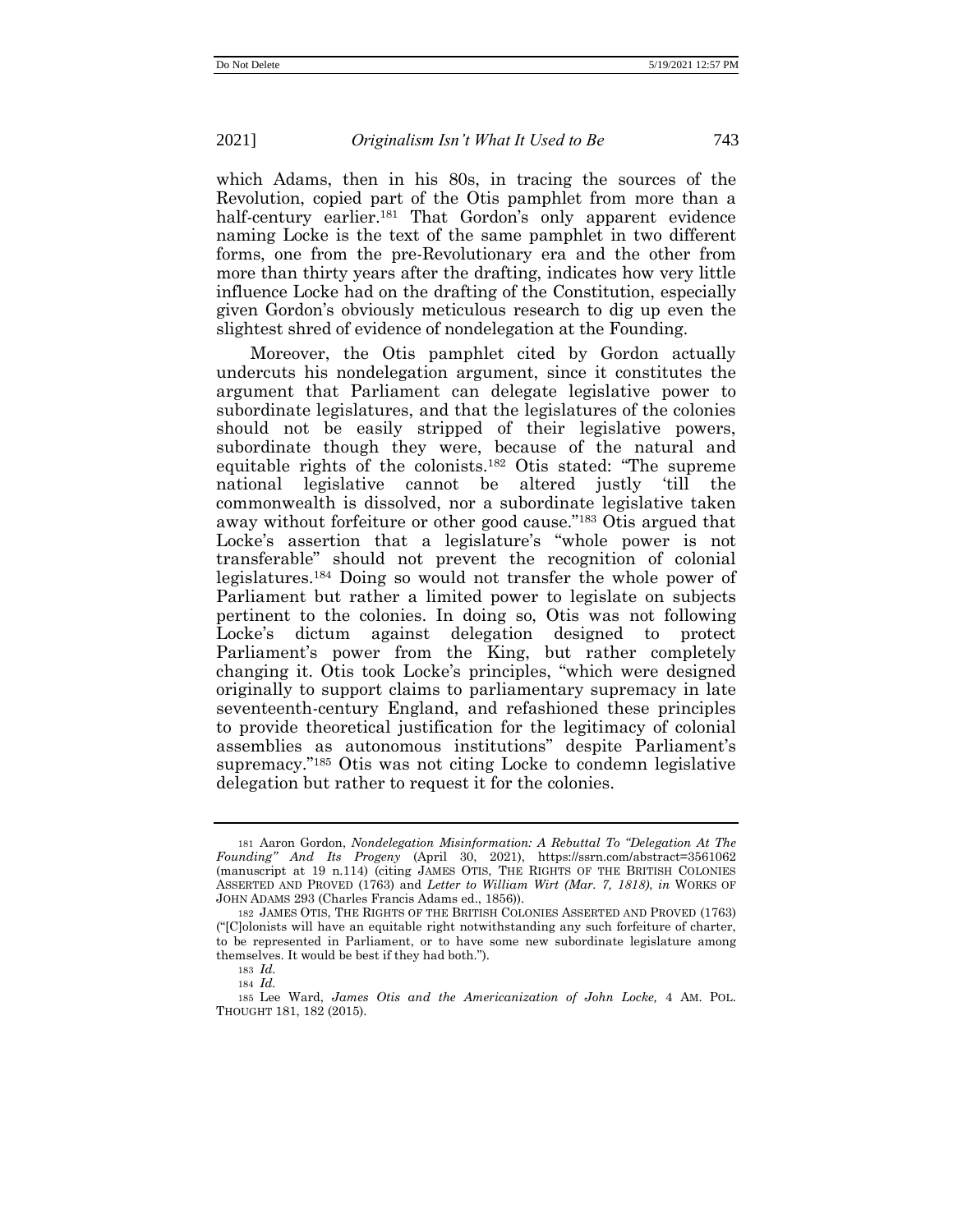which Adams, then in his 80s, in tracing the sources of the Revolution, copied part of the Otis pamphlet from more than a half-century earlier.[181] That Gordon's only apparent evidence naming Locke is the text of the same pamphlet in two different forms, one from the pre-Revolutionary era and the other from more than thirty years after the drafting, indicates how very little influence Locke had on the drafting of the Constitution, especially given Gordon's obviously meticulous research to dig up even the slightest shred of evidence of nondelegation at the Founding.

Moreover, the Otis pamphlet cited by Gordon actually undercuts his nondelegation argument, since it constitutes the argument that Parliament can delegate legislative power to subordinate legislatures, and that the legislatures of the colonies should not be easily stripped of their legislative powers, subordinate though they were, because of the natural and equitable rights of the colonists.[182] Otis stated: "The supreme national legislative cannot be altered justly 'till the commonwealth is dissolved, nor a subordinate legislative taken away without forfeiture or other good cause."[183] Otis argued that Locke's assertion that a legislature's "whole power is not transferable" should not prevent the recognition of colonial legislatures.[184] Doing so would not transfer the whole power of Parliament but rather a limited power to legislate on subjects pertinent to the colonies. In doing so, Otis was not following Locke's dictum against delegation designed to protect Parliament's power from the King, but rather completely changing it. Otis took Locke's principles, "which were designed originally to support claims to parliamentary supremacy in late seventeenth-century England, and refashioned these principles to provide theoretical justification for the legitimacy of colonial assemblies as autonomous institutions" despite Parliament's supremacy."[185] Otis was not citing Locke to condemn legislative delegation but rather to request it for the colonies.

---

181 Aaron Gordon, *Nondelegation Misinformation: A Rebuttal To "Delegation At The Founding" And Its Progeny* (April 30, 2021), https://ssrn.com/abstract=3561062 (manuscript at 19 n.114) (citing JAMES OTIS, THE RIGHTS OF THE BRITISH COLONIES ASSERTED AND PROVED (1763) and *Letter to William Wirt (Mar. 7, 1818)*, *in* WORKS OF JOHN ADAMS 293 (Charles Francis Adams ed., 1856)).

182 JAMES OTIS, THE RIGHTS OF THE BRITISH COLONIES ASSERTED AND PROVED (1763) ("[C]olonists will have an equitable right notwithstanding any such forfeiture of charter, to be represented in Parliament, or to have some new subordinate legislature among themselves. It would be best if they had both.").

183 *Id.*

184 *Id.*

185 Lee Ward, *James Otis and the Americanization of John Locke,* 4 AM. POL. THOUGHT 181, 182 (2015).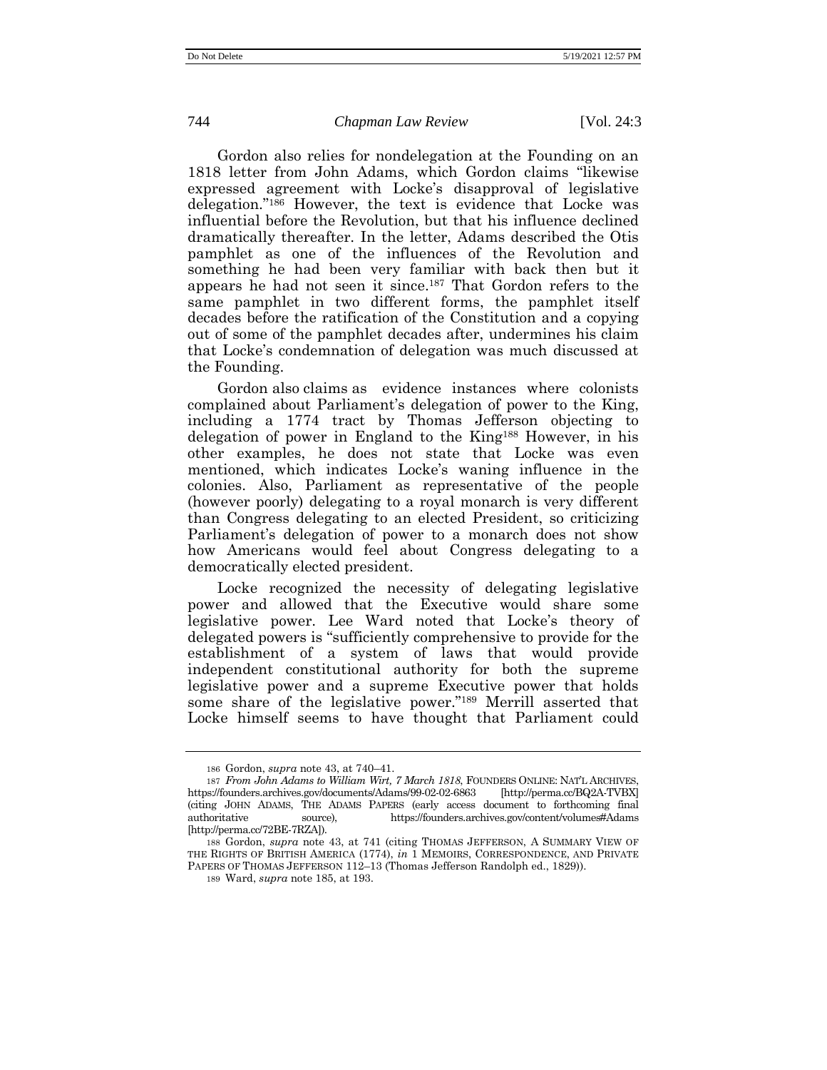Gordon also relies for nondelegation at the Founding on an 1818 letter from John Adams, which Gordon claims "likewise expressed agreement with Locke's disapproval of legislative delegation."[186] However, the text is evidence that Locke was influential before the Revolution, but that his influence declined dramatically thereafter. In the letter, Adams described the Otis pamphlet as one of the influences of the Revolution and something he had been very familiar with back then but it appears he had not seen it since.[187] That Gordon refers to the same pamphlet in two different forms, the pamphlet itself decades before the ratification of the Constitution and a copying out of some of the pamphlet decades after, undermines his claim that Locke's condemnation of delegation was much discussed at the Founding.

Gordon also claims as evidence instances where colonists complained about Parliament's delegation of power to the King, including a 1774 tract by Thomas Jefferson objecting to delegation of power in England to the King[188] However, in his other examples, he does not state that Locke was even mentioned, which indicates Locke's waning influence in the colonies. Also, Parliament as representative of the people (however poorly) delegating to a royal monarch is very different than Congress delegating to an elected President, so criticizing Parliament's delegation of power to a monarch does not show how Americans would feel about Congress delegating to a democratically elected president.

Locke recognized the necessity of delegating legislative power and allowed that the Executive would share some legislative power. Lee Ward noted that Locke's theory of delegated powers is "sufficiently comprehensive to provide for the establishment of a system of laws that would provide independent constitutional authority for both the supreme legislative power and a supreme Executive power that holds some share of the legislative power."[189] Merrill asserted that Locke himself seems to have thought that Parliament could

---

186 Gordon, *supra* note 43, at 740–41.

187 *From John Adams to William Wirt, 7 March 1818*, FOUNDERS ONLINE: NAT'L ARCHIVES, https://founders.archives.gov/documents/Adams/99-02-02-6863 [http://perma.cc/BQ2A-TVBX] (citing JOHN ADAMS, THE ADAMS PAPERS (early access document to forthcoming final authoritative source), https://founders.archives.gov/content/volumes#Adams [http://perma.cc/72BE-7RZA]).

188 Gordon, *supra* note 43, at 741 (citing THOMAS JEFFERSON, A SUMMARY VIEW OF THE RIGHTS OF BRITISH AMERICA (1774), *in* 1 MEMOIRS, CORRESPONDENCE, AND PRIVATE PAPERS OF THOMAS JEFFERSON 112–13 (Thomas Jefferson Randolph ed., 1829)).

189 Ward, *supra* note 185, at 193.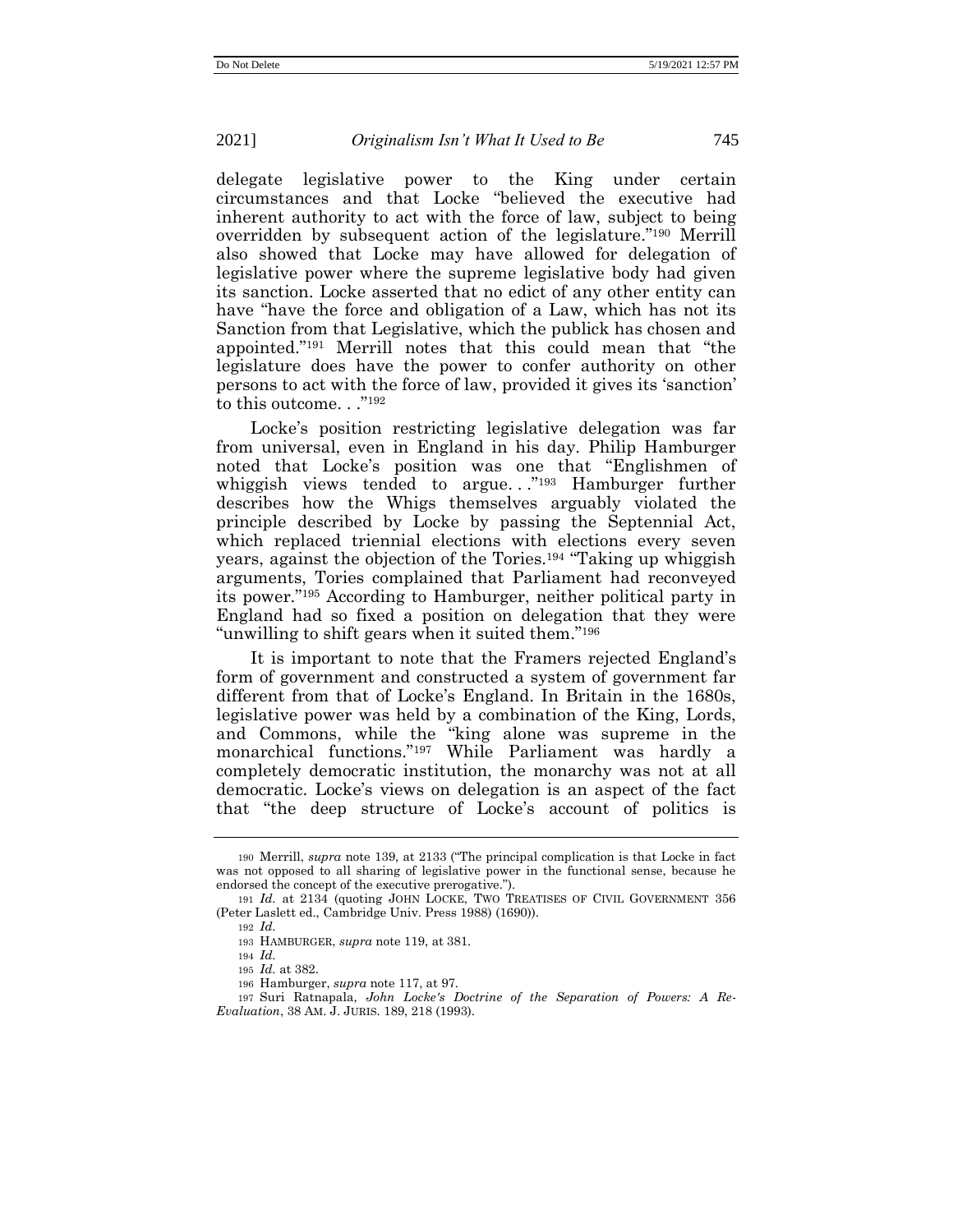delegate legislative power to the King under certain circumstances and that Locke "believed the executive had inherent authority to act with the force of law, subject to being overridden by subsequent action of the legislature."[190] Merrill also showed that Locke may have allowed for delegation of legislative power where the supreme legislative body had given its sanction. Locke asserted that no edict of any other entity can have "have the force and obligation of a Law, which has not its Sanction from that Legislative, which the publick has chosen and appointed."[191] Merrill notes that this could mean that "the legislature does have the power to confer authority on other persons to act with the force of law, provided it gives its 'sanction' to this outcome. . ."[192]

Locke's position restricting legislative delegation was far from universal, even in England in his day. Philip Hamburger noted that Locke's position was one that "Englishmen of whiggish views tended to argue. . ."[193] Hamburger further describes how the Whigs themselves arguably violated the principle described by Locke by passing the Septennial Act, which replaced triennial elections with elections every seven years, against the objection of the Tories.[194] "Taking up whiggish arguments, Tories complained that Parliament had reconveyed its power."[195] According to Hamburger, neither political party in England had so fixed a position on delegation that they were "unwilling to shift gears when it suited them."[196]

It is important to note that the Framers rejected England's form of government and constructed a system of government far different from that of Locke's England. In Britain in the 1680s, legislative power was held by a combination of the King, Lords, and Commons, while the "king alone was supreme in the monarchical functions."[197] While Parliament was hardly a completely democratic institution, the monarchy was not at all democratic. Locke's views on delegation is an aspect of the fact that "the deep structure of Locke's account of politics is

---

190 Merrill, *supra* note 139, at 2133 ("The principal complication is that Locke in fact was not opposed to all sharing of legislative power in the functional sense, because he endorsed the concept of the executive prerogative.").

191 *Id.* at 2134 (quoting JOHN LOCKE, TWO TREATISES OF CIVIL GOVERNMENT 356 (Peter Laslett ed., Cambridge Univ. Press 1988) (1690)).

192 *Id.*

193 HAMBURGER, *supra* note 119, at 381.

194 *Id.*

195 *Id.* at 382.

196 Hamburger, *supra* note 117, at 97.

197 Suri Ratnapala, *John Locke's Doctrine of the Separation of Powers: A Re-Evaluation*, 38 AM. J. JURIS. 189, 218 (1993).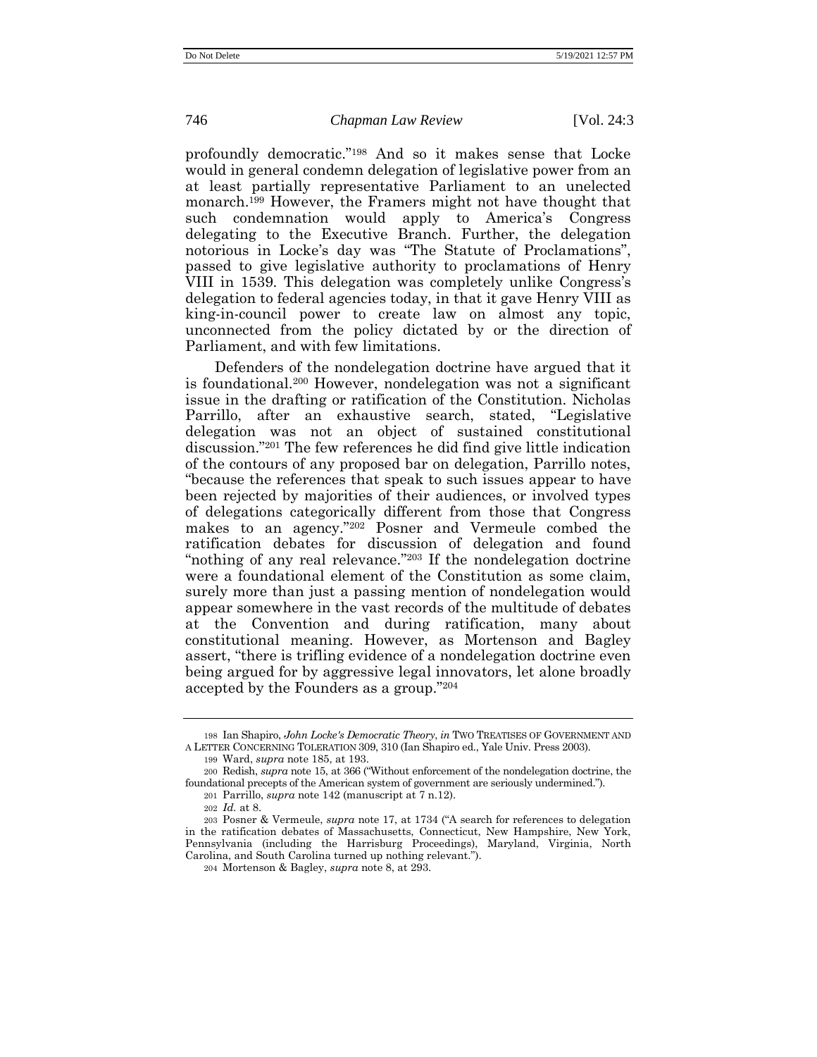profoundly democratic."[198] And so it makes sense that Locke would in general condemn delegation of legislative power from an at least partially representative Parliament to an unelected monarch.[199] However, the Framers might not have thought that such condemnation would apply to America's Congress delegating to the Executive Branch. Further, the delegation notorious in Locke's day was "The Statute of Proclamations", passed to give legislative authority to proclamations of Henry VIII in 1539. This delegation was completely unlike Congress's delegation to federal agencies today, in that it gave Henry VIII as king-in-council power to create law on almost any topic, unconnected from the policy dictated by or the direction of Parliament, and with few limitations.

Defenders of the nondelegation doctrine have argued that it is foundational.[200] However, nondelegation was not a significant issue in the drafting or ratification of the Constitution. Nicholas Parrillo, after an exhaustive search, stated, "Legislative delegation was not an object of sustained constitutional discussion."[201] The few references he did find give little indication of the contours of any proposed bar on delegation, Parrillo notes, "because the references that speak to such issues appear to have been rejected by majorities of their audiences, or involved types of delegations categorically different from those that Congress makes to an agency."[202] Posner and Vermeule combed the ratification debates for discussion of delegation and found "nothing of any real relevance."[203] If the nondelegation doctrine were a foundational element of the Constitution as some claim, surely more than just a passing mention of nondelegation would appear somewhere in the vast records of the multitude of debates at the Convention and during ratification, many about constitutional meaning. However, as Mortenson and Bagley assert, "there is trifling evidence of a nondelegation doctrine even being argued for by aggressive legal innovators, let alone broadly accepted by the Founders as a group."[204]

---

198 Ian Shapiro, *John Locke's Democratic Theory*, *in* TWO TREATISES OF GOVERNMENT AND A LETTER CONCERNING TOLERATION 309, 310 (Ian Shapiro ed., Yale Univ. Press 2003).

199 Ward, *supra* note 185, at 193.

200 Redish, *supra* note 15, at 366 ("Without enforcement of the nondelegation doctrine, the foundational precepts of the American system of government are seriously undermined.").

201 Parrillo, *supra* note 142 (manuscript at 7 n.12).

202 *Id.* at 8.

203 Posner & Vermeule, *supra* note 17, at 1734 ("A search for references to delegation in the ratification debates of Massachusetts, Connecticut, New Hampshire, New York, Pennsylvania (including the Harrisburg Proceedings), Maryland, Virginia, North Carolina, and South Carolina turned up nothing relevant.").

204 Mortenson & Bagley, *supra* note 8, at 293.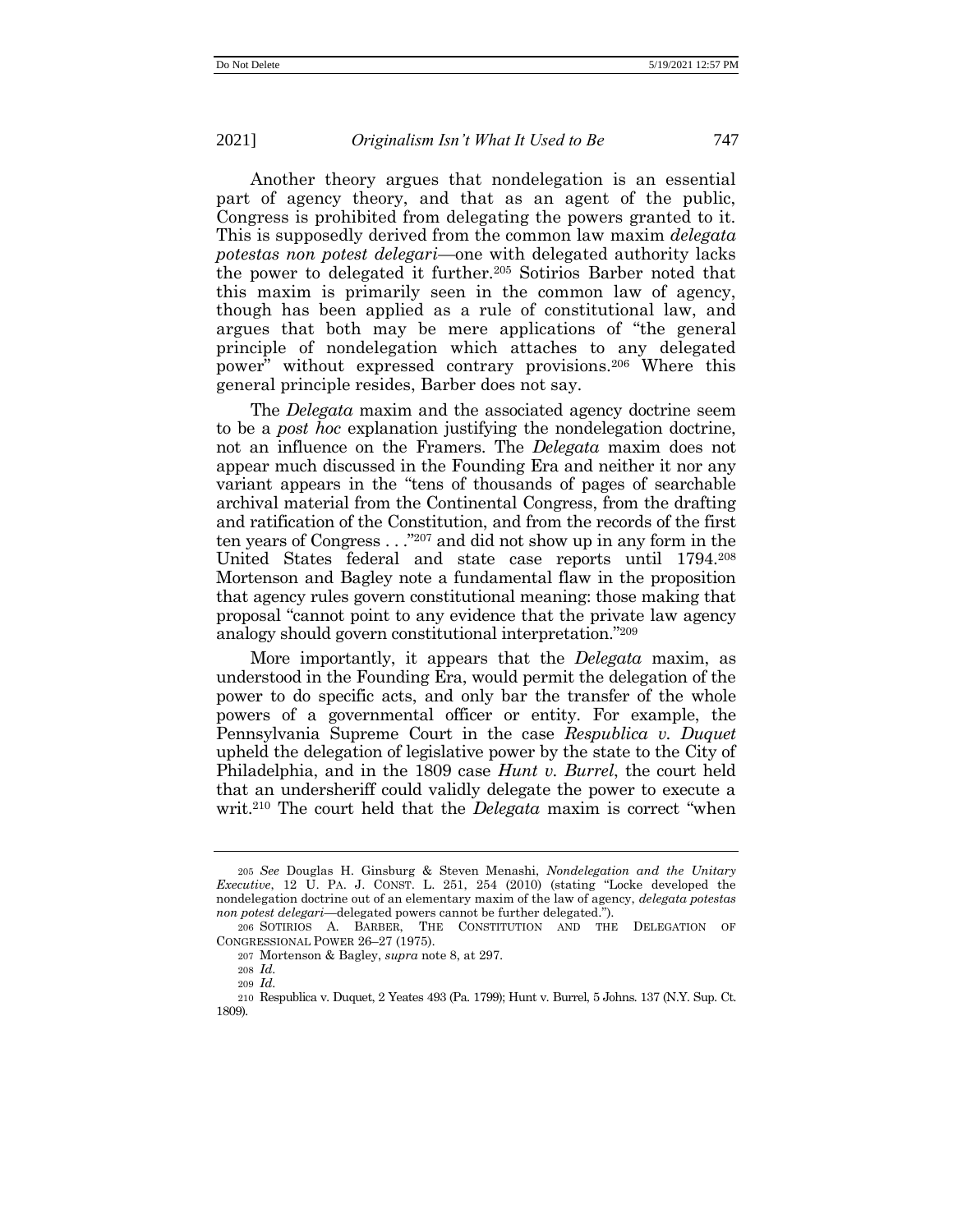Another theory argues that nondelegation is an essential part of agency theory, and that as an agent of the public, Congress is prohibited from delegating the powers granted to it. This is supposedly derived from the common law maxim *delegata potestas non potest delegari*—one with delegated authority lacks the power to delegated it further.[205] Sotirios Barber noted that this maxim is primarily seen in the common law of agency, though has been applied as a rule of constitutional law, and argues that both may be mere applications of "the general principle of nondelegation which attaches to any delegated power" without expressed contrary provisions.[206] Where this general principle resides, Barber does not say.

The *Delegata* maxim and the associated agency doctrine seem to be a *post hoc* explanation justifying the nondelegation doctrine, not an influence on the Framers. The *Delegata* maxim does not appear much discussed in the Founding Era and neither it nor any variant appears in the "tens of thousands of pages of searchable archival material from the Continental Congress, from the drafting and ratification of the Constitution, and from the records of the first ten years of Congress . . ."[207] and did not show up in any form in the United States federal and state case reports until 1794.[208] Mortenson and Bagley note a fundamental flaw in the proposition that agency rules govern constitutional meaning: those making that proposal "cannot point to any evidence that the private law agency analogy should govern constitutional interpretation."[209]

More importantly, it appears that the *Delegata* maxim, as understood in the Founding Era, would permit the delegation of the power to do specific acts, and only bar the transfer of the whole powers of a governmental officer or entity. For example, the Pennsylvania Supreme Court in the case *Respublica v. Duquet* upheld the delegation of legislative power by the state to the City of Philadelphia, and in the 1809 case *Hunt v. Burrel*, the court held that an undersheriff could validly delegate the power to execute a writ.[210] The court held that the *Delegata* maxim is correct "when

---

205 *See* Douglas H. Ginsburg & Steven Menashi, *Nondelegation and the Unitary Executive*, 12 U. PA. J. CONST. L. 251, 254 (2010) (stating "Locke developed the nondelegation doctrine out of an elementary maxim of the law of agency, *delegata potestas non potest delegari*—delegated powers cannot be further delegated.").

206 SOTIRIOS A. BARBER, THE CONSTITUTION AND THE DELEGATION OF CONGRESSIONAL POWER 26–27 (1975).

207 Mortenson & Bagley, *supra* note 8, at 297.

208 *Id.*

209 *Id.*

210 Respublica v. Duquet, 2 Yeates 493 (Pa. 1799); Hunt v. Burrel, 5 Johns. 137 (N.Y. Sup. Ct. 1809).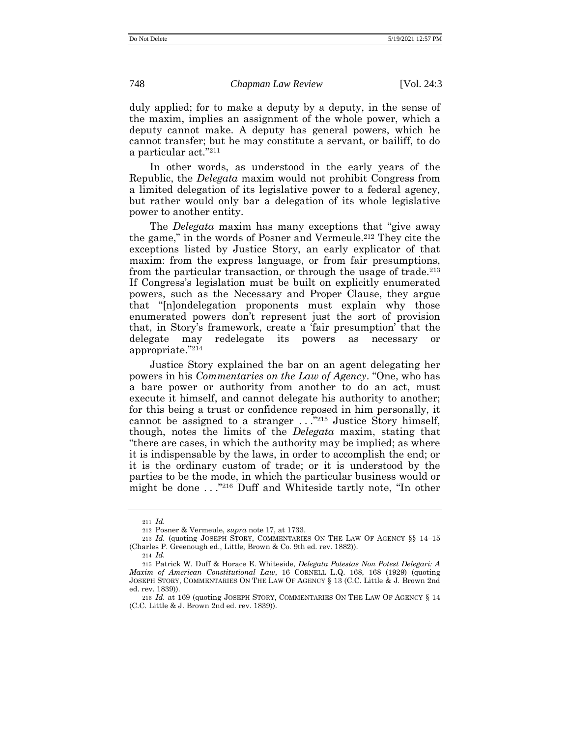duly applied; for to make a deputy by a deputy, in the sense of the maxim, implies an assignment of the whole power, which a deputy cannot make. A deputy has general powers, which he cannot transfer; but he may constitute a servant, or bailiff, to do a particular act."[211]

In other words, as understood in the early years of the Republic, the *Delegata* maxim would not prohibit Congress from a limited delegation of its legislative power to a federal agency, but rather would only bar a delegation of its whole legislative power to another entity.

The *Delegata* maxim has many exceptions that "give away the game," in the words of Posner and Vermeule.[212] They cite the exceptions listed by Justice Story, an early explicator of that maxim: from the express language, or from fair presumptions, from the particular transaction, or through the usage of trade.[213] If Congress's legislation must be built on explicitly enumerated powers, such as the Necessary and Proper Clause, they argue that "[n]ondelegation proponents must explain why those enumerated powers don't represent just the sort of provision that, in Story's framework, create a 'fair presumption' that the delegate may redelegate its powers as necessary or appropriate."[214]

Justice Story explained the bar on an agent delegating her powers in his *Commentaries on the Law of Agency*. "One, who has a bare power or authority from another to do an act, must execute it himself, and cannot delegate his authority to another; for this being a trust or confidence reposed in him personally, it cannot be assigned to a stranger . . ."[215] Justice Story himself, though, notes the limits of the *Delegata* maxim, stating that "there are cases, in which the authority may be implied; as where it is indispensable by the laws, in order to accomplish the end; or it is the ordinary custom of trade; or it is understood by the parties to be the mode, in which the particular business would or might be done . . ."[216] Duff and Whiteside tartly note, "In other

---

211 *Id.*

212 Posner & Vermeule, *supra* note 17, at 1733.

213 *Id.* (quoting JOSEPH STORY, COMMENTARIES ON THE LAW OF AGENCY §§ 14–15 (Charles P. Greenough ed., Little, Brown & Co. 9th ed. rev. 1882)).

214 *Id.*

215 Patrick W. Duff & Horace E. Whiteside, *Delegata Potestas Non Potest Delegari: A Maxim of American Constitutional Law*, 16 CORNELL L.Q. 168, 168 (1929) (quoting JOSEPH STORY, COMMENTARIES ON THE LAW OF AGENCY § 13 (C.C. Little & J. Brown 2nd ed. rev. 1839)).

216 *Id.* at 169 (quoting JOSEPH STORY, COMMENTARIES ON THE LAW OF AGENCY § 14 (C.C. Little & J. Brown 2nd ed. rev. 1839)).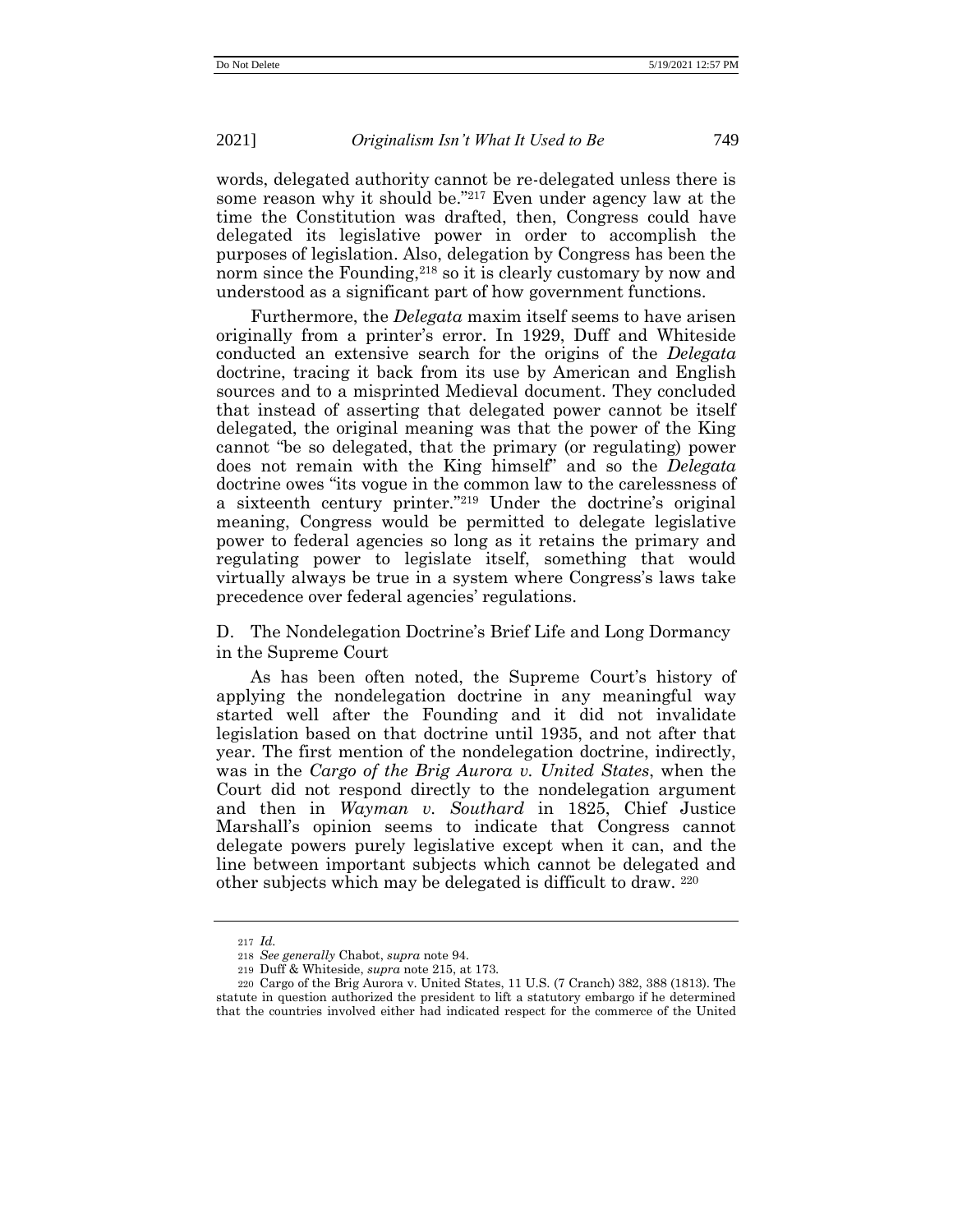words, delegated authority cannot be re-delegated unless there is some reason why it should be."[217] Even under agency law at the time the Constitution was drafted, then, Congress could have delegated its legislative power in order to accomplish the purposes of legislation. Also, delegation by Congress has been the norm since the Founding,[218] so it is clearly customary by now and understood as a significant part of how government functions.

Furthermore, the *Delegata* maxim itself seems to have arisen originally from a printer's error. In 1929, Duff and Whiteside conducted an extensive search for the origins of the *Delegata* doctrine, tracing it back from its use by American and English sources and to a misprinted Medieval document. They concluded that instead of asserting that delegated power cannot be itself delegated, the original meaning was that the power of the King cannot "be so delegated, that the primary (or regulating) power does not remain with the King himself" and so the *Delegata* doctrine owes "its vogue in the common law to the carelessness of a sixteenth century printer."[219] Under the doctrine's original meaning, Congress would be permitted to delegate legislative power to federal agencies so long as it retains the primary and regulating power to legislate itself, something that would virtually always be true in a system where Congress's laws take precedence over federal agencies' regulations.

### D. The Nondelegation Doctrine's Brief Life and Long Dormancy in the Supreme Court

As has been often noted, the Supreme Court's history of applying the nondelegation doctrine in any meaningful way started well after the Founding and it did not invalidate legislation based on that doctrine until 1935, and not after that year. The first mention of the nondelegation doctrine, indirectly, was in the *Cargo of the Brig Aurora v. United States*, when the Court did not respond directly to the nondelegation argument and then in *Wayman v. Southard* in 1825, Chief Justice Marshall's opinion seems to indicate that Congress cannot delegate powers purely legislative except when it can, and the line between important subjects which cannot be delegated and other subjects which may be delegated is difficult to draw. [220]

---

[217] *Id.*

[218] *See generally* Chabot, *supra* note 94.

[219] Duff & Whiteside, *supra* note 215, at 173.

[220] Cargo of the Brig Aurora v. United States, 11 U.S. (7 Cranch) 382, 388 (1813). The statute in question authorized the president to lift a statutory embargo if he determined that the countries involved either had indicated respect for the commerce of the United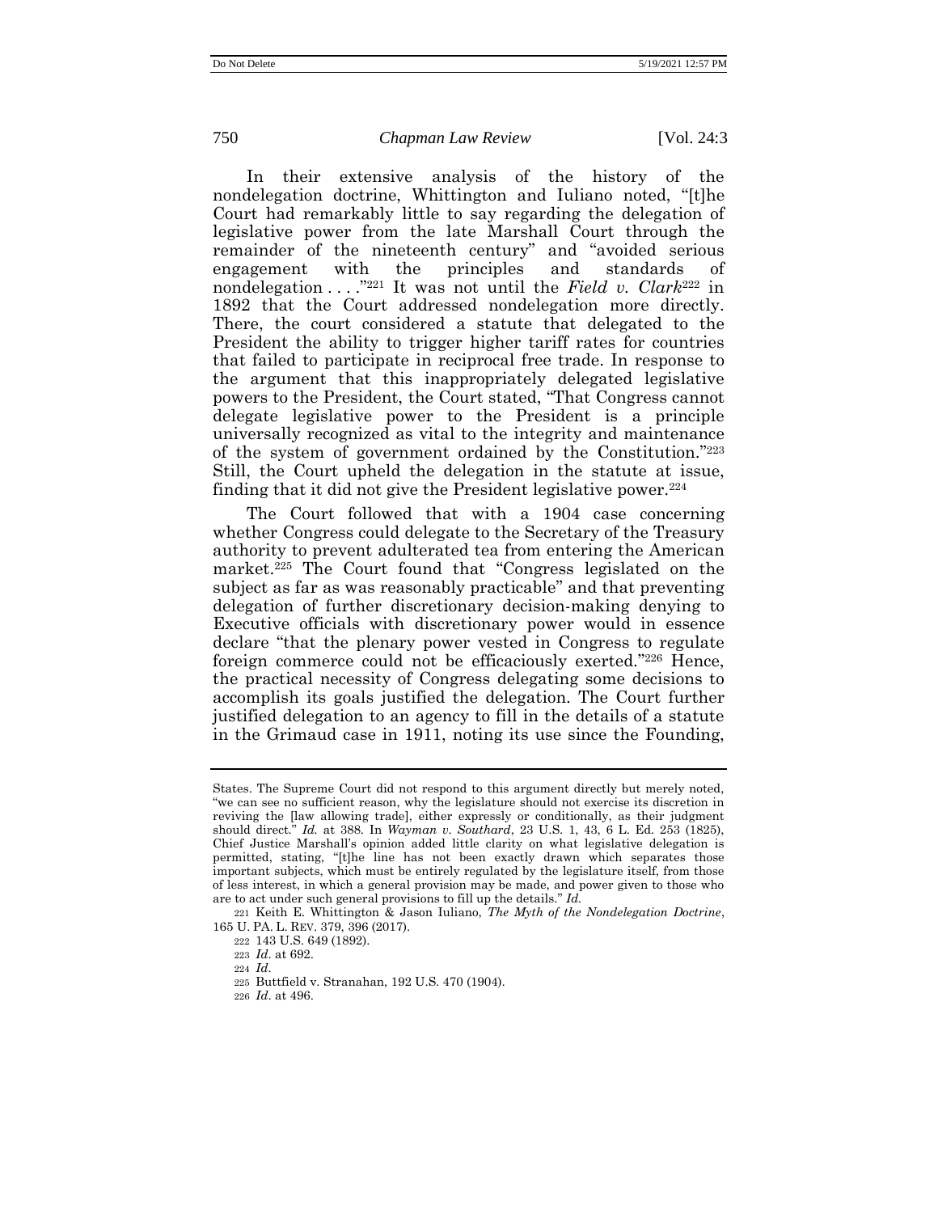In their extensive analysis of the history of the nondelegation doctrine, Whittington and Iuliano noted, "[t]he Court had remarkably little to say regarding the delegation of legislative power from the late Marshall Court through the remainder of the nineteenth century" and "avoided serious engagement with the principles and standards of nondelegation . . . ."[221] It was not until the *Field v. Clark*[222] in 1892 that the Court addressed nondelegation more directly. There, the court considered a statute that delegated to the President the ability to trigger higher tariff rates for countries that failed to participate in reciprocal free trade. In response to the argument that this inappropriately delegated legislative powers to the President, the Court stated, "That Congress cannot delegate legislative power to the President is a principle universally recognized as vital to the integrity and maintenance of the system of government ordained by the Constitution."[223] Still, the Court upheld the delegation in the statute at issue, finding that it did not give the President legislative power.[224]

The Court followed that with a 1904 case concerning whether Congress could delegate to the Secretary of the Treasury authority to prevent adulterated tea from entering the American market.[225] The Court found that "Congress legislated on the subject as far as was reasonably practicable" and that preventing delegation of further discretionary decision-making denying to Executive officials with discretionary power would in essence declare "that the plenary power vested in Congress to regulate foreign commerce could not be efficaciously exerted."[226] Hence, the practical necessity of Congress delegating some decisions to accomplish its goals justified the delegation. The Court further justified delegation to an agency to fill in the details of a statute in the Grimaud case in 1911, noting its use since the Founding,

---

States. The Supreme Court did not respond to this argument directly but merely noted, "we can see no sufficient reason, why the legislature should not exercise its discretion in reviving the [law allowing trade], either expressly or conditionally, as their judgment should direct." *Id.* at 388. In *Wayman v. Southard*, 23 U.S. 1, 43, 6 L. Ed. 253 (1825), Chief Justice Marshall's opinion added little clarity on what legislative delegation is permitted, stating, "[t]he line has not been exactly drawn which separates those important subjects, which must be entirely regulated by the legislature itself, from those of less interest, in which a general provision may be made, and power given to those who are to act under such general provisions to fill up the details." *Id.*

221 Keith E. Whittington & Jason Iuliano, *The Myth of the Nondelegation Doctrine*, 165 U. PA. L. REV. 379, 396 (2017).

222 143 U.S. 649 (1892).

223 *Id*. at 692.

224 *Id*.

225 Buttfield v. Stranahan, 192 U.S. 470 (1904).

226 *Id*. at 496.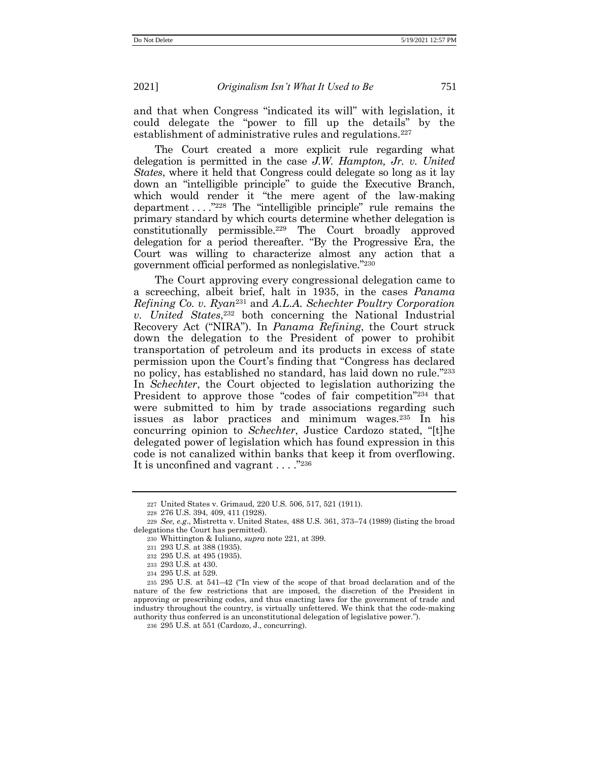and that when Congress "indicated its will" with legislation, it could delegate the "power to fill up the details" by the establishment of administrative rules and regulations.[227]

The Court created a more explicit rule regarding what delegation is permitted in the case *J.W. Hampton, Jr. v. United States*, where it held that Congress could delegate so long as it lay down an "intelligible principle" to guide the Executive Branch, which would render it "the mere agent of the law-making department . . . ."[228] The "intelligible principle" rule remains the primary standard by which courts determine whether delegation is constitutionally permissible.[229] The Court broadly approved delegation for a period thereafter. "By the Progressive Era, the Court was willing to characterize almost any action that a government official performed as nonlegislative."[230]

The Court approving every congressional delegation came to a screeching, albeit brief, halt in 1935, in the cases *Panama Refining Co. v. Ryan*[231] and *A.L.A. Schechter Poultry Corporation v. United States*,[232] both concerning the National Industrial Recovery Act ("NIRA"). In *Panama Refining*, the Court struck down the delegation to the President of power to prohibit transportation of petroleum and its products in excess of state permission upon the Court's finding that "Congress has declared no policy, has established no standard, has laid down no rule."[233] In *Schechter*, the Court objected to legislation authorizing the President to approve those "codes of fair competition"[234] that were submitted to him by trade associations regarding such issues as labor practices and minimum wages.[235] In his concurring opinion to *Schechter*, Justice Cardozo stated, "[t]he delegated power of legislation which has found expression in this code is not canalized within banks that keep it from overflowing. It is unconfined and vagrant . . . ."[236]

---

227 United States v. Grimaud, 220 U.S. 506, 517, 521 (1911).

228 276 U.S. 394, 409, 411 (1928).

229 *See, e.g.*, Mistretta v. United States, 488 U.S. 361, 373–74 (1989) (listing the broad delegations the Court has permitted).

230 Whittington & Iuliano, *supra* note 221, at 399.

231 293 U.S. at 388 (1935).

232 295 U.S. at 495 (1935).

233 293 U.S. at 430.

234 295 U.S. at 529.

235 295 U.S. at 541–42 ("In view of the scope of that broad declaration and of the nature of the few restrictions that are imposed, the discretion of the President in approving or prescribing codes, and thus enacting laws for the government of trade and industry throughout the country, is virtually unfettered. We think that the code-making authority thus conferred is an unconstitutional delegation of legislative power.").

236 295 U.S. at 551 (Cardozo, J., concurring).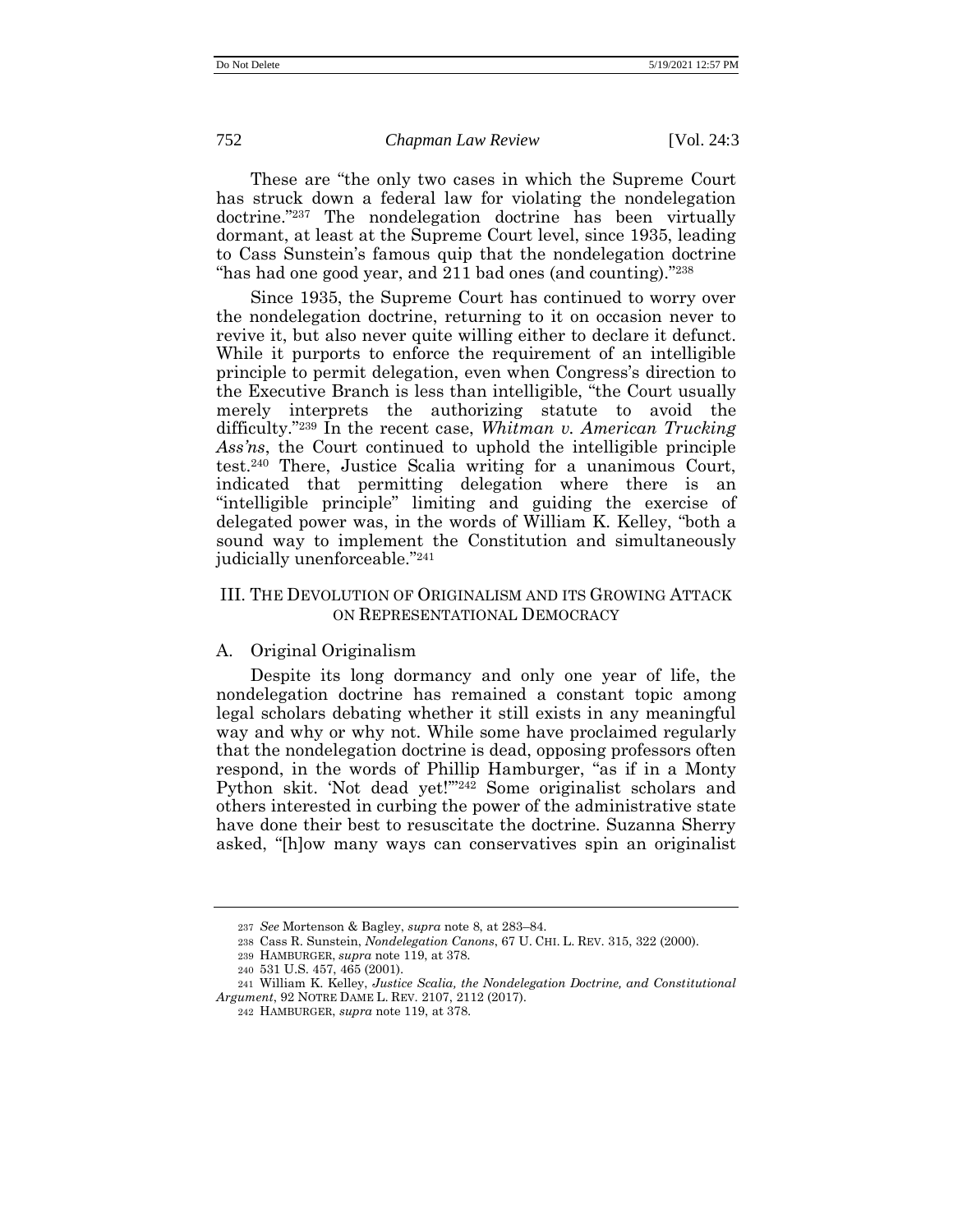These are "the only two cases in which the Supreme Court has struck down a federal law for violating the nondelegation doctrine."[237] The nondelegation doctrine has been virtually dormant, at least at the Supreme Court level, since 1935, leading to Cass Sunstein's famous quip that the nondelegation doctrine "has had one good year, and 211 bad ones (and counting)."[238]

Since 1935, the Supreme Court has continued to worry over the nondelegation doctrine, returning to it on occasion never to revive it, but also never quite willing either to declare it defunct. While it purports to enforce the requirement of an intelligible principle to permit delegation, even when Congress's direction to the Executive Branch is less than intelligible, "the Court usually merely interprets the authorizing statute to avoid the difficulty."[239] In the recent case, *Whitman v. American Trucking Ass'ns*, the Court continued to uphold the intelligible principle test.[240] There, Justice Scalia writing for a unanimous Court, indicated that permitting delegation where there is an "intelligible principle" limiting and guiding the exercise of delegated power was, in the words of William K. Kelley, "both a sound way to implement the Constitution and simultaneously judicially unenforceable."[241]

## III. The Devolution of Originalism and its Growing Attack on Representational Democracy

### A. Original Originalism

Despite its long dormancy and only one year of life, the nondelegation doctrine has remained a constant topic among legal scholars debating whether it still exists in any meaningful way and why or why not. While some have proclaimed regularly that the nondelegation doctrine is dead, opposing professors often respond, in the words of Phillip Hamburger, "as if in a Monty Python skit. 'Not dead yet!'"[242] Some originalist scholars and others interested in curbing the power of the administrative state have done their best to resuscitate the doctrine. Suzanna Sherry asked, "[h]ow many ways can conservatives spin an originalist

---

237 *See* Mortenson & Bagley, *supra* note 8, at 283–84.

238 Cass R. Sunstein, *Nondelegation Canons*, 67 U. CHI. L. REV. 315, 322 (2000).

239 HAMBURGER, *supra* note 119, at 378.

240 531 U.S. 457, 465 (2001).

241 William K. Kelley, *Justice Scalia, the Nondelegation Doctrine, and Constitutional Argument*, 92 NOTRE DAME L. REV. 2107, 2112 (2017).

242 HAMBURGER, *supra* note 119, at 378.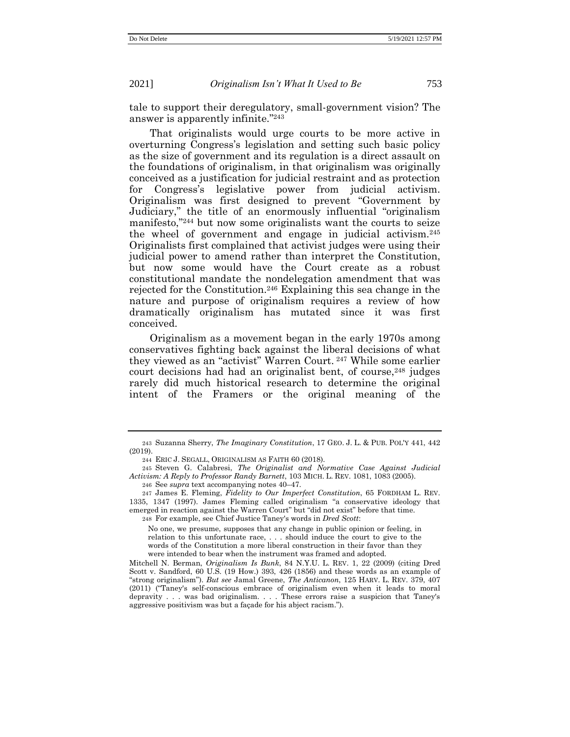tale to support their deregulatory, small-government vision? The answer is apparently infinite."[243]

That originalists would urge courts to be more active in overturning Congress's legislation and setting such basic policy as the size of government and its regulation is a direct assault on the foundations of originalism, in that originalism was originally conceived as a justification for judicial restraint and as protection for Congress's legislative power from judicial activism. Originalism was first designed to prevent "Government by Judiciary," the title of an enormously influential "originalism manifesto,"[244] but now some originalists want the courts to seize the wheel of government and engage in judicial activism.[245] Originalists first complained that activist judges were using their judicial power to amend rather than interpret the Constitution, but now some would have the Court create as a robust constitutional mandate the nondelegation amendment that was rejected for the Constitution.[246] Explaining this sea change in the nature and purpose of originalism requires a review of how dramatically originalism has mutated since it was first conceived.

Originalism as a movement began in the early 1970s among conservatives fighting back against the liberal decisions of what they viewed as an "activist" Warren Court.[247] While some earlier court decisions had had an originalist bent, of course,[248] judges rarely did much historical research to determine the original intent of the Framers or the original meaning of the

---

[243] Suzanna Sherry, *The Imaginary Constitution*, 17 GEO. J. L. & PUB. POL'Y 441, 442 (2019).

[244] ERIC J. SEGALL, ORIGINALISM AS FAITH 60 (2018).

[245] Steven G. Calabresi, *The Originalist and Normative Case Against Judicial Activism: A Reply to Professor Randy Barnett*, 103 MICH. L. REV. 1081, 1083 (2005).

[246] See *supra* text accompanying notes 40–47.

[247] James E. Fleming, *Fidelity to Our Imperfect Constitution*, 65 FORDHAM L. REV. 1335, 1347 (1997). James Fleming called originalism "a conservative ideology that emerged in reaction against the Warren Court" but "did not exist" before that time.

[248] For example, see Chief Justice Taney's words in *Dred Scott*:

> No one, we presume, supposes that any change in public opinion or feeling, in relation to this unfortunate race, . . . should induce the court to give to the words of the Constitution a more liberal construction in their favor than they were intended to bear when the instrument was framed and adopted.

Mitchell N. Berman, *Originalism Is Bunk*, 84 N.Y.U. L. REV. 1, 22 (2009) (citing Dred Scott v. Sandford, 60 U.S. (19 How.) 393, 426 (1856) and these words as an example of "strong originalism"). *But see* Jamal Greene, *The Anticanon*, 125 HARV. L. REV. 379, 407 (2011) ("Taney's self-conscious embrace of originalism even when it leads to moral depravity . . . was bad originalism. . . . These errors raise a suspicion that Taney's aggressive positivism was but a façade for his abject racism.").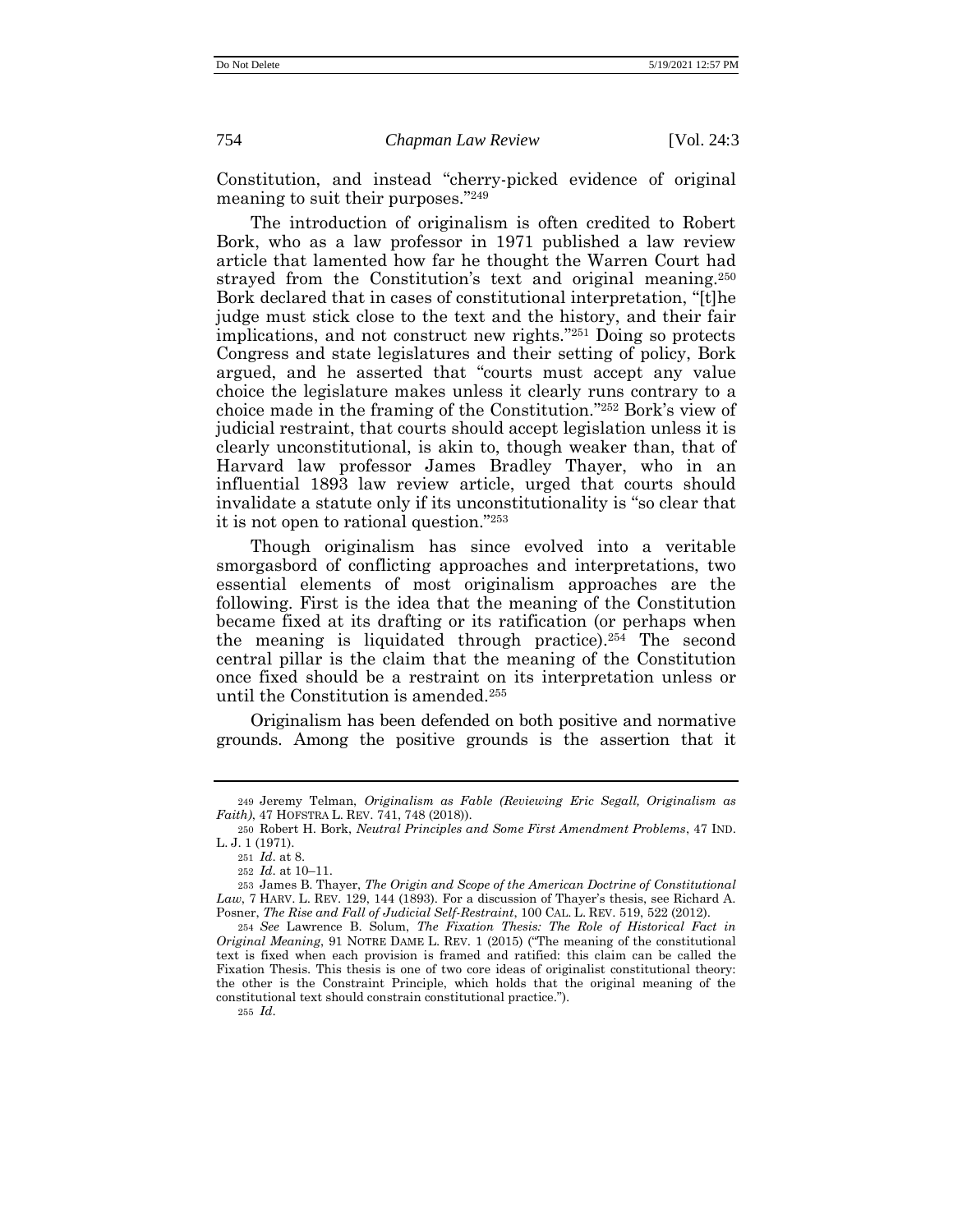Constitution, and instead "cherry-picked evidence of original meaning to suit their purposes."[249]

The introduction of originalism is often credited to Robert Bork, who as a law professor in 1971 published a law review article that lamented how far he thought the Warren Court had strayed from the Constitution's text and original meaning.[250] Bork declared that in cases of constitutional interpretation, "[t]he judge must stick close to the text and the history, and their fair implications, and not construct new rights."[251] Doing so protects Congress and state legislatures and their setting of policy, Bork argued, and he asserted that "courts must accept any value choice the legislature makes unless it clearly runs contrary to a choice made in the framing of the Constitution."[252] Bork's view of judicial restraint, that courts should accept legislation unless it is clearly unconstitutional, is akin to, though weaker than, that of Harvard law professor James Bradley Thayer, who in an influential 1893 law review article, urged that courts should invalidate a statute only if its unconstitutionality is "so clear that it is not open to rational question."[253]

Though originalism has since evolved into a veritable smorgasbord of conflicting approaches and interpretations, two essential elements of most originalism approaches are the following. First is the idea that the meaning of the Constitution became fixed at its drafting or its ratification (or perhaps when the meaning is liquidated through practice).[254] The second central pillar is the claim that the meaning of the Constitution once fixed should be a restraint on its interpretation unless or until the Constitution is amended.[255]

Originalism has been defended on both positive and normative grounds. Among the positive grounds is the assertion that it

---

249 Jeremy Telman, *Originalism as Fable (Reviewing Eric Segall, Originalism as Faith)*, 47 HOFSTRA L. REV. 741, 748 (2018)).

250 Robert H. Bork, *Neutral Principles and Some First Amendment Problems*, 47 IND. L. J. 1 (1971).

251 *Id*. at 8.

252 *Id*. at 10–11.

253 James B. Thayer, *The Origin and Scope of the American Doctrine of Constitutional Law*, 7 HARV. L. REV. 129, 144 (1893). For a discussion of Thayer's thesis, see Richard A. Posner, *The Rise and Fall of Judicial Self-Restraint*, 100 CAL. L. REV. 519, 522 (2012).

254 *See* Lawrence B. Solum, *The Fixation Thesis: The Role of Historical Fact in Original Meaning*, 91 NOTRE DAME L. REV. 1 (2015) ("The meaning of the constitutional text is fixed when each provision is framed and ratified: this claim can be called the Fixation Thesis. This thesis is one of two core ideas of originalist constitutional theory: the other is the Constraint Principle, which holds that the original meaning of the constitutional text should constrain constitutional practice.").

255 *Id*.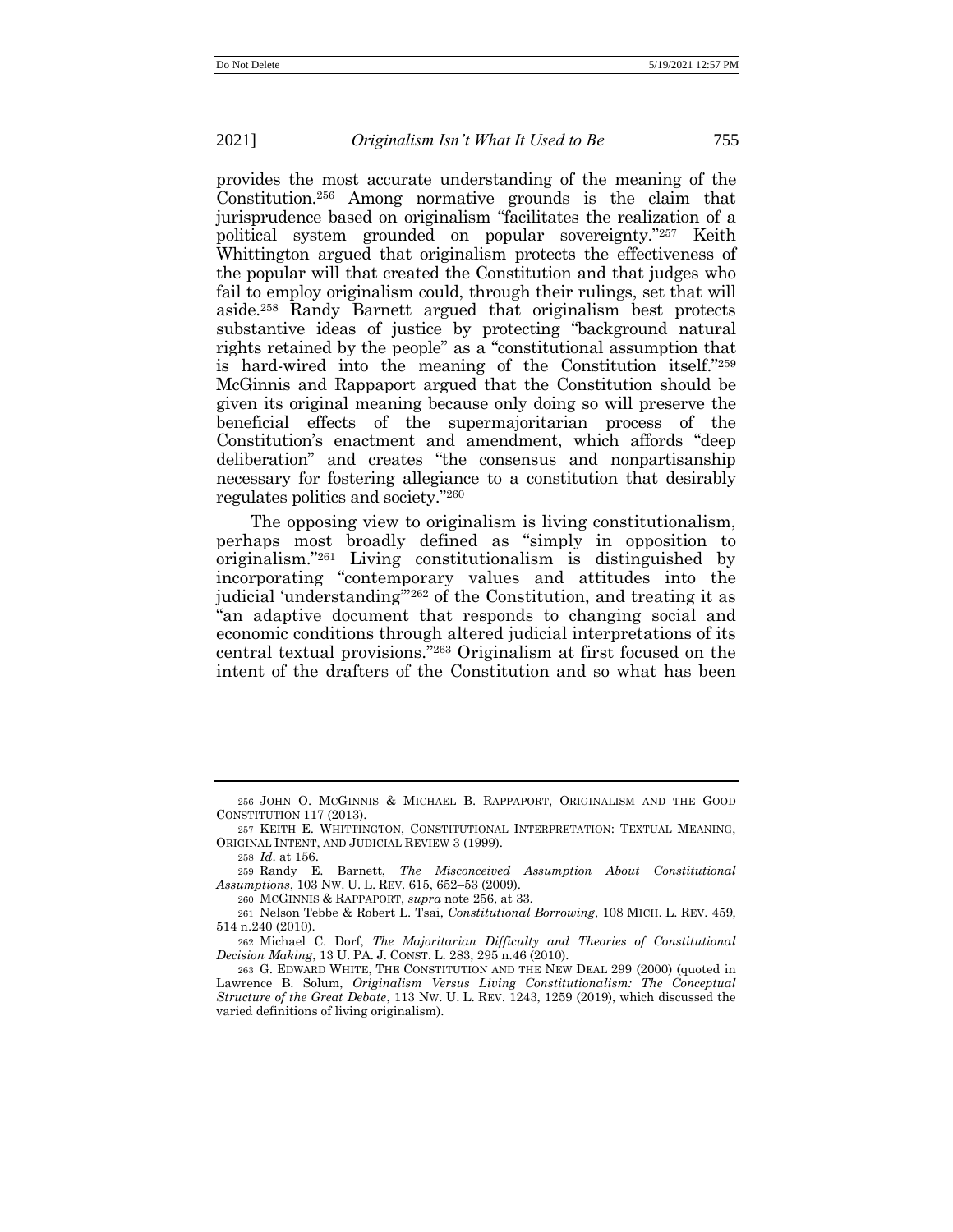provides the most accurate understanding of the meaning of the Constitution.[256] Among normative grounds is the claim that jurisprudence based on originalism "facilitates the realization of a political system grounded on popular sovereignty."[257] Keith Whittington argued that originalism protects the effectiveness of the popular will that created the Constitution and that judges who fail to employ originalism could, through their rulings, set that will aside.[258] Randy Barnett argued that originalism best protects substantive ideas of justice by protecting "background natural rights retained by the people" as a "constitutional assumption that is hard-wired into the meaning of the Constitution itself."[259] McGinnis and Rappaport argued that the Constitution should be given its original meaning because only doing so will preserve the beneficial effects of the supermajoritarian process of the Constitution's enactment and amendment, which affords "deep deliberation" and creates "the consensus and nonpartisanship necessary for fostering allegiance to a constitution that desirably regulates politics and society."[260]

The opposing view to originalism is living constitutionalism, perhaps most broadly defined as "simply in opposition to originalism."[261] Living constitutionalism is distinguished by incorporating "contemporary values and attitudes into the judicial 'understanding'"[262] of the Constitution, and treating it as "an adaptive document that responds to changing social and economic conditions through altered judicial interpretations of its central textual provisions."[263] Originalism at first focused on the intent of the drafters of the Constitution and so what has been

---

[256] JOHN O. MCGINNIS & MICHAEL B. RAPPAPORT, ORIGINALISM AND THE GOOD CONSTITUTION 117 (2013).

[257] KEITH E. WHITTINGTON, CONSTITUTIONAL INTERPRETATION: TEXTUAL MEANING, ORIGINAL INTENT, AND JUDICIAL REVIEW 3 (1999).

[258] *Id*. at 156.

[259] Randy E. Barnett, *The Misconceived Assumption About Constitutional Assumptions*, 103 NW. U. L. REV. 615, 652–53 (2009).

[260] MCGINNIS & RAPPAPORT, *supra* note 256, at 33.

[261] Nelson Tebbe & Robert L. Tsai, *Constitutional Borrowing*, 108 MICH. L. REV. 459, 514 n.240 (2010).

[262] Michael C. Dorf, *The Majoritarian Difficulty and Theories of Constitutional Decision Making*, 13 U. PA. J. CONST. L. 283, 295 n.46 (2010).

[263] G. EDWARD WHITE, THE CONSTITUTION AND THE NEW DEAL 299 (2000) (quoted in Lawrence B. Solum, *Originalism Versus Living Constitutionalism: The Conceptual Structure of the Great Debate*, 113 NW. U. L. REV. 1243, 1259 (2019), which discussed the varied definitions of living originalism).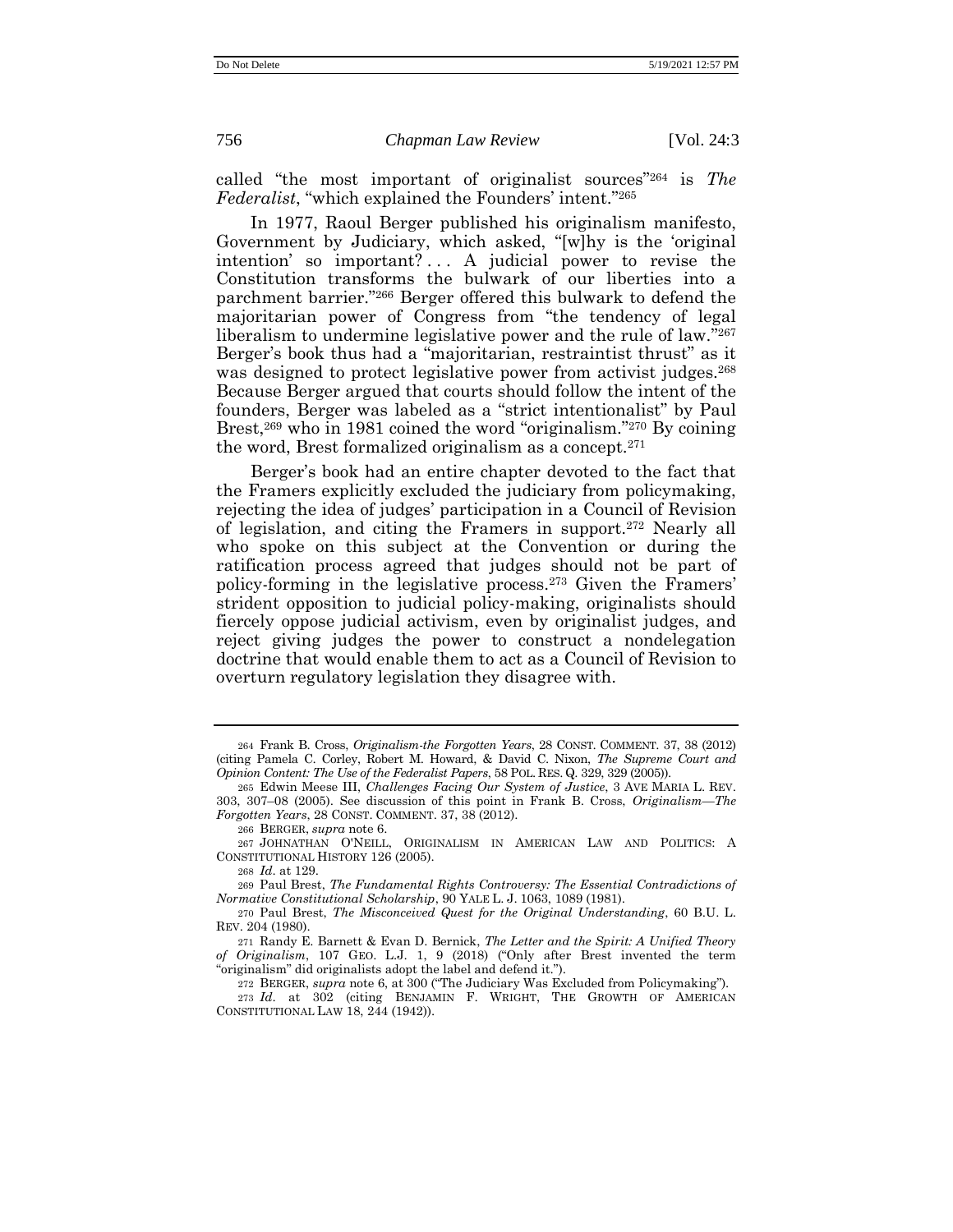called "the most important of originalist sources"[264] is *The Federalist*, "which explained the Founders' intent."[265]

In 1977, Raoul Berger published his originalism manifesto, Government by Judiciary, which asked, "[w]hy is the 'original intention' so important? . . . A judicial power to revise the Constitution transforms the bulwark of our liberties into a parchment barrier."[266] Berger offered this bulwark to defend the majoritarian power of Congress from "the tendency of legal liberalism to undermine legislative power and the rule of law."[267] Berger's book thus had a "majoritarian, restraintist thrust" as it was designed to protect legislative power from activist judges.[268] Because Berger argued that courts should follow the intent of the founders, Berger was labeled as a "strict intentionalist" by Paul Brest,[269] who in 1981 coined the word "originalism."[270] By coining the word, Brest formalized originalism as a concept.[271]

Berger's book had an entire chapter devoted to the fact that the Framers explicitly excluded the judiciary from policymaking, rejecting the idea of judges' participation in a Council of Revision of legislation, and citing the Framers in support.[272] Nearly all who spoke on this subject at the Convention or during the ratification process agreed that judges should not be part of policy-forming in the legislative process.[273] Given the Framers' strident opposition to judicial policy-making, originalists should fiercely oppose judicial activism, even by originalist judges, and reject giving judges the power to construct a nondelegation doctrine that would enable them to act as a Council of Revision to overturn regulatory legislation they disagree with.

---

264 Frank B. Cross, *Originalism-the Forgotten Years*, 28 CONST. COMMENT. 37, 38 (2012) (citing Pamela C. Corley, Robert M. Howard, & David C. Nixon, *The Supreme Court and Opinion Content: The Use of the Federalist Papers*, 58 POL. RES. Q. 329, 329 (2005)).

265 Edwin Meese III, *Challenges Facing Our System of Justice*, 3 AVE MARIA L. REV. 303, 307–08 (2005). See discussion of this point in Frank B. Cross, *Originalism—The Forgotten Years*, 28 CONST. COMMENT. 37, 38 (2012).

266 BERGER, *supra* note 6.

267 JOHNATHAN O'NEILL, ORIGINALISM IN AMERICAN LAW AND POLITICS: A CONSTITUTIONAL HISTORY 126 (2005).

268 *Id*. at 129.

269 Paul Brest, *The Fundamental Rights Controversy: The Essential Contradictions of Normative Constitutional Scholarship*, 90 YALE L. J. 1063, 1089 (1981).

270 Paul Brest, *The Misconceived Quest for the Original Understanding*, 60 B.U. L. REV. 204 (1980).

271 Randy E. Barnett & Evan D. Bernick, *The Letter and the Spirit: A Unified Theory of Originalism*, 107 GEO. L.J. 1, 9 (2018) ("Only after Brest invented the term "originalism" did originalists adopt the label and defend it.").

272 BERGER, *supra* note 6, at 300 ("The Judiciary Was Excluded from Policymaking").

273 *Id*. at 302 (citing BENJAMIN F. WRIGHT, THE GROWTH OF AMERICAN CONSTITUTIONAL LAW 18, 244 (1942)).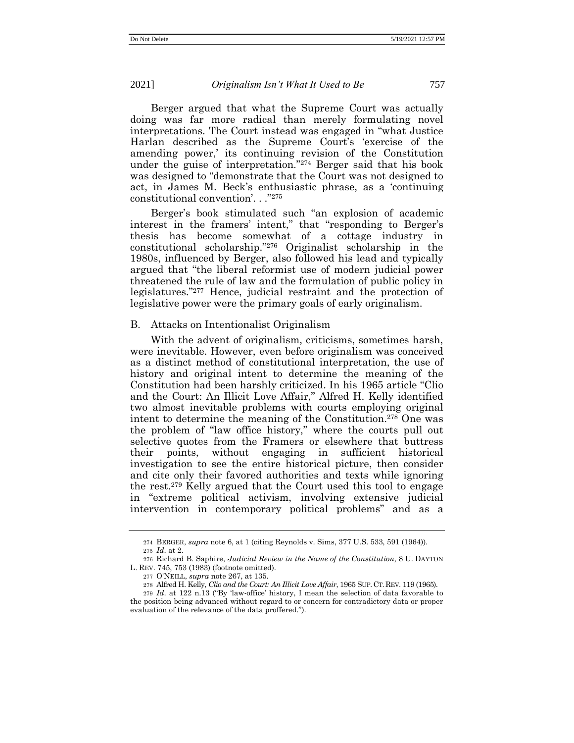Berger argued that what the Supreme Court was actually doing was far more radical than merely formulating novel interpretations. The Court instead was engaged in "what Justice Harlan described as the Supreme Court's 'exercise of the amending power,' its continuing revision of the Constitution under the guise of interpretation."[274] Berger said that his book was designed to "demonstrate that the Court was not designed to act, in James M. Beck's enthusiastic phrase, as a 'continuing constitutional convention'. . ."[275]

Berger's book stimulated such "an explosion of academic interest in the framers' intent," that "responding to Berger's thesis has become somewhat of a cottage industry in constitutional scholarship."[276] Originalist scholarship in the 1980s, influenced by Berger, also followed his lead and typically argued that "the liberal reformist use of modern judicial power threatened the rule of law and the formulation of public policy in legislatures."[277] Hence, judicial restraint and the protection of legislative power were the primary goals of early originalism.

## B. Attacks on Intentionalist Originalism

With the advent of originalism, criticisms, sometimes harsh, were inevitable. However, even before originalism was conceived as a distinct method of constitutional interpretation, the use of history and original intent to determine the meaning of the Constitution had been harshly criticized. In his 1965 article "Clio and the Court: An Illicit Love Affair," Alfred H. Kelly identified two almost inevitable problems with courts employing original intent to determine the meaning of the Constitution.[278] One was the problem of "law office history," where the courts pull out selective quotes from the Framers or elsewhere that buttress their points, without engaging in sufficient historical investigation to see the entire historical picture, then consider and cite only their favored authorities and texts while ignoring the rest.[279] Kelly argued that the Court used this tool to engage in "extreme political activism, involving extensive judicial intervention in contemporary political problems" and as a

---

274 BERGER, *supra* note 6, at 1 (citing Reynolds v. Sims, 377 U.S. 533, 591 (1964)).

275 *Id*. at 2.

276 Richard B. Saphire, *Judicial Review in the Name of the Constitution*, 8 U. DAYTON L. REV. 745, 753 (1983) (footnote omitted).

277 O'NEILL, *supra* note 267, at 135.

278 Alfred H. Kelly, *Clio and the Court: An Illicit Love Affair*, 1965 SUP. CT. REV. 119 (1965).

279 *Id*. at 122 n.13 ("By 'law-office' history, I mean the selection of data favorable to the position being advanced without regard to or concern for contradictory data or proper evaluation of the relevance of the data proffered.").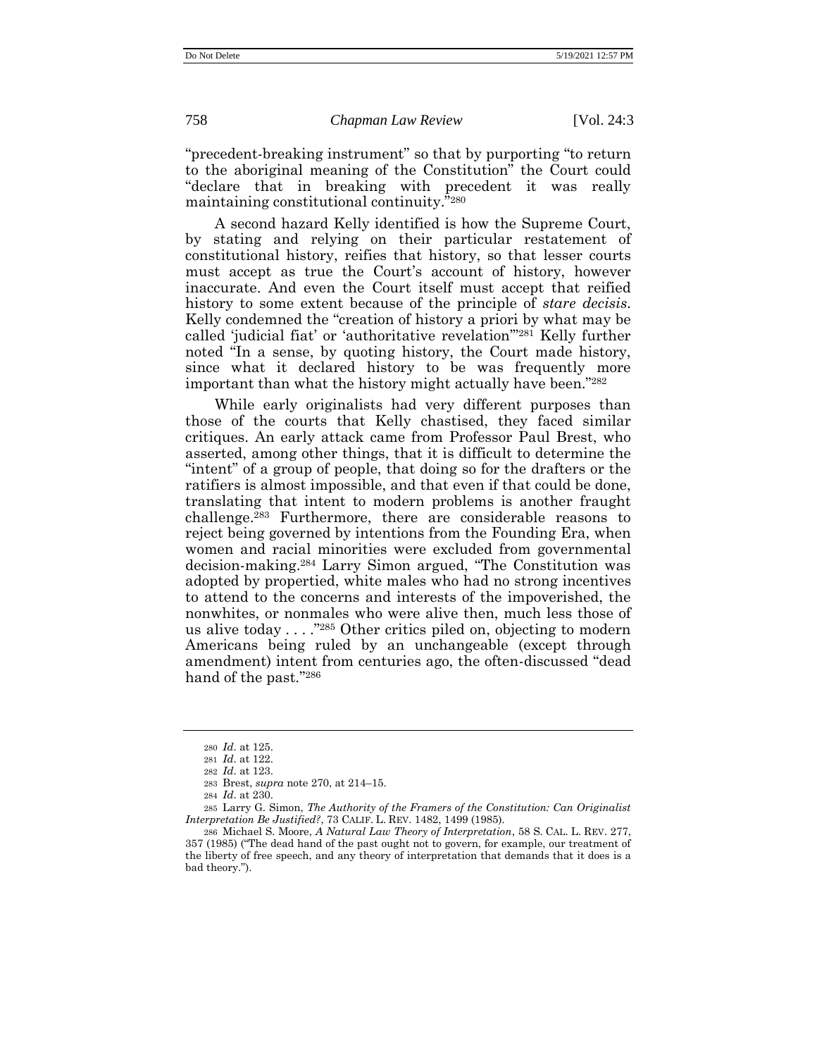"precedent-breaking instrument" so that by purporting "to return to the aboriginal meaning of the Constitution" the Court could "declare that in breaking with precedent it was really maintaining constitutional continuity."[280]

A second hazard Kelly identified is how the Supreme Court, by stating and relying on their particular restatement of constitutional history, reifies that history, so that lesser courts must accept as true the Court's account of history, however inaccurate. And even the Court itself must accept that reified history to some extent because of the principle of *stare decisis*. Kelly condemned the "creation of history a priori by what may be called 'judicial fiat' or 'authoritative revelation'"[281] Kelly further noted "In a sense, by quoting history, the Court made history, since what it declared history to be was frequently more important than what the history might actually have been."[282]

While early originalists had very different purposes than those of the courts that Kelly chastised, they faced similar critiques. An early attack came from Professor Paul Brest, who asserted, among other things, that it is difficult to determine the "intent" of a group of people, that doing so for the drafters or the ratifiers is almost impossible, and that even if that could be done, translating that intent to modern problems is another fraught challenge.[283] Furthermore, there are considerable reasons to reject being governed by intentions from the Founding Era, when women and racial minorities were excluded from governmental decision-making.[284] Larry Simon argued, "The Constitution was adopted by propertied, white males who had no strong incentives to attend to the concerns and interests of the impoverished, the nonwhites, or nonmales who were alive then, much less those of us alive today . . . ."[285] Other critics piled on, objecting to modern Americans being ruled by an unchangeable (except through amendment) intent from centuries ago, the often-discussed "dead hand of the past."[286]

---

280 *Id*. at 125.

281 *Id*. at 122.

282 *Id*. at 123.

283 Brest, *supra* note 270, at 214–15.

284 *Id*. at 230.

285 Larry G. Simon, *The Authority of the Framers of the Constitution: Can Originalist Interpretation Be Justified?*, 73 CALIF. L. REV. 1482, 1499 (1985).

286 Michael S. Moore, *A Natural Law Theory of Interpretation*, 58 S. CAL. L. REV. 277, 357 (1985) ("The dead hand of the past ought not to govern, for example, our treatment of the liberty of free speech, and any theory of interpretation that demands that it does is a bad theory.").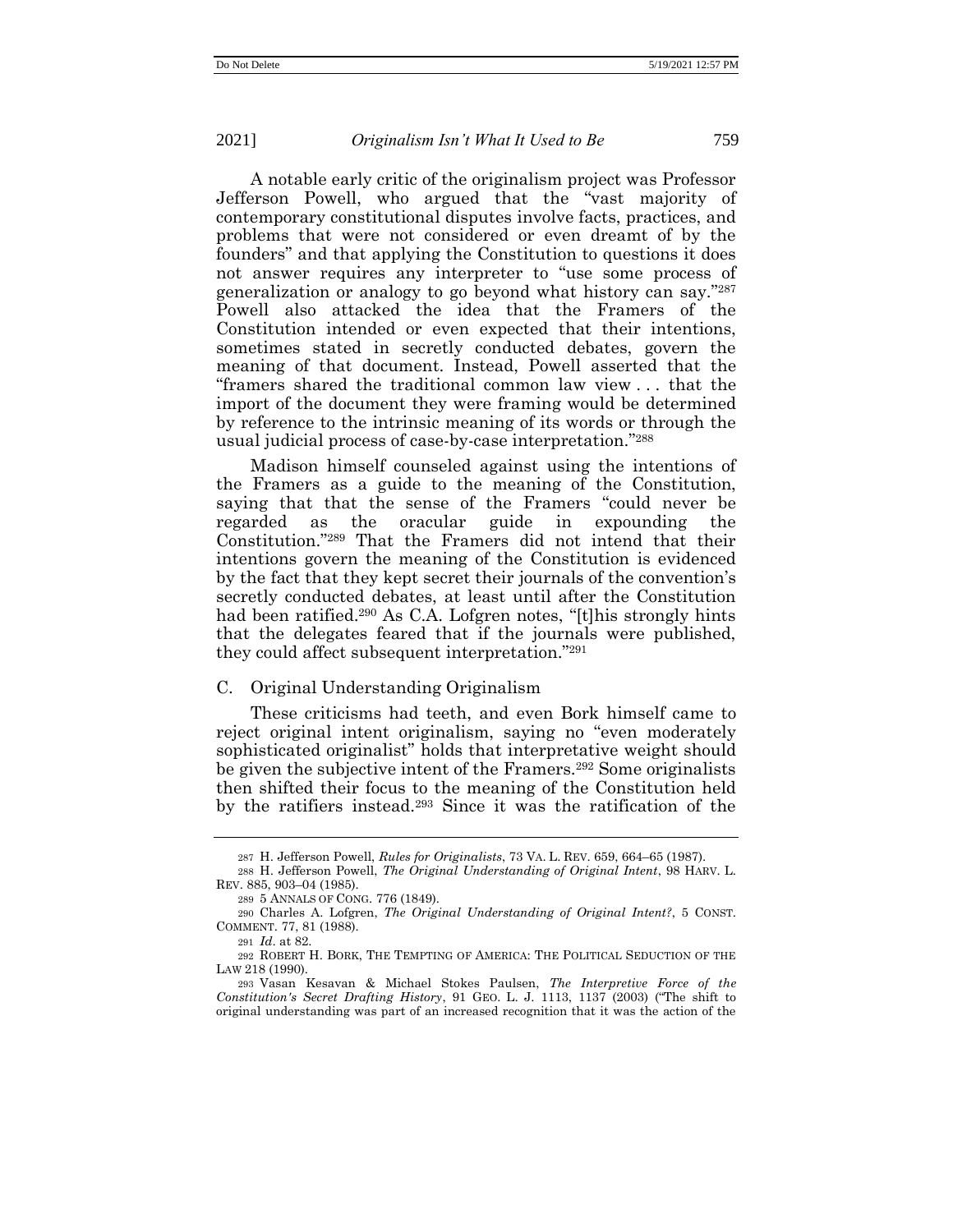A notable early critic of the originalism project was Professor Jefferson Powell, who argued that the "vast majority of contemporary constitutional disputes involve facts, practices, and problems that were not considered or even dreamt of by the founders" and that applying the Constitution to questions it does not answer requires any interpreter to "use some process of generalization or analogy to go beyond what history can say."[287] Powell also attacked the idea that the Framers of the Constitution intended or even expected that their intentions, sometimes stated in secretly conducted debates, govern the meaning of that document. Instead, Powell asserted that the "framers shared the traditional common law view . . . that the import of the document they were framing would be determined by reference to the intrinsic meaning of its words or through the usual judicial process of case-by-case interpretation."[288]

Madison himself counseled against using the intentions of the Framers as a guide to the meaning of the Constitution, saying that that the sense of the Framers "could never be regarded as the oracular guide in expounding the Constitution."[289] That the Framers did not intend that their intentions govern the meaning of the Constitution is evidenced by the fact that they kept secret their journals of the convention's secretly conducted debates, at least until after the Constitution had been ratified.[290] As C.A. Lofgren notes, "[t]his strongly hints that the delegates feared that if the journals were published, they could affect subsequent interpretation."[291]

## C. Original Understanding Originalism

These criticisms had teeth, and even Bork himself came to reject original intent originalism, saying no "even moderately sophisticated originalist" holds that interpretative weight should be given the subjective intent of the Framers.[292] Some originalists then shifted their focus to the meaning of the Constitution held by the ratifiers instead.[293] Since it was the ratification of the

---

287 H. Jefferson Powell, *Rules for Originalists*, 73 VA. L. REV. 659, 664–65 (1987).

288 H. Jefferson Powell, *The Original Understanding of Original Intent*, 98 HARV. L. REV. 885, 903–04 (1985).

289 5 ANNALS OF CONG. 776 (1849).

290 Charles A. Lofgren, *The Original Understanding of Original Intent?*, 5 CONST. COMMENT. 77, 81 (1988).

291 *Id*. at 82.

292 ROBERT H. BORK, THE TEMPTING OF AMERICA: THE POLITICAL SEDUCTION OF THE LAW 218 (1990).

293 Vasan Kesavan & Michael Stokes Paulsen, *The Interpretive Force of the Constitution's Secret Drafting History*, 91 GEO. L. J. 1113, 1137 (2003) ("The shift to original understanding was part of an increased recognition that it was the action of the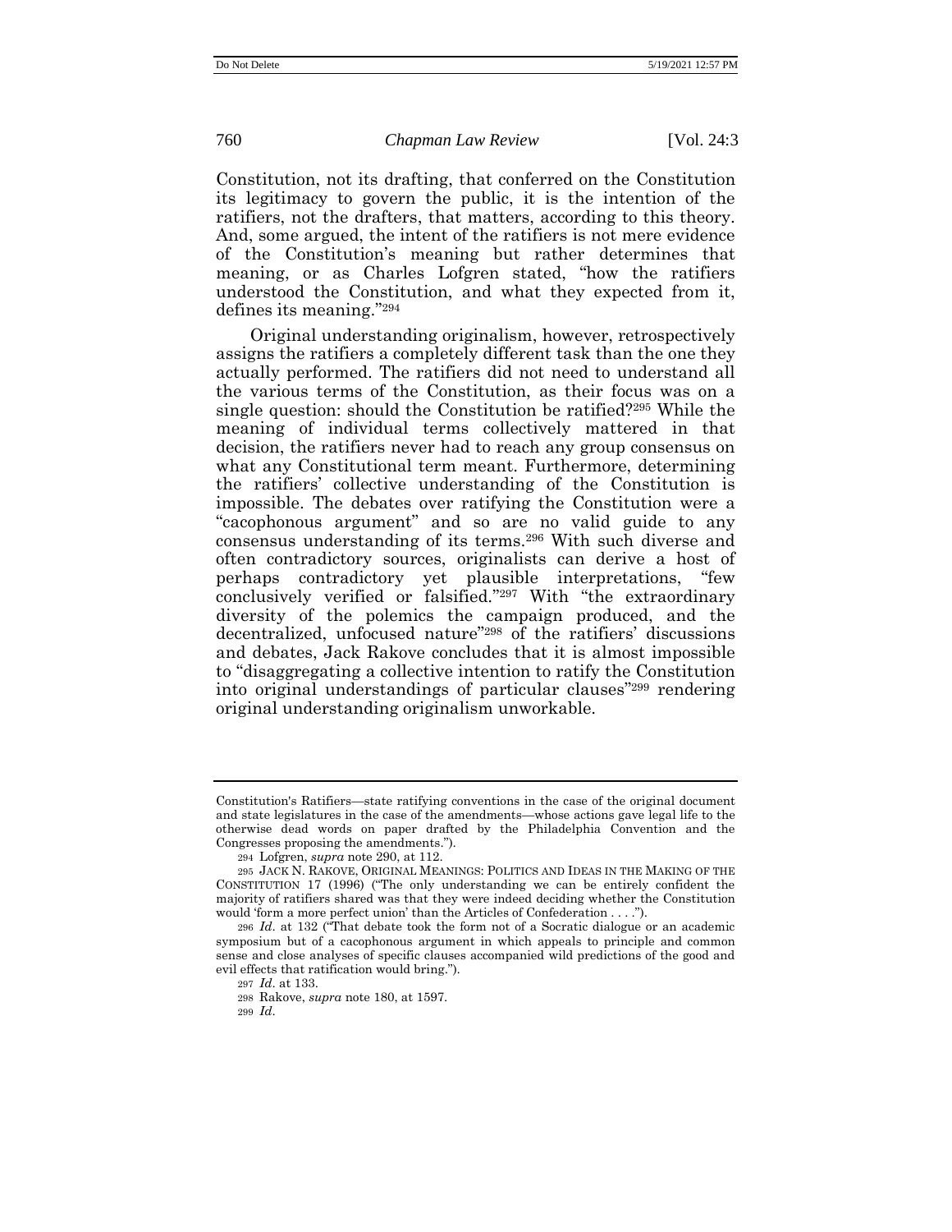Constitution, not its drafting, that conferred on the Constitution its legitimacy to govern the public, it is the intention of the ratifiers, not the drafters, that matters, according to this theory. And, some argued, the intent of the ratifiers is not mere evidence of the Constitution's meaning but rather determines that meaning, or as Charles Lofgren stated, "how the ratifiers understood the Constitution, and what they expected from it, defines its meaning."[294]

Original understanding originalism, however, retrospectively assigns the ratifiers a completely different task than the one they actually performed. The ratifiers did not need to understand all the various terms of the Constitution, as their focus was on a single question: should the Constitution be ratified?[295] While the meaning of individual terms collectively mattered in that decision, the ratifiers never had to reach any group consensus on what any Constitutional term meant. Furthermore, determining the ratifiers' collective understanding of the Constitution is impossible. The debates over ratifying the Constitution were a "cacophonous argument" and so are no valid guide to any consensus understanding of its terms.[296] With such diverse and often contradictory sources, originalists can derive a host of perhaps contradictory yet plausible interpretations, "few conclusively verified or falsified."[297] With "the extraordinary diversity of the polemics the campaign produced, and the decentralized, unfocused nature"[298] of the ratifiers' discussions and debates, Jack Rakove concludes that it is almost impossible to "disaggregating a collective intention to ratify the Constitution into original understandings of particular clauses"[299] rendering original understanding originalism unworkable.

---

Constitution's Ratifiers—state ratifying conventions in the case of the original document and state legislatures in the case of the amendments—whose actions gave legal life to the otherwise dead words on paper drafted by the Philadelphia Convention and the Congresses proposing the amendments.").

294 Lofgren, *supra* note 290, at 112.

295 JACK N. RAKOVE, ORIGINAL MEANINGS: POLITICS AND IDEAS IN THE MAKING OF THE CONSTITUTION 17 (1996) ("The only understanding we can be entirely confident the majority of ratifiers shared was that they were indeed deciding whether the Constitution would 'form a more perfect union' than the Articles of Confederation . . . .").

296 *Id*. at 132 ("That debate took the form not of a Socratic dialogue or an academic symposium but of a cacophonous argument in which appeals to principle and common sense and close analyses of specific clauses accompanied wild predictions of the good and evil effects that ratification would bring.").

297 *Id*. at 133.

298 Rakove, *supra* note 180, at 1597.

299 *Id*.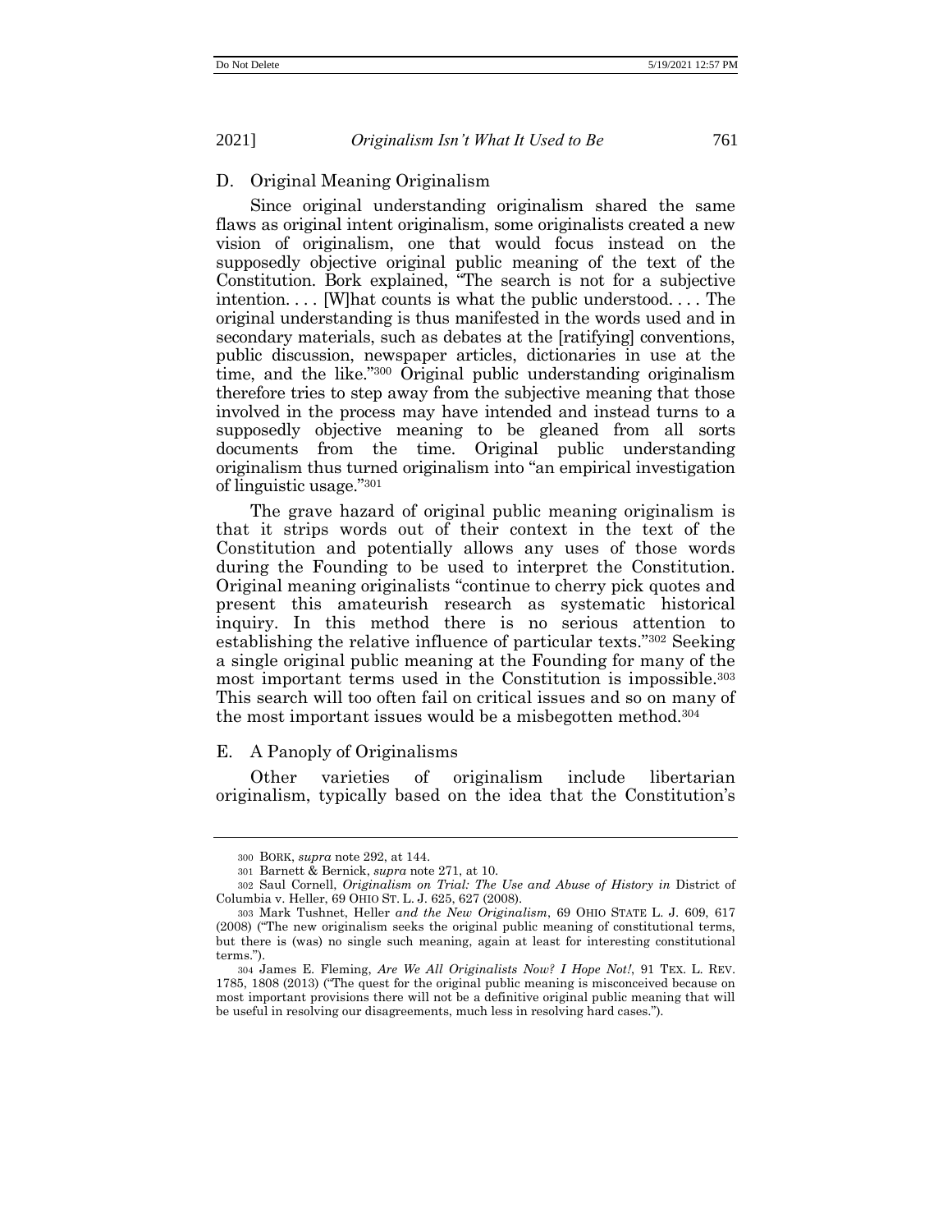### D. Original Meaning Originalism

Since original understanding originalism shared the same flaws as original intent originalism, some originalists created a new vision of originalism, one that would focus instead on the supposedly objective original public meaning of the text of the Constitution. Bork explained, "The search is not for a subjective intention. . . . [W]hat counts is what the public understood. . . . The original understanding is thus manifested in the words used and in secondary materials, such as debates at the [ratifying] conventions, public discussion, newspaper articles, dictionaries in use at the time, and the like."[300] Original public understanding originalism therefore tries to step away from the subjective meaning that those involved in the process may have intended and instead turns to a supposedly objective meaning to be gleaned from all sorts documents from the time. Original public understanding originalism thus turned originalism into "an empirical investigation of linguistic usage."[301]

The grave hazard of original public meaning originalism is that it strips words out of their context in the text of the Constitution and potentially allows any uses of those words during the Founding to be used to interpret the Constitution. Original meaning originalists "continue to cherry pick quotes and present this amateurish research as systematic historical inquiry. In this method there is no serious attention to establishing the relative influence of particular texts."[302] Seeking a single original public meaning at the Founding for many of the most important terms used in the Constitution is impossible.[303] This search will too often fail on critical issues and so on many of the most important issues would be a misbegotten method.[304]

### E. A Panoply of Originalisms

Other varieties of originalism include libertarian originalism, typically based on the idea that the Constitution's

---

300 BORK, *supra* note 292, at 144.

301 Barnett & Bernick, *supra* note 271, at 10.

302 Saul Cornell, *Originalism on Trial: The Use and Abuse of History in* District of Columbia v. Heller, 69 OHIO ST. L. J. 625, 627 (2008).

303 Mark Tushnet, Heller *and the New Originalism*, 69 OHIO STATE L. J. 609, 617 (2008) ("The new originalism seeks the original public meaning of constitutional terms, but there is (was) no single such meaning, again at least for interesting constitutional terms.").

304 James E. Fleming, *Are We All Originalists Now? I Hope Not!*, 91 TEX. L. REV. 1785, 1808 (2013) ("The quest for the original public meaning is misconceived because on most important provisions there will not be a definitive original public meaning that will be useful in resolving our disagreements, much less in resolving hard cases.").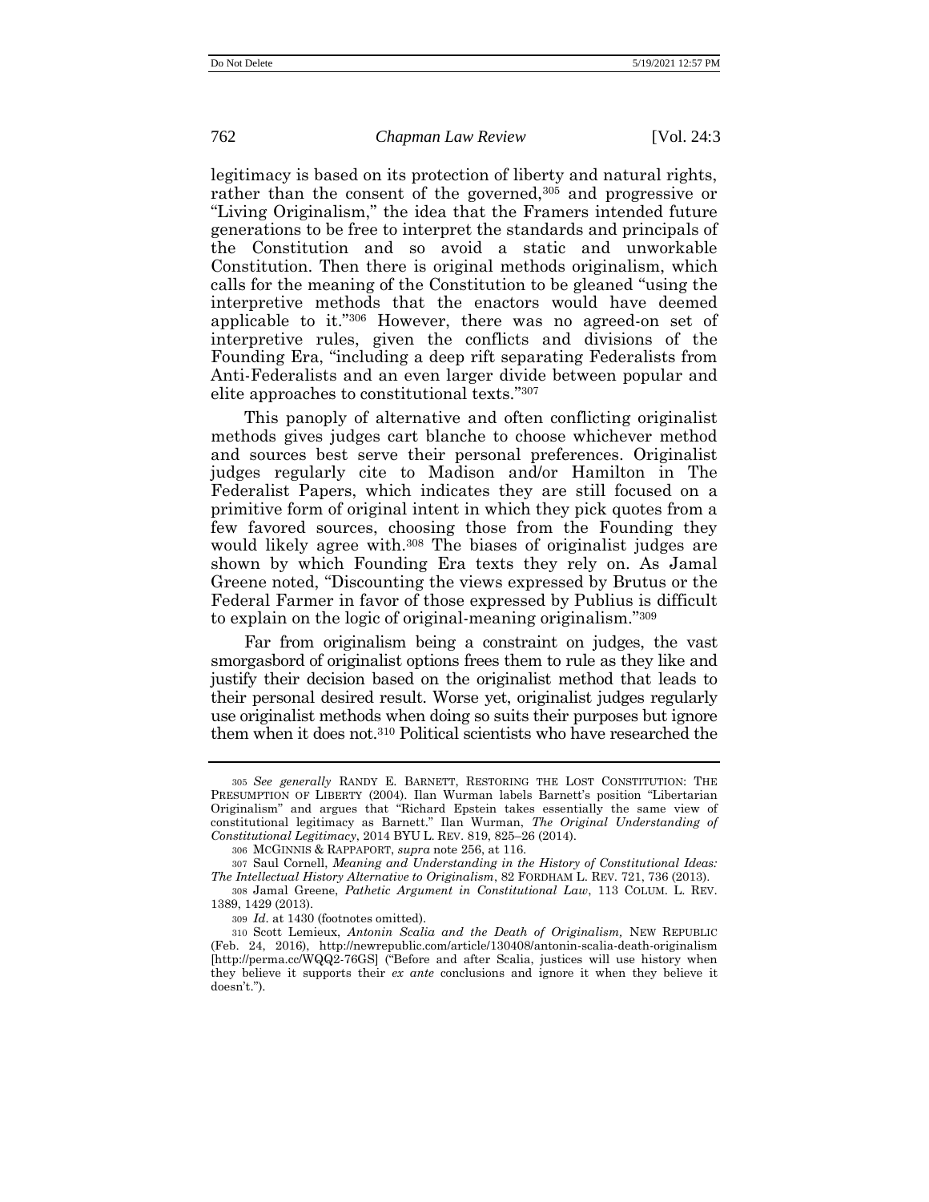legitimacy is based on its protection of liberty and natural rights, rather than the consent of the governed,[305] and progressive or "Living Originalism," the idea that the Framers intended future generations to be free to interpret the standards and principals of the Constitution and so avoid a static and unworkable Constitution. Then there is original methods originalism, which calls for the meaning of the Constitution to be gleaned "using the interpretive methods that the enactors would have deemed applicable to it."[306] However, there was no agreed-on set of interpretive rules, given the conflicts and divisions of the Founding Era, "including a deep rift separating Federalists from Anti-Federalists and an even larger divide between popular and elite approaches to constitutional texts."[307]

This panoply of alternative and often conflicting originalist methods gives judges cart blanche to choose whichever method and sources best serve their personal preferences. Originalist judges regularly cite to Madison and/or Hamilton in The Federalist Papers, which indicates they are still focused on a primitive form of original intent in which they pick quotes from a few favored sources, choosing those from the Founding they would likely agree with.[308] The biases of originalist judges are shown by which Founding Era texts they rely on. As Jamal Greene noted, "Discounting the views expressed by Brutus or the Federal Farmer in favor of those expressed by Publius is difficult to explain on the logic of original-meaning originalism."[309]

Far from originalism being a constraint on judges, the vast smorgasbord of originalist options frees them to rule as they like and justify their decision based on the originalist method that leads to their personal desired result. Worse yet, originalist judges regularly use originalist methods when doing so suits their purposes but ignore them when it does not.[310] Political scientists who have researched the

---

305 *See generally* RANDY E. BARNETT, RESTORING THE LOST CONSTITUTION: THE PRESUMPTION OF LIBERTY (2004). Ilan Wurman labels Barnett's position "Libertarian Originalism" and argues that "Richard Epstein takes essentially the same view of constitutional legitimacy as Barnett." Ilan Wurman, *The Original Understanding of Constitutional Legitimacy*, 2014 BYU L. REV. 819, 825–26 (2014).

306 MCGINNIS & RAPPAPORT, *supra* note 256, at 116.

307 Saul Cornell, *Meaning and Understanding in the History of Constitutional Ideas: The Intellectual History Alternative to Originalism*, 82 FORDHAM L. REV. 721, 736 (2013).

308 Jamal Greene, *Pathetic Argument in Constitutional Law*, 113 COLUM. L. REV. 1389, 1429 (2013).

309 *Id*. at 1430 (footnotes omitted).

310 Scott Lemieux, *Antonin Scalia and the Death of Originalism,* NEW REPUBLIC (Feb. 24, 2016), http://newrepublic.com/article/130408/antonin-scalia-death-originalism [http://perma.cc/WQQ2-76GS] ("Before and after Scalia, justices will use history when they believe it supports their *ex ante* conclusions and ignore it when they believe it doesn't.").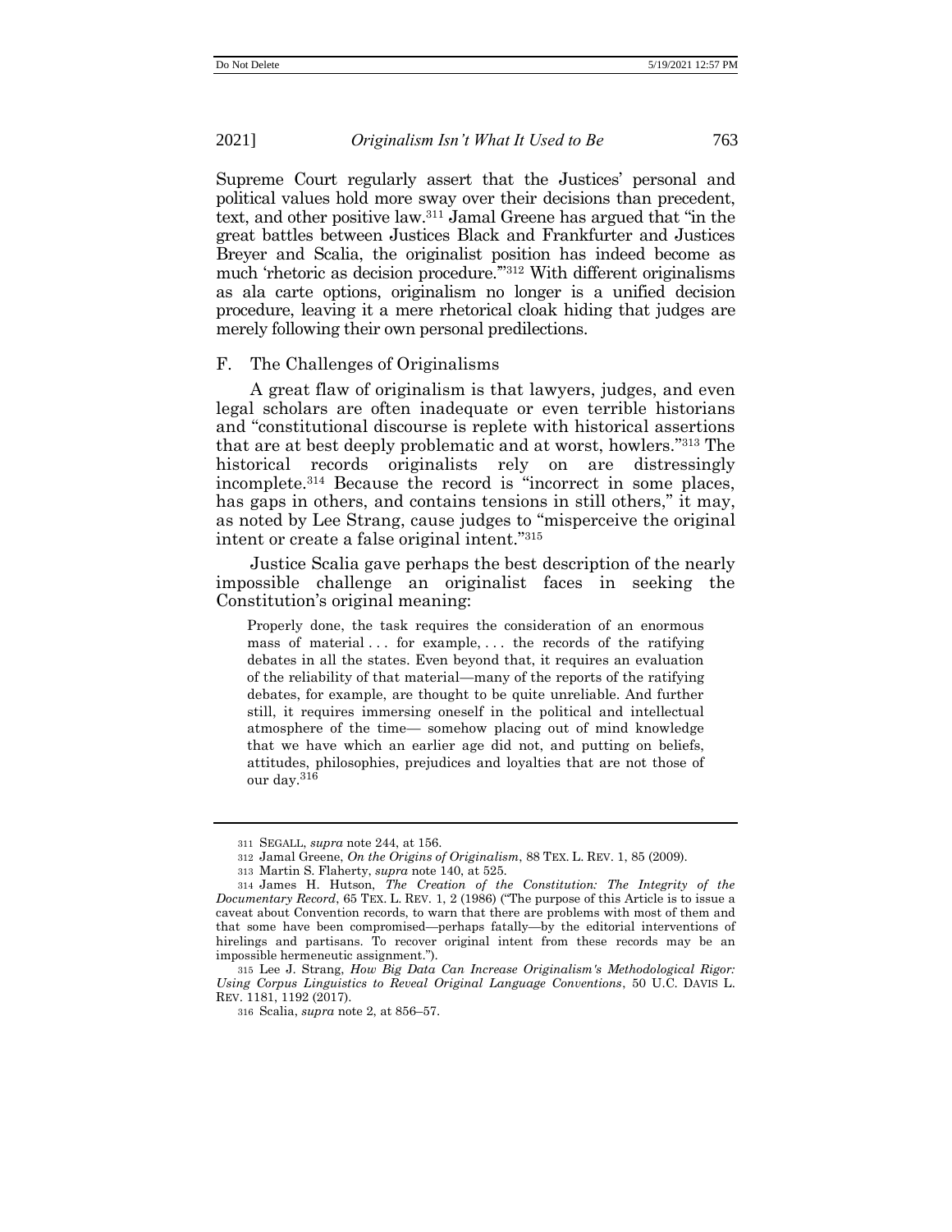Supreme Court regularly assert that the Justices' personal and political values hold more sway over their decisions than precedent, text, and other positive law.[311] Jamal Greene has argued that "in the great battles between Justices Black and Frankfurter and Justices Breyer and Scalia, the originalist position has indeed become as much 'rhetoric as decision procedure.'"[312] With different originalisms as ala carte options, originalism no longer is a unified decision procedure, leaving it a mere rhetorical cloak hiding that judges are merely following their own personal predilections.

### F. The Challenges of Originalisms

A great flaw of originalism is that lawyers, judges, and even legal scholars are often inadequate or even terrible historians and "constitutional discourse is replete with historical assertions that are at best deeply problematic and at worst, howlers."[313] The historical records originalists rely on are distressingly incomplete.[314] Because the record is "incorrect in some places, has gaps in others, and contains tensions in still others," it may, as noted by Lee Strang, cause judges to "misperceive the original intent or create a false original intent."[315]

Justice Scalia gave perhaps the best description of the nearly impossible challenge an originalist faces in seeking the Constitution's original meaning:

> Properly done, the task requires the consideration of an enormous mass of material . . . for example, . . . the records of the ratifying debates in all the states. Even beyond that, it requires an evaluation of the reliability of that material—many of the reports of the ratifying debates, for example, are thought to be quite unreliable. And further still, it requires immersing oneself in the political and intellectual atmosphere of the time— somehow placing out of mind knowledge that we have which an earlier age did not, and putting on beliefs, attitudes, philosophies, prejudices and loyalties that are not those of our day.[316]

---

311 SEGALL, *supra* note 244, at 156.

312 Jamal Greene, *On the Origins of Originalism*, 88 TEX. L. REV. 1, 85 (2009).

313 Martin S. Flaherty, *supra* note 140, at 525.

314 James H. Hutson, *The Creation of the Constitution: The Integrity of the Documentary Record*, 65 TEX. L. REV. 1, 2 (1986) ("The purpose of this Article is to issue a caveat about Convention records, to warn that there are problems with most of them and that some have been compromised—perhaps fatally—by the editorial interventions of hirelings and partisans. To recover original intent from these records may be an impossible hermeneutic assignment.").

315 Lee J. Strang, *How Big Data Can Increase Originalism's Methodological Rigor: Using Corpus Linguistics to Reveal Original Language Conventions*, 50 U.C. DAVIS L. REV. 1181, 1192 (2017).

316 Scalia, *supra* note 2, at 856–57.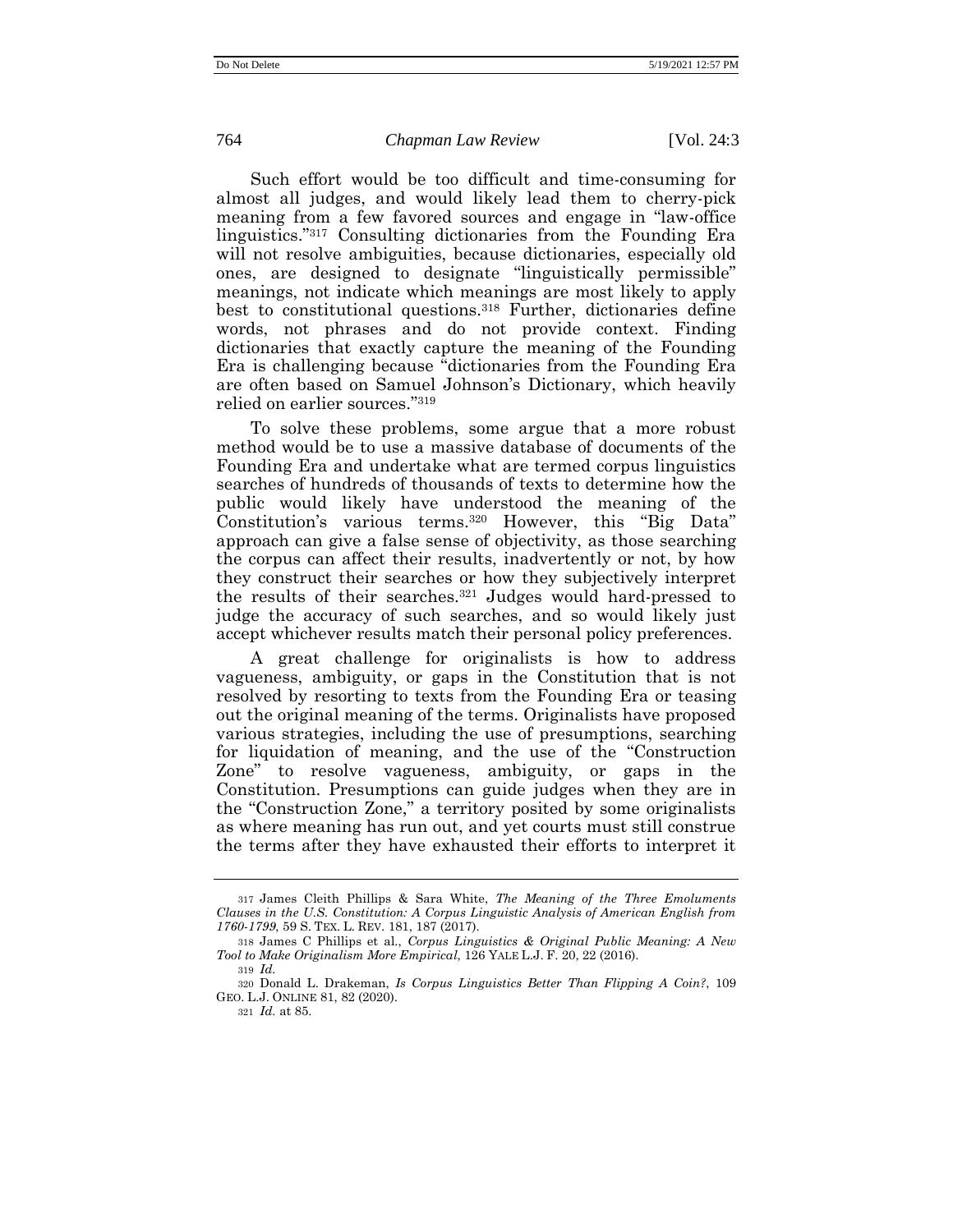Such effort would be too difficult and time-consuming for almost all judges, and would likely lead them to cherry-pick meaning from a few favored sources and engage in "law-office linguistics."[317] Consulting dictionaries from the Founding Era will not resolve ambiguities, because dictionaries, especially old ones, are designed to designate "linguistically permissible" meanings, not indicate which meanings are most likely to apply best to constitutional questions.[318] Further, dictionaries define words, not phrases and do not provide context. Finding dictionaries that exactly capture the meaning of the Founding Era is challenging because "dictionaries from the Founding Era are often based on Samuel Johnson's Dictionary, which heavily relied on earlier sources."[319]

To solve these problems, some argue that a more robust method would be to use a massive database of documents of the Founding Era and undertake what are termed corpus linguistics searches of hundreds of thousands of texts to determine how the public would likely have understood the meaning of the Constitution's various terms.[320] However, this "Big Data" approach can give a false sense of objectivity, as those searching the corpus can affect their results, inadvertently or not, by how they construct their searches or how they subjectively interpret the results of their searches.[321] Judges would hard-pressed to judge the accuracy of such searches, and so would likely just accept whichever results match their personal policy preferences.

A great challenge for originalists is how to address vagueness, ambiguity, or gaps in the Constitution that is not resolved by resorting to texts from the Founding Era or teasing out the original meaning of the terms. Originalists have proposed various strategies, including the use of presumptions, searching for liquidation of meaning, and the use of the "Construction Zone" to resolve vagueness, ambiguity, or gaps in the Constitution. Presumptions can guide judges when they are in the "Construction Zone," a territory posited by some originalists as where meaning has run out, and yet courts must still construe the terms after they have exhausted their efforts to interpret it

---

317 James Cleith Phillips & Sara White, *The Meaning of the Three Emoluments Clauses in the U.S. Constitution: A Corpus Linguistic Analysis of American English from 1760-1799*, 59 S. TEX. L. REV. 181, 187 (2017).

318 James C Phillips et al., *Corpus Linguistics & Original Public Meaning: A New Tool to Make Originalism More Empirical*, 126 YALE L.J. F. 20, 22 (2016).

319 *Id.*

320 Donald L. Drakeman, *Is Corpus Linguistics Better Than Flipping A Coin?*, 109 GEO. L.J. ONLINE 81, 82 (2020).

321 *Id.* at 85.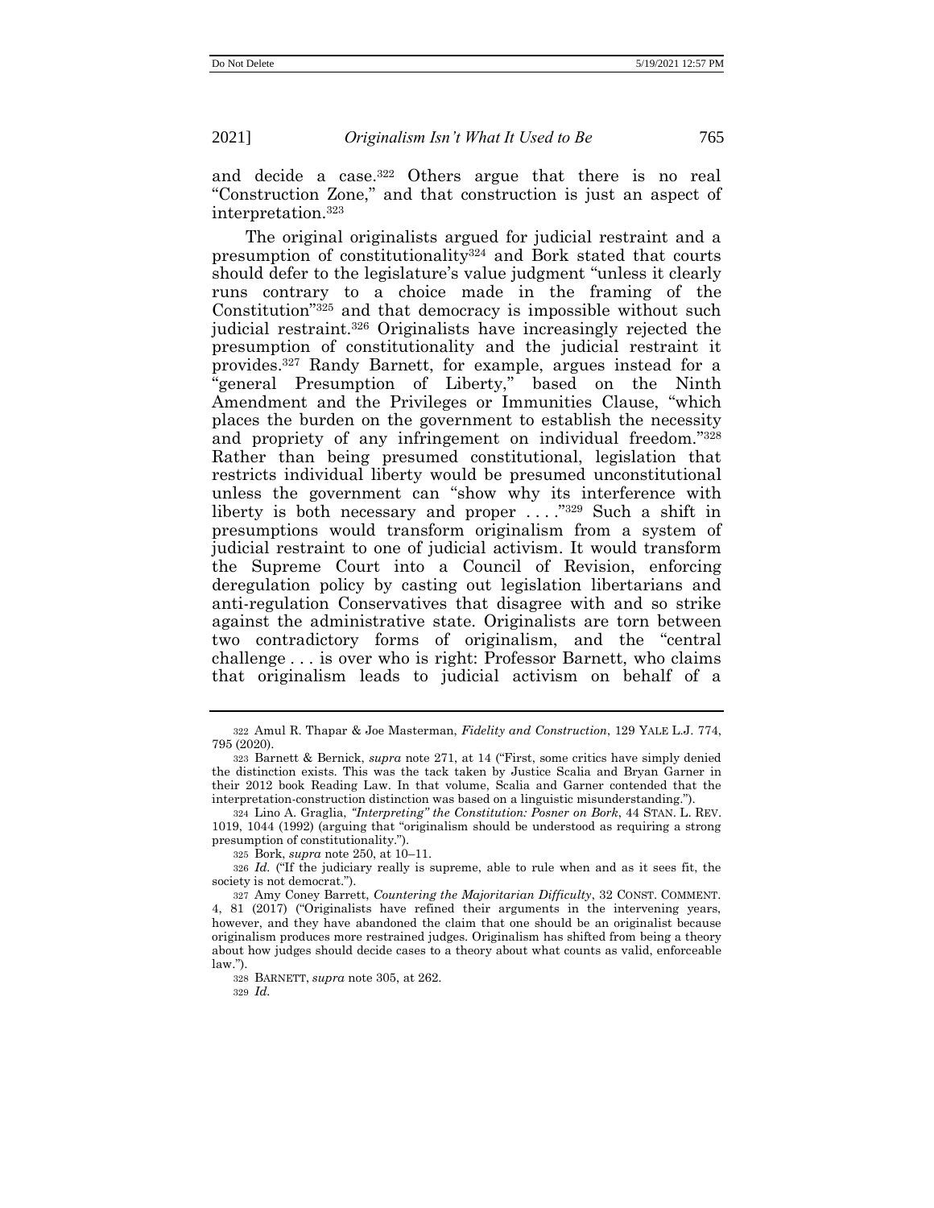and decide a case.[322] Others argue that there is no real "Construction Zone," and that construction is just an aspect of interpretation.[323]

The original originalists argued for judicial restraint and a presumption of constitutionality[324] and Bork stated that courts should defer to the legislature's value judgment "unless it clearly runs contrary to a choice made in the framing of the Constitution"[325] and that democracy is impossible without such judicial restraint.[326] Originalists have increasingly rejected the presumption of constitutionality and the judicial restraint it provides.[327] Randy Barnett, for example, argues instead for a "general Presumption of Liberty," based on the Ninth Amendment and the Privileges or Immunities Clause, "which places the burden on the government to establish the necessity and propriety of any infringement on individual freedom."[328] Rather than being presumed constitutional, legislation that restricts individual liberty would be presumed unconstitutional unless the government can "show why its interference with liberty is both necessary and proper . . . ."[329] Such a shift in presumptions would transform originalism from a system of judicial restraint to one of judicial activism. It would transform the Supreme Court into a Council of Revision, enforcing deregulation policy by casting out legislation libertarians and anti-regulation Conservatives that disagree with and so strike against the administrative state. Originalists are torn between two contradictory forms of originalism, and the "central challenge . . . is over who is right: Professor Barnett, who claims that originalism leads to judicial activism on behalf of a

---

322 Amul R. Thapar & Joe Masterman, *Fidelity and Construction*, 129 YALE L.J. 774, 795 (2020).

323 Barnett & Bernick, *supra* note 271, at 14 ("First, some critics have simply denied the distinction exists. This was the tack taken by Justice Scalia and Bryan Garner in their 2012 book Reading Law. In that volume, Scalia and Garner contended that the interpretation-construction distinction was based on a linguistic misunderstanding.").

324 Lino A. Graglia, *"Interpreting" the Constitution: Posner on Bork*, 44 STAN. L. REV. 1019, 1044 (1992) (arguing that "originalism should be understood as requiring a strong presumption of constitutionality.").

325 Bork, *supra* note 250, at 10–11.

326 *Id.* ("If the judiciary really is supreme, able to rule when and as it sees fit, the society is not democrat.").

327 Amy Coney Barrett, *Countering the Majoritarian Difficulty*, 32 CONST. COMMENT. 4, 81 (2017) ("Originalists have refined their arguments in the intervening years, however, and they have abandoned the claim that one should be an originalist because originalism produces more restrained judges. Originalism has shifted from being a theory about how judges should decide cases to a theory about what counts as valid, enforceable law.").

328 BARNETT, *supra* note 305, at 262.

329 *Id.*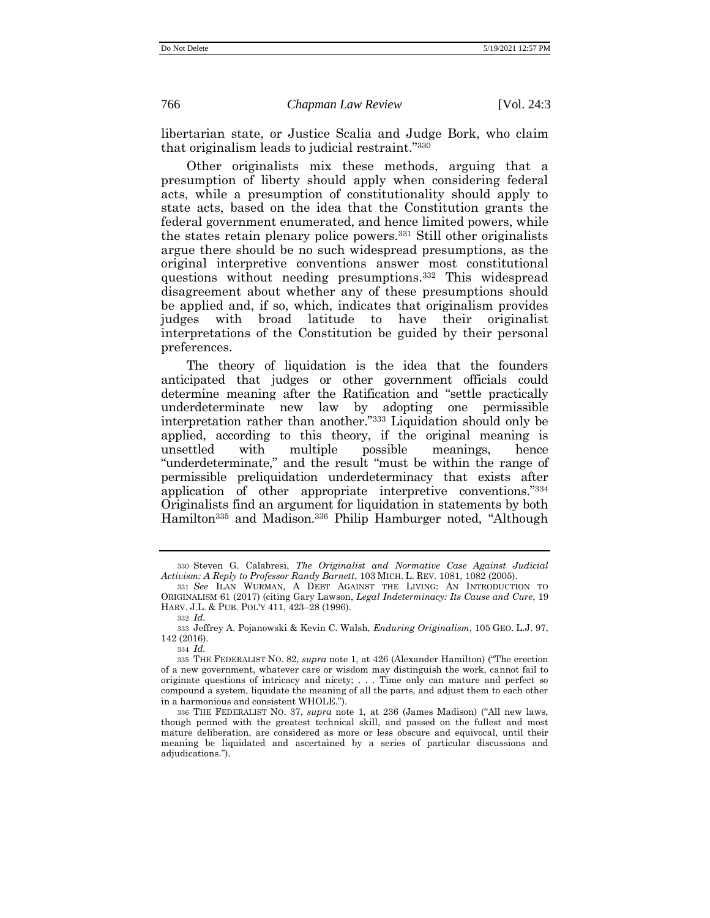libertarian state, or Justice Scalia and Judge Bork, who claim that originalism leads to judicial restraint."[330]

Other originalists mix these methods, arguing that a presumption of liberty should apply when considering federal acts, while a presumption of constitutionality should apply to state acts, based on the idea that the Constitution grants the federal government enumerated, and hence limited powers, while the states retain plenary police powers.[331] Still other originalists argue there should be no such widespread presumptions, as the original interpretive conventions answer most constitutional questions without needing presumptions.[332] This widespread disagreement about whether any of these presumptions should be applied and, if so, which, indicates that originalism provides judges with broad latitude to have their originalist interpretations of the Constitution be guided by their personal preferences.

The theory of liquidation is the idea that the founders anticipated that judges or other government officials could determine meaning after the Ratification and "settle practically underdeterminate new law by adopting one permissible interpretation rather than another."[333] Liquidation should only be applied, according to this theory, if the original meaning is unsettled with multiple possible meanings, hence "underdeterminate," and the result "must be within the range of permissible preliquidation underdeterminacy that exists after application of other appropriate interpretive conventions."[334] Originalists find an argument for liquidation in statements by both Hamilton[335] and Madison.[336] Philip Hamburger noted, "Although

---

330 Steven G. Calabresi, *The Originalist and Normative Case Against Judicial Activism: A Reply to Professor Randy Barnett*, 103 MICH. L. REV. 1081, 1082 (2005).

331 *See* ILAN WURMAN, A DEBT AGAINST THE LIVING: AN INTRODUCTION TO ORIGINALISM 61 (2017) (citing Gary Lawson, *Legal Indeterminacy: Its Cause and Cure*, 19 HARV. J.L. & PUB. POL'Y 411, 423–28 (1996).

332 *Id.*

333 Jeffrey A. Pojanowski & Kevin C. Walsh, *Enduring Originalism*, 105 GEO. L.J. 97, 142 (2016).

334 *Id.*

335 THE FEDERALIST NO. 82, *supra* note 1, at 426 (Alexander Hamilton) ("The erection of a new government, whatever care or wisdom may distinguish the work, cannot fail to originate questions of intricacy and nicety; . . . Time only can mature and perfect so compound a system, liquidate the meaning of all the parts, and adjust them to each other in a harmonious and consistent WHOLE.").

336 THE FEDERALIST NO. 37, *supra* note 1, at 236 (James Madison) ("All new laws, though penned with the greatest technical skill, and passed on the fullest and most mature deliberation, are considered as more or less obscure and equivocal, until their meaning be liquidated and ascertained by a series of particular discussions and adjudications.").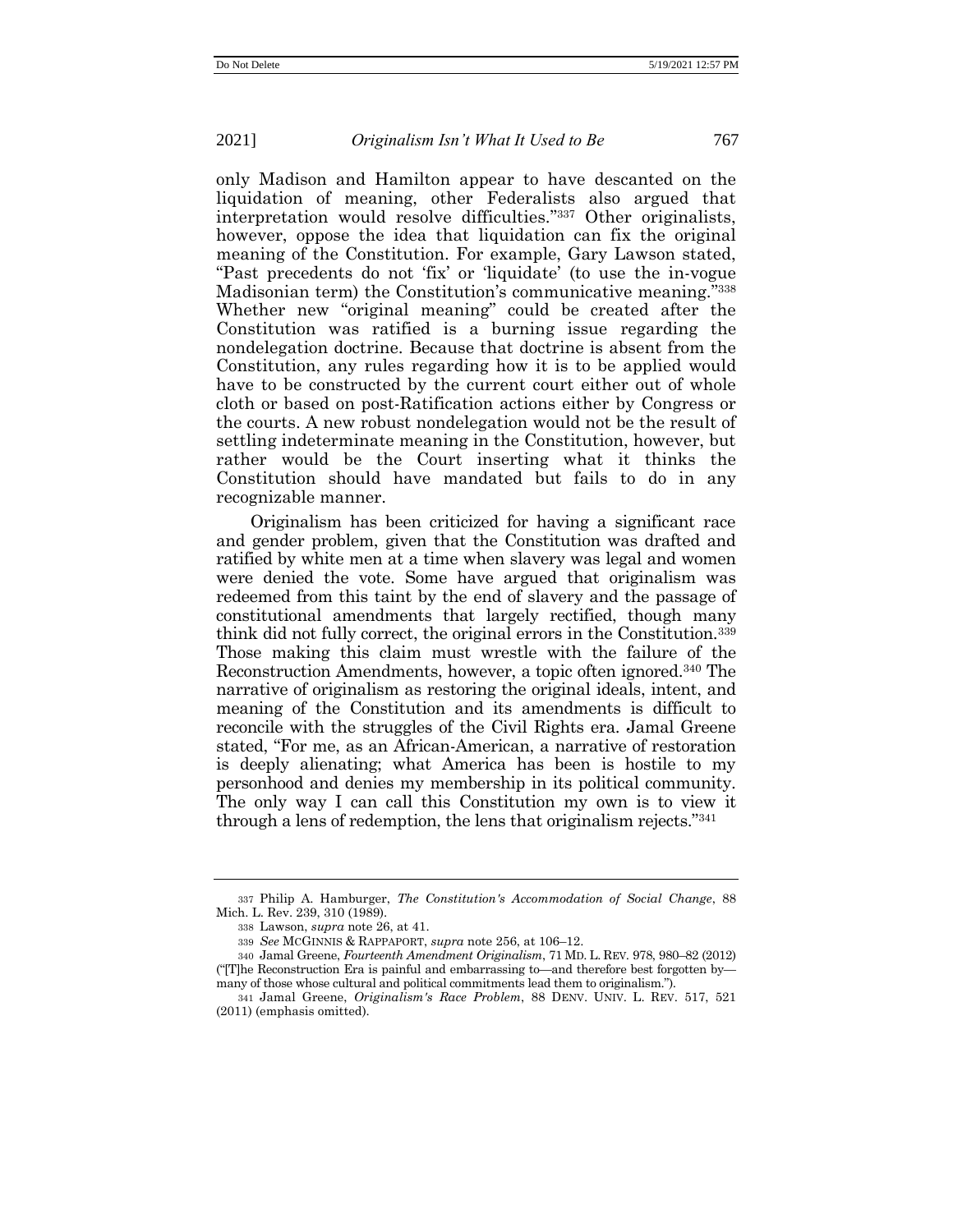only Madison and Hamilton appear to have descanted on the liquidation of meaning, other Federalists also argued that interpretation would resolve difficulties."[337] Other originalists, however, oppose the idea that liquidation can fix the original meaning of the Constitution. For example, Gary Lawson stated, "Past precedents do not 'fix' or 'liquidate' (to use the in-vogue Madisonian term) the Constitution's communicative meaning."[338] Whether new "original meaning" could be created after the Constitution was ratified is a burning issue regarding the nondelegation doctrine. Because that doctrine is absent from the Constitution, any rules regarding how it is to be applied would have to be constructed by the current court either out of whole cloth or based on post-Ratification actions either by Congress or the courts. A new robust nondelegation would not be the result of settling indeterminate meaning in the Constitution, however, but rather would be the Court inserting what it thinks the Constitution should have mandated but fails to do in any recognizable manner.

Originalism has been criticized for having a significant race and gender problem, given that the Constitution was drafted and ratified by white men at a time when slavery was legal and women were denied the vote. Some have argued that originalism was redeemed from this taint by the end of slavery and the passage of constitutional amendments that largely rectified, though many think did not fully correct, the original errors in the Constitution.[339] Those making this claim must wrestle with the failure of the Reconstruction Amendments, however, a topic often ignored.[340] The narrative of originalism as restoring the original ideals, intent, and meaning of the Constitution and its amendments is difficult to reconcile with the struggles of the Civil Rights era. Jamal Greene stated, "For me, as an African-American, a narrative of restoration is deeply alienating; what America has been is hostile to my personhood and denies my membership in its political community. The only way I can call this Constitution my own is to view it through a lens of redemption, the lens that originalism rejects."[341]

---

[337] Philip A. Hamburger, *The Constitution's Accommodation of Social Change*, 88 Mich. L. Rev. 239, 310 (1989).

[338] Lawson, *supra* note 26, at 41.

[339] *See* MCGINNIS & RAPPAPORT, *supra* note 256, at 106–12.

[340] Jamal Greene, *Fourteenth Amendment Originalism*, 71 MD. L. REV. 978, 980–82 (2012) ("[T]he Reconstruction Era is painful and embarrassing to—and therefore best forgotten by—many of those whose cultural and political commitments lead them to originalism.").

[341] Jamal Greene, *Originalism's Race Problem*, 88 DENV. UNIV. L. REV. 517, 521 (2011) (emphasis omitted).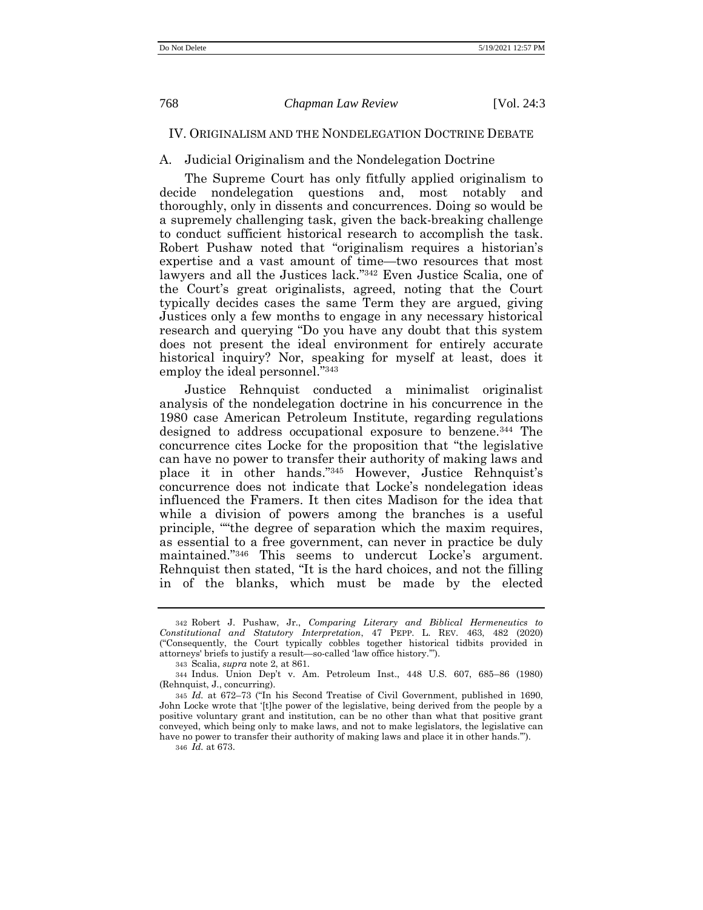## IV. ORIGINALISM AND THE NONDELEGATION DOCTRINE DEBATE

### A. Judicial Originalism and the Nondelegation Doctrine

The Supreme Court has only fitfully applied originalism to decide nondelegation questions and, most notably and thoroughly, only in dissents and concurrences. Doing so would be a supremely challenging task, given the back-breaking challenge to conduct sufficient historical research to accomplish the task. Robert Pushaw noted that "originalism requires a historian's expertise and a vast amount of time—two resources that most lawyers and all the Justices lack."[342] Even Justice Scalia, one of the Court's great originalists, agreed, noting that the Court typically decides cases the same Term they are argued, giving Justices only a few months to engage in any necessary historical research and querying "Do you have any doubt that this system does not present the ideal environment for entirely accurate historical inquiry? Nor, speaking for myself at least, does it employ the ideal personnel."[343]

Justice Rehnquist conducted a minimalist originalist analysis of the nondelegation doctrine in his concurrence in the 1980 case American Petroleum Institute, regarding regulations designed to address occupational exposure to benzene.[344] The concurrence cites Locke for the proposition that "the legislative can have no power to transfer their authority of making laws and place it in other hands."[345] However, Justice Rehnquist's concurrence does not indicate that Locke's nondelegation ideas influenced the Framers. It then cites Madison for the idea that while a division of powers among the branches is a useful principle, ""the degree of separation which the maxim requires, as essential to a free government, can never in practice be duly maintained."[346] This seems to undercut Locke's argument. Rehnquist then stated, "It is the hard choices, and not the filling in of the blanks, which must be made by the elected

---

[342] Robert J. Pushaw, Jr., *Comparing Literary and Biblical Hermeneutics to Constitutional and Statutory Interpretation*, 47 PEPP. L. REV. 463, 482 (2020) ("Consequently, the Court typically cobbles together historical tidbits provided in attorneys' briefs to justify a result—so-called 'law office history.'").

[343] Scalia, *supra* note 2, at 861.

[344] Indus. Union Dep't v. Am. Petroleum Inst., 448 U.S. 607, 685–86 (1980) (Rehnquist, J., concurring).

[345] *Id.* at 672–73 ("In his Second Treatise of Civil Government, published in 1690, John Locke wrote that '[t]he power of the legislative, being derived from the people by a positive voluntary grant and institution, can be no other than what that positive grant conveyed, which being only to make laws, and not to make legislators, the legislative can have no power to transfer their authority of making laws and place it in other hands.'").

[346] *Id.* at 673.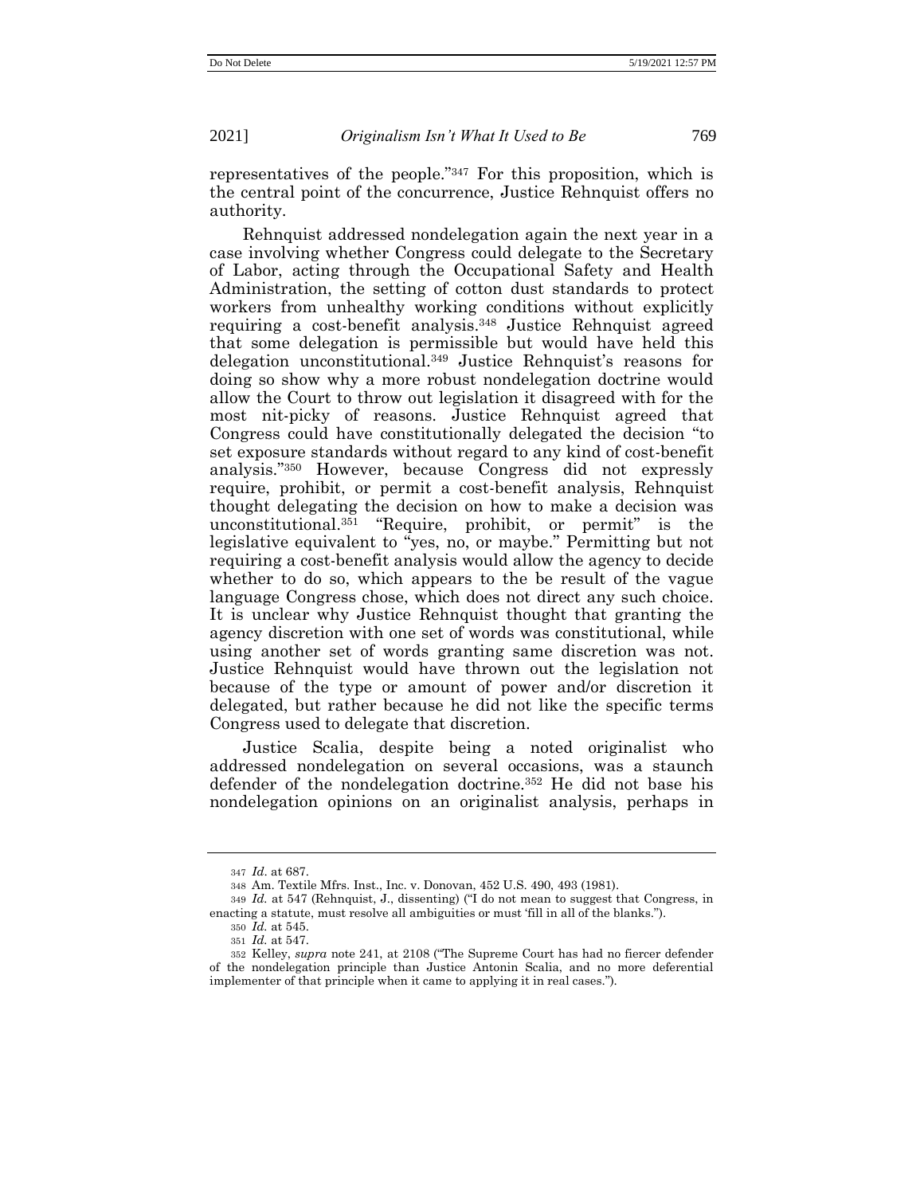representatives of the people."[347] For this proposition, which is the central point of the concurrence, Justice Rehnquist offers no authority.

Rehnquist addressed nondelegation again the next year in a case involving whether Congress could delegate to the Secretary of Labor, acting through the Occupational Safety and Health Administration, the setting of cotton dust standards to protect workers from unhealthy working conditions without explicitly requiring a cost-benefit analysis.[348] Justice Rehnquist agreed that some delegation is permissible but would have held this delegation unconstitutional.[349] Justice Rehnquist's reasons for doing so show why a more robust nondelegation doctrine would allow the Court to throw out legislation it disagreed with for the most nit-picky of reasons. Justice Rehnquist agreed that Congress could have constitutionally delegated the decision "to set exposure standards without regard to any kind of cost-benefit analysis."[350] However, because Congress did not expressly require, prohibit, or permit a cost-benefit analysis, Rehnquist thought delegating the decision on how to make a decision was unconstitutional.[351] "Require, prohibit, or permit" is the legislative equivalent to "yes, no, or maybe." Permitting but not requiring a cost-benefit analysis would allow the agency to decide whether to do so, which appears to the be result of the vague language Congress chose, which does not direct any such choice. It is unclear why Justice Rehnquist thought that granting the agency discretion with one set of words was constitutional, while using another set of words granting same discretion was not. Justice Rehnquist would have thrown out the legislation not because of the type or amount of power and/or discretion it delegated, but rather because he did not like the specific terms Congress used to delegate that discretion.

Justice Scalia, despite being a noted originalist who addressed nondelegation on several occasions, was a staunch defender of the nondelegation doctrine.[352] He did not base his nondelegation opinions on an originalist analysis, perhaps in

---

[347] *Id*. at 687.

[348] Am. Textile Mfrs. Inst., Inc. v. Donovan, 452 U.S. 490, 493 (1981).

[349] *Id.* at 547 (Rehnquist, J., dissenting) ("I do not mean to suggest that Congress, in enacting a statute, must resolve all ambiguities or must 'fill in all of the blanks.").

[350] *Id.* at 545.

[351] *Id.* at 547.

[352] Kelley, *supra* note 241, at 2108 ("The Supreme Court has had no fiercer defender of the nondelegation principle than Justice Antonin Scalia, and no more deferential implementer of that principle when it came to applying it in real cases.").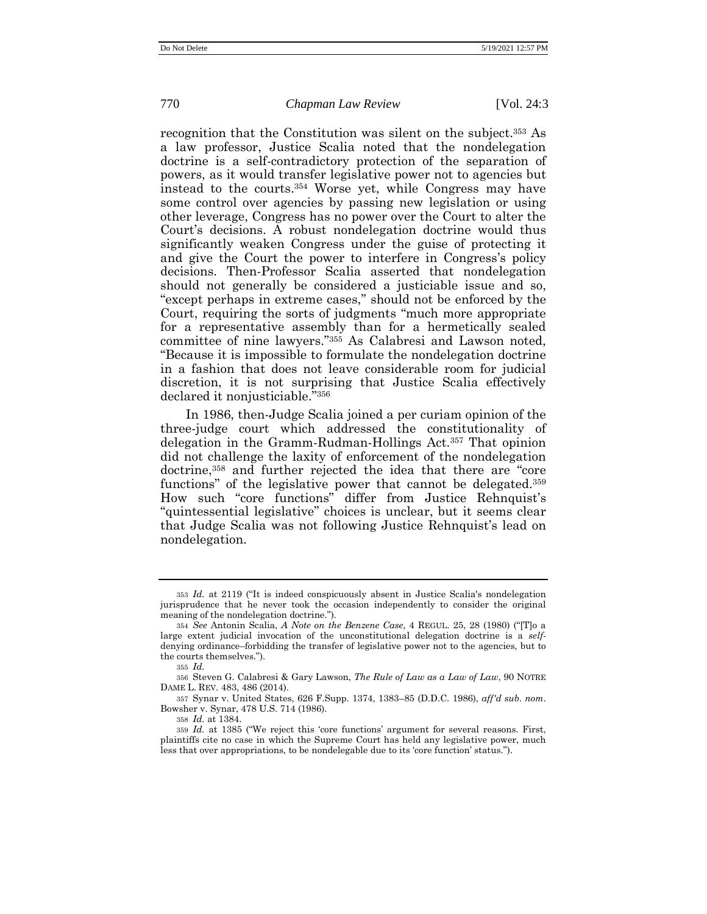recognition that the Constitution was silent on the subject.[353] As a law professor, Justice Scalia noted that the nondelegation doctrine is a self-contradictory protection of the separation of powers, as it would transfer legislative power not to agencies but instead to the courts.[354] Worse yet, while Congress may have some control over agencies by passing new legislation or using other leverage, Congress has no power over the Court to alter the Court's decisions. A robust nondelegation doctrine would thus significantly weaken Congress under the guise of protecting it and give the Court the power to interfere in Congress's policy decisions. Then-Professor Scalia asserted that nondelegation should not generally be considered a justiciable issue and so, "except perhaps in extreme cases," should not be enforced by the Court, requiring the sorts of judgments "much more appropriate for a representative assembly than for a hermetically sealed committee of nine lawyers."[355] As Calabresi and Lawson noted, "Because it is impossible to formulate the nondelegation doctrine in a fashion that does not leave considerable room for judicial discretion, it is not surprising that Justice Scalia effectively declared it nonjusticiable."[356]

In 1986, then-Judge Scalia joined a per curiam opinion of the three-judge court which addressed the constitutionality of delegation in the Gramm-Rudman-Hollings Act.[357] That opinion did not challenge the laxity of enforcement of the nondelegation doctrine,[358] and further rejected the idea that there are "core functions" of the legislative power that cannot be delegated.[359] How such "core functions" differ from Justice Rehnquist's "quintessential legislative" choices is unclear, but it seems clear that Judge Scalia was not following Justice Rehnquist's lead on nondelegation.

---

353 *Id.* at 2119 ("It is indeed conspicuously absent in Justice Scalia's nondelegation jurisprudence that he never took the occasion independently to consider the original meaning of the nondelegation doctrine.").

354 *See* Antonin Scalia, *A Note on the Benzene Case*, 4 REGUL. 25, 28 (1980) ("[T]o a large extent judicial invocation of the unconstitutional delegation doctrine is a *self*-denying ordinance–forbidding the transfer of legislative power not to the agencies, but to the courts themselves.").

355 *Id.*

356 Steven G. Calabresi & Gary Lawson, *The Rule of Law as a Law of Law*, 90 NOTRE DAME L. REV. 483, 486 (2014).

357 Synar v. United States, 626 F.Supp. 1374, 1383–85 (D.D.C. 1986), *aff'd sub. nom*. Bowsher v. Synar, 478 U.S. 714 (1986).

358 *Id.* at 1384.

359 *Id.* at 1385 ("We reject this 'core functions' argument for several reasons. First, plaintiffs cite no case in which the Supreme Court has held any legislative power, much less that over appropriations, to be nondelegable due to its 'core function' status.").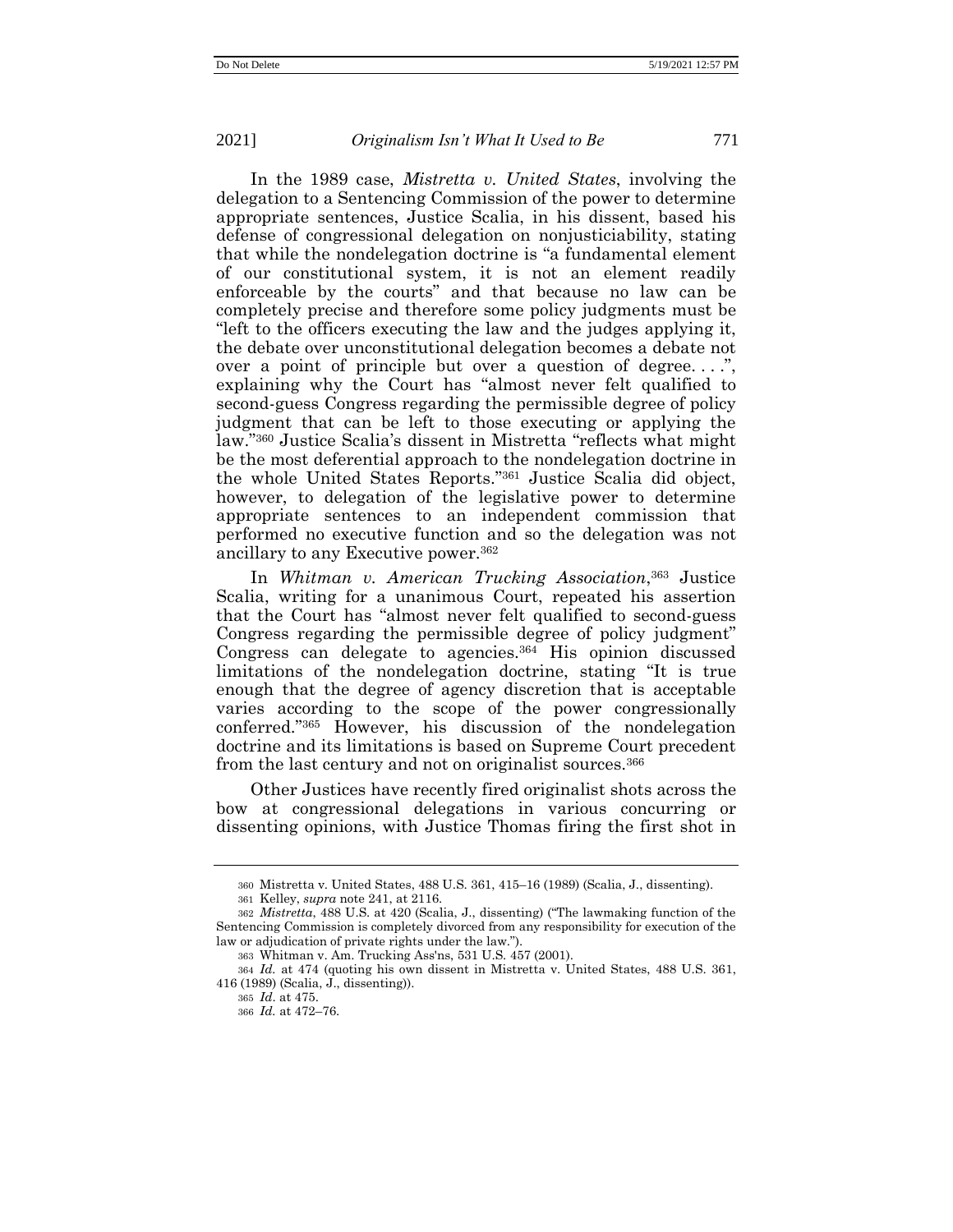In the 1989 case, *Mistretta v. United States*, involving the delegation to a Sentencing Commission of the power to determine appropriate sentences, Justice Scalia, in his dissent, based his defense of congressional delegation on nonjusticiability, stating that while the nondelegation doctrine is "a fundamental element of our constitutional system, it is not an element readily enforceable by the courts" and that because no law can be completely precise and therefore some policy judgments must be "left to the officers executing the law and the judges applying it, the debate over unconstitutional delegation becomes a debate not over a point of principle but over a question of degree. . . .", explaining why the Court has "almost never felt qualified to second-guess Congress regarding the permissible degree of policy judgment that can be left to those executing or applying the law."[360] Justice Scalia's dissent in Mistretta "reflects what might be the most deferential approach to the nondelegation doctrine in the whole United States Reports."[361] Justice Scalia did object, however, to delegation of the legislative power to determine appropriate sentences to an independent commission that performed no executive function and so the delegation was not ancillary to any Executive power.[362]

In *Whitman v. American Trucking Association*,[363] Justice Scalia, writing for a unanimous Court, repeated his assertion that the Court has "almost never felt qualified to second-guess Congress regarding the permissible degree of policy judgment" Congress can delegate to agencies.[364] His opinion discussed limitations of the nondelegation doctrine, stating "It is true enough that the degree of agency discretion that is acceptable varies according to the scope of the power congressionally conferred."[365] However, his discussion of the nondelegation doctrine and its limitations is based on Supreme Court precedent from the last century and not on originalist sources.[366]

Other Justices have recently fired originalist shots across the bow at congressional delegations in various concurring or dissenting opinions, with Justice Thomas firing the first shot in

---

360 Mistretta v. United States, 488 U.S. 361, 415–16 (1989) (Scalia, J., dissenting).

361 Kelley, *supra* note 241, at 2116.

362 *Mistretta*, 488 U.S. at 420 (Scalia, J., dissenting) ("The lawmaking function of the Sentencing Commission is completely divorced from any responsibility for execution of the law or adjudication of private rights under the law.").

363 Whitman v. Am. Trucking Ass'ns, 531 U.S. 457 (2001).

364 *Id.* at 474 (quoting his own dissent in Mistretta v. United States, 488 U.S. 361, 416 (1989) (Scalia, J., dissenting)).

365 *Id*. at 475.

366 *Id.* at 472–76.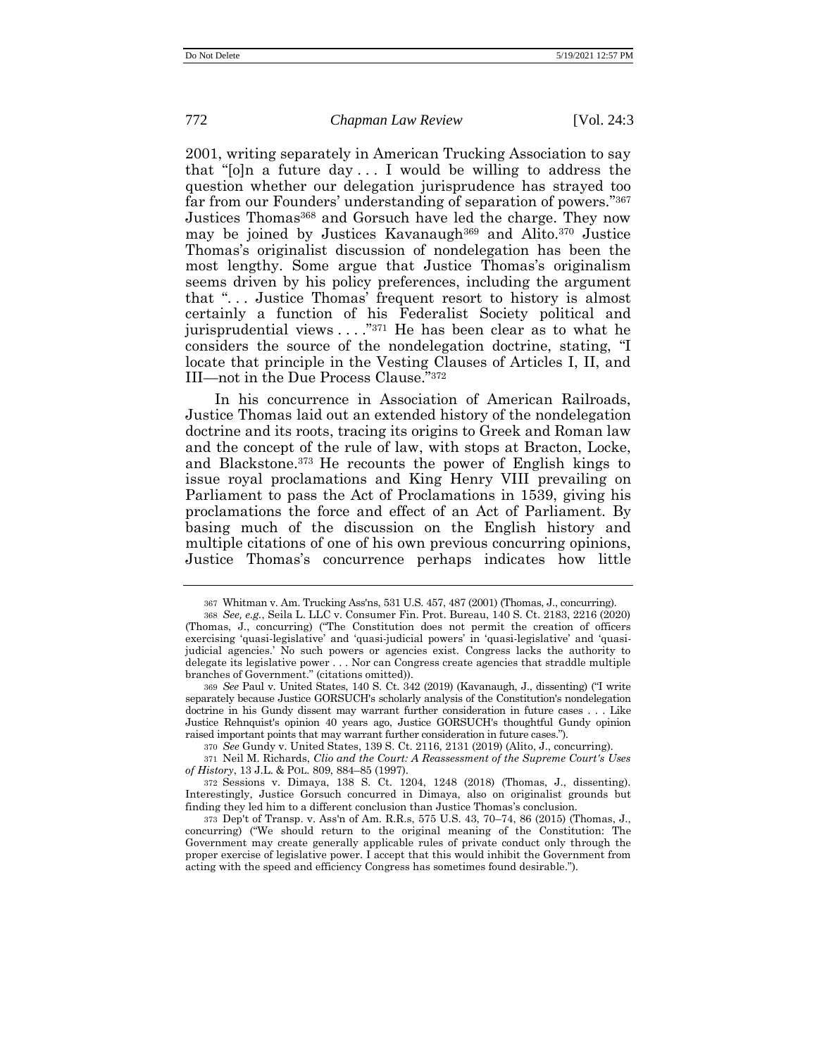2001, writing separately in American Trucking Association to say that "[o]n a future day . . . I would be willing to address the question whether our delegation jurisprudence has strayed too far from our Founders' understanding of separation of powers."[367] Justices Thomas[368] and Gorsuch have led the charge. They now may be joined by Justices Kavanaugh[369] and Alito.[370] Justice Thomas's originalist discussion of nondelegation has been the most lengthy. Some argue that Justice Thomas's originalism seems driven by his policy preferences, including the argument that ". . . Justice Thomas' frequent resort to history is almost certainly a function of his Federalist Society political and jurisprudential views . . . ."[371] He has been clear as to what he considers the source of the nondelegation doctrine, stating, "I locate that principle in the Vesting Clauses of Articles I, II, and III—not in the Due Process Clause."[372]

In his concurrence in Association of American Railroads, Justice Thomas laid out an extended history of the nondelegation doctrine and its roots, tracing its origins to Greek and Roman law and the concept of the rule of law, with stops at Bracton, Locke, and Blackstone.[373] He recounts the power of English kings to issue royal proclamations and King Henry VIII prevailing on Parliament to pass the Act of Proclamations in 1539, giving his proclamations the force and effect of an Act of Parliament. By basing much of the discussion on the English history and multiple citations of one of his own previous concurring opinions, Justice Thomas's concurrence perhaps indicates how little

---

367 Whitman v. Am. Trucking Ass'ns, 531 U.S. 457, 487 (2001) (Thomas, J., concurring).

368 *See, e.g.*, Seila L. LLC v. Consumer Fin. Prot. Bureau, 140 S. Ct. 2183, 2216 (2020) (Thomas, J., concurring) ("The Constitution does not permit the creation of officers exercising 'quasi-legislative' and 'quasi-judicial powers' in 'quasi-legislative' and 'quasi-judicial agencies.' No such powers or agencies exist. Congress lacks the authority to delegate its legislative power . . . Nor can Congress create agencies that straddle multiple branches of Government." (citations omitted)).

369 *See* Paul v. United States, 140 S. Ct. 342 (2019) (Kavanaugh, J., dissenting) ("I write separately because Justice GORSUCH's scholarly analysis of the Constitution's nondelegation doctrine in his Gundy dissent may warrant further consideration in future cases . . . Like Justice Rehnquist's opinion 40 years ago, Justice GORSUCH's thoughtful Gundy opinion raised important points that may warrant further consideration in future cases.").

370 *See* Gundy v. United States, 139 S. Ct. 2116, 2131 (2019) (Alito, J., concurring).

371 Neil M. Richards, *Clio and the Court: A Reassessment of the Supreme Court's Uses of History*, 13 J.L. & POL. 809, 884–85 (1997).

372 Sessions v. Dimaya, 138 S. Ct. 1204, 1248 (2018) (Thomas, J., dissenting). Interestingly, Justice Gorsuch concurred in Dimaya, also on originalist grounds but finding they led him to a different conclusion than Justice Thomas's conclusion.

373 Dep't of Transp. v. Ass'n of Am. R.R.s, 575 U.S. 43, 70–74, 86 (2015) (Thomas, J., concurring) ("We should return to the original meaning of the Constitution: The Government may create generally applicable rules of private conduct only through the proper exercise of legislative power. I accept that this would inhibit the Government from acting with the speed and efficiency Congress has sometimes found desirable.").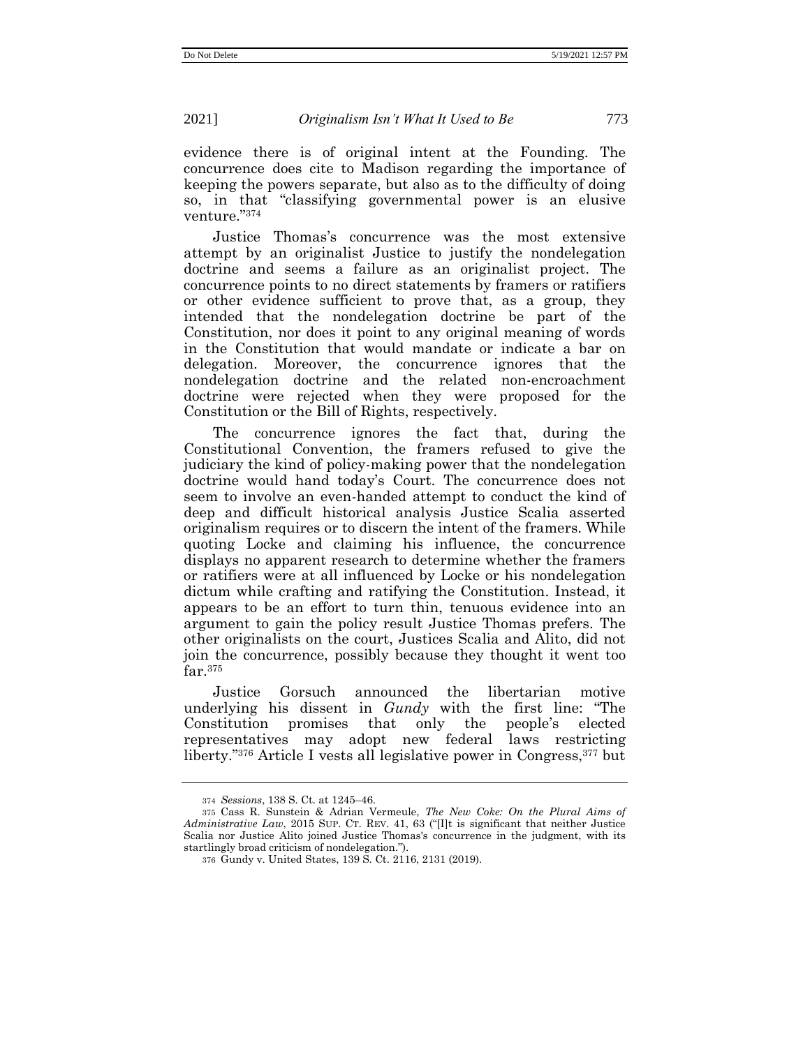evidence there is of original intent at the Founding. The concurrence does cite to Madison regarding the importance of keeping the powers separate, but also as to the difficulty of doing so, in that "classifying governmental power is an elusive venture."[374]

Justice Thomas's concurrence was the most extensive attempt by an originalist Justice to justify the nondelegation doctrine and seems a failure as an originalist project. The concurrence points to no direct statements by framers or ratifiers or other evidence sufficient to prove that, as a group, they intended that the nondelegation doctrine be part of the Constitution, nor does it point to any original meaning of words in the Constitution that would mandate or indicate a bar on delegation. Moreover, the concurrence ignores that the nondelegation doctrine and the related non-encroachment doctrine were rejected when they were proposed for the Constitution or the Bill of Rights, respectively.

The concurrence ignores the fact that, during the Constitutional Convention, the framers refused to give the judiciary the kind of policy-making power that the nondelegation doctrine would hand today's Court. The concurrence does not seem to involve an even-handed attempt to conduct the kind of deep and difficult historical analysis Justice Scalia asserted originalism requires or to discern the intent of the framers. While quoting Locke and claiming his influence, the concurrence displays no apparent research to determine whether the framers or ratifiers were at all influenced by Locke or his nondelegation dictum while crafting and ratifying the Constitution. Instead, it appears to be an effort to turn thin, tenuous evidence into an argument to gain the policy result Justice Thomas prefers. The other originalists on the court, Justices Scalia and Alito, did not join the concurrence, possibly because they thought it went too far.[375]

Justice Gorsuch announced the libertarian motive underlying his dissent in *Gundy* with the first line: "The Constitution promises that only the people's elected representatives may adopt new federal laws restricting liberty."[376] Article I vests all legislative power in Congress,[377] but

---

[374] *Sessions*, 138 S. Ct. at 1245–46.

[375] Cass R. Sunstein & Adrian Vermeule, *The New Coke: On the Plural Aims of Administrative Law*, 2015 SUP. CT. REV. 41, 63 ("[I]t is significant that neither Justice Scalia nor Justice Alito joined Justice Thomas's concurrence in the judgment, with its startlingly broad criticism of nondelegation.").

[376] Gundy v. United States, 139 S. Ct. 2116, 2131 (2019).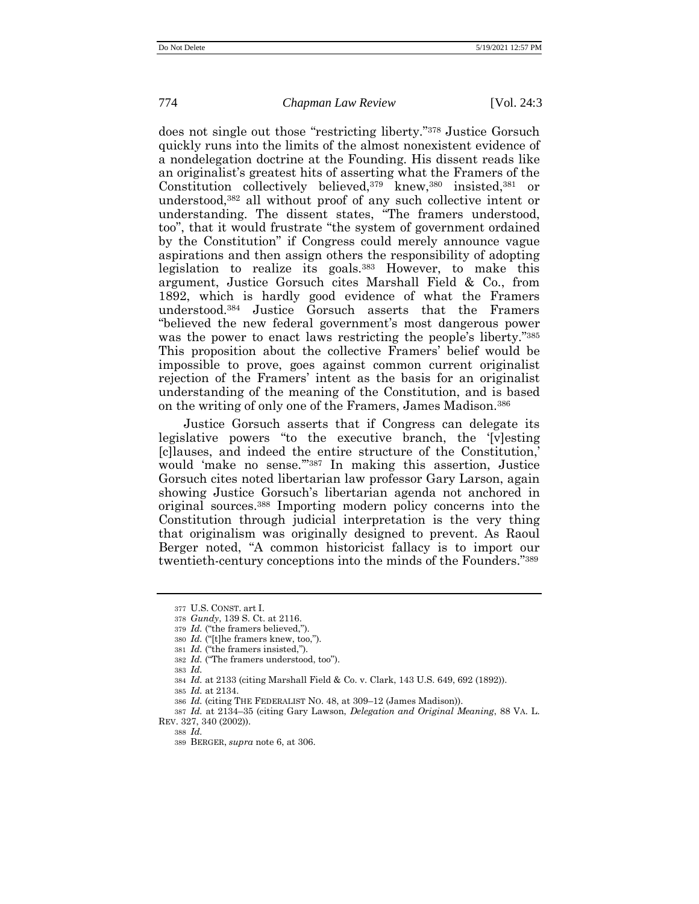does not single out those "restricting liberty."[378] Justice Gorsuch quickly runs into the limits of the almost nonexistent evidence of a nondelegation doctrine at the Founding. His dissent reads like an originalist's greatest hits of asserting what the Framers of the Constitution collectively believed,[379] knew,[380] insisted,[381] or understood,[382] all without proof of any such collective intent or understanding. The dissent states, "The framers understood, too", that it would frustrate "the system of government ordained by the Constitution" if Congress could merely announce vague aspirations and then assign others the responsibility of adopting legislation to realize its goals.[383] However, to make this argument, Justice Gorsuch cites Marshall Field & Co., from 1892, which is hardly good evidence of what the Framers understood.[384] Justice Gorsuch asserts that the Framers "believed the new federal government's most dangerous power was the power to enact laws restricting the people's liberty."[385] This proposition about the collective Framers' belief would be impossible to prove, goes against common current originalist rejection of the Framers' intent as the basis for an originalist understanding of the meaning of the Constitution, and is based on the writing of only one of the Framers, James Madison.[386]

Justice Gorsuch asserts that if Congress can delegate its legislative powers "to the executive branch, the '[v]esting [c]lauses, and indeed the entire structure of the Constitution,' would 'make no sense.'"[387] In making this assertion, Justice Gorsuch cites noted libertarian law professor Gary Larson, again showing Justice Gorsuch's libertarian agenda not anchored in original sources.[388] Importing modern policy concerns into the Constitution through judicial interpretation is the very thing that originalism was originally designed to prevent. As Raoul Berger noted, "A common historicist fallacy is to import our twentieth-century conceptions into the minds of the Founders."[389]

---

377 U.S. CONST. art I.

378 *Gundy*, 139 S. Ct. at 2116.

379 *Id.* ("the framers believed,").

380 *Id.* ("[t]he framers knew, too,").

381 *Id.* ("the framers insisted,").

382 *Id.* ("The framers understood, too").

383 *Id.*

384 *Id.* at 2133 (citing Marshall Field & Co. v. Clark, 143 U.S. 649, 692 (1892)).

385 *Id.* at 2134.

386 *Id.* (citing THE FEDERALIST NO. 48, at 309–12 (James Madison)).

387 *Id.* at 2134–35 (citing Gary Lawson, *Delegation and Original Meaning*, 88 VA. L. REV. 327, 340 (2002)).

388 *Id.*

389 BERGER, *supra* note 6, at 306.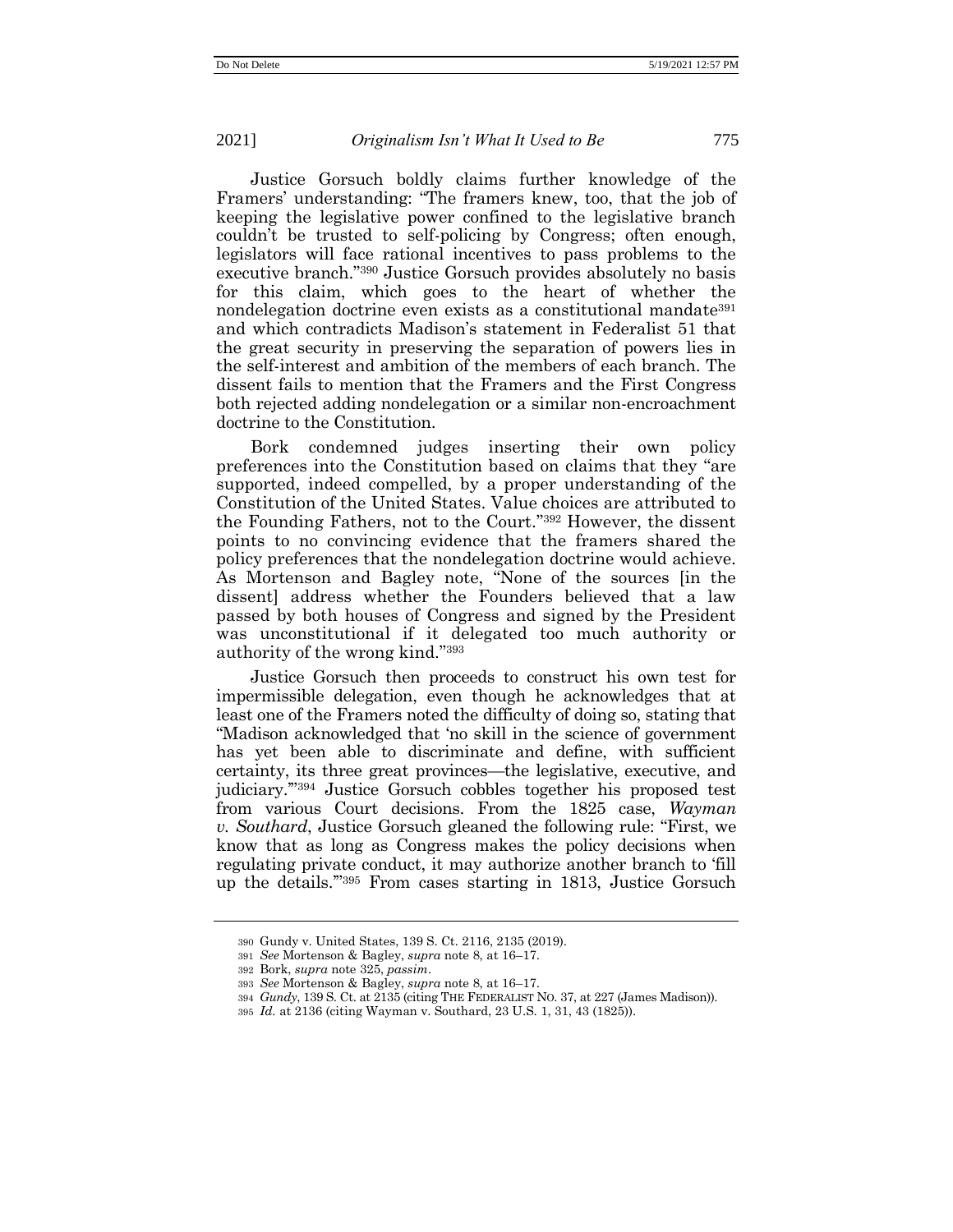Justice Gorsuch boldly claims further knowledge of the Framers' understanding: "The framers knew, too, that the job of keeping the legislative power confined to the legislative branch couldn't be trusted to self-policing by Congress; often enough, legislators will face rational incentives to pass problems to the executive branch."[390] Justice Gorsuch provides absolutely no basis for this claim, which goes to the heart of whether the nondelegation doctrine even exists as a constitutional mandate[391] and which contradicts Madison's statement in Federalist 51 that the great security in preserving the separation of powers lies in the self-interest and ambition of the members of each branch. The dissent fails to mention that the Framers and the First Congress both rejected adding nondelegation or a similar non-encroachment doctrine to the Constitution.

Bork condemned judges inserting their own policy preferences into the Constitution based on claims that they "are supported, indeed compelled, by a proper understanding of the Constitution of the United States. Value choices are attributed to the Founding Fathers, not to the Court."[392] However, the dissent points to no convincing evidence that the framers shared the policy preferences that the nondelegation doctrine would achieve. As Mortenson and Bagley note, "None of the sources [in the dissent] address whether the Founders believed that a law passed by both houses of Congress and signed by the President was unconstitutional if it delegated too much authority or authority of the wrong kind."[393]

Justice Gorsuch then proceeds to construct his own test for impermissible delegation, even though he acknowledges that at least one of the Framers noted the difficulty of doing so, stating that "Madison acknowledged that 'no skill in the science of government has yet been able to discriminate and define, with sufficient certainty, its three great provinces—the legislative, executive, and judiciary.'"[394] Justice Gorsuch cobbles together his proposed test from various Court decisions. From the 1825 case, *Wayman v. Southard*, Justice Gorsuch gleaned the following rule: "First, we know that as long as Congress makes the policy decisions when regulating private conduct, it may authorize another branch to 'fill up the details.'"[395] From cases starting in 1813, Justice Gorsuch

---

390 Gundy v. United States, 139 S. Ct. 2116, 2135 (2019).

391 *See* Mortenson & Bagley, *supra* note 8, at 16–17.

392 Bork, *supra* note 325, *passim*.

393 *See* Mortenson & Bagley, *supra* note 8, at 16–17.

394 *Gundy*, 139 S. Ct. at 2135 (citing THE FEDERALIST NO. 37, at 227 (James Madison)).

395 *Id.* at 2136 (citing Wayman v. Southard, 23 U.S. 1, 31, 43 (1825)).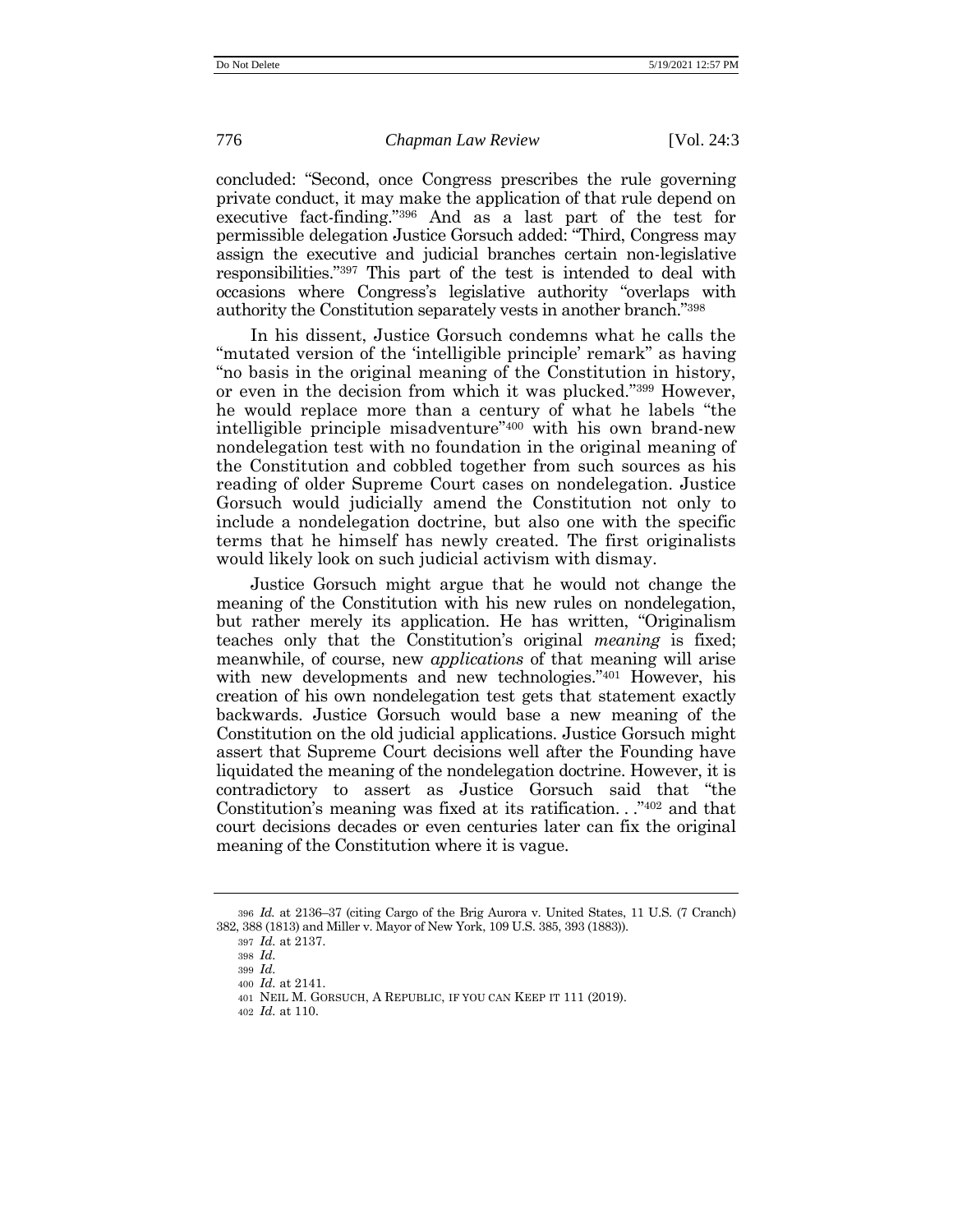concluded: "Second, once Congress prescribes the rule governing private conduct, it may make the application of that rule depend on executive fact-finding."[396] And as a last part of the test for permissible delegation Justice Gorsuch added: "Third, Congress may assign the executive and judicial branches certain non-legislative responsibilities."[397] This part of the test is intended to deal with occasions where Congress's legislative authority "overlaps with authority the Constitution separately vests in another branch."[398]

In his dissent, Justice Gorsuch condemns what he calls the "mutated version of the 'intelligible principle' remark" as having "no basis in the original meaning of the Constitution in history, or even in the decision from which it was plucked."[399] However, he would replace more than a century of what he labels "the intelligible principle misadventure"[400] with his own brand-new nondelegation test with no foundation in the original meaning of the Constitution and cobbled together from such sources as his reading of older Supreme Court cases on nondelegation. Justice Gorsuch would judicially amend the Constitution not only to include a nondelegation doctrine, but also one with the specific terms that he himself has newly created. The first originalists would likely look on such judicial activism with dismay.

Justice Gorsuch might argue that he would not change the meaning of the Constitution with his new rules on nondelegation, but rather merely its application. He has written, "Originalism teaches only that the Constitution's original *meaning* is fixed; meanwhile, of course, new *applications* of that meaning will arise with new developments and new technologies."[401] However, his creation of his own nondelegation test gets that statement exactly backwards. Justice Gorsuch would base a new meaning of the Constitution on the old judicial applications. Justice Gorsuch might assert that Supreme Court decisions well after the Founding have liquidated the meaning of the nondelegation doctrine. However, it is contradictory to assert as Justice Gorsuch said that "the Constitution's meaning was fixed at its ratification. . ."[402] and that court decisions decades or even centuries later can fix the original meaning of the Constitution where it is vague.

---

[396] *Id.* at 2136–37 (citing Cargo of the Brig Aurora v. United States, 11 U.S. (7 Cranch) 382, 388 (1813) and Miller v. Mayor of New York, 109 U.S. 385, 393 (1883)).

[397] *Id.* at 2137.

[398] *Id.*

[399] *Id.*

[400] *Id.* at 2141.

[401] NEIL M. GORSUCH, A REPUBLIC, IF YOU CAN KEEP IT 111 (2019).

[402] *Id.* at 110.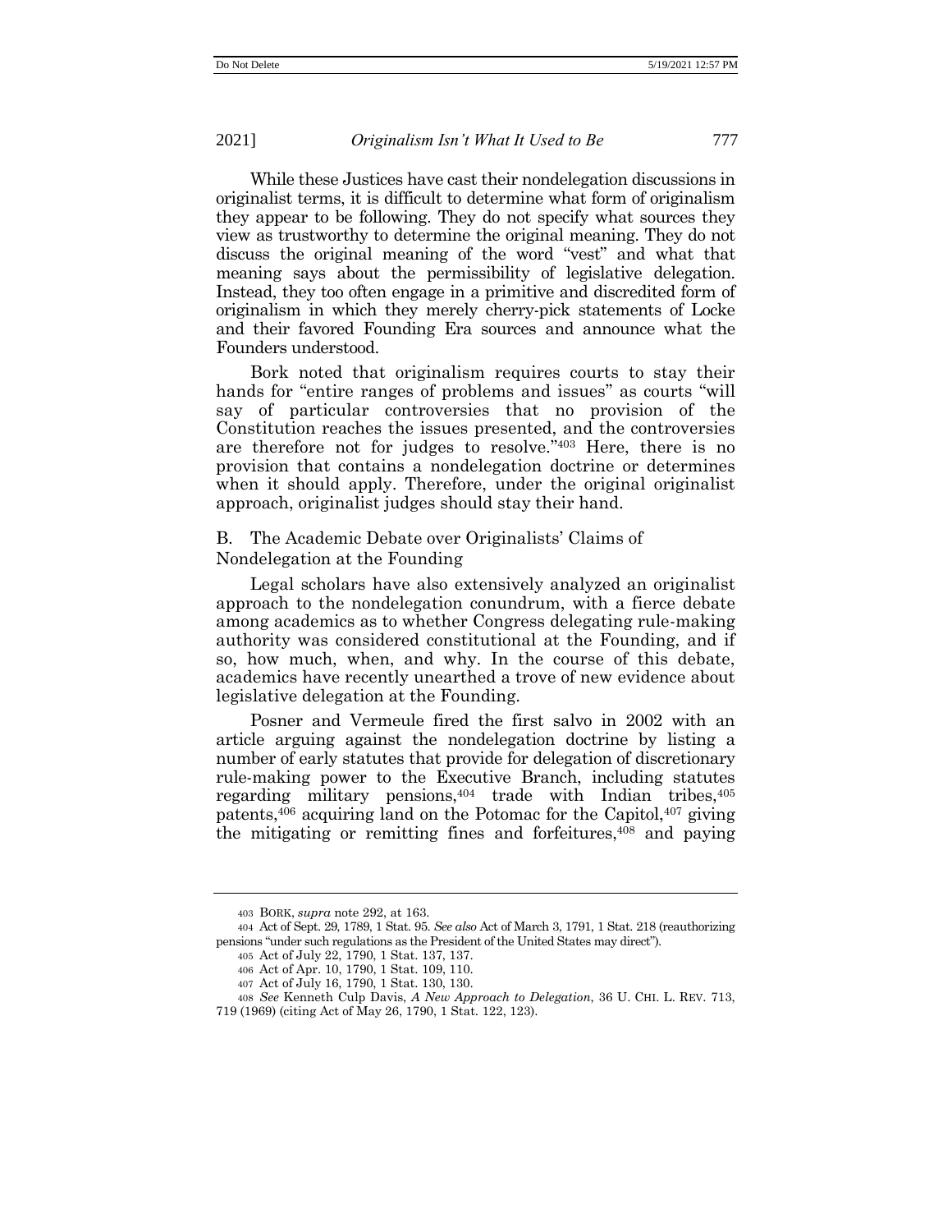While these Justices have cast their nondelegation discussions in originalist terms, it is difficult to determine what form of originalism they appear to be following. They do not specify what sources they view as trustworthy to determine the original meaning. They do not discuss the original meaning of the word "vest" and what that meaning says about the permissibility of legislative delegation. Instead, they too often engage in a primitive and discredited form of originalism in which they merely cherry-pick statements of Locke and their favored Founding Era sources and announce what the Founders understood.

Bork noted that originalism requires courts to stay their hands for "entire ranges of problems and issues" as courts "will say of particular controversies that no provision of the Constitution reaches the issues presented, and the controversies are therefore not for judges to resolve."[403] Here, there is no provision that contains a nondelegation doctrine or determines when it should apply. Therefore, under the original originalist approach, originalist judges should stay their hand.

### B. The Academic Debate over Originalists' Claims of Nondelegation at the Founding

Legal scholars have also extensively analyzed an originalist approach to the nondelegation conundrum, with a fierce debate among academics as to whether Congress delegating rule-making authority was considered constitutional at the Founding, and if so, how much, when, and why. In the course of this debate, academics have recently unearthed a trove of new evidence about legislative delegation at the Founding.

Posner and Vermeule fired the first salvo in 2002 with an article arguing against the nondelegation doctrine by listing a number of early statutes that provide for delegation of discretionary rule-making power to the Executive Branch, including statutes regarding military pensions,[404] trade with Indian tribes,[405] patents,[406] acquiring land on the Potomac for the Capitol,[407] giving the mitigating or remitting fines and forfeitures,[408] and paying

---

403 BORK, *supra* note 292, at 163.

404 Act of Sept. 29, 1789, 1 Stat. 95. *See also* Act of March 3, 1791, 1 Stat. 218 (reauthorizing pensions "under such regulations as the President of the United States may direct").

405 Act of July 22, 1790, 1 Stat. 137, 137.

406 Act of Apr. 10, 1790, 1 Stat. 109, 110.

407 Act of July 16, 1790, 1 Stat. 130, 130.

408 *See* Kenneth Culp Davis, *A New Approach to Delegation*, 36 U. CHI. L. REV. 713, 719 (1969) (citing Act of May 26, 1790, 1 Stat. 122, 123).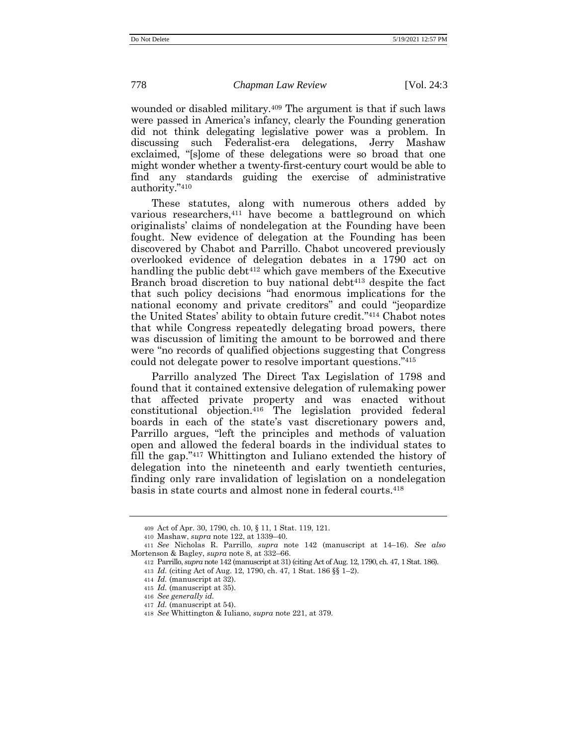wounded or disabled military.[409] The argument is that if such laws were passed in America's infancy, clearly the Founding generation did not think delegating legislative power was a problem. In discussing such Federalist-era delegations, Jerry Mashaw exclaimed, "[s]ome of these delegations were so broad that one might wonder whether a twenty-first-century court would be able to find any standards guiding the exercise of administrative authority."[410]

These statutes, along with numerous others added by various researchers,[411] have become a battleground on which originalists' claims of nondelegation at the Founding have been fought. New evidence of delegation at the Founding has been discovered by Chabot and Parrillo. Chabot uncovered previously overlooked evidence of delegation debates in a 1790 act on handling the public debt[412] which gave members of the Executive Branch broad discretion to buy national debt[413] despite the fact that such policy decisions "had enormous implications for the national economy and private creditors" and could "jeopardize the United States' ability to obtain future credit."[414] Chabot notes that while Congress repeatedly delegating broad powers, there was discussion of limiting the amount to be borrowed and there were "no records of qualified objections suggesting that Congress could not delegate power to resolve important questions."[415]

Parrillo analyzed The Direct Tax Legislation of 1798 and found that it contained extensive delegation of rulemaking power that affected private property and was enacted without constitutional objection.[416] The legislation provided federal boards in each of the state's vast discretionary powers and, Parrillo argues, "left the principles and methods of valuation open and allowed the federal boards in the individual states to fill the gap."[417] Whittington and Iuliano extended the history of delegation into the nineteenth and early twentieth centuries, finding only rare invalidation of legislation on a nondelegation basis in state courts and almost none in federal courts.[418]

---

409 Act of Apr. 30, 1790, ch. 10, § 11, 1 Stat. 119, 121.

410 Mashaw, *supra* note 122, at 1339–40.

411 *See* Nicholas R. Parrillo, *supra* note 142 (manuscript at 14–16). *See also* Mortenson & Bagley, *supra* note 8, at 332–66.

412 Parrillo, *supra* note 142 (manuscript at 31) (citing Act of Aug. 12, 1790, ch. 47, 1 Stat. 186).

413 *Id.* (citing Act of Aug. 12, 1790, ch. 47, 1 Stat. 186 §§ 1–2).

414 *Id.* (manuscript at 32).

415 *Id.* (manuscript at 35).

416 *See generally id.*

417 *Id.* (manuscript at 54).

418 *See* Whittington & Iuliano, *supra* note 221, at 379.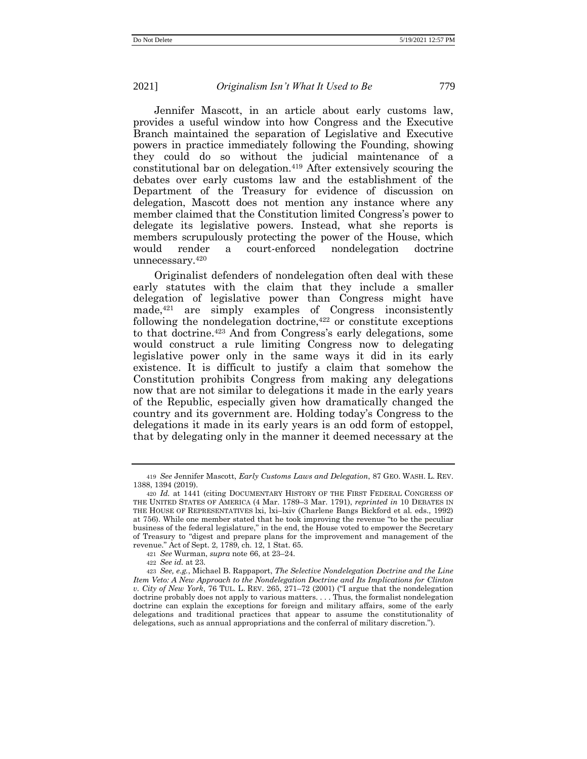Jennifer Mascott, in an article about early customs law, provides a useful window into how Congress and the Executive Branch maintained the separation of Legislative and Executive powers in practice immediately following the Founding, showing they could do so without the judicial maintenance of a constitutional bar on delegation.[419] After extensively scouring the debates over early customs law and the establishment of the Department of the Treasury for evidence of discussion on delegation, Mascott does not mention any instance where any member claimed that the Constitution limited Congress's power to delegate its legislative powers. Instead, what she reports is members scrupulously protecting the power of the House, which would render a court-enforced nondelegation doctrine unnecessary.[420]

Originalist defenders of nondelegation often deal with these early statutes with the claim that they include a smaller delegation of legislative power than Congress might have made,[421] are simply examples of Congress inconsistently following the nondelegation doctrine,[422] or constitute exceptions to that doctrine.[423] And from Congress's early delegations, some would construct a rule limiting Congress now to delegating legislative power only in the same ways it did in its early existence. It is difficult to justify a claim that somehow the Constitution prohibits Congress from making any delegations now that are not similar to delegations it made in the early years of the Republic, especially given how dramatically changed the country and its government are. Holding today's Congress to the delegations it made in its early years is an odd form of estoppel, that by delegating only in the manner it deemed necessary at the

419 *See* Jennifer Mascott, *Early Customs Laws and Delegation*, 87 GEO. WASH. L. REV. 1388, 1394 (2019).

420 *Id.* at 1441 (citing DOCUMENTARY HISTORY OF THE FIRST FEDERAL CONGRESS OF THE UNITED STATES OF AMERICA (4 Mar. 1789–3 Mar. 1791), *reprinted in* 10 DEBATES IN THE HOUSE OF REPRESENTATIVES lxi, lxi–lxiv (Charlene Bangs Bickford et al. eds., 1992) at 756). While one member stated that he took improving the revenue "to be the peculiar business of the federal legislature," in the end, the House voted to empower the Secretary of Treasury to "digest and prepare plans for the improvement and management of the revenue." Act of Sept. 2, 1789, ch. 12, 1 Stat. 65.

421 *See* Wurman, *supra* note 66, at 23–24.

422 *See id.* at 23.

423 *See, e.g.*, Michael B. Rappaport, *The Selective Nondelegation Doctrine and the Line Item Veto: A New Approach to the Nondelegation Doctrine and Its Implications for Clinton v. City of New York*, 76 TUL. L. REV. 265, 271–72 (2001) ("I argue that the nondelegation doctrine probably does not apply to various matters. . . . Thus, the formalist nondelegation doctrine can explain the exceptions for foreign and military affairs, some of the early delegations and traditional practices that appear to assume the constitutionality of delegations, such as annual appropriations and the conferral of military discretion.").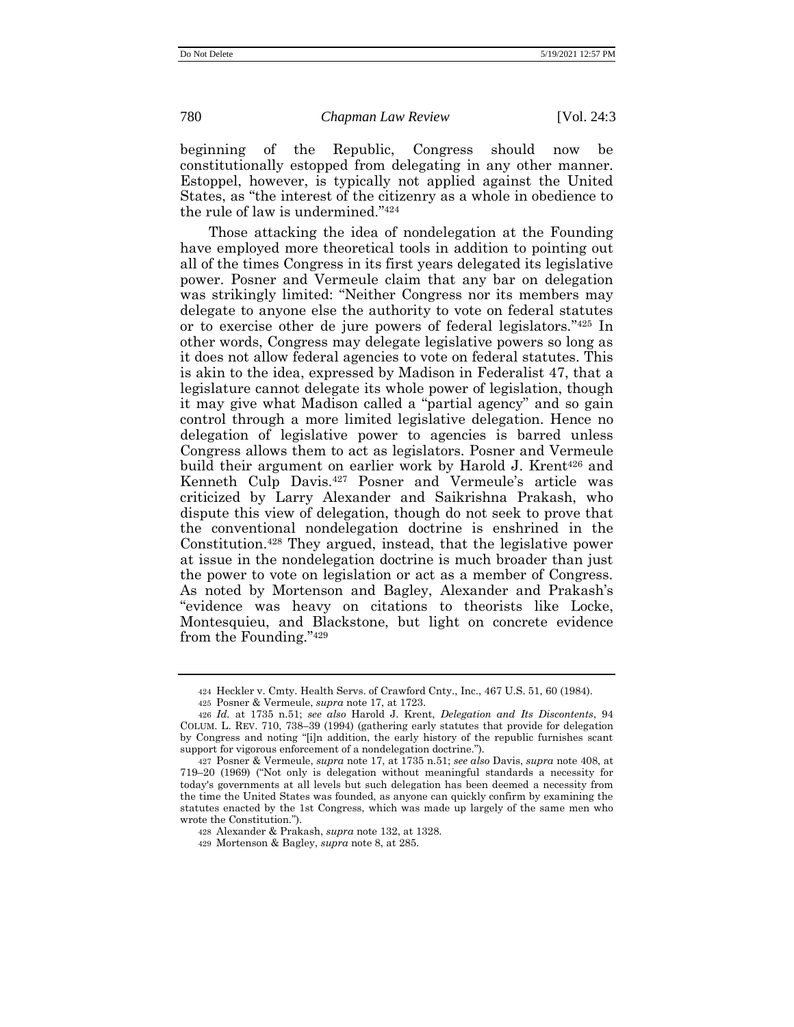beginning of the Republic, Congress should now be constitutionally estopped from delegating in any other manner. Estoppel, however, is typically not applied against the United States, as "the interest of the citizenry as a whole in obedience to the rule of law is undermined."[424]

Those attacking the idea of nondelegation at the Founding have employed more theoretical tools in addition to pointing out all of the times Congress in its first years delegated its legislative power. Posner and Vermeule claim that any bar on delegation was strikingly limited: "Neither Congress nor its members may delegate to anyone else the authority to vote on federal statutes or to exercise other de jure powers of federal legislators."[425] In other words, Congress may delegate legislative powers so long as it does not allow federal agencies to vote on federal statutes. This is akin to the idea, expressed by Madison in Federalist 47, that a legislature cannot delegate its whole power of legislation, though it may give what Madison called a "partial agency" and so gain control through a more limited legislative delegation. Hence no delegation of legislative power to agencies is barred unless Congress allows them to act as legislators. Posner and Vermeule build their argument on earlier work by Harold J. Krent[426] and Kenneth Culp Davis.[427] Posner and Vermeule's article was criticized by Larry Alexander and Saikrishna Prakash, who dispute this view of delegation, though do not seek to prove that the conventional nondelegation doctrine is enshrined in the Constitution.[428] They argued, instead, that the legislative power at issue in the nondelegation doctrine is much broader than just the power to vote on legislation or act as a member of Congress. As noted by Mortenson and Bagley, Alexander and Prakash's "evidence was heavy on citations to theorists like Locke, Montesquieu, and Blackstone, but light on concrete evidence from the Founding."[429]

---

424 Heckler v. Cmty. Health Servs. of Crawford Cnty., Inc., 467 U.S. 51, 60 (1984).

425 Posner & Vermeule, *supra* note 17, at 1723.

426 *Id.* at 1735 n.51; *see also* Harold J. Krent, *Delegation and Its Discontents*, 94 COLUM. L. REV. 710, 738–39 (1994) (gathering early statutes that provide for delegation by Congress and noting "[i]n addition, the early history of the republic furnishes scant support for vigorous enforcement of a nondelegation doctrine.").

427 Posner & Vermeule, *supra* note 17, at 1735 n.51; *see also* Davis, *supra* note 408, at 719–20 (1969) ("Not only is delegation without meaningful standards a necessity for today's governments at all levels but such delegation has been deemed a necessity from the time the United States was founded, as anyone can quickly confirm by examining the statutes enacted by the 1st Congress, which was made up largely of the same men who wrote the Constitution.").

428 Alexander & Prakash, *supra* note 132, at 1328.

429 Mortenson & Bagley, *supra* note 8, at 285.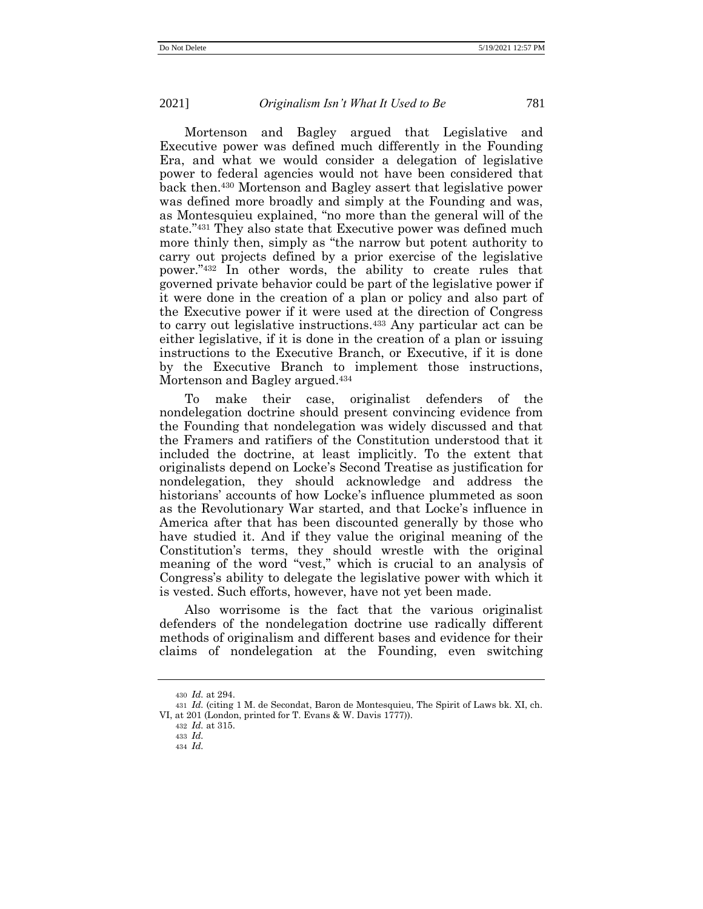Mortenson and Bagley argued that Legislative and Executive power was defined much differently in the Founding Era, and what we would consider a delegation of legislative power to federal agencies would not have been considered that back then.[430] Mortenson and Bagley assert that legislative power was defined more broadly and simply at the Founding and was, as Montesquieu explained, "no more than the general will of the state."[431] They also state that Executive power was defined much more thinly then, simply as "the narrow but potent authority to carry out projects defined by a prior exercise of the legislative power."[432] In other words, the ability to create rules that governed private behavior could be part of the legislative power if it were done in the creation of a plan or policy and also part of the Executive power if it were used at the direction of Congress to carry out legislative instructions.[433] Any particular act can be either legislative, if it is done in the creation of a plan or issuing instructions to the Executive Branch, or Executive, if it is done by the Executive Branch to implement those instructions, Mortenson and Bagley argued.[434]

To make their case, originalist defenders of the nondelegation doctrine should present convincing evidence from the Founding that nondelegation was widely discussed and that the Framers and ratifiers of the Constitution understood that it included the doctrine, at least implicitly. To the extent that originalists depend on Locke's Second Treatise as justification for nondelegation, they should acknowledge and address the historians' accounts of how Locke's influence plummeted as soon as the Revolutionary War started, and that Locke's influence in America after that has been discounted generally by those who have studied it. And if they value the original meaning of the Constitution's terms, they should wrestle with the original meaning of the word "vest," which is crucial to an analysis of Congress's ability to delegate the legislative power with which it is vested. Such efforts, however, have not yet been made.

Also worrisome is the fact that the various originalist defenders of the nondelegation doctrine use radically different methods of originalism and different bases and evidence for their claims of nondelegation at the Founding, even switching

---

[430] *Id.* at 294.

[431] *Id.* (citing 1 M. de Secondat, Baron de Montesquieu, The Spirit of Laws bk. XI, ch. VI, at 201 (London, printed for T. Evans & W. Davis 1777)).

[432] *Id.* at 315.

[433] *Id.*

[434] *Id.*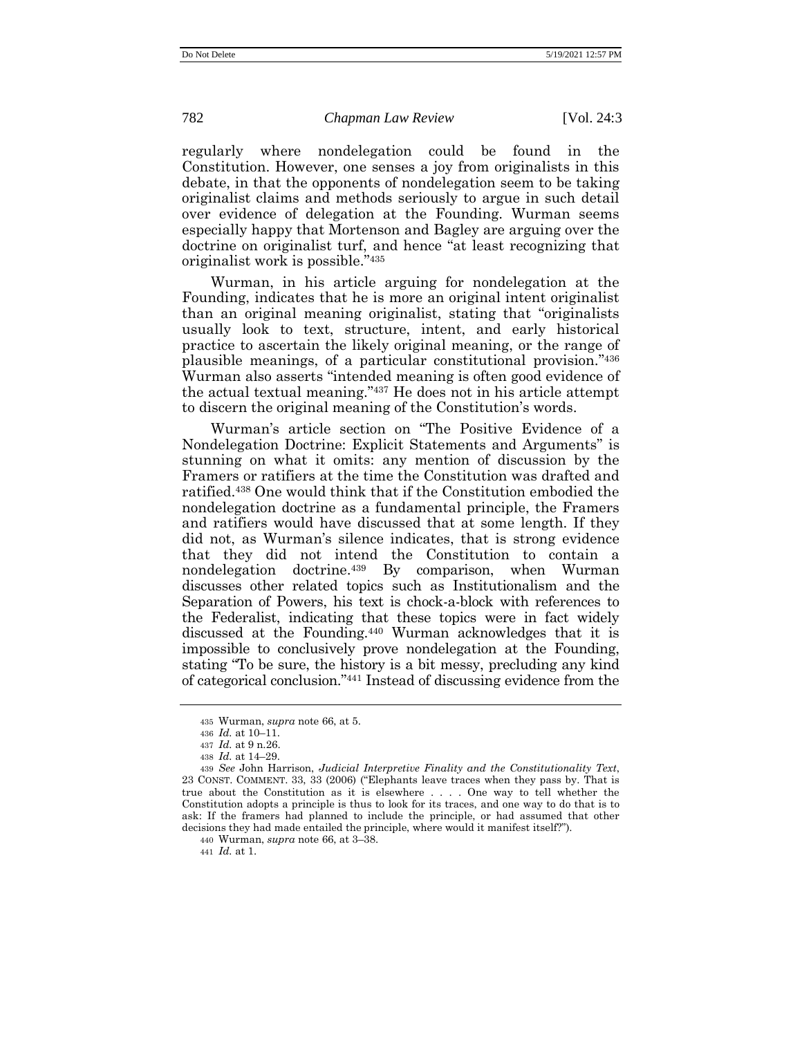regularly where nondelegation could be found in the Constitution. However, one senses a joy from originalists in this debate, in that the opponents of nondelegation seem to be taking originalist claims and methods seriously to argue in such detail over evidence of delegation at the Founding. Wurman seems especially happy that Mortenson and Bagley are arguing over the doctrine on originalist turf, and hence "at least recognizing that originalist work is possible."[435]

Wurman, in his article arguing for nondelegation at the Founding, indicates that he is more an original intent originalist than an original meaning originalist, stating that "originalists usually look to text, structure, intent, and early historical practice to ascertain the likely original meaning, or the range of plausible meanings, of a particular constitutional provision."[436] Wurman also asserts "intended meaning is often good evidence of the actual textual meaning."[437] He does not in his article attempt to discern the original meaning of the Constitution's words.

Wurman's article section on "The Positive Evidence of a Nondelegation Doctrine: Explicit Statements and Arguments" is stunning on what it omits: any mention of discussion by the Framers or ratifiers at the time the Constitution was drafted and ratified.[438] One would think that if the Constitution embodied the nondelegation doctrine as a fundamental principle, the Framers and ratifiers would have discussed that at some length. If they did not, as Wurman's silence indicates, that is strong evidence that they did not intend the Constitution to contain a nondelegation doctrine.[439] By comparison, when Wurman discusses other related topics such as Institutionalism and the Separation of Powers, his text is chock-a-block with references to the Federalist, indicating that these topics were in fact widely discussed at the Founding.[440] Wurman acknowledges that it is impossible to conclusively prove nondelegation at the Founding, stating "To be sure, the history is a bit messy, precluding any kind of categorical conclusion."[441] Instead of discussing evidence from the

---

435 Wurman, *supra* note 66, at 5.

436 *Id.* at 10–11.

437 *Id.* at 9 n.26.

438 *Id.* at 14–29.

439 *See* John Harrison, *Judicial Interpretive Finality and the Constitutionality Text*, 23 CONST. COMMENT. 33, 33 (2006) ("Elephants leave traces when they pass by. That is true about the Constitution as it is elsewhere . . . . One way to tell whether the Constitution adopts a principle is thus to look for its traces, and one way to do that is to ask: If the framers had planned to include the principle, or had assumed that other decisions they had made entailed the principle, where would it manifest itself?").

440 Wurman, *supra* note 66, at 3–38.

441 *Id.* at 1.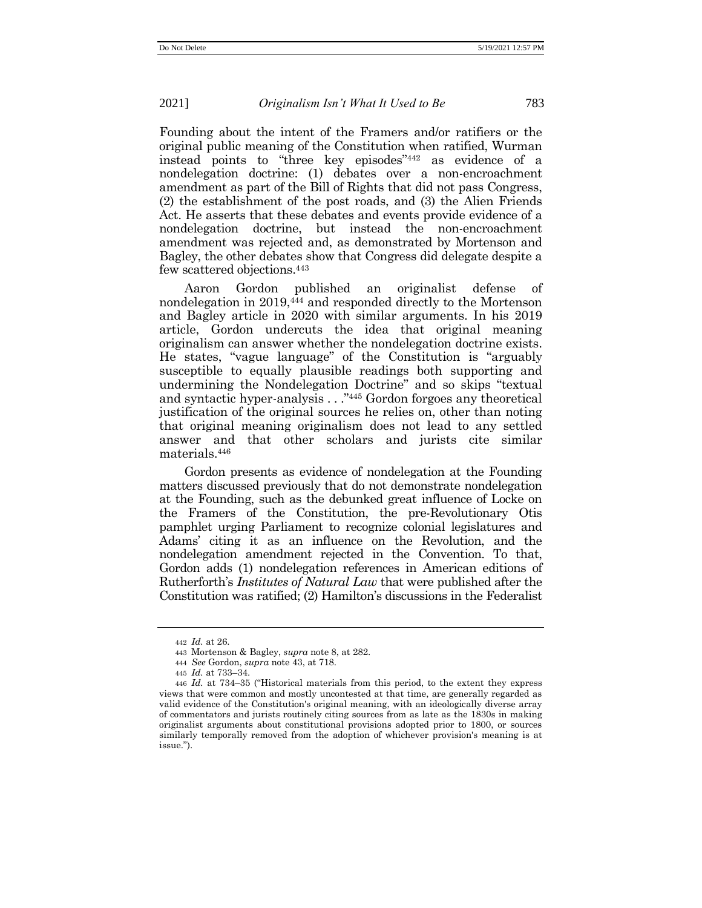Founding about the intent of the Framers and/or ratifiers or the original public meaning of the Constitution when ratified, Wurman instead points to "three key episodes"[442] as evidence of a nondelegation doctrine: (1) debates over a non-encroachment amendment as part of the Bill of Rights that did not pass Congress, (2) the establishment of the post roads, and (3) the Alien Friends Act. He asserts that these debates and events provide evidence of a nondelegation doctrine, but instead the non-encroachment amendment was rejected and, as demonstrated by Mortenson and Bagley, the other debates show that Congress did delegate despite a few scattered objections.[443]

Aaron Gordon published an originalist defense of nondelegation in 2019,[444] and responded directly to the Mortenson and Bagley article in 2020 with similar arguments. In his 2019 article, Gordon undercuts the idea that original meaning originalism can answer whether the nondelegation doctrine exists. He states, "vague language" of the Constitution is "arguably susceptible to equally plausible readings both supporting and undermining the Nondelegation Doctrine" and so skips "textual and syntactic hyper-analysis . . ."[445] Gordon forgoes any theoretical justification of the original sources he relies on, other than noting that original meaning originalism does not lead to any settled answer and that other scholars and jurists cite similar materials.[446]

Gordon presents as evidence of nondelegation at the Founding matters discussed previously that do not demonstrate nondelegation at the Founding, such as the debunked great influence of Locke on the Framers of the Constitution, the pre-Revolutionary Otis pamphlet urging Parliament to recognize colonial legislatures and Adams' citing it as an influence on the Revolution, and the nondelegation amendment rejected in the Convention. To that, Gordon adds (1) nondelegation references in American editions of Rutherforth's *Institutes of Natural Law* that were published after the Constitution was ratified; (2) Hamilton's discussions in the Federalist

---

442 *Id.* at 26.

443 Mortenson & Bagley, *supra* note 8, at 282.

444 *See* Gordon, *supra* note 43, at 718.

445 *Id.* at 733–34.

446 *Id.* at 734–35 ("Historical materials from this period, to the extent they express views that were common and mostly uncontested at that time, are generally regarded as valid evidence of the Constitution's original meaning, with an ideologically diverse array of commentators and jurists routinely citing sources from as late as the 1830s in making originalist arguments about constitutional provisions adopted prior to 1800, or sources similarly temporally removed from the adoption of whichever provision's meaning is at issue.").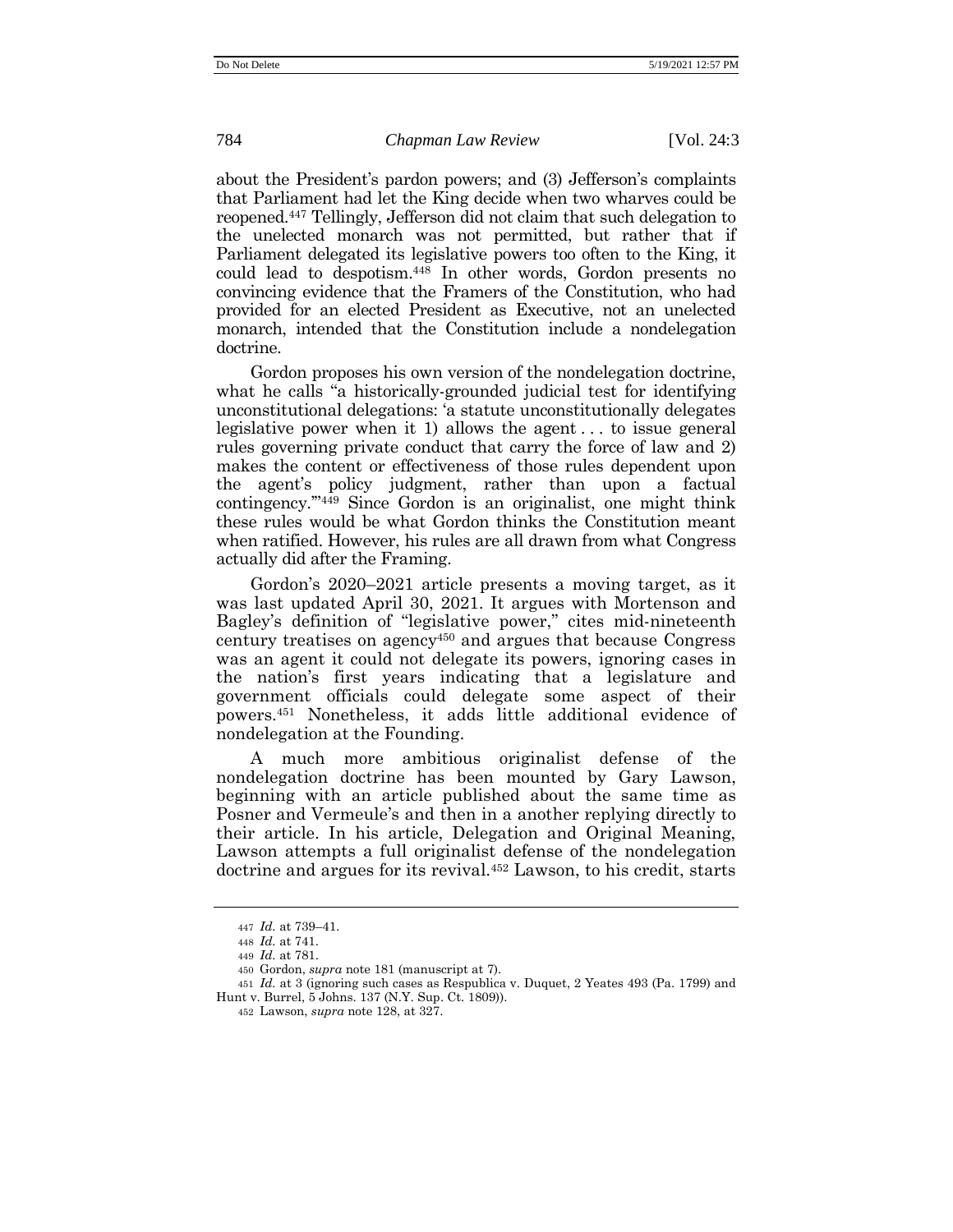about the President's pardon powers; and (3) Jefferson's complaints that Parliament had let the King decide when two wharves could be reopened.[447] Tellingly, Jefferson did not claim that such delegation to the unelected monarch was not permitted, but rather that if Parliament delegated its legislative powers too often to the King, it could lead to despotism.[448] In other words, Gordon presents no convincing evidence that the Framers of the Constitution, who had provided for an elected President as Executive, not an unelected monarch, intended that the Constitution include a nondelegation doctrine.

Gordon proposes his own version of the nondelegation doctrine, what he calls "a historically-grounded judicial test for identifying unconstitutional delegations: 'a statute unconstitutionally delegates legislative power when it 1) allows the agent . . . to issue general rules governing private conduct that carry the force of law and 2) makes the content or effectiveness of those rules dependent upon the agent's policy judgment, rather than upon a factual contingency.'"[449] Since Gordon is an originalist, one might think these rules would be what Gordon thinks the Constitution meant when ratified. However, his rules are all drawn from what Congress actually did after the Framing.

Gordon's 2020–2021 article presents a moving target, as it was last updated April 30, 2021. It argues with Mortenson and Bagley's definition of "legislative power," cites mid-nineteenth century treatises on agency[450] and argues that because Congress was an agent it could not delegate its powers, ignoring cases in the nation's first years indicating that a legislature and government officials could delegate some aspect of their powers.[451] Nonetheless, it adds little additional evidence of nondelegation at the Founding.

A much more ambitious originalist defense of the nondelegation doctrine has been mounted by Gary Lawson, beginning with an article published about the same time as Posner and Vermeule's and then in a another replying directly to their article. In his article, Delegation and Original Meaning, Lawson attempts a full originalist defense of the nondelegation doctrine and argues for its revival.[452] Lawson, to his credit, starts

---

[447] *Id.* at 739–41.

[448] *Id.* at 741.

[449] *Id.* at 781.

[450] Gordon, *supra* note 181 (manuscript at 7).

[451] *Id.* at 3 (ignoring such cases as Respublica v. Duquet, 2 Yeates 493 (Pa. 1799) and Hunt v. Burrel, 5 Johns. 137 (N.Y. Sup. Ct. 1809)).

[452] Lawson, *supra* note 128, at 327.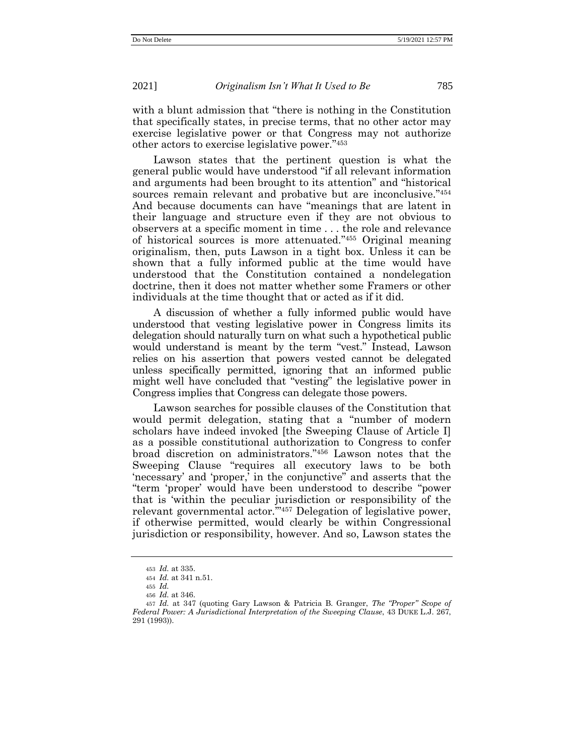with a blunt admission that "there is nothing in the Constitution that specifically states, in precise terms, that no other actor may exercise legislative power or that Congress may not authorize other actors to exercise legislative power."[453]

Lawson states that the pertinent question is what the general public would have understood "if all relevant information and arguments had been brought to its attention" and "historical sources remain relevant and probative but are inconclusive."[454] And because documents can have "meanings that are latent in their language and structure even if they are not obvious to observers at a specific moment in time . . . the role and relevance of historical sources is more attenuated."[455] Original meaning originalism, then, puts Lawson in a tight box. Unless it can be shown that a fully informed public at the time would have understood that the Constitution contained a nondelegation doctrine, then it does not matter whether some Framers or other individuals at the time thought that or acted as if it did.

A discussion of whether a fully informed public would have understood that vesting legislative power in Congress limits its delegation should naturally turn on what such a hypothetical public would understand is meant by the term "vest." Instead, Lawson relies on his assertion that powers vested cannot be delegated unless specifically permitted, ignoring that an informed public might well have concluded that "vesting" the legislative power in Congress implies that Congress can delegate those powers.

Lawson searches for possible clauses of the Constitution that would permit delegation, stating that a "number of modern scholars have indeed invoked [the Sweeping Clause of Article I] as a possible constitutional authorization to Congress to confer broad discretion on administrators."[456] Lawson notes that the Sweeping Clause "requires all executory laws to be both 'necessary' and 'proper,' in the conjunctive" and asserts that the "term 'proper' would have been understood to describe "power that is 'within the peculiar jurisdiction or responsibility of the relevant governmental actor.'"[457] Delegation of legislative power, if otherwise permitted, would clearly be within Congressional jurisdiction or responsibility, however. And so, Lawson states the

---

453 *Id.* at 335.

454 *Id.* at 341 n.51.

455 *Id.*

456 *Id.* at 346.

457 *Id.* at 347 (quoting Gary Lawson & Patricia B. Granger, *The "Proper" Scope of Federal Power: A Jurisdictional Interpretation of the Sweeping Clause*, 43 DUKE L.J. 267, 291 (1993)).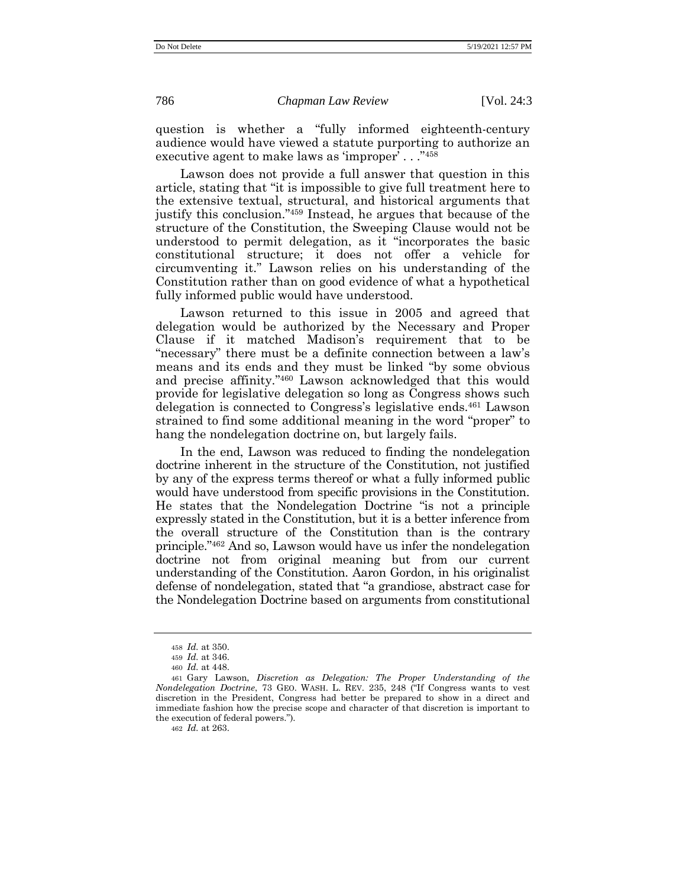question is whether a "fully informed eighteenth-century audience would have viewed a statute purporting to authorize an executive agent to make laws as 'improper' . . ."[458]

Lawson does not provide a full answer that question in this article, stating that "it is impossible to give full treatment here to the extensive textual, structural, and historical arguments that justify this conclusion."[459] Instead, he argues that because of the structure of the Constitution, the Sweeping Clause would not be understood to permit delegation, as it "incorporates the basic constitutional structure; it does not offer a vehicle for circumventing it." Lawson relies on his understanding of the Constitution rather than on good evidence of what a hypothetical fully informed public would have understood.

Lawson returned to this issue in 2005 and agreed that delegation would be authorized by the Necessary and Proper Clause if it matched Madison's requirement that to be "necessary" there must be a definite connection between a law's means and its ends and they must be linked "by some obvious and precise affinity."[460] Lawson acknowledged that this would provide for legislative delegation so long as Congress shows such delegation is connected to Congress's legislative ends.[461] Lawson strained to find some additional meaning in the word "proper" to hang the nondelegation doctrine on, but largely fails.

In the end, Lawson was reduced to finding the nondelegation doctrine inherent in the structure of the Constitution, not justified by any of the express terms thereof or what a fully informed public would have understood from specific provisions in the Constitution. He states that the Nondelegation Doctrine "is not a principle expressly stated in the Constitution, but it is a better inference from the overall structure of the Constitution than is the contrary principle."[462] And so, Lawson would have us infer the nondelegation doctrine not from original meaning but from our current understanding of the Constitution. Aaron Gordon, in his originalist defense of nondelegation, stated that "a grandiose, abstract case for the Nondelegation Doctrine based on arguments from constitutional

---

458 *Id.* at 350.

459 *Id.* at 346.

460 *Id.* at 448.

461 Gary Lawson, *Discretion as Delegation: The Proper Understanding of the Nondelegation Doctrine*, 73 GEO. WASH. L. REV. 235, 248 ("If Congress wants to vest discretion in the President, Congress had better be prepared to show in a direct and immediate fashion how the precise scope and character of that discretion is important to the execution of federal powers.").

462 *Id.* at 263.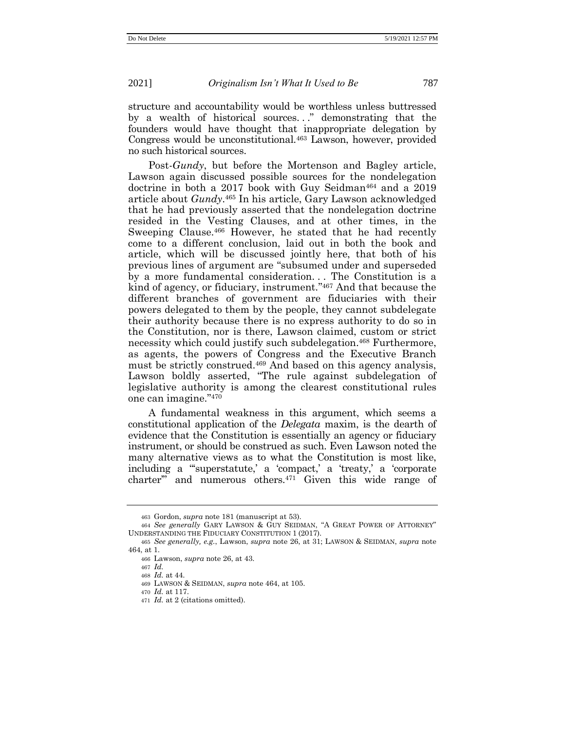structure and accountability would be worthless unless buttressed by a wealth of historical sources. . ." demonstrating that the founders would have thought that inappropriate delegation by Congress would be unconstitutional.[463] Lawson, however, provided no such historical sources.

Post-*Gundy*, but before the Mortenson and Bagley article, Lawson again discussed possible sources for the nondelegation doctrine in both a 2017 book with Guy Seidman[464] and a 2019 article about *Gundy*.[465] In his article, Gary Lawson acknowledged that he had previously asserted that the nondelegation doctrine resided in the Vesting Clauses, and at other times, in the Sweeping Clause.[466] However, he stated that he had recently come to a different conclusion, laid out in both the book and article, which will be discussed jointly here, that both of his previous lines of argument are "subsumed under and superseded by a more fundamental consideration. . . The Constitution is a kind of agency, or fiduciary, instrument."[467] And that because the different branches of government are fiduciaries with their powers delegated to them by the people, they cannot subdelegate their authority because there is no express authority to do so in the Constitution, nor is there, Lawson claimed, custom or strict necessity which could justify such subdelegation.[468] Furthermore, as agents, the powers of Congress and the Executive Branch must be strictly construed.[469] And based on this agency analysis, Lawson boldly asserted, "The rule against subdelegation of legislative authority is among the clearest constitutional rules one can imagine."[470]

A fundamental weakness in this argument, which seems a constitutional application of the *Delegata* maxim, is the dearth of evidence that the Constitution is essentially an agency or fiduciary instrument, or should be construed as such. Even Lawson noted the many alternative views as to what the Constitution is most like, including a "'superstatute,' a 'compact,' a 'treaty,' a 'corporate charter'" and numerous others.[471] Given this wide range of

---

463 Gordon, *supra* note 181 (manuscript at 53).

464 *See generally* GARY LAWSON & GUY SEIDMAN, "A GREAT POWER OF ATTORNEY" UNDERSTANDING THE FIDUCIARY CONSTITUTION 1 (2017).

465 *See generally, e.g.*, Lawson, *supra* note 26, at 31; LAWSON & SEIDMAN, *supra* note 464, at 1.

466 Lawson, *supra* note 26, at 43.

467 *Id.*

468 *Id.* at 44.

469 LAWSON & SEIDMAN, *supra* note 464, at 105.

470 *Id.* at 117.

471 *Id.* at 2 (citations omitted).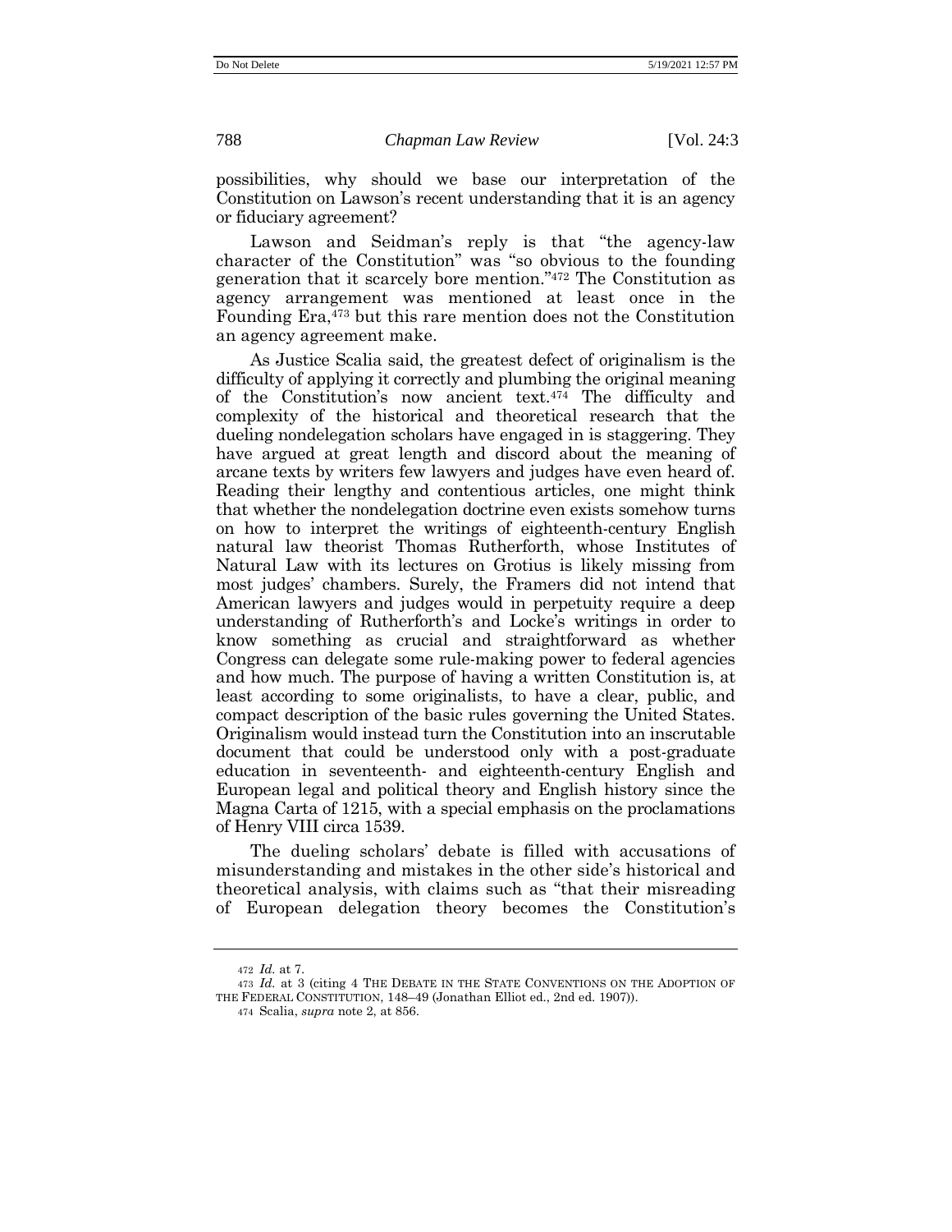possibilities, why should we base our interpretation of the Constitution on Lawson's recent understanding that it is an agency or fiduciary agreement?

Lawson and Seidman's reply is that "the agency-law character of the Constitution" was "so obvious to the founding generation that it scarcely bore mention."[472] The Constitution as agency arrangement was mentioned at least once in the Founding Era,[473] but this rare mention does not the Constitution an agency agreement make.

As Justice Scalia said, the greatest defect of originalism is the difficulty of applying it correctly and plumbing the original meaning of the Constitution's now ancient text.[474] The difficulty and complexity of the historical and theoretical research that the dueling nondelegation scholars have engaged in is staggering. They have argued at great length and discord about the meaning of arcane texts by writers few lawyers and judges have even heard of. Reading their lengthy and contentious articles, one might think that whether the nondelegation doctrine even exists somehow turns on how to interpret the writings of eighteenth-century English natural law theorist Thomas Rutherforth, whose Institutes of Natural Law with its lectures on Grotius is likely missing from most judges' chambers. Surely, the Framers did not intend that American lawyers and judges would in perpetuity require a deep understanding of Rutherforth's and Locke's writings in order to know something as crucial and straightforward as whether Congress can delegate some rule-making power to federal agencies and how much. The purpose of having a written Constitution is, at least according to some originalists, to have a clear, public, and compact description of the basic rules governing the United States. Originalism would instead turn the Constitution into an inscrutable document that could be understood only with a post-graduate education in seventeenth- and eighteenth-century English and European legal and political theory and English history since the Magna Carta of 1215, with a special emphasis on the proclamations of Henry VIII circa 1539.

The dueling scholars' debate is filled with accusations of misunderstanding and mistakes in the other side's historical and theoretical analysis, with claims such as "that their misreading of European delegation theory becomes the Constitution's

---

472 *Id.* at 7.

473 *Id.* at 3 (citing 4 THE DEBATE IN THE STATE CONVENTIONS ON THE ADOPTION OF THE FEDERAL CONSTITUTION, 148–49 (Jonathan Elliot ed., 2nd ed. 1907)).

474 Scalia, *supra* note 2, at 856.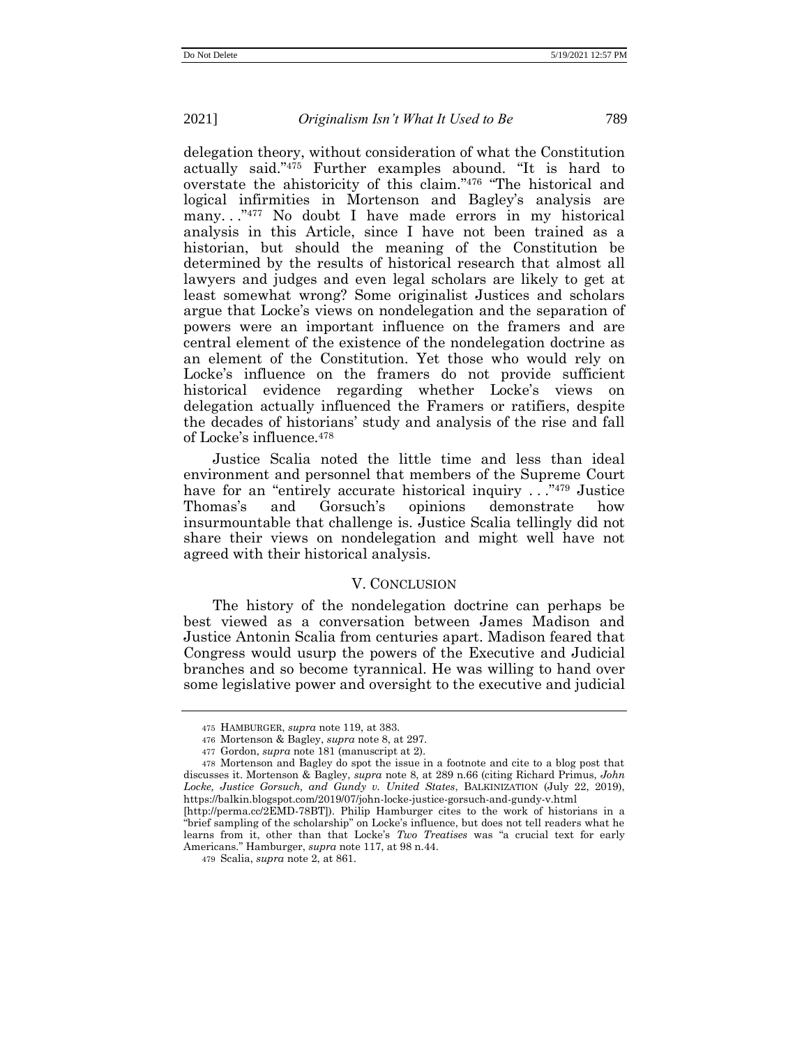delegation theory, without consideration of what the Constitution actually said."[475] Further examples abound. "It is hard to overstate the ahistoricity of this claim."[476] "The historical and logical infirmities in Mortenson and Bagley's analysis are many. . ."[477] No doubt I have made errors in my historical analysis in this Article, since I have not been trained as a historian, but should the meaning of the Constitution be determined by the results of historical research that almost all lawyers and judges and even legal scholars are likely to get at least somewhat wrong? Some originalist Justices and scholars argue that Locke's views on nondelegation and the separation of powers were an important influence on the framers and are central element of the existence of the nondelegation doctrine as an element of the Constitution. Yet those who would rely on Locke's influence on the framers do not provide sufficient historical evidence regarding whether Locke's views on delegation actually influenced the Framers or ratifiers, despite the decades of historians' study and analysis of the rise and fall of Locke's influence.[478]

Justice Scalia noted the little time and less than ideal environment and personnel that members of the Supreme Court have for an "entirely accurate historical inquiry . . ."[479] Justice Thomas's and Gorsuch's opinions demonstrate how insurmountable that challenge is. Justice Scalia tellingly did not share their views on nondelegation and might well have not agreed with their historical analysis.

## V. Conclusion

The history of the nondelegation doctrine can perhaps be best viewed as a conversation between James Madison and Justice Antonin Scalia from centuries apart. Madison feared that Congress would usurp the powers of the Executive and Judicial branches and so become tyrannical. He was willing to hand over some legislative power and oversight to the executive and judicial

---

475 HAMBURGER, *supra* note 119, at 383.

476 Mortenson & Bagley, *supra* note 8, at 297.

477 Gordon, *supra* note 181 (manuscript at 2).

478 Mortenson and Bagley do spot the issue in a footnote and cite to a blog post that discusses it. Mortenson & Bagley, *supra* note 8, at 289 n.66 (citing Richard Primus, *John Locke, Justice Gorsuch, and Gundy v. United States*, BALKINIZATION (July 22, 2019), https://balkin.blogspot.com/2019/07/john-locke-justice-gorsuch-and-gundy-v.html [http://perma.cc/2EMD-78BT]). Philip Hamburger cites to the work of historians in a "brief sampling of the scholarship" on Locke's influence, but does not tell readers what he learns from it, other than that Locke's *Two Treatises* was "a crucial text for early Americans." Hamburger, *supra* note 117, at 98 n.44.

479 Scalia, *supra* note 2, at 861.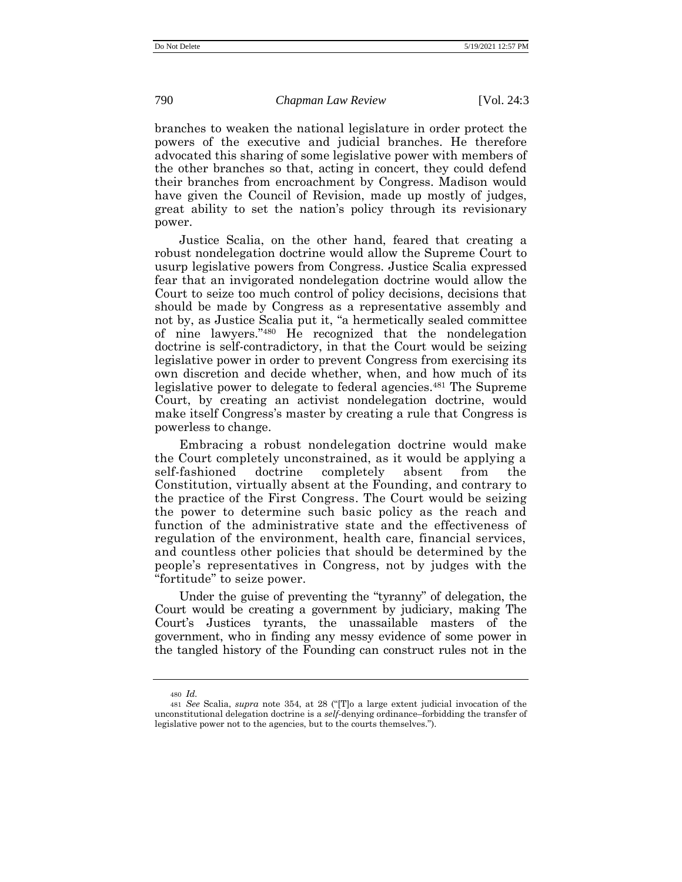branches to weaken the national legislature in order protect the powers of the executive and judicial branches. He therefore advocated this sharing of some legislative power with members of the other branches so that, acting in concert, they could defend their branches from encroachment by Congress. Madison would have given the Council of Revision, made up mostly of judges, great ability to set the nation's policy through its revisionary power.

Justice Scalia, on the other hand, feared that creating a robust nondelegation doctrine would allow the Supreme Court to usurp legislative powers from Congress. Justice Scalia expressed fear that an invigorated nondelegation doctrine would allow the Court to seize too much control of policy decisions, decisions that should be made by Congress as a representative assembly and not by, as Justice Scalia put it, "a hermetically sealed committee of nine lawyers."[480] He recognized that the nondelegation doctrine is self-contradictory, in that the Court would be seizing legislative power in order to prevent Congress from exercising its own discretion and decide whether, when, and how much of its legislative power to delegate to federal agencies.[481] The Supreme Court, by creating an activist nondelegation doctrine, would make itself Congress's master by creating a rule that Congress is powerless to change.

Embracing a robust nondelegation doctrine would make the Court completely unconstrained, as it would be applying a self-fashioned doctrine completely absent from the Constitution, virtually absent at the Founding, and contrary to the practice of the First Congress. The Court would be seizing the power to determine such basic policy as the reach and function of the administrative state and the effectiveness of regulation of the environment, health care, financial services, and countless other policies that should be determined by the people's representatives in Congress, not by judges with the "fortitude" to seize power.

Under the guise of preventing the "tyranny" of delegation, the Court would be creating a government by judiciary, making The Court's Justices tyrants, the unassailable masters of the government, who in finding any messy evidence of some power in the tangled history of the Founding can construct rules not in the

---

480 *Id.*

481 *See* Scalia, *supra* note 354, at 28 ("[T]o a large extent judicial invocation of the unconstitutional delegation doctrine is a *self*-denying ordinance–forbidding the transfer of legislative power not to the agencies, but to the courts themselves.").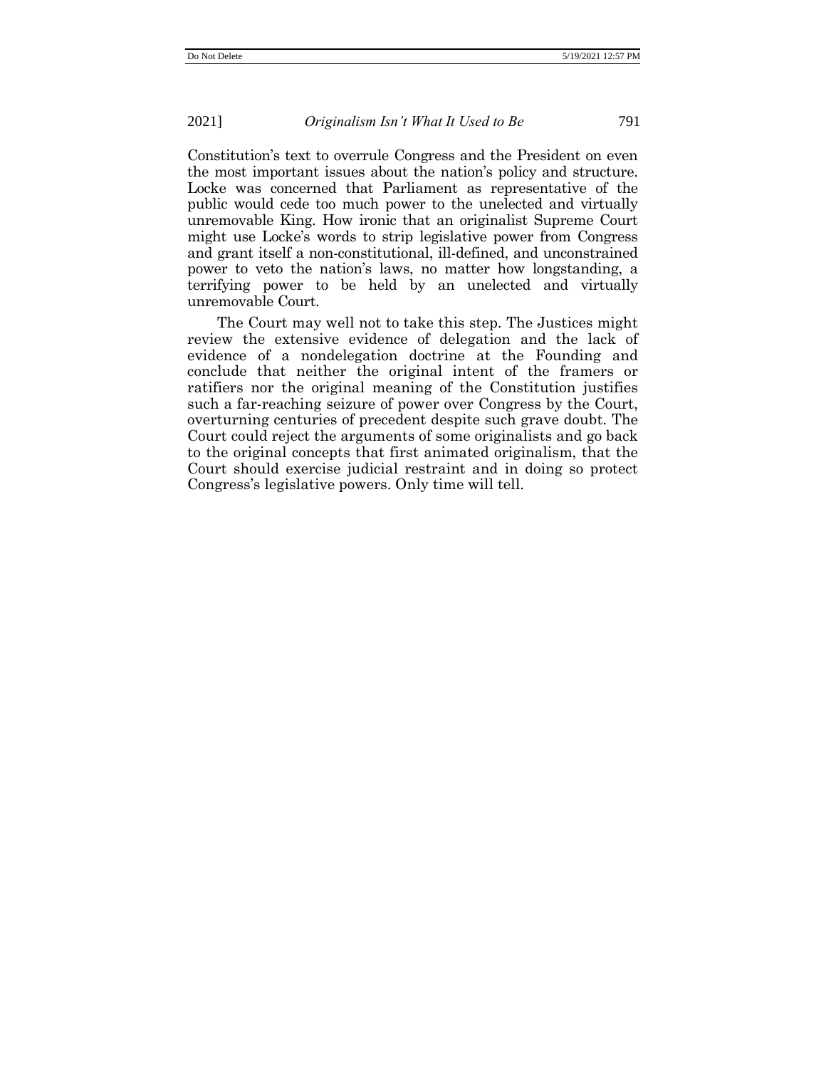Constitution's text to overrule Congress and the President on even the most important issues about the nation's policy and structure. Locke was concerned that Parliament as representative of the public would cede too much power to the unelected and virtually unremovable King. How ironic that an originalist Supreme Court might use Locke's words to strip legislative power from Congress and grant itself a non-constitutional, ill-defined, and unconstrained power to veto the nation's laws, no matter how longstanding, a terrifying power to be held by an unelected and virtually unremovable Court.

The Court may well not to take this step. The Justices might review the extensive evidence of delegation and the lack of evidence of a nondelegation doctrine at the Founding and conclude that neither the original intent of the framers or ratifiers nor the original meaning of the Constitution justifies such a far-reaching seizure of power over Congress by the Court, overturning centuries of precedent despite such grave doubt. The Court could reject the arguments of some originalists and go back to the original concepts that first animated originalism, that the Court should exercise judicial restraint and in doing so protect Congress's legislative powers. Only time will tell.